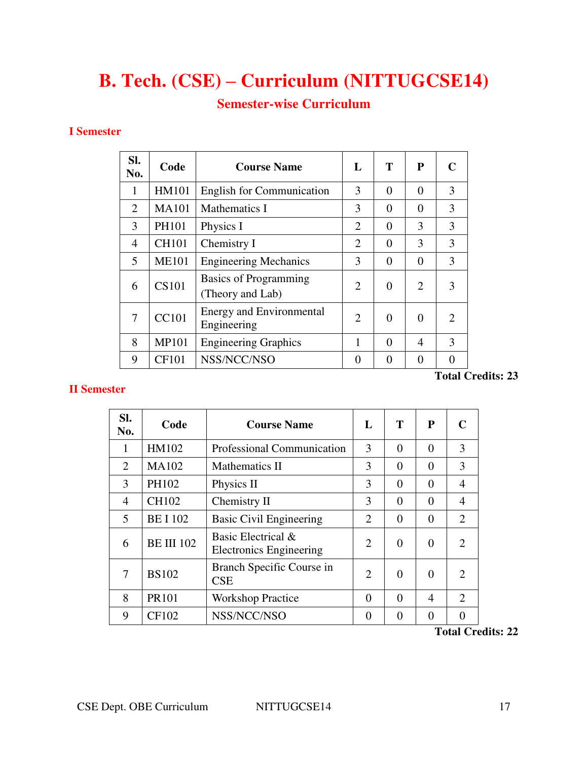# B. Tech. (CSE) – Curriculum (NITTUGCSE14)

## Semester-wise Curriculum

### I Semester

| Sl. No. | Code | Course Name | L | T | P | C |
|---|---|---|---|---|---|---|
| 1 | HM101 | English for Communication | 3 | 0 | 0 | 3 |
| 2 | MA101 | Mathematics I | 3 | 0 | 0 | 3 |
| 3 | PH101 | Physics I | 2 | 0 | 3 | 3 |
| 4 | CH101 | Chemistry I | 2 | 0 | 3 | 3 |
| 5 | ME101 | Engineering Mechanics | 3 | 0 | 0 | 3 |
| 6 | CS101 | Basics of Programming (Theory and Lab) | 2 | 0 | 2 | 3 |
| 7 | CC101 | Energy and Environmental Engineering | 2 | 0 | 0 | 2 |
| 8 | MP101 | Engineering Graphics | 1 | 0 | 4 | 3 |
| 9 | CF101 | NSS/NCC/NSO | 0 | 0 | 0 | 0 |

**Total Credits: 23**

### II Semester

| Sl. No. | Code | Course Name | L | T | P | C |
|---|---|---|---|---|---|---|
| 1 | HM102 | Professional Communication | 3 | 0 | 0 | 3 |
| 2 | MA102 | Mathematics II | 3 | 0 | 0 | 3 |
| 3 | PH102 | Physics II | 3 | 0 | 0 | 4 |
| 4 | CH102 | Chemistry II | 3 | 0 | 0 | 4 |
| 5 | BE I 102 | Basic Civil Engineering | 2 | 0 | 0 | 2 |
| 6 | BE III 102 | Basic Electrical & Electronics Engineering | 2 | 0 | 0 | 2 |
| 7 | BS102 | Branch Specific Course in CSE | 2 | 0 | 0 | 2 |
| 8 | PR101 | Workshop Practice | 0 | 0 | 4 | 2 |
| 9 | CF102 | NSS/NCC/NSO | 0 | 0 | 0 | 0 |

**Total Credits: 22**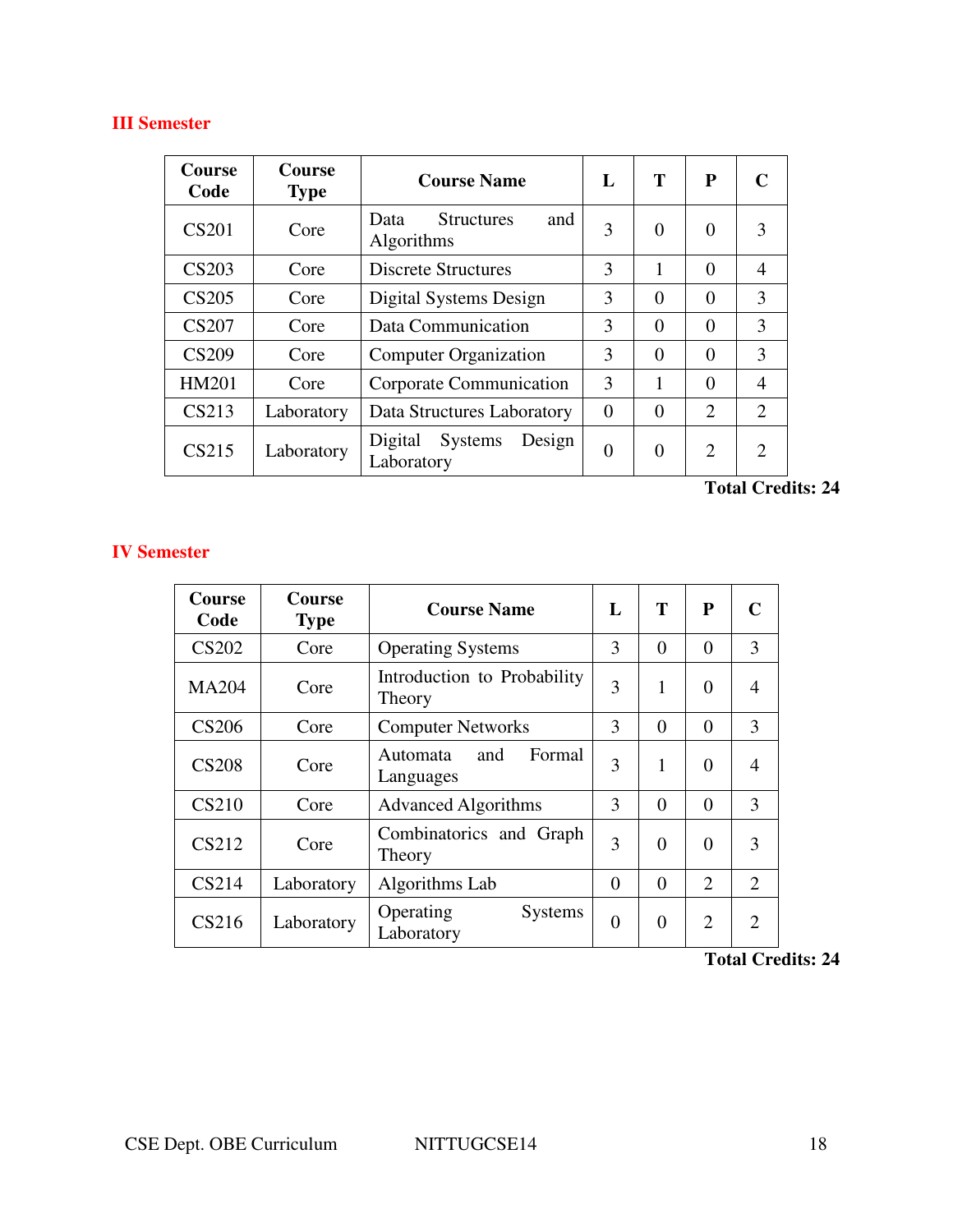## III Semester

| Course Code | Course Type | Course Name | L | T | P | C |
|---|---|---|---|---|---|---|
| CS201 | Core | Data Structures and Algorithms | 3 | 0 | 0 | 3 |
| CS203 | Core | Discrete Structures | 3 | 1 | 0 | 4 |
| CS205 | Core | Digital Systems Design | 3 | 0 | 0 | 3 |
| CS207 | Core | Data Communication | 3 | 0 | 0 | 3 |
| CS209 | Core | Computer Organization | 3 | 0 | 0 | 3 |
| HM201 | Core | Corporate Communication | 3 | 1 | 0 | 4 |
| CS213 | Laboratory | Data Structures Laboratory | 0 | 0 | 2 | 2 |
| CS215 | Laboratory | Digital Systems Design Laboratory | 0 | 0 | 2 | 2 |

**Total Credits: 24**

## IV Semester

| Course Code | Course Type | Course Name | L | T | P | C |
|---|---|---|---|---|---|---|
| CS202 | Core | Operating Systems | 3 | 0 | 0 | 3 |
| MA204 | Core | Introduction to Probability Theory | 3 | 1 | 0 | 4 |
| CS206 | Core | Computer Networks | 3 | 0 | 0 | 3 |
| CS208 | Core | Automata and Formal Languages | 3 | 1 | 0 | 4 |
| CS210 | Core | Advanced Algorithms | 3 | 0 | 0 | 3 |
| CS212 | Core | Combinatorics and Graph Theory | 3 | 0 | 0 | 3 |
| CS214 | Laboratory | Algorithms Lab | 0 | 0 | 2 | 2 |
| CS216 | Laboratory | Operating Systems Laboratory | 0 | 0 | 2 | 2 |

**Total Credits: 24**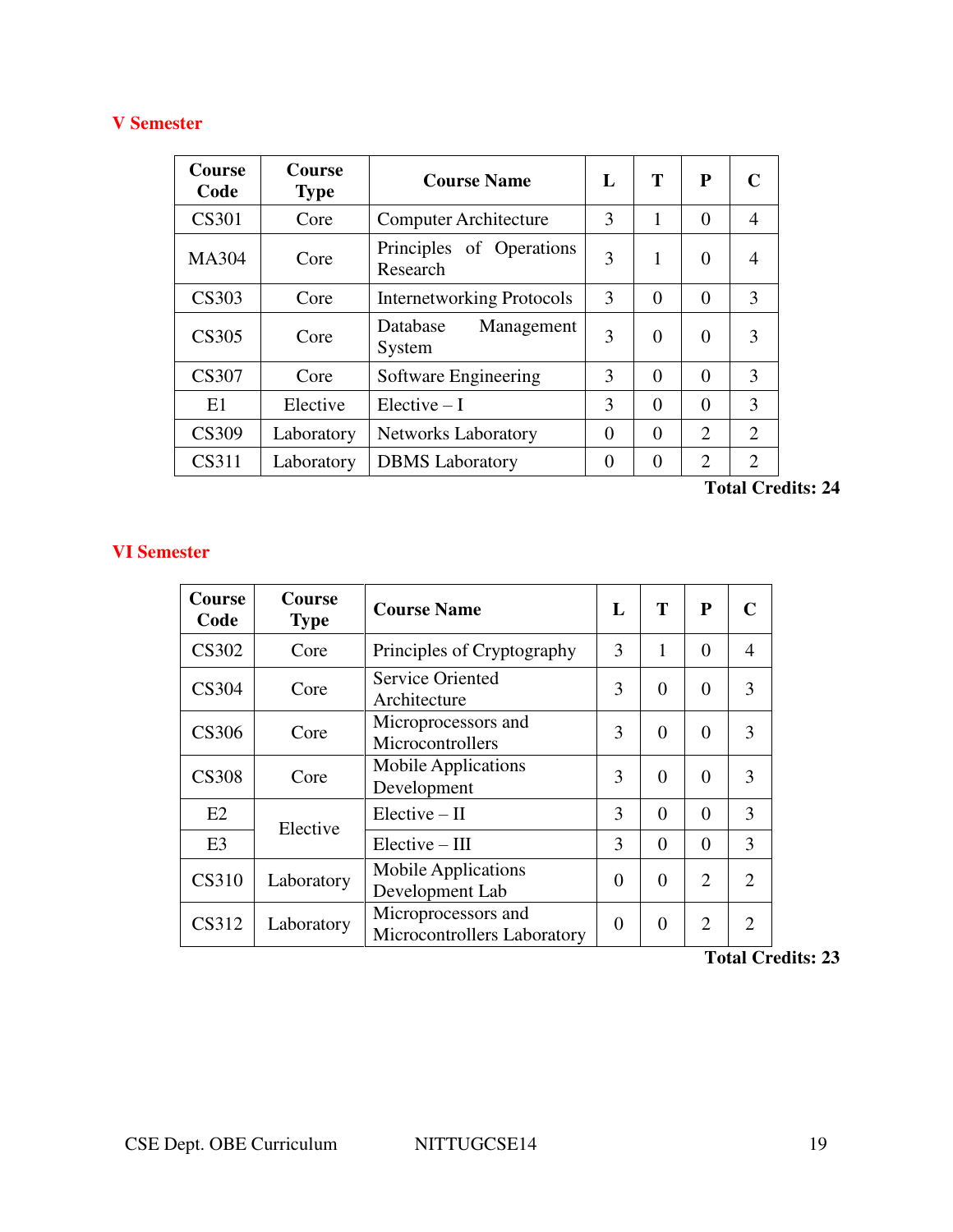## V Semester

| Course Code | Course Type | Course Name | L | T | P | C |
|---|---|---|---|---|---|---|
| CS301 | Core | Computer Architecture | 3 | 1 | 0 | 4 |
| MA304 | Core | Principles of Operations Research | 3 | 1 | 0 | 4 |
| CS303 | Core | Internetworking Protocols | 3 | 0 | 0 | 3 |
| CS305 | Core | Database Management System | 3 | 0 | 0 | 3 |
| CS307 | Core | Software Engineering | 3 | 0 | 0 | 3 |
| E1 | Elective | Elective – I | 3 | 0 | 0 | 3 |
| CS309 | Laboratory | Networks Laboratory | 0 | 0 | 2 | 2 |
| CS311 | Laboratory | DBMS Laboratory | 0 | 0 | 2 | 2 |

**Total Credits: 24**

## VI Semester

| Course Code | Course Type | Course Name | L | T | P | C |
|---|---|---|---|---|---|---|
| CS302 | Core | Principles of Cryptography | 3 | 1 | 0 | 4 |
| CS304 | Core | Service Oriented Architecture | 3 | 0 | 0 | 3 |
| CS306 | Core | Microprocessors and Microcontrollers | 3 | 0 | 0 | 3 |
| CS308 | Core | Mobile Applications Development | 3 | 0 | 0 | 3 |
| E2 | Elective | Elective – II | 3 | 0 | 0 | 3 |
| E3 | | Elective – III | 3 | 0 | 0 | 3 |
| CS310 | Laboratory | Mobile Applications Development Lab | 0 | 0 | 2 | 2 |
| CS312 | Laboratory | Microprocessors and Microcontrollers Laboratory | 0 | 0 | 2 | 2 |

**Total Credits: 23**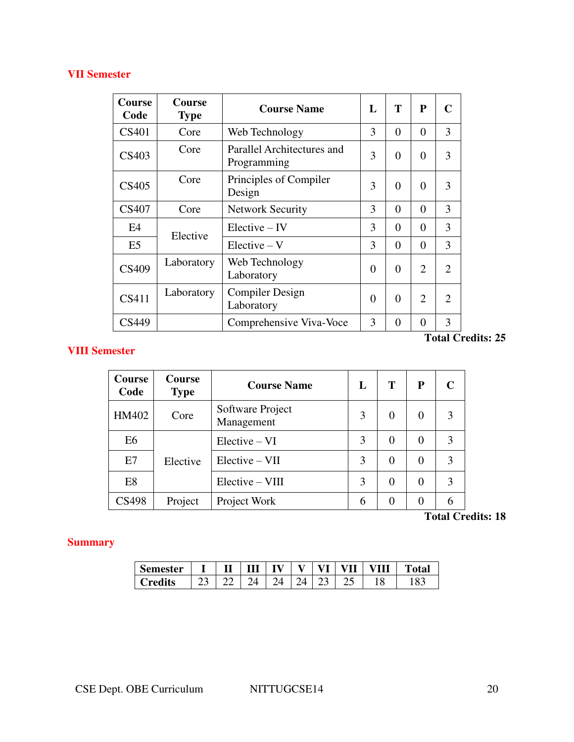## VII Semester

| Course Code | Course Type | Course Name | L | T | P | C |
|---|---|---|---|---|---|---|
| CS401 | Core | Web Technology | 3 | 0 | 0 | 3 |
| CS403 | Core | Parallel Architectures and Programming | 3 | 0 | 0 | 3 |
| CS405 | Core | Principles of Compiler Design | 3 | 0 | 0 | 3 |
| CS407 | Core | Network Security | 3 | 0 | 0 | 3 |
| E4 | Elective | Elective – IV | 3 | 0 | 0 | 3 |
| E5 | | Elective – V | 3 | 0 | 0 | 3 |
| CS409 | Laboratory | Web Technology Laboratory | 0 | 0 | 2 | 2 |
| CS411 | Laboratory | Compiler Design Laboratory | 0 | 0 | 2 | 2 |
| CS449 | | Comprehensive Viva-Voce | 3 | 0 | 0 | 3 |

**Total Credits: 25**

## VIII Semester

| Course Code | Course Type | Course Name | L | T | P | C |
|---|---|---|---|---|---|---|
| HM402 | Core | Software Project Management | 3 | 0 | 0 | 3 |
| E6 | Elective | Elective – VI | 3 | 0 | 0 | 3 |
| E7 | | Elective – VII | 3 | 0 | 0 | 3 |
| E8 | | Elective – VIII | 3 | 0 | 0 | 3 |
| CS498 | Project | Project Work | 6 | 0 | 0 | 6 |

**Total Credits: 18**

## Summary

| Semester | I | II | III | IV | V | VI | VII | VIII | Total |
|---|---|---|---|---|---|---|---|---|---|
| Credits | 23 | 22 | 24 | 24 | 24 | 23 | 25 | 18 | 183 |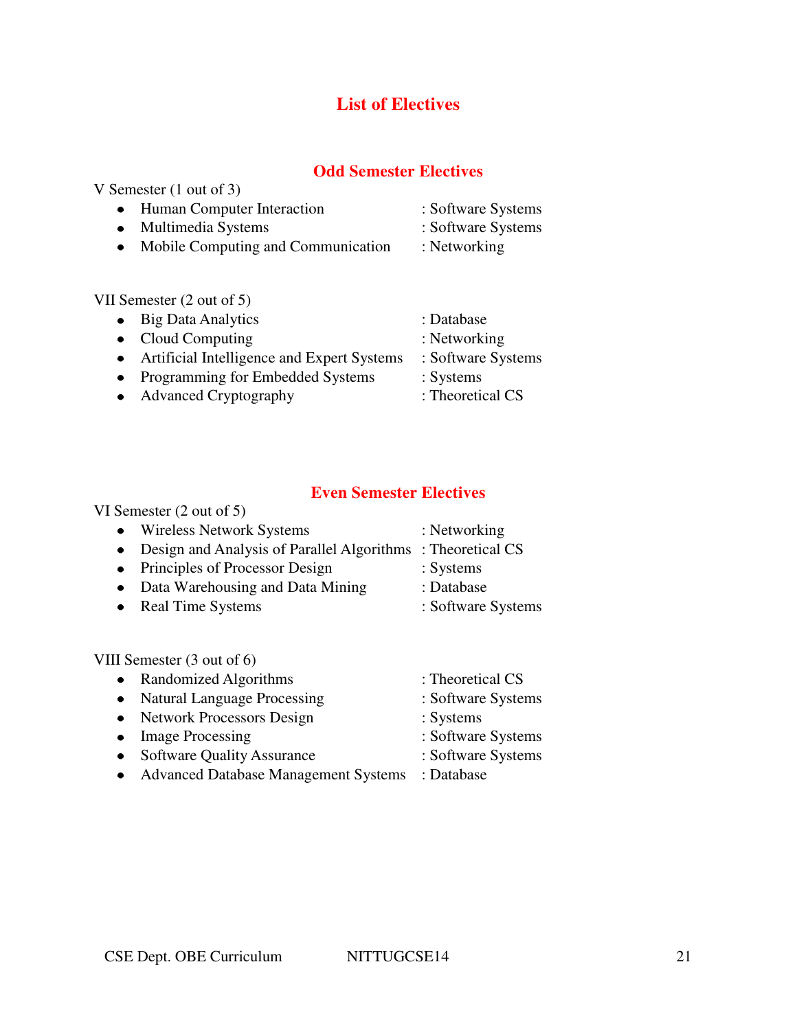# List of Electives

## Odd Semester Electives

V Semester (1 out of 3)

- Human Computer Interaction : Software Systems
- Multimedia Systems : Software Systems
- Mobile Computing and Communication : Networking

VII Semester (2 out of 5)

- Big Data Analytics : Database
- Cloud Computing : Networking
- Artificial Intelligence and Expert Systems : Software Systems
- Programming for Embedded Systems : Systems
- Advanced Cryptography : Theoretical CS

## Even Semester Electives

VI Semester (2 out of 5)

- Wireless Network Systems : Networking
- Design and Analysis of Parallel Algorithms : Theoretical CS
- Principles of Processor Design : Systems
- Data Warehousing and Data Mining : Database
- Real Time Systems : Software Systems

VIII Semester (3 out of 6)

- Randomized Algorithms : Theoretical CS
- Natural Language Processing : Software Systems
- Network Processors Design : Systems
- Image Processing : Software Systems
- Software Quality Assurance : Software Systems
- Advanced Database Management Systems : Database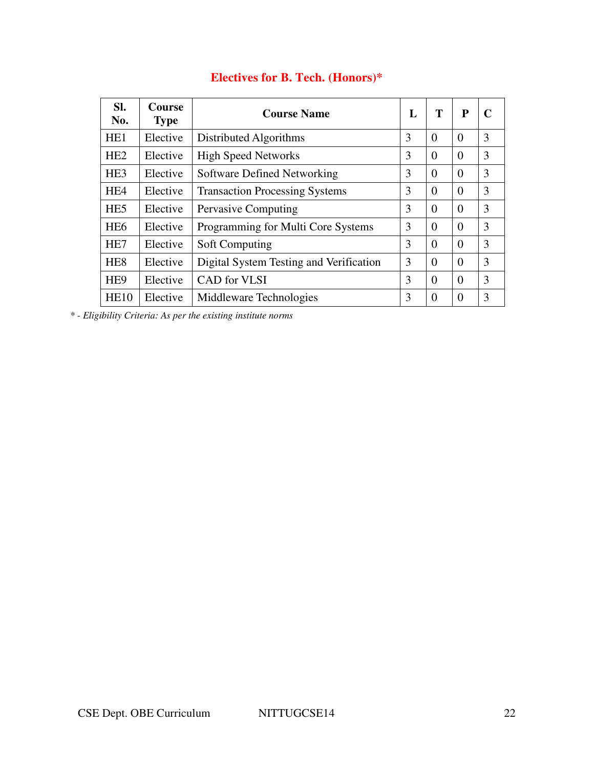## Electives for B. Tech. (Honors)*

| Sl. No. | Course Type | Course Name | L | T | P | C |
|---|---|---|---|---|---|---|
| HE1 | Elective | Distributed Algorithms | 3 | 0 | 0 | 3 |
| HE2 | Elective | High Speed Networks | 3 | 0 | 0 | 3 |
| HE3 | Elective | Software Defined Networking | 3 | 0 | 0 | 3 |
| HE4 | Elective | Transaction Processing Systems | 3 | 0 | 0 | 3 |
| HE5 | Elective | Pervasive Computing | 3 | 0 | 0 | 3 |
| HE6 | Elective | Programming for Multi Core Systems | 3 | 0 | 0 | 3 |
| HE7 | Elective | Soft Computing | 3 | 0 | 0 | 3 |
| HE8 | Elective | Digital System Testing and Verification | 3 | 0 | 0 | 3 |
| HE9 | Elective | CAD for VLSI | 3 | 0 | 0 | 3 |
| HE10 | Elective | Middleware Technologies | 3 | 0 | 0 | 3 |

*\* - Eligibility Criteria: As per the existing institute norms*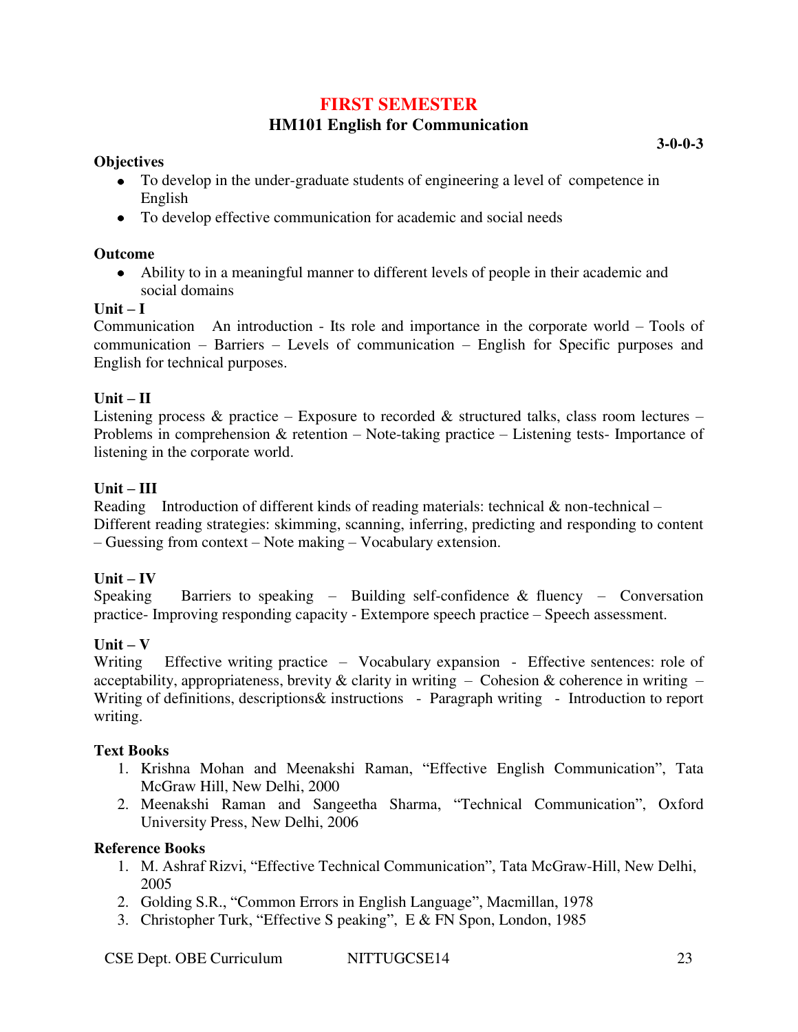# FIRST SEMESTER

## HM101 English for Communication

**3-0-0-3**

**Objectives**

- To develop in the under-graduate students of engineering a level of competence in English
- To develop effective communication for academic and social needs

**Outcome**

- Ability to in a meaningful manner to different levels of people in their academic and social domains

**Unit – I**

Communication An introduction - Its role and importance in the corporate world – Tools of communication – Barriers – Levels of communication – English for Specific purposes and English for technical purposes.

**Unit – II**

Listening process & practice – Exposure to recorded & structured talks, class room lectures – Problems in comprehension & retention – Note-taking practice – Listening tests- Importance of listening in the corporate world.

**Unit – III**

Reading Introduction of different kinds of reading materials: technical & non-technical – Different reading strategies: skimming, scanning, inferring, predicting and responding to content – Guessing from context – Note making – Vocabulary extension.

**Unit – IV**

Speaking Barriers to speaking – Building self-confidence & fluency – Conversation practice- Improving responding capacity - Extempore speech practice – Speech assessment.

**Unit – V**

Writing Effective writing practice – Vocabulary expansion - Effective sentences: role of acceptability, appropriateness, brevity & clarity in writing – Cohesion & coherence in writing – Writing of definitions, descriptions& instructions - Paragraph writing - Introduction to report writing.

**Text Books**

1. Krishna Mohan and Meenakshi Raman, "Effective English Communication", Tata McGraw Hill, New Delhi, 2000
2. Meenakshi Raman and Sangeetha Sharma, "Technical Communication", Oxford University Press, New Delhi, 2006

**Reference Books**

1. M. Ashraf Rizvi, "Effective Technical Communication", Tata McGraw-Hill, New Delhi, 2005
2. Golding S.R., "Common Errors in English Language", Macmillan, 1978
3. Christopher Turk, "Effective S peaking", E & FN Spon, London, 1985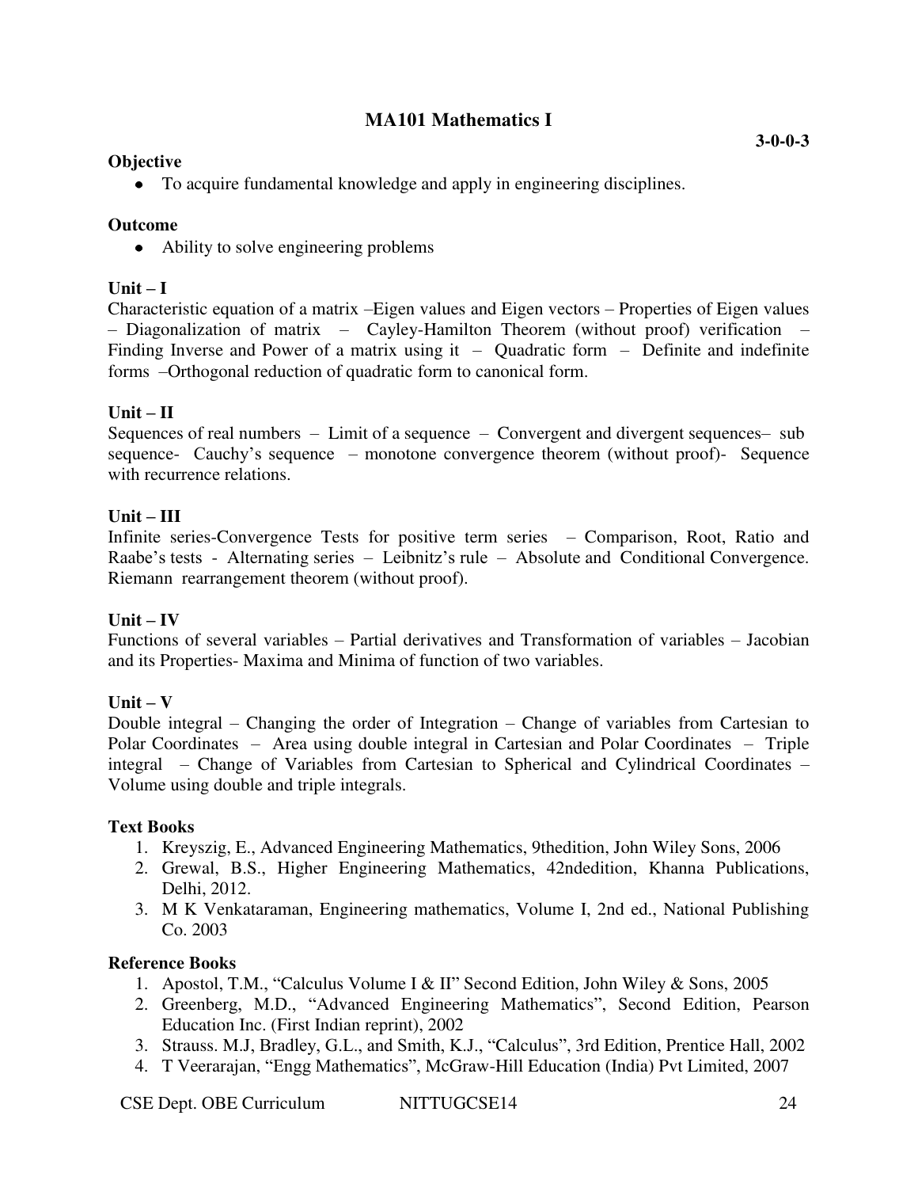## MA101 Mathematics I

**3-0-0-3**

**Objective**

- To acquire fundamental knowledge and apply in engineering disciplines.

**Outcome**

- Ability to solve engineering problems

**Unit – I**

Characteristic equation of a matrix –Eigen values and Eigen vectors – Properties of Eigen values – Diagonalization of matrix – Cayley-Hamilton Theorem (without proof) verification – Finding Inverse and Power of a matrix using it – Quadratic form – Definite and indefinite forms –Orthogonal reduction of quadratic form to canonical form.

**Unit – II**

Sequences of real numbers – Limit of a sequence – Convergent and divergent sequences– sub sequence- Cauchy's sequence – monotone convergence theorem (without proof)- Sequence with recurrence relations.

**Unit – III**

Infinite series-Convergence Tests for positive term series – Comparison, Root, Ratio and Raabe's tests - Alternating series – Leibnitz's rule – Absolute and Conditional Convergence. Riemann rearrangement theorem (without proof).

**Unit – IV**

Functions of several variables – Partial derivatives and Transformation of variables – Jacobian and its Properties- Maxima and Minima of function of two variables.

**Unit – V**

Double integral – Changing the order of Integration – Change of variables from Cartesian to Polar Coordinates – Area using double integral in Cartesian and Polar Coordinates – Triple integral – Change of Variables from Cartesian to Spherical and Cylindrical Coordinates – Volume using double and triple integrals.

**Text Books**

1. Kreyszig, E., Advanced Engineering Mathematics, 9thedition, John Wiley Sons, 2006
2. Grewal, B.S., Higher Engineering Mathematics, 42ndedition, Khanna Publications, Delhi, 2012.
3. M K Venkataraman, Engineering mathematics, Volume I, 2nd ed., National Publishing Co. 2003

**Reference Books**

1. Apostol, T.M., "Calculus Volume I & II" Second Edition, John Wiley & Sons, 2005
2. Greenberg, M.D., "Advanced Engineering Mathematics", Second Edition, Pearson Education Inc. (First Indian reprint), 2002
3. Strauss. M.J, Bradley, G.L., and Smith, K.J., "Calculus", 3rd Edition, Prentice Hall, 2002
4. T Veerarajan, "Engg Mathematics", McGraw-Hill Education (India) Pvt Limited, 2007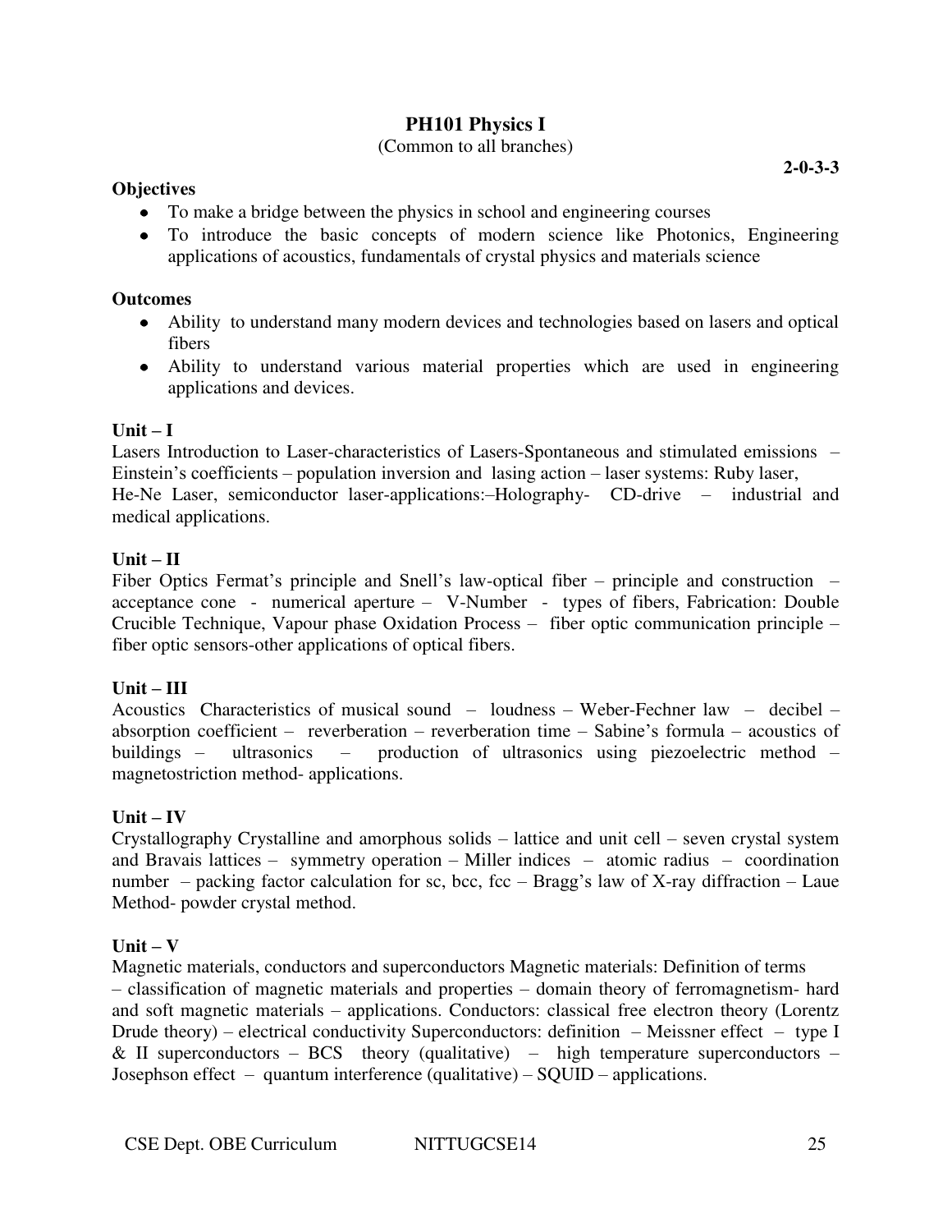## PH101 Physics I

(Common to all branches)

**2-0-3-3**

**Objectives**

- To make a bridge between the physics in school and engineering courses
- To introduce the basic concepts of modern science like Photonics, Engineering applications of acoustics, fundamentals of crystal physics and materials science

**Outcomes**

- Ability to understand many modern devices and technologies based on lasers and optical fibers
- Ability to understand various material properties which are used in engineering applications and devices.

**Unit – I**

Lasers Introduction to Laser-characteristics of Lasers-Spontaneous and stimulated emissions – Einstein's coefficients – population inversion and lasing action – laser systems: Ruby laser, He-Ne Laser, semiconductor laser-applications:–Holography- CD-drive – industrial and medical applications.

**Unit – II**

Fiber Optics Fermat's principle and Snell's law-optical fiber – principle and construction – acceptance cone - numerical aperture – V-Number - types of fibers, Fabrication: Double Crucible Technique, Vapour phase Oxidation Process – fiber optic communication principle – fiber optic sensors-other applications of optical fibers.

**Unit – III**

Acoustics Characteristics of musical sound – loudness – Weber-Fechner law – decibel – absorption coefficient – reverberation – reverberation time – Sabine's formula – acoustics of buildings – ultrasonics – production of ultrasonics using piezoelectric method – magnetostriction method- applications.

**Unit – IV**

Crystallography Crystalline and amorphous solids – lattice and unit cell – seven crystal system and Bravais lattices – symmetry operation – Miller indices – atomic radius – coordination number – packing factor calculation for sc, bcc, fcc – Bragg's law of X-ray diffraction – Laue Method- powder crystal method.

**Unit – V**

Magnetic materials, conductors and superconductors Magnetic materials: Definition of terms – classification of magnetic materials and properties – domain theory of ferromagnetism- hard and soft magnetic materials – applications. Conductors: classical free electron theory (Lorentz Drude theory) – electrical conductivity Superconductors: definition – Meissner effect – type I & II superconductors – BCS theory (qualitative) – high temperature superconductors – Josephson effect – quantum interference (qualitative) – SQUID – applications.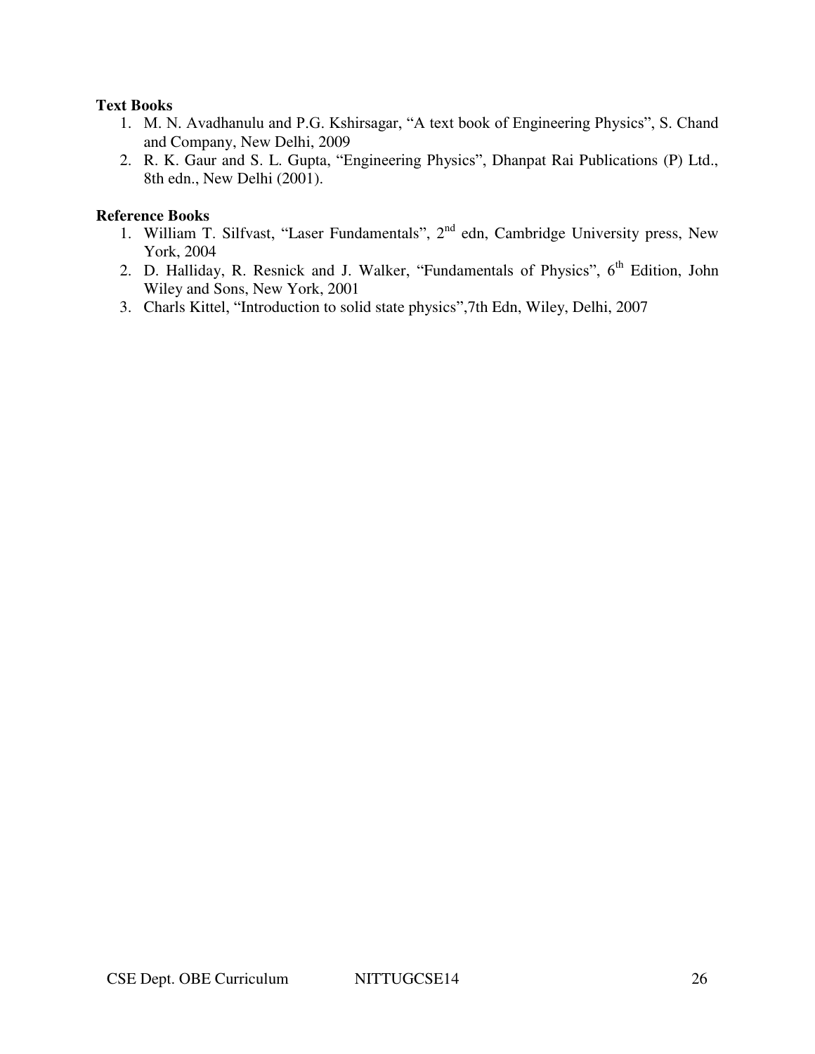**Text Books**

1. M. N. Avadhanulu and P.G. Kshirsagar, "A text book of Engineering Physics", S. Chand and Company, New Delhi, 2009
2. R. K. Gaur and S. L. Gupta, "Engineering Physics", Dhanpat Rai Publications (P) Ltd., 8th edn., New Delhi (2001).

**Reference Books**

1. William T. Silfvast, "Laser Fundamentals", 2nd edn, Cambridge University press, New York, 2004
2. D. Halliday, R. Resnick and J. Walker, "Fundamentals of Physics", 6th Edition, John Wiley and Sons, New York, 2001
3. Charls Kittel, "Introduction to solid state physics",7th Edn, Wiley, Delhi, 2007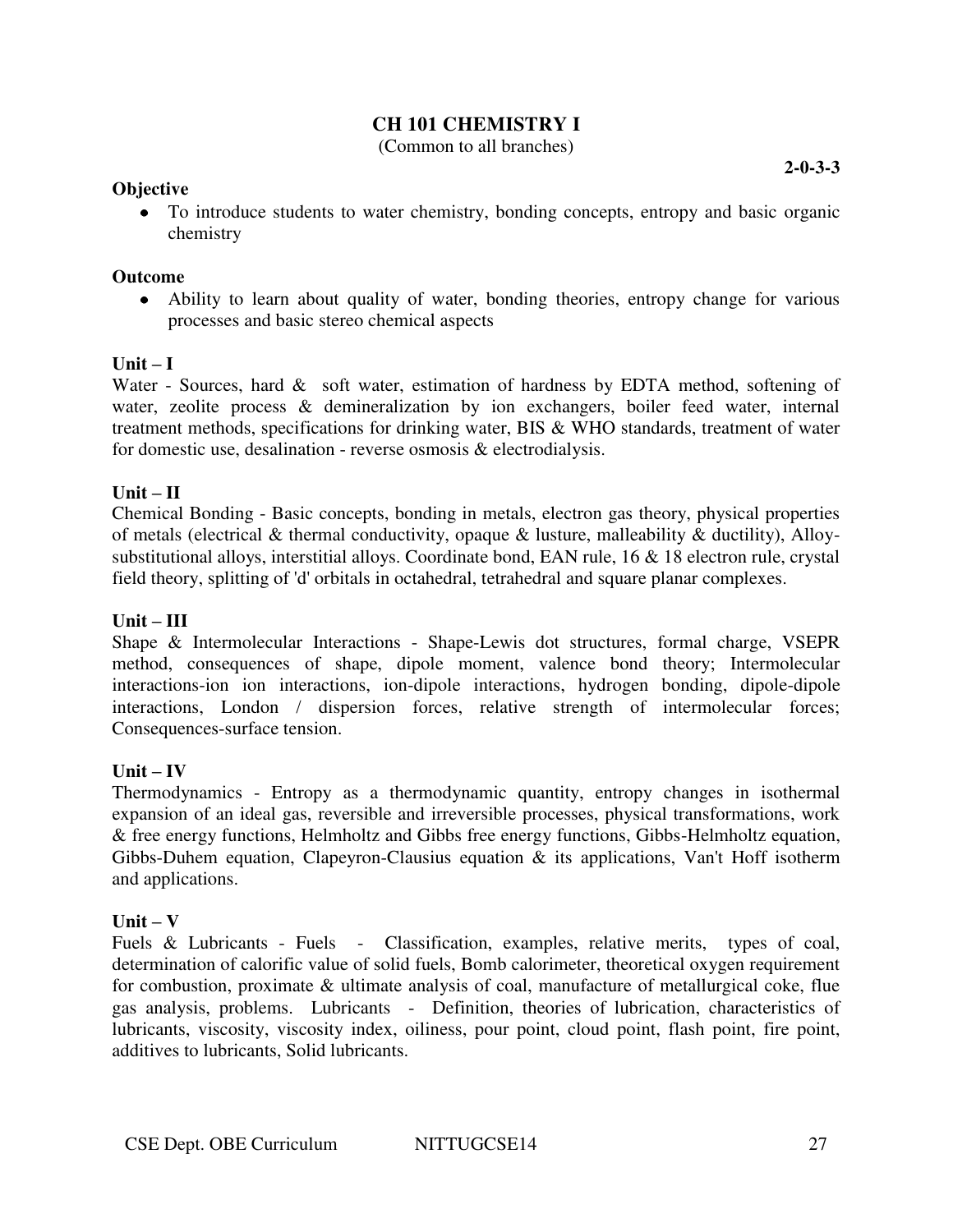## CH 101 CHEMISTRY I

(Common to all branches)

**2-0-3-3**

**Objective**

- To introduce students to water chemistry, bonding concepts, entropy and basic organic chemistry

**Outcome**

- Ability to learn about quality of water, bonding theories, entropy change for various processes and basic stereo chemical aspects

**Unit – I**

Water - Sources, hard & soft water, estimation of hardness by EDTA method, softening of water, zeolite process & demineralization by ion exchangers, boiler feed water, internal treatment methods, specifications for drinking water, BIS & WHO standards, treatment of water for domestic use, desalination - reverse osmosis & electrodialysis.

**Unit – II**

Chemical Bonding - Basic concepts, bonding in metals, electron gas theory, physical properties of metals (electrical & thermal conductivity, opaque & lusture, malleability & ductility), Alloy-substitutional alloys, interstitial alloys. Coordinate bond, EAN rule, 16 & 18 electron rule, crystal field theory, splitting of 'd' orbitals in octahedral, tetrahedral and square planar complexes.

**Unit – III**

Shape & Intermolecular Interactions - Shape-Lewis dot structures, formal charge, VSEPR method, consequences of shape, dipole moment, valence bond theory; Intermolecular interactions-ion ion interactions, ion-dipole interactions, hydrogen bonding, dipole-dipole interactions, London / dispersion forces, relative strength of intermolecular forces; Consequences-surface tension.

**Unit – IV**

Thermodynamics - Entropy as a thermodynamic quantity, entropy changes in isothermal expansion of an ideal gas, reversible and irreversible processes, physical transformations, work & free energy functions, Helmholtz and Gibbs free energy functions, Gibbs-Helmholtz equation, Gibbs-Duhem equation, Clapeyron-Clausius equation & its applications, Van't Hoff isotherm and applications.

**Unit – V**

Fuels & Lubricants - Fuels - Classification, examples, relative merits, types of coal, determination of calorific value of solid fuels, Bomb calorimeter, theoretical oxygen requirement for combustion, proximate & ultimate analysis of coal, manufacture of metallurgical coke, flue gas analysis, problems. Lubricants - Definition, theories of lubrication, characteristics of lubricants, viscosity, viscosity index, oiliness, pour point, cloud point, flash point, fire point, additives to lubricants, Solid lubricants.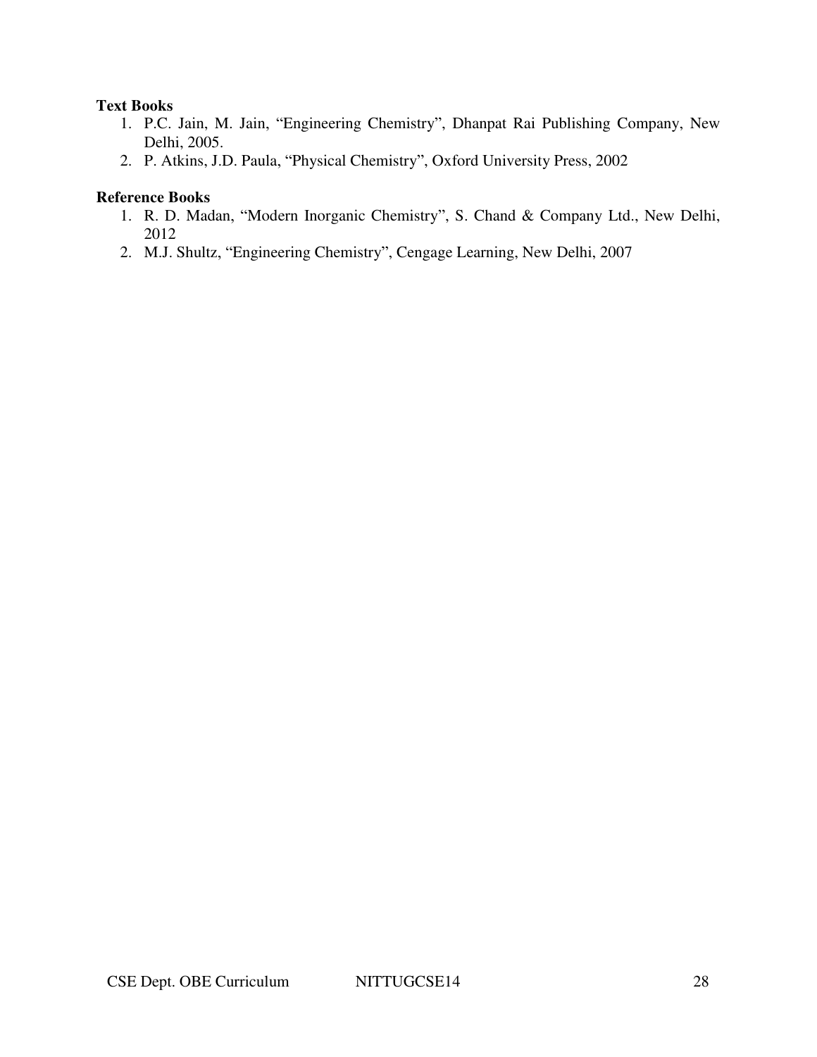**Text Books**

1. P.C. Jain, M. Jain, “Engineering Chemistry”, Dhanpat Rai Publishing Company, New Delhi, 2005.
2. P. Atkins, J.D. Paula, “Physical Chemistry”, Oxford University Press, 2002

**Reference Books**

1. R. D. Madan, “Modern Inorganic Chemistry”, S. Chand & Company Ltd., New Delhi, 2012
2. M.J. Shultz, “Engineering Chemistry”, Cengage Learning, New Delhi, 2007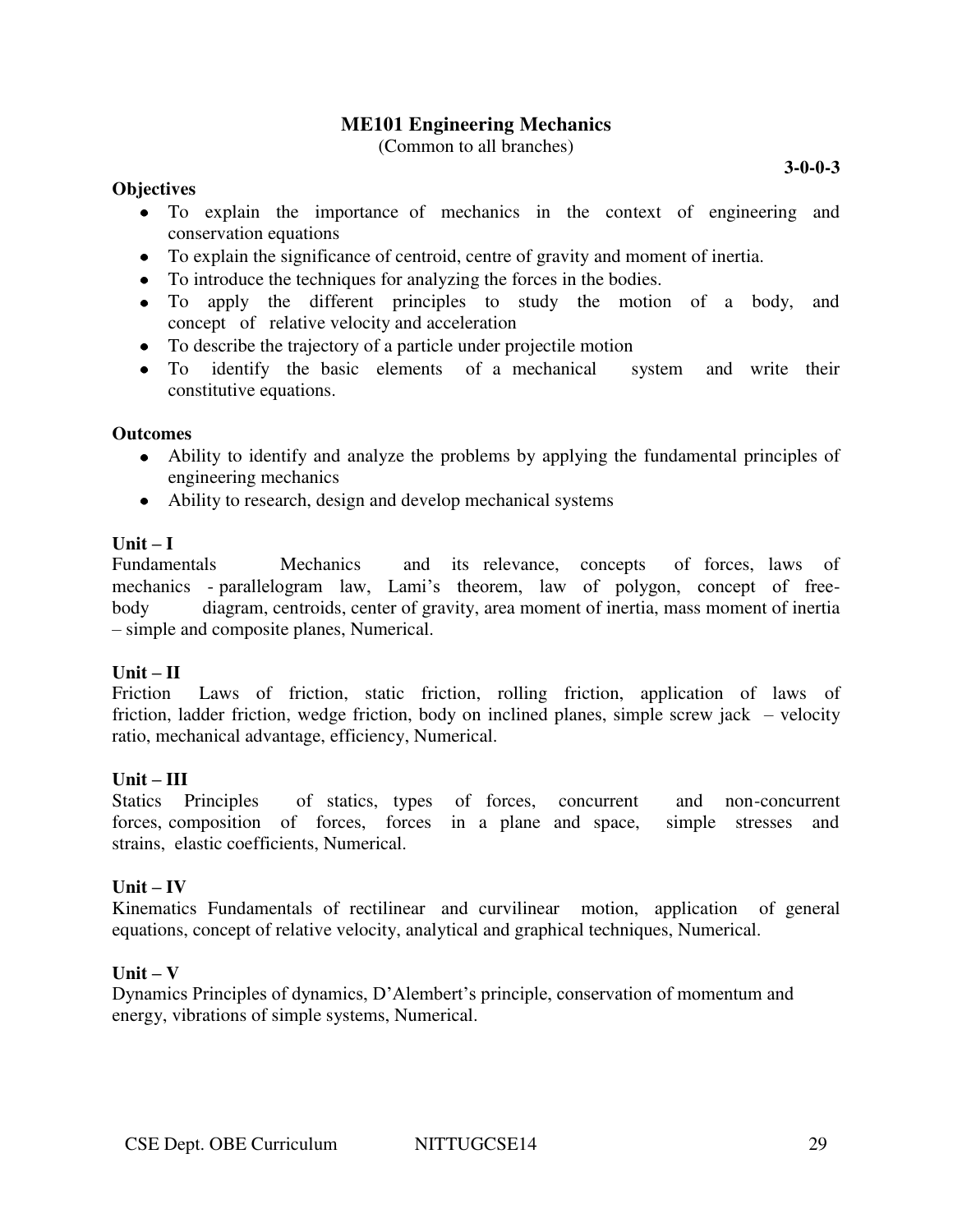## ME101 Engineering Mechanics

(Common to all branches)

**3-0-0-3**

**Objectives**

- To explain the importance of mechanics in the context of engineering and conservation equations
- To explain the significance of centroid, centre of gravity and moment of inertia.
- To introduce the techniques for analyzing the forces in the bodies.
- To apply the different principles to study the motion of a body, and concept of relative velocity and acceleration
- To describe the trajectory of a particle under projectile motion
- To identify the basic elements of a mechanical system and write their constitutive equations.

**Outcomes**

- Ability to identify and analyze the problems by applying the fundamental principles of engineering mechanics
- Ability to research, design and develop mechanical systems

**Unit – I**

Fundamentals Mechanics and its relevance, concepts of forces, laws of mechanics - parallelogram law, Lami's theorem, law of polygon, concept of free-body diagram, centroids, center of gravity, area moment of inertia, mass moment of inertia – simple and composite planes, Numerical.

**Unit – II**

Friction Laws of friction, static friction, rolling friction, application of laws of friction, ladder friction, wedge friction, body on inclined planes, simple screw jack – velocity ratio, mechanical advantage, efficiency, Numerical.

**Unit – III**

Statics Principles of statics, types of forces, concurrent and non-concurrent forces, composition of forces, forces in a plane and space, simple stresses and strains, elastic coefficients, Numerical.

**Unit – IV**

Kinematics Fundamentals of rectilinear and curvilinear motion, application of general equations, concept of relative velocity, analytical and graphical techniques, Numerical.

**Unit – V**

Dynamics Principles of dynamics, D'Alembert's principle, conservation of momentum and energy, vibrations of simple systems, Numerical.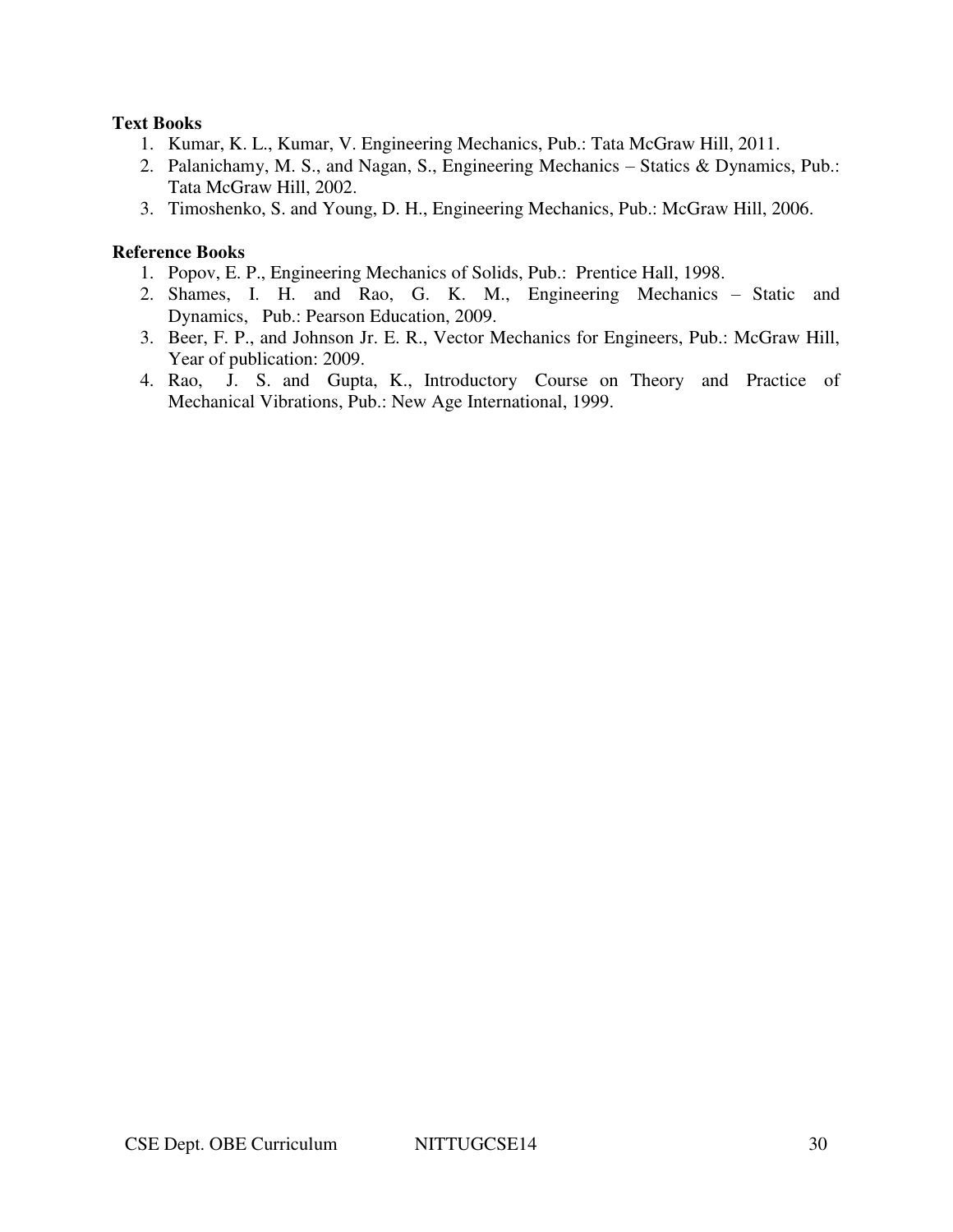**Text Books**

1. Kumar, K. L., Kumar, V. Engineering Mechanics, Pub.: Tata McGraw Hill, 2011.
2. Palanichamy, M. S., and Nagan, S., Engineering Mechanics – Statics & Dynamics, Pub.: Tata McGraw Hill, 2002.
3. Timoshenko, S. and Young, D. H., Engineering Mechanics, Pub.: McGraw Hill, 2006.

**Reference Books**

1. Popov, E. P., Engineering Mechanics of Solids, Pub.: Prentice Hall, 1998.
2. Shames, I. H. and Rao, G. K. M., Engineering Mechanics – Static and Dynamics, Pub.: Pearson Education, 2009.
3. Beer, F. P., and Johnson Jr. E. R., Vector Mechanics for Engineers, Pub.: McGraw Hill, Year of publication: 2009.
4. Rao, J. S. and Gupta, K., Introductory Course on Theory and Practice of Mechanical Vibrations, Pub.: New Age International, 1999.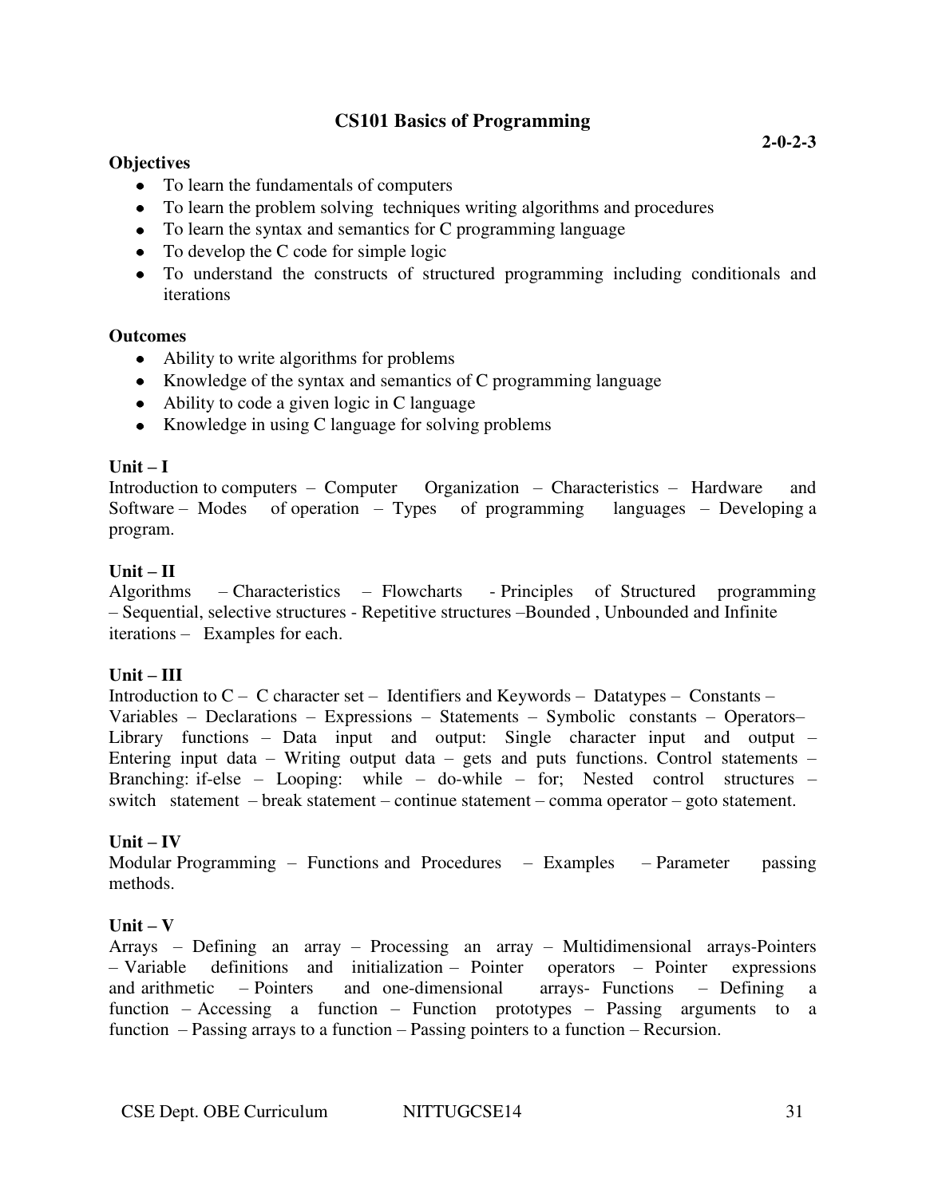## CS101 Basics of Programming

**2-0-2-3**

**Objectives**

- To learn the fundamentals of computers
- To learn the problem solving techniques writing algorithms and procedures
- To learn the syntax and semantics for C programming language
- To develop the C code for simple logic
- To understand the constructs of structured programming including conditionals and iterations

**Outcomes**

- Ability to write algorithms for problems
- Knowledge of the syntax and semantics of C programming language
- Ability to code a given logic in C language
- Knowledge in using C language for solving problems

**Unit – I**

Introduction to computers – Computer Organization – Characteristics – Hardware and Software – Modes of operation – Types of programming languages – Developing a program.

**Unit – II**

Algorithms – Characteristics – Flowcharts - Principles of Structured programming – Sequential, selective structures - Repetitive structures –Bounded , Unbounded and Infinite iterations – Examples for each.

**Unit – III**

Introduction to C – C character set – Identifiers and Keywords – Datatypes – Constants – Variables – Declarations – Expressions – Statements – Symbolic constants – Operators– Library functions – Data input and output: Single character input and output – Entering input data – Writing output data – gets and puts functions. Control statements – Branching: if-else – Looping: while – do-while – for; Nested control structures – switch statement – break statement – continue statement – comma operator – goto statement.

**Unit – IV**

Modular Programming – Functions and Procedures – Examples – Parameter passing methods.

**Unit – V**

Arrays – Defining an array – Processing an array – Multidimensional arrays-Pointers – Variable definitions and initialization – Pointer operators – Pointer expressions and arithmetic – Pointers and one-dimensional arrays- Functions – Defining a function – Accessing a function – Function prototypes – Passing arguments to a function – Passing arrays to a function – Passing pointers to a function – Recursion.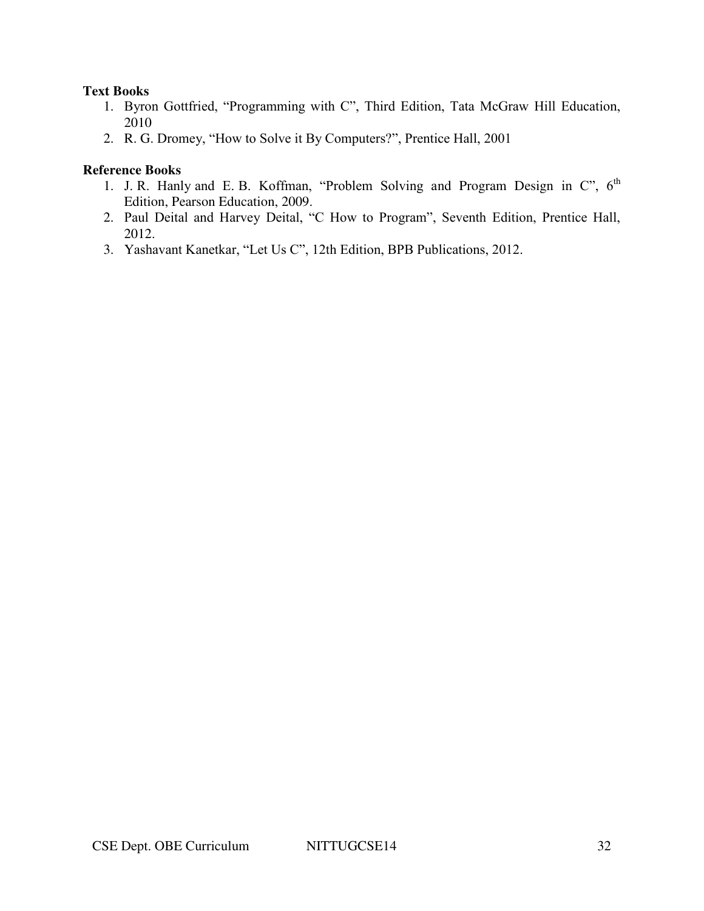**Text Books**

1. Byron Gottfried, “Programming with C”, Third Edition, Tata McGraw Hill Education, 2010
2. R. G. Dromey, “How to Solve it By Computers?”, Prentice Hall, 2001

**Reference Books**

1. J. R. Hanly and E. B. Koffman, “Problem Solving and Program Design in C”, 6th Edition, Pearson Education, 2009.
2. Paul Deital and Harvey Deital, “C How to Program”, Seventh Edition, Prentice Hall, 2012.
3. Yashavant Kanetkar, “Let Us C”, 12th Edition, BPB Publications, 2012.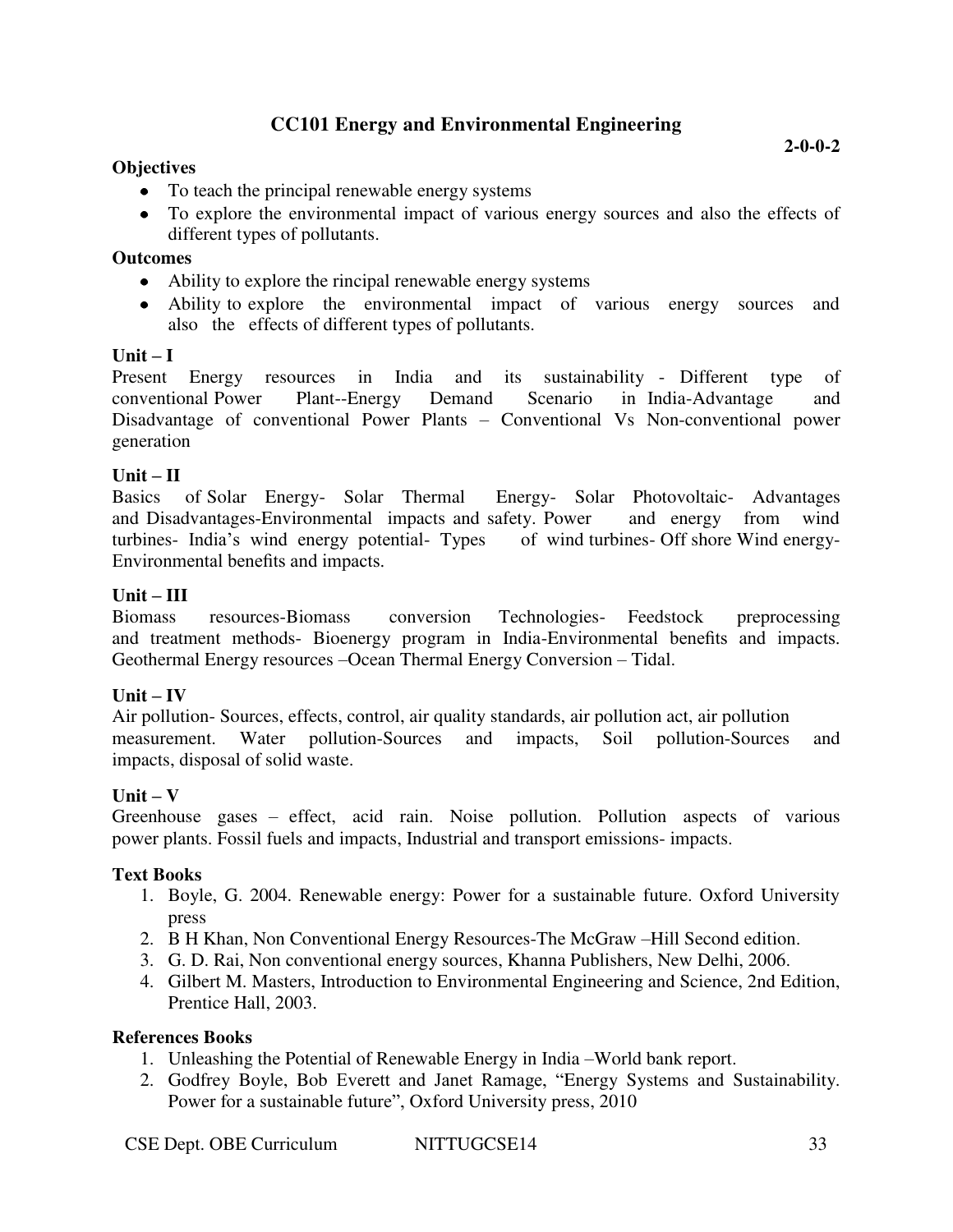## CC101 Energy and Environmental Engineering

**2-0-0-2**

**Objectives**

- To teach the principal renewable energy systems
- To explore the environmental impact of various energy sources and also the effects of different types of pollutants.

**Outcomes**

- Ability to explore the rincipal renewable energy systems
- Ability to explore the environmental impact of various energy sources and also the effects of different types of pollutants.

**Unit – I**

Present Energy resources in India and its sustainability - Different type of conventional Power Plant--Energy Demand Scenario in India-Advantage and Disadvantage of conventional Power Plants – Conventional Vs Non-conventional power generation

**Unit – II**

Basics of Solar Energy- Solar Thermal Energy- Solar Photovoltaic- Advantages and Disadvantages-Environmental impacts and safety. Power and energy from wind turbines- India's wind energy potential- Types of wind turbines- Off shore Wind energy- Environmental benefits and impacts.

**Unit – III**

Biomass resources-Biomass conversion Technologies- Feedstock preprocessing and treatment methods- Bioenergy program in India-Environmental benefits and impacts. Geothermal Energy resources –Ocean Thermal Energy Conversion – Tidal.

**Unit – IV**

Air pollution- Sources, effects, control, air quality standards, air pollution act, air pollution measurement. Water pollution-Sources and impacts, Soil pollution-Sources and impacts, disposal of solid waste.

**Unit – V**

Greenhouse gases – effect, acid rain. Noise pollution. Pollution aspects of various power plants. Fossil fuels and impacts, Industrial and transport emissions- impacts.

**Text Books**

1. Boyle, G. 2004. Renewable energy: Power for a sustainable future. Oxford University press
2. B H Khan, Non Conventional Energy Resources-The McGraw –Hill Second edition.
3. G. D. Rai, Non conventional energy sources, Khanna Publishers, New Delhi, 2006.
4. Gilbert M. Masters, Introduction to Environmental Engineering and Science, 2nd Edition, Prentice Hall, 2003.

**References Books**

1. Unleashing the Potential of Renewable Energy in India –World bank report.
2. Godfrey Boyle, Bob Everett and Janet Ramage, "Energy Systems and Sustainability. Power for a sustainable future", Oxford University press, 2010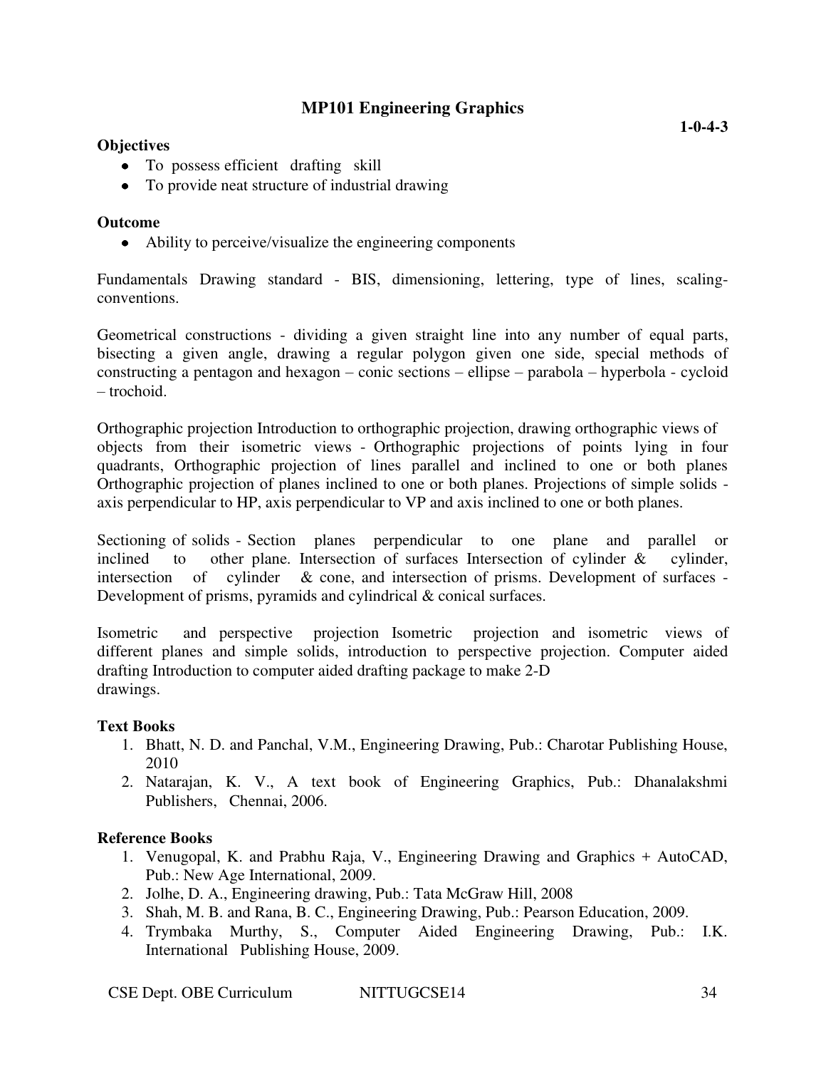## MP101 Engineering Graphics

**1-0-4-3**

**Objectives**

- To possess efficient drafting skill
- To provide neat structure of industrial drawing

**Outcome**

- Ability to perceive/visualize the engineering components

Fundamentals Drawing standard - BIS, dimensioning, lettering, type of lines, scaling-conventions.

Geometrical constructions - dividing a given straight line into any number of equal parts, bisecting a given angle, drawing a regular polygon given one side, special methods of constructing a pentagon and hexagon – conic sections – ellipse – parabola – hyperbola - cycloid – trochoid.

Orthographic projection Introduction to orthographic projection, drawing orthographic views of objects from their isometric views - Orthographic projections of points lying in four quadrants, Orthographic projection of lines parallel and inclined to one or both planes Orthographic projection of planes inclined to one or both planes. Projections of simple solids - axis perpendicular to HP, axis perpendicular to VP and axis inclined to one or both planes.

Sectioning of solids - Section planes perpendicular to one plane and parallel or inclined to other plane. Intersection of surfaces Intersection of cylinder & cylinder, intersection of cylinder & cone, and intersection of prisms. Development of surfaces - Development of prisms, pyramids and cylindrical & conical surfaces.

Isometric and perspective projection Isometric projection and isometric views of different planes and simple solids, introduction to perspective projection. Computer aided drafting Introduction to computer aided drafting package to make 2-D drawings.

**Text Books**

1. Bhatt, N. D. and Panchal, V.M., Engineering Drawing, Pub.: Charotar Publishing House, 2010
2. Natarajan, K. V., A text book of Engineering Graphics, Pub.: Dhanalakshmi Publishers, Chennai, 2006.

**Reference Books**

1. Venugopal, K. and Prabhu Raja, V., Engineering Drawing and Graphics + AutoCAD, Pub.: New Age International, 2009.
2. Jolhe, D. A., Engineering drawing, Pub.: Tata McGraw Hill, 2008
3. Shah, M. B. and Rana, B. C., Engineering Drawing, Pub.: Pearson Education, 2009.
4. Trymbaka Murthy, S., Computer Aided Engineering Drawing, Pub.: I.K. International Publishing House, 2009.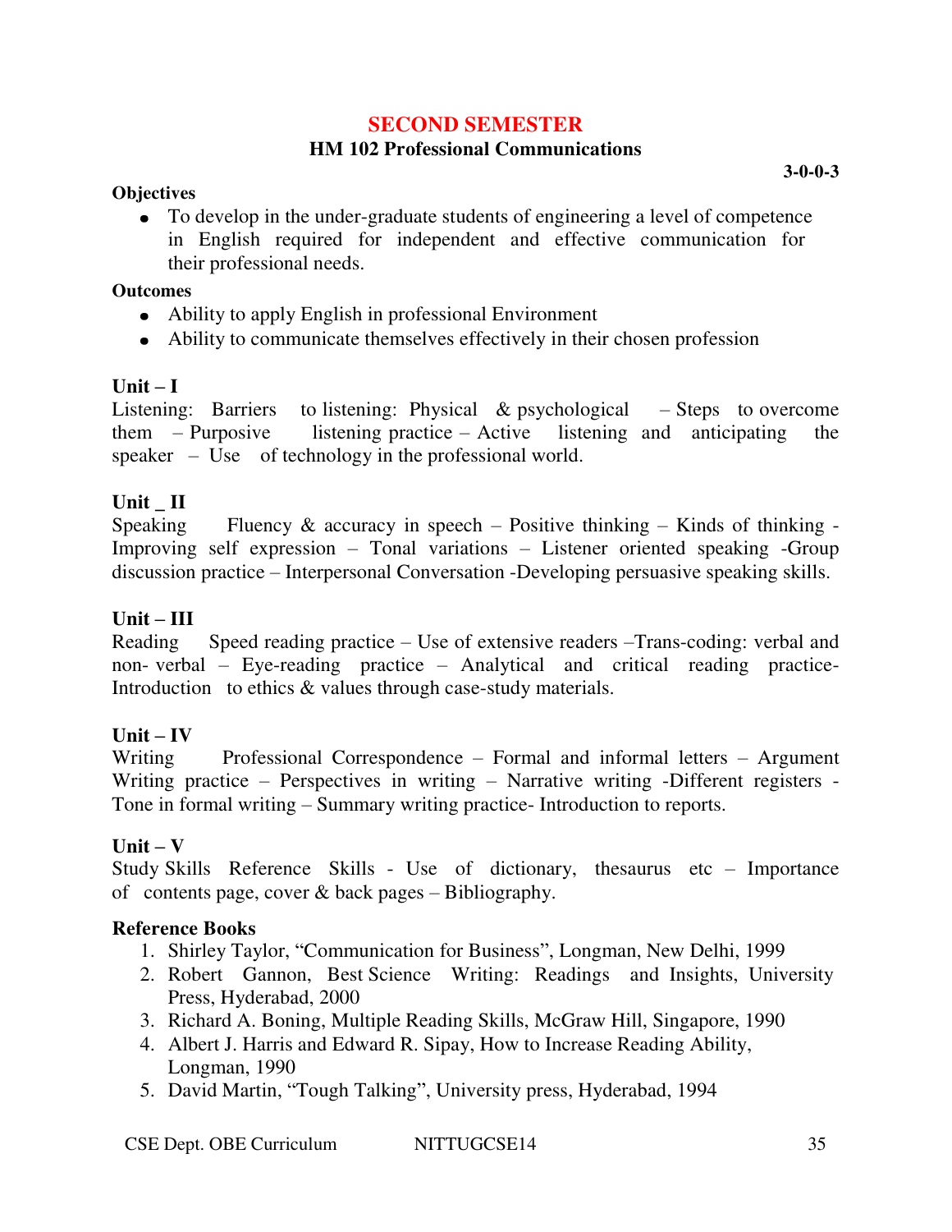# SECOND SEMESTER

## HM 102 Professional Communications

**3-0-0-3**

**Objectives**

- To develop in the under-graduate students of engineering a level of competence in English required for independent and effective communication for their professional needs.

**Outcomes**

- Ability to apply English in professional Environment
- Ability to communicate themselves effectively in their chosen profession

**Unit – I**

Listening: Barriers to listening: Physical & psychological – Steps to overcome them – Purposive listening practice – Active listening and anticipating the speaker – Use of technology in the professional world.

**Unit _ II**

Speaking Fluency & accuracy in speech – Positive thinking – Kinds of thinking - Improving self expression – Tonal variations – Listener oriented speaking -Group discussion practice – Interpersonal Conversation -Developing persuasive speaking skills.

**Unit – III**

Reading Speed reading practice – Use of extensive readers –Trans-coding: verbal and non- verbal – Eye-reading practice – Analytical and critical reading practice- Introduction to ethics & values through case-study materials.

**Unit – IV**

Writing Professional Correspondence – Formal and informal letters – Argument Writing practice – Perspectives in writing – Narrative writing -Different registers - Tone in formal writing – Summary writing practice- Introduction to reports.

**Unit – V**

Study Skills Reference Skills - Use of dictionary, thesaurus etc – Importance of contents page, cover & back pages – Bibliography.

**Reference Books**

1. Shirley Taylor, "Communication for Business", Longman, New Delhi, 1999
2. Robert Gannon, Best Science Writing: Readings and Insights, University Press, Hyderabad, 2000
3. Richard A. Boning, Multiple Reading Skills, McGraw Hill, Singapore, 1990
4. Albert J. Harris and Edward R. Sipay, How to Increase Reading Ability, Longman, 1990
5. David Martin, "Tough Talking", University press, Hyderabad, 1994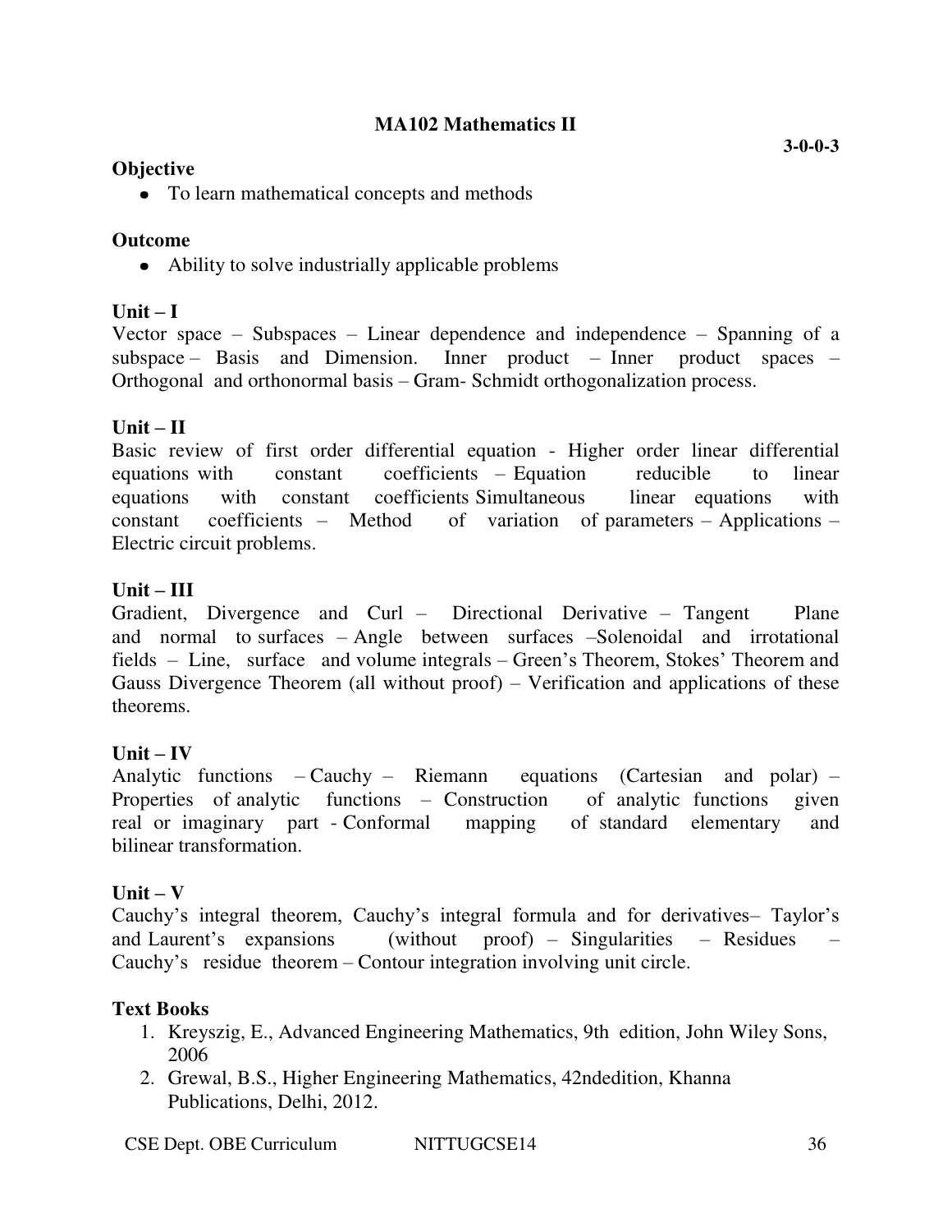**MA102 Mathematics II**

**3-0-0-3**

**Objective**

- To learn mathematical concepts and methods

**Outcome**

- Ability to solve industrially applicable problems

**Unit – I**

Vector space – Subspaces – Linear dependence and independence – Spanning of a subspace – Basis and Dimension. Inner product – Inner product spaces – Orthogonal and orthonormal basis – Gram- Schmidt orthogonalization process.

**Unit – II**

Basic review of first order differential equation - Higher order linear differential equations with constant coefficients – Equation reducible to linear equations with constant coefficients Simultaneous linear equations with constant coefficients – Method of variation of parameters – Applications – Electric circuit problems.

**Unit – III**

Gradient, Divergence and Curl – Directional Derivative – Tangent Plane and normal to surfaces – Angle between surfaces –Solenoidal and irrotational fields – Line, surface and volume integrals – Green's Theorem, Stokes' Theorem and Gauss Divergence Theorem (all without proof) – Verification and applications of these theorems.

**Unit – IV**

Analytic functions – Cauchy – Riemann equations (Cartesian and polar) – Properties of analytic functions – Construction of analytic functions given real or imaginary part - Conformal mapping of standard elementary and bilinear transformation.

**Unit – V**

Cauchy's integral theorem, Cauchy's integral formula and for derivatives– Taylor's and Laurent's expansions (without proof) – Singularities – Residues – Cauchy's residue theorem – Contour integration involving unit circle.

**Text Books**

1. Kreyszig, E., Advanced Engineering Mathematics, 9th edition, John Wiley Sons, 2006
2. Grewal, B.S., Higher Engineering Mathematics, 42ndedition, Khanna Publications, Delhi, 2012.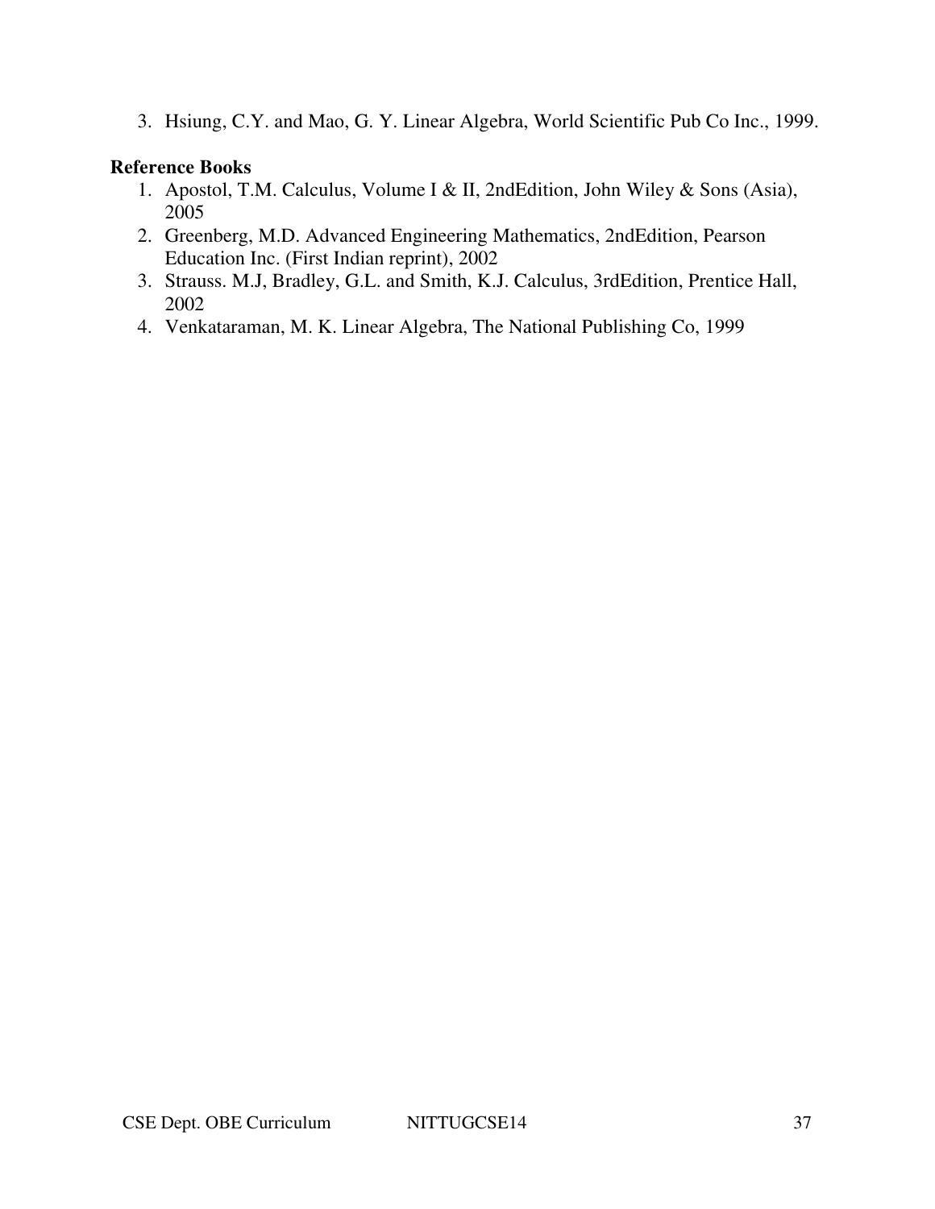3. Hsiung, C.Y. and Mao, G. Y. Linear Algebra, World Scientific Pub Co Inc., 1999.

**Reference Books**

1. Apostol, T.M. Calculus, Volume I & II, 2ndEdition, John Wiley & Sons (Asia), 2005
2. Greenberg, M.D. Advanced Engineering Mathematics, 2ndEdition, Pearson Education Inc. (First Indian reprint), 2002
3. Strauss. M.J, Bradley, G.L. and Smith, K.J. Calculus, 3rdEdition, Prentice Hall, 2002
4. Venkataraman, M. K. Linear Algebra, The National Publishing Co, 1999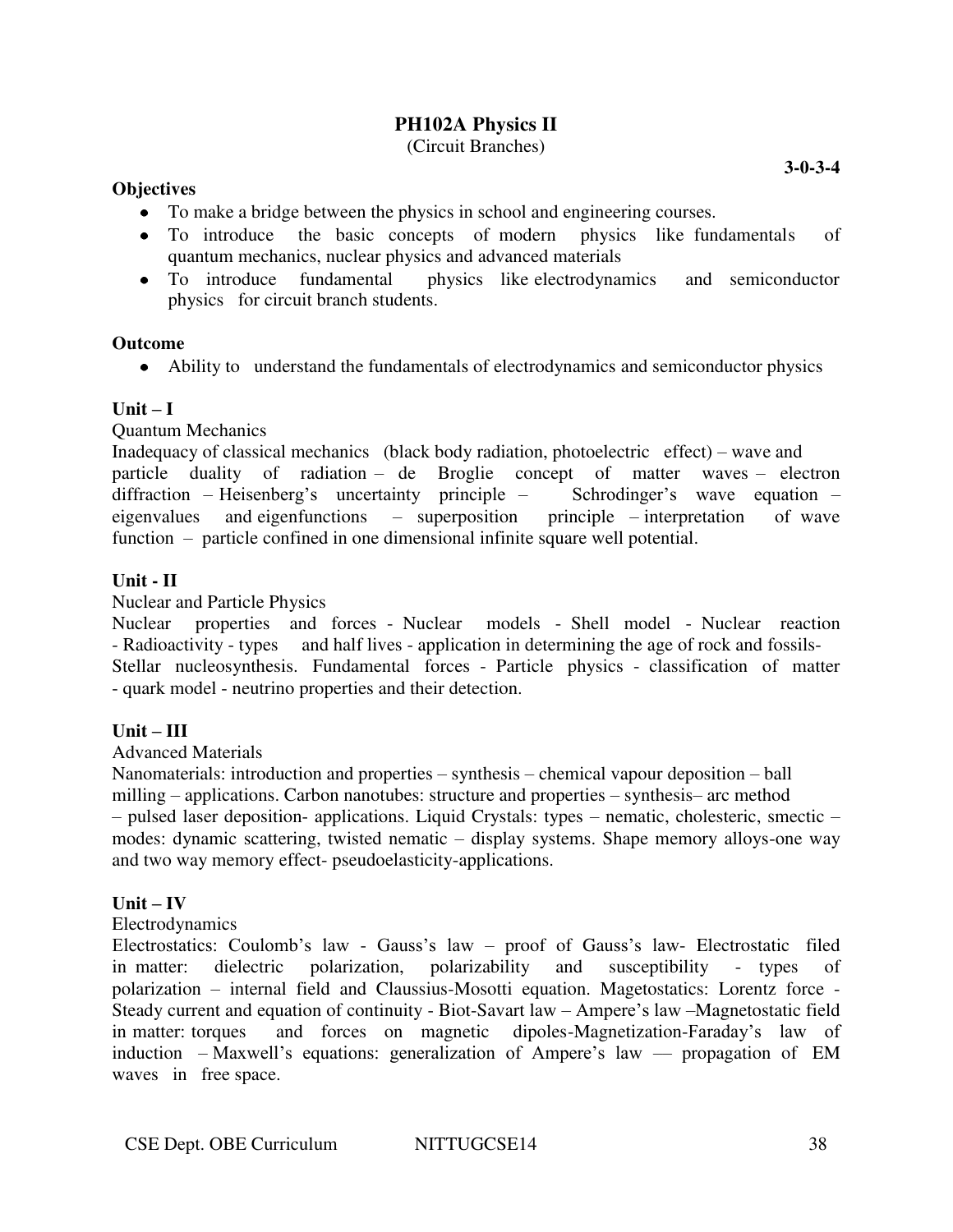# PH102A Physics II

(Circuit Branches)

**3-0-3-4**

**Objectives**

- To make a bridge between the physics in school and engineering courses.
- To introduce the basic concepts of modern physics like fundamentals of quantum mechanics, nuclear physics and advanced materials
- To introduce fundamental physics like electrodynamics and semiconductor physics for circuit branch students.

**Outcome**

- Ability to understand the fundamentals of electrodynamics and semiconductor physics

**Unit – I**

Quantum Mechanics

Inadequacy of classical mechanics (black body radiation, photoelectric effect) – wave and particle duality of radiation – de Broglie concept of matter waves – electron diffraction – Heisenberg's uncertainty principle – Schrodinger's wave equation – eigenvalues and eigenfunctions – superposition principle – interpretation of wave function – particle confined in one dimensional infinite square well potential.

**Unit - II**

Nuclear and Particle Physics

Nuclear properties and forces - Nuclear models - Shell model - Nuclear reaction - Radioactivity - types and half lives - application in determining the age of rock and fossils- Stellar nucleosynthesis. Fundamental forces - Particle physics - classification of matter - quark model - neutrino properties and their detection.

**Unit – III**

Advanced Materials

Nanomaterials: introduction and properties – synthesis – chemical vapour deposition – ball milling – applications. Carbon nanotubes: structure and properties – synthesis– arc method – pulsed laser deposition- applications. Liquid Crystals: types – nematic, cholesteric, smectic – modes: dynamic scattering, twisted nematic – display systems. Shape memory alloys-one way and two way memory effect- pseudoelasticity-applications.

**Unit – IV**

Electrodynamics

Electrostatics: Coulomb's law - Gauss's law – proof of Gauss's law- Electrostatic filed in matter: dielectric polarization, polarizability and susceptibility - types of polarization – internal field and Claussius-Mosotti equation. Magetostatics: Lorentz force - Steady current and equation of continuity - Biot-Savart law – Ampere's law –Magnetostatic field in matter: torques and forces on magnetic dipoles-Magnetization-Faraday's law of induction – Maxwell's equations: generalization of Ampere's law — propagation of EM waves in free space.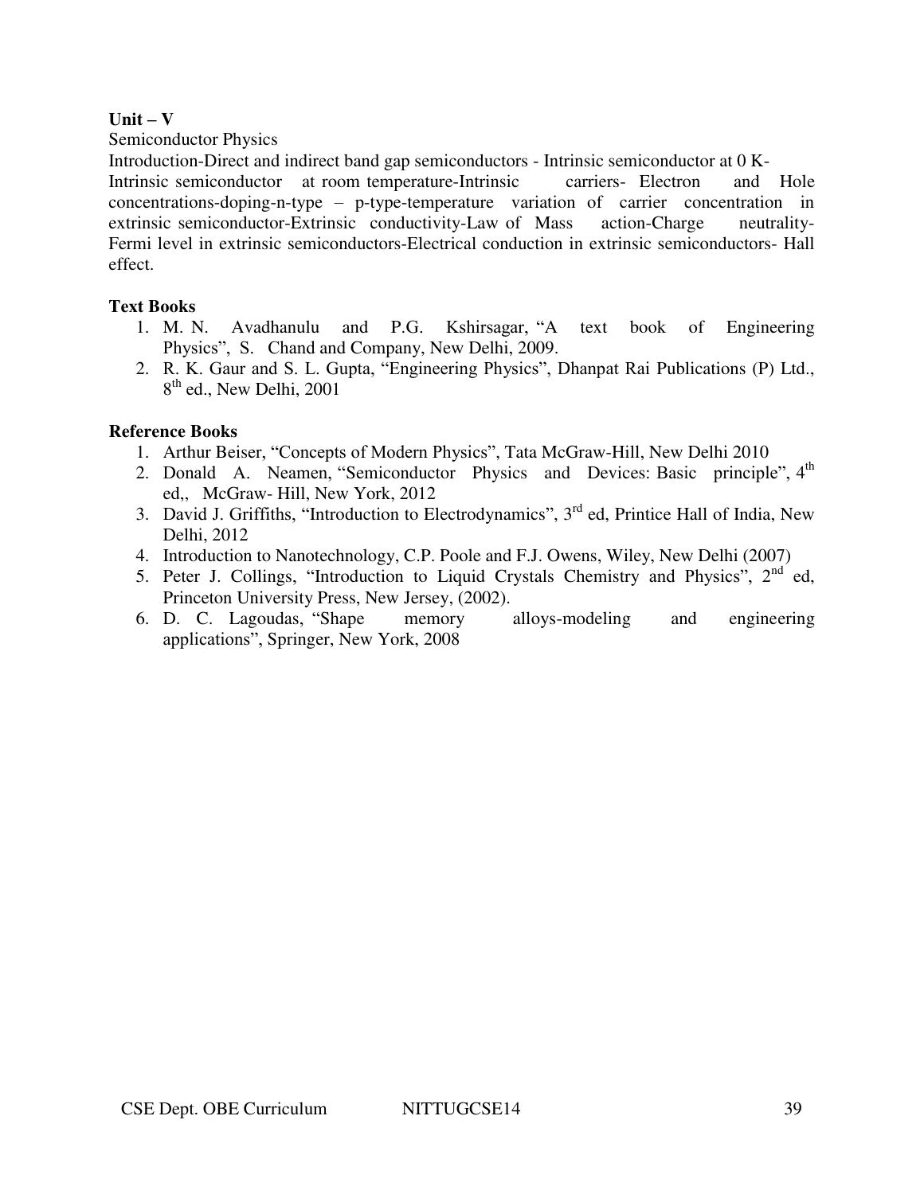**Unit – V**

Semiconductor Physics

Introduction-Direct and indirect band gap semiconductors - Intrinsic semiconductor at 0 K-Intrinsic semiconductor at room temperature-Intrinsic carriers- Electron and Hole concentrations-doping-n-type – p-type-temperature variation of carrier concentration in extrinsic semiconductor-Extrinsic conductivity-Law of Mass action-Charge neutrality-Fermi level in extrinsic semiconductors-Electrical conduction in extrinsic semiconductors- Hall effect.

**Text Books**

1. M. N. Avadhanulu and P.G. Kshirsagar, "A text book of Engineering Physics", S. Chand and Company, New Delhi, 2009.
2. R. K. Gaur and S. L. Gupta, "Engineering Physics", Dhanpat Rai Publications (P) Ltd., 8th ed., New Delhi, 2001

**Reference Books**

1. Arthur Beiser, "Concepts of Modern Physics", Tata McGraw-Hill, New Delhi 2010
2. Donald A. Neamen, "Semiconductor Physics and Devices: Basic principle", 4th ed,, McGraw- Hill, New York, 2012
3. David J. Griffiths, "Introduction to Electrodynamics", 3rd ed, Printice Hall of India, New Delhi, 2012
4. Introduction to Nanotechnology, C.P. Poole and F.J. Owens, Wiley, New Delhi (2007)
5. Peter J. Collings, "Introduction to Liquid Crystals Chemistry and Physics", 2nd ed, Princeton University Press, New Jersey, (2002).
6. D. C. Lagoudas, "Shape memory alloys-modeling and engineering applications", Springer, New York, 2008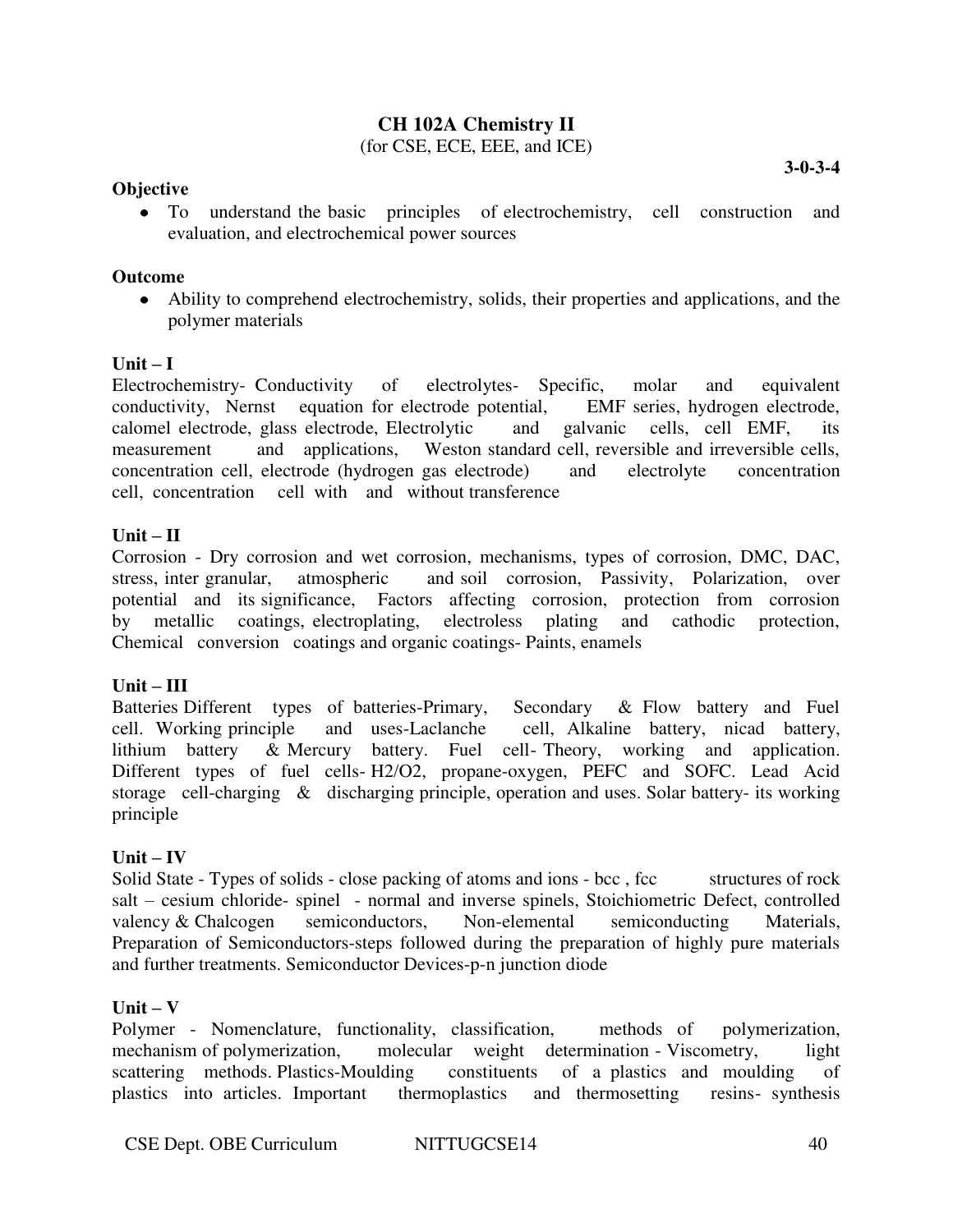## CH 102A Chemistry II

(for CSE, ECE, EEE, and ICE)

**3-0-3-4**

**Objective**

- To understand the basic principles of electrochemistry, cell construction and evaluation, and electrochemical power sources

**Outcome**

- Ability to comprehend electrochemistry, solids, their properties and applications, and the polymer materials

**Unit – I**

Electrochemistry- Conductivity of electrolytes- Specific, molar and equivalent conductivity, Nernst equation for electrode potential, EMF series, hydrogen electrode, calomel electrode, glass electrode, Electrolytic and galvanic cells, cell EMF, its measurement and applications, Weston standard cell, reversible and irreversible cells, concentration cell, electrode (hydrogen gas electrode) and electrolyte concentration cell, concentration cell with and without transference

**Unit – II**

Corrosion - Dry corrosion and wet corrosion, mechanisms, types of corrosion, DMC, DAC, stress, inter granular, atmospheric and soil corrosion, Passivity, Polarization, over potential and its significance, Factors affecting corrosion, protection from corrosion by metallic coatings, electroplating, electroless plating and cathodic protection, Chemical conversion coatings and organic coatings- Paints, enamels

**Unit – III**

Batteries Different types of batteries-Primary, Secondary & Flow battery and Fuel cell. Working principle and uses-Laclanche cell, Alkaline battery, nicad battery, lithium battery & Mercury battery. Fuel cell- Theory, working and application. Different types of fuel cells- $H_2/O_2$, propane-oxygen, PEFC and SOFC. Lead Acid storage cell-charging & discharging principle, operation and uses. Solar battery- its working principle

**Unit – IV**

Solid State - Types of solids - close packing of atoms and ions - bcc , fcc structures of rock salt – cesium chloride- spinel - normal and inverse spinels, Stoichiometric Defect, controlled valency & Chalcogen semiconductors, Non-elemental semiconducting Materials, Preparation of Semiconductors-steps followed during the preparation of highly pure materials and further treatments. Semiconductor Devices-p-n junction diode

**Unit – V**

Polymer - Nomenclature, functionality, classification, methods of polymerization, mechanism of polymerization, molecular weight determination - Viscometry, light scattering methods. Plastics-Moulding constituents of a plastics and moulding of plastics into articles. Important thermoplastics and thermosetting resins- synthesis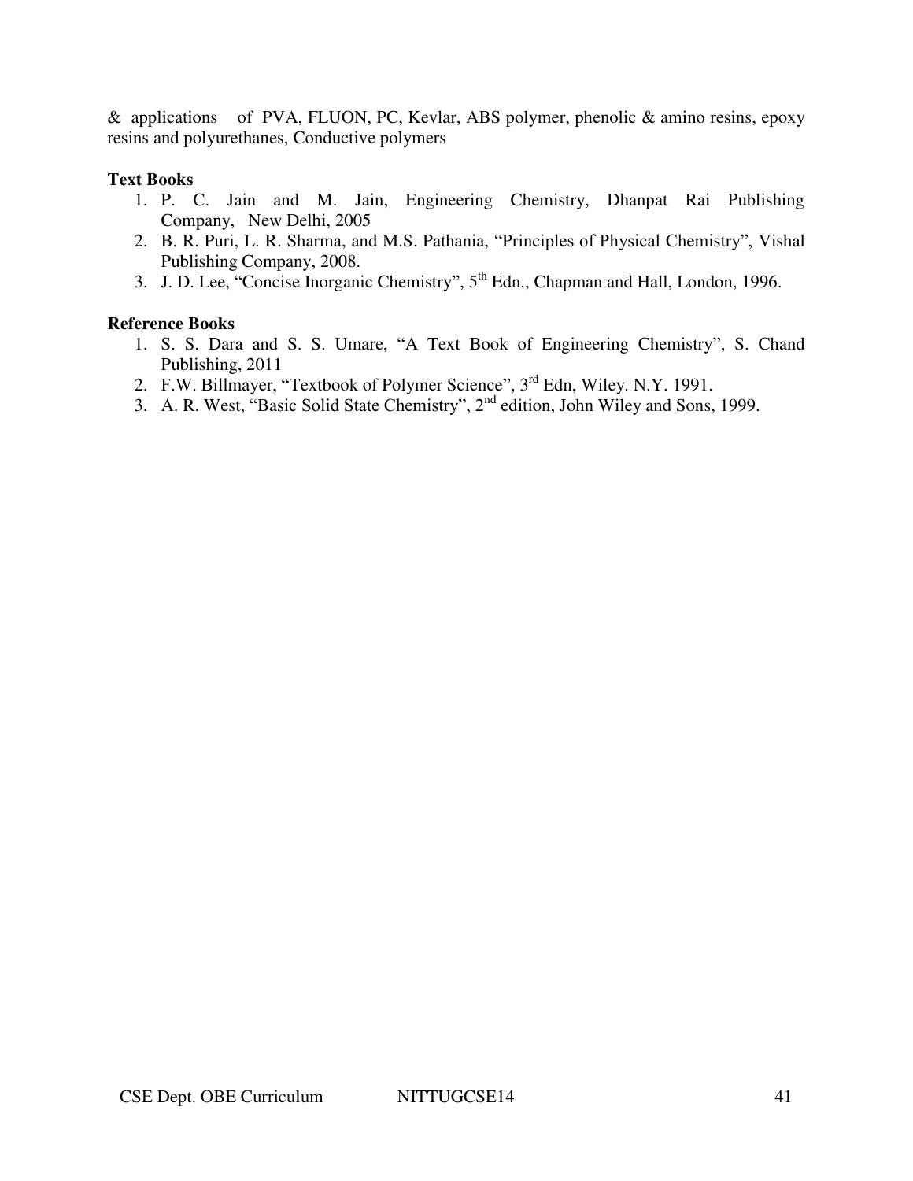& applications of PVA, FLUON, PC, Kevlar, ABS polymer, phenolic & amino resins, epoxy resins and polyurethanes, Conductive polymers

**Text Books**

1. P. C. Jain and M. Jain, Engineering Chemistry, Dhanpat Rai Publishing Company, New Delhi, 2005
2. B. R. Puri, L. R. Sharma, and M.S. Pathania, "Principles of Physical Chemistry", Vishal Publishing Company, 2008.
3. J. D. Lee, "Concise Inorganic Chemistry", 5th Edn., Chapman and Hall, London, 1996.

**Reference Books**

1. S. S. Dara and S. S. Umare, "A Text Book of Engineering Chemistry", S. Chand Publishing, 2011
2. F.W. Billmayer, "Textbook of Polymer Science", 3rd Edn, Wiley. N.Y. 1991.
3. A. R. West, "Basic Solid State Chemistry", 2nd edition, John Wiley and Sons, 1999.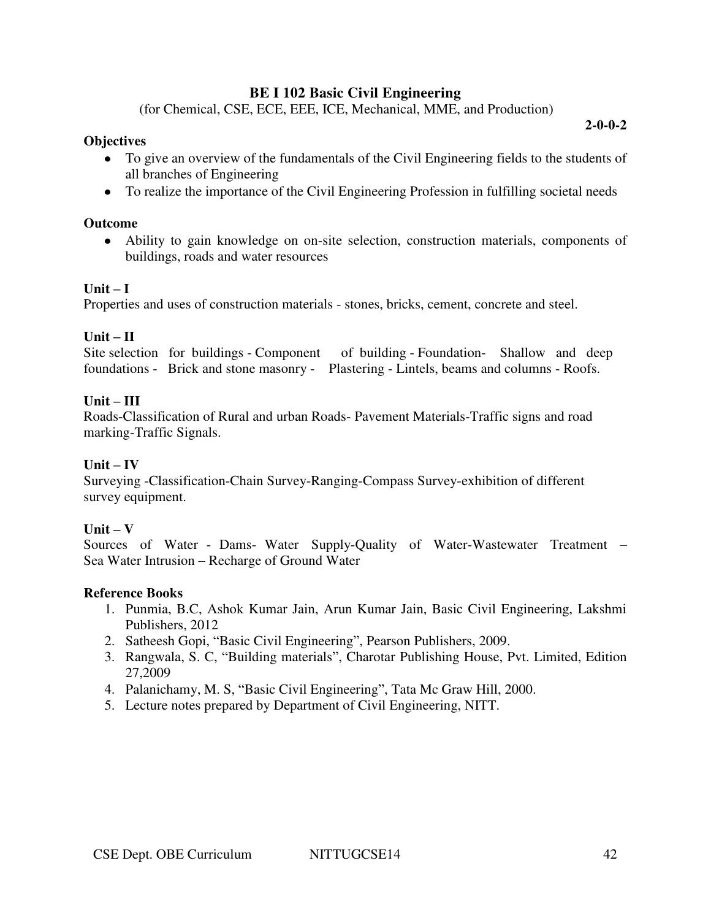## BE I 102 Basic Civil Engineering

(for Chemical, CSE, ECE, EEE, ICE, Mechanical, MME, and Production)

**2-0-0-2**

**Objectives**

- To give an overview of the fundamentals of the Civil Engineering fields to the students of all branches of Engineering
- To realize the importance of the Civil Engineering Profession in fulfilling societal needs

**Outcome**

- Ability to gain knowledge on on-site selection, construction materials, components of buildings, roads and water resources

**Unit – I**

Properties and uses of construction materials - stones, bricks, cement, concrete and steel.

**Unit – II**

Site selection for buildings - Component of building - Foundation- Shallow and deep foundations - Brick and stone masonry - Plastering - Lintels, beams and columns - Roofs.

**Unit – III**

Roads-Classification of Rural and urban Roads- Pavement Materials-Traffic signs and road marking-Traffic Signals.

**Unit – IV**

Surveying -Classification-Chain Survey-Ranging-Compass Survey-exhibition of different survey equipment.

**Unit – V**

Sources of Water - Dams- Water Supply-Quality of Water-Wastewater Treatment – Sea Water Intrusion – Recharge of Ground Water

**Reference Books**

1. Punmia, B.C, Ashok Kumar Jain, Arun Kumar Jain, Basic Civil Engineering, Lakshmi Publishers, 2012
2. Satheesh Gopi, "Basic Civil Engineering", Pearson Publishers, 2009.
3. Rangwala, S. C, "Building materials", Charotar Publishing House, Pvt. Limited, Edition 27,2009
4. Palanichamy, M. S, "Basic Civil Engineering", Tata Mc Graw Hill, 2000.
5. Lecture notes prepared by Department of Civil Engineering, NITT.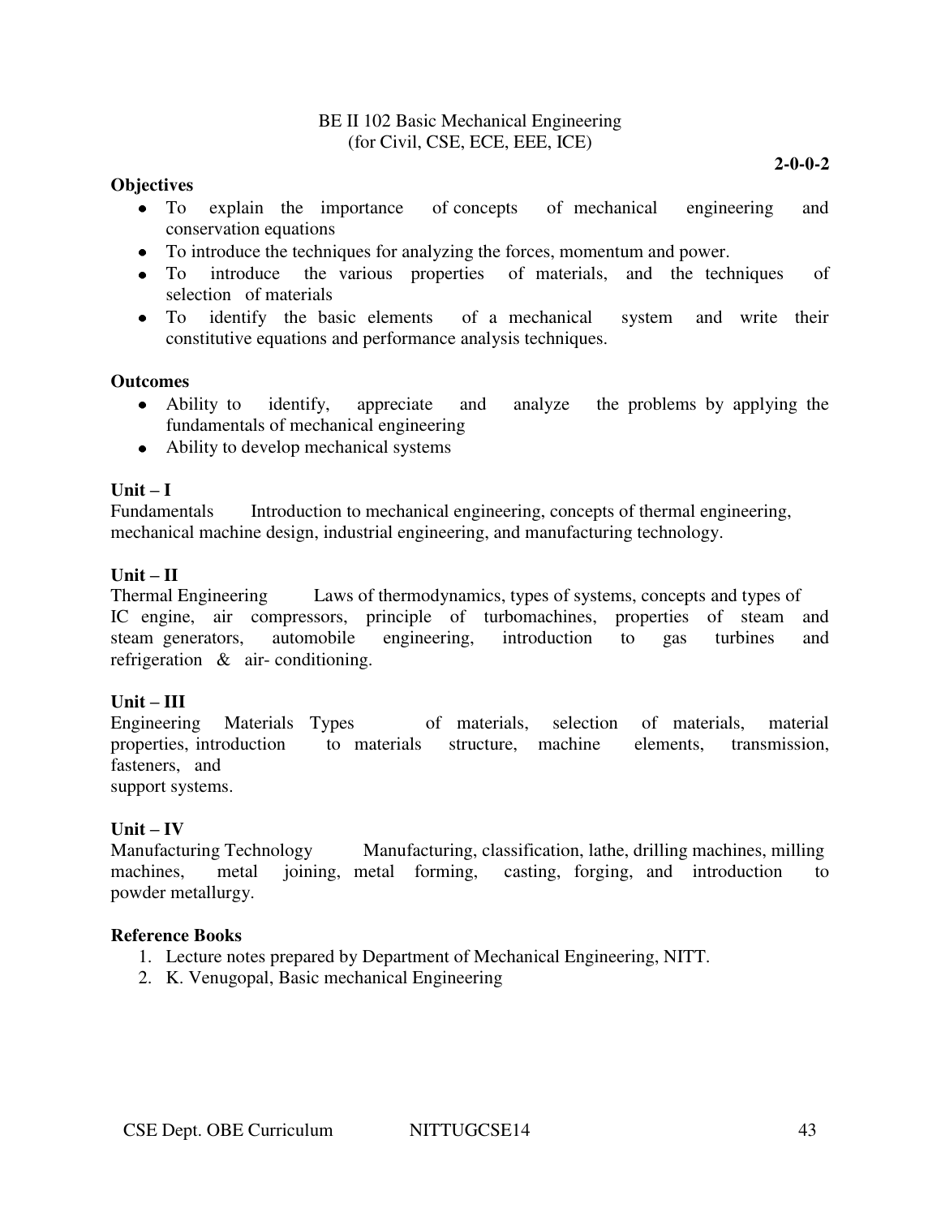# BE II 102 Basic Mechanical Engineering
(for Civil, CSE, ECE, EEE, ICE)

**2-0-0-2**

**Objectives**

- To explain the importance of concepts of mechanical engineering and conservation equations
- To introduce the techniques for analyzing the forces, momentum and power.
- To introduce the various properties of materials, and the techniques of selection of materials
- To identify the basic elements of a mechanical system and write their constitutive equations and performance analysis techniques.

**Outcomes**

- Ability to identify, appreciate and analyze the problems by applying the fundamentals of mechanical engineering
- Ability to develop mechanical systems

**Unit – I**

Fundamentals Introduction to mechanical engineering, concepts of thermal engineering, mechanical machine design, industrial engineering, and manufacturing technology.

**Unit – II**

Thermal Engineering Laws of thermodynamics, types of systems, concepts and types of IC engine, air compressors, principle of turbomachines, properties of steam and steam generators, automobile engineering, introduction to gas turbines and refrigeration & air- conditioning.

**Unit – III**

Engineering Materials Types of materials, selection of materials, material properties, introduction to materials structure, machine elements, transmission, fasteners, and support systems.

**Unit – IV**

Manufacturing Technology Manufacturing, classification, lathe, drilling machines, milling machines, metal joining, metal forming, casting, forging, and introduction to powder metallurgy.

**Reference Books**

1. Lecture notes prepared by Department of Mechanical Engineering, NITT.
2. K. Venugopal, Basic mechanical Engineering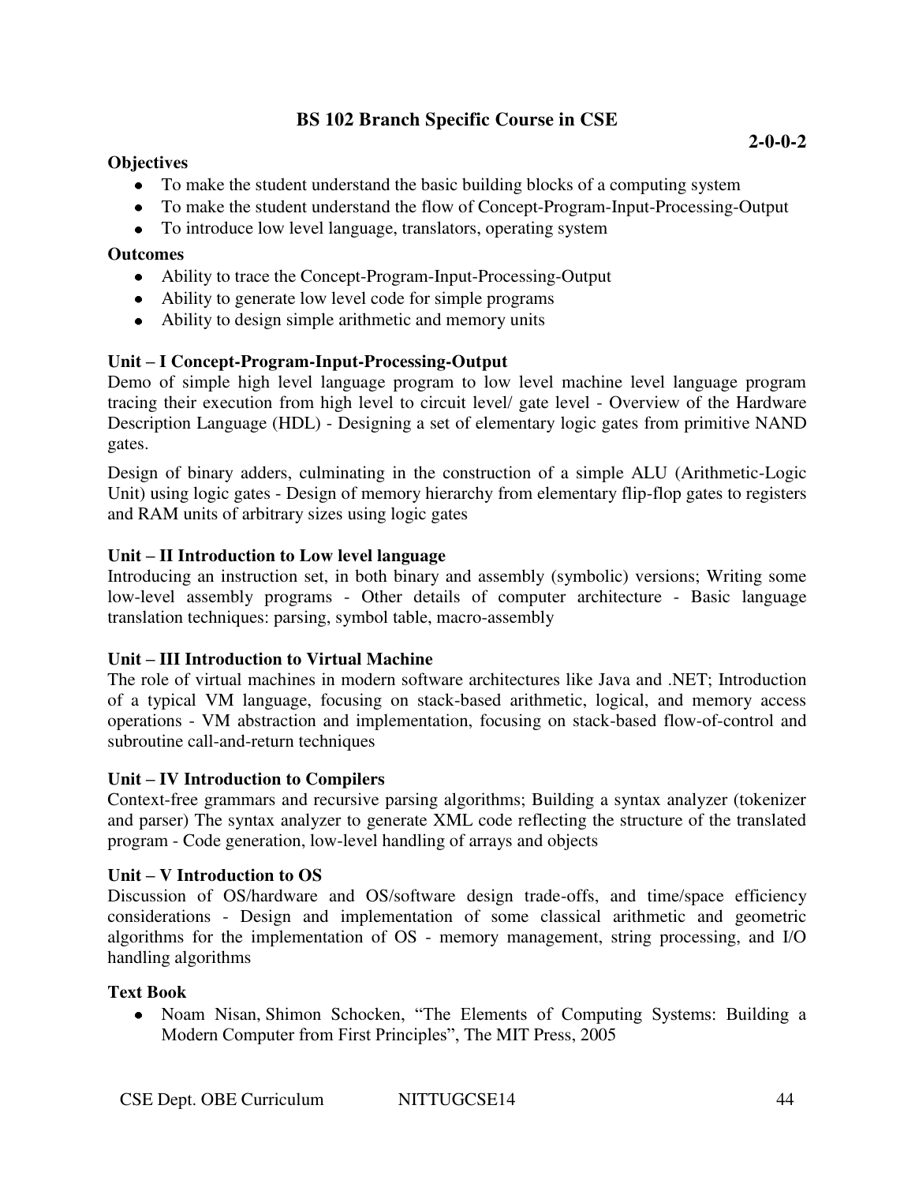## BS 102 Branch Specific Course in CSE

**2-0-0-2**

**Objectives**

- To make the student understand the basic building blocks of a computing system
- To make the student understand the flow of Concept-Program-Input-Processing-Output
- To introduce low level language, translators, operating system

**Outcomes**

- Ability to trace the Concept-Program-Input-Processing-Output
- Ability to generate low level code for simple programs
- Ability to design simple arithmetic and memory units

**Unit – I Concept-Program-Input-Processing-Output**

Demo of simple high level language program to low level machine level language program tracing their execution from high level to circuit level/ gate level - Overview of the Hardware Description Language (HDL) - Designing a set of elementary logic gates from primitive NAND gates.

Design of binary adders, culminating in the construction of a simple ALU (Arithmetic-Logic Unit) using logic gates - Design of memory hierarchy from elementary flip-flop gates to registers and RAM units of arbitrary sizes using logic gates

**Unit – II Introduction to Low level language**

Introducing an instruction set, in both binary and assembly (symbolic) versions; Writing some low-level assembly programs - Other details of computer architecture - Basic language translation techniques: parsing, symbol table, macro-assembly

**Unit – III Introduction to Virtual Machine**

The role of virtual machines in modern software architectures like Java and .NET; Introduction of a typical VM language, focusing on stack-based arithmetic, logical, and memory access operations - VM abstraction and implementation, focusing on stack-based flow-of-control and subroutine call-and-return techniques

**Unit – IV Introduction to Compilers**

Context-free grammars and recursive parsing algorithms; Building a syntax analyzer (tokenizer and parser) The syntax analyzer to generate XML code reflecting the structure of the translated program - Code generation, low-level handling of arrays and objects

**Unit – V Introduction to OS**

Discussion of OS/hardware and OS/software design trade-offs, and time/space efficiency considerations - Design and implementation of some classical arithmetic and geometric algorithms for the implementation of OS - memory management, string processing, and I/O handling algorithms

**Text Book**

- Noam Nisan, Shimon Schocken, "The Elements of Computing Systems: Building a Modern Computer from First Principles", The MIT Press, 2005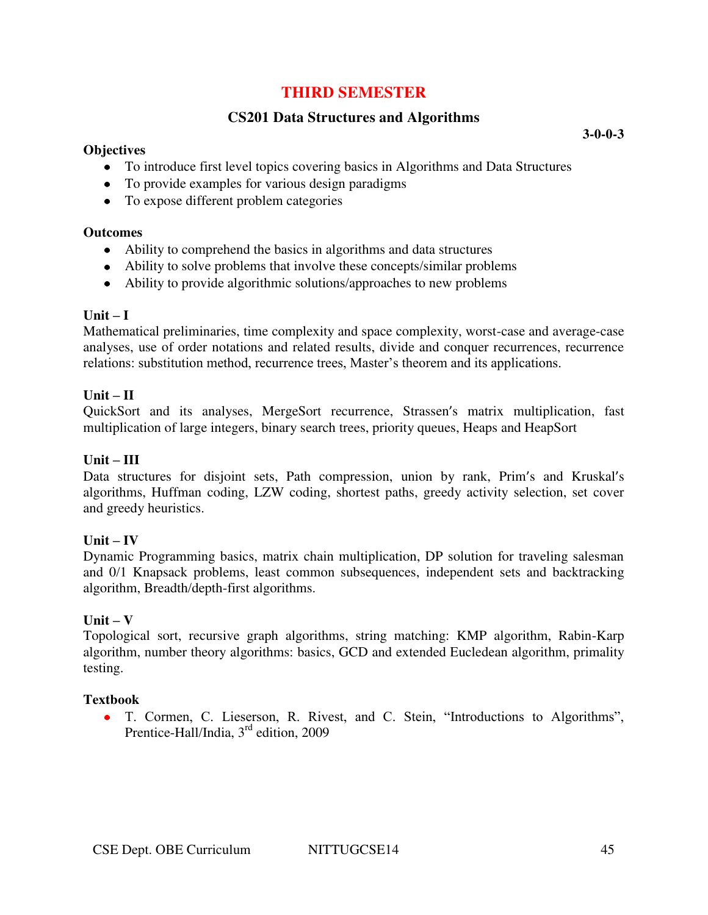# THIRD SEMESTER

## CS201 Data Structures and Algorithms

**3-0-0-3**

**Objectives**

- To introduce first level topics covering basics in Algorithms and Data Structures
- To provide examples for various design paradigms
- To expose different problem categories

**Outcomes**

- Ability to comprehend the basics in algorithms and data structures
- Ability to solve problems that involve these concepts/similar problems
- Ability to provide algorithmic solutions/approaches to new problems

**Unit – I**

Mathematical preliminaries, time complexity and space complexity, worst-case and average-case analyses, use of order notations and related results, divide and conquer recurrences, recurrence relations: substitution method, recurrence trees, Master's theorem and its applications.

**Unit – II**

QuickSort and its analyses, MergeSort recurrence, Strassen's matrix multiplication, fast multiplication of large integers, binary search trees, priority queues, Heaps and HeapSort

**Unit – III**

Data structures for disjoint sets, Path compression, union by rank, Prim's and Kruskal's algorithms, Huffman coding, LZW coding, shortest paths, greedy activity selection, set cover and greedy heuristics.

**Unit – IV**

Dynamic Programming basics, matrix chain multiplication, DP solution for traveling salesman and 0/1 Knapsack problems, least common subsequences, independent sets and backtracking algorithm, Breadth/depth-first algorithms.

**Unit – V**

Topological sort, recursive graph algorithms, string matching: KMP algorithm, Rabin-Karp algorithm, number theory algorithms: basics, GCD and extended Eucledean algorithm, primality testing.

**Textbook**

- T. Cormen, C. Lieserson, R. Rivest, and C. Stein, "Introductions to Algorithms", Prentice-Hall/India, 3rd edition, 2009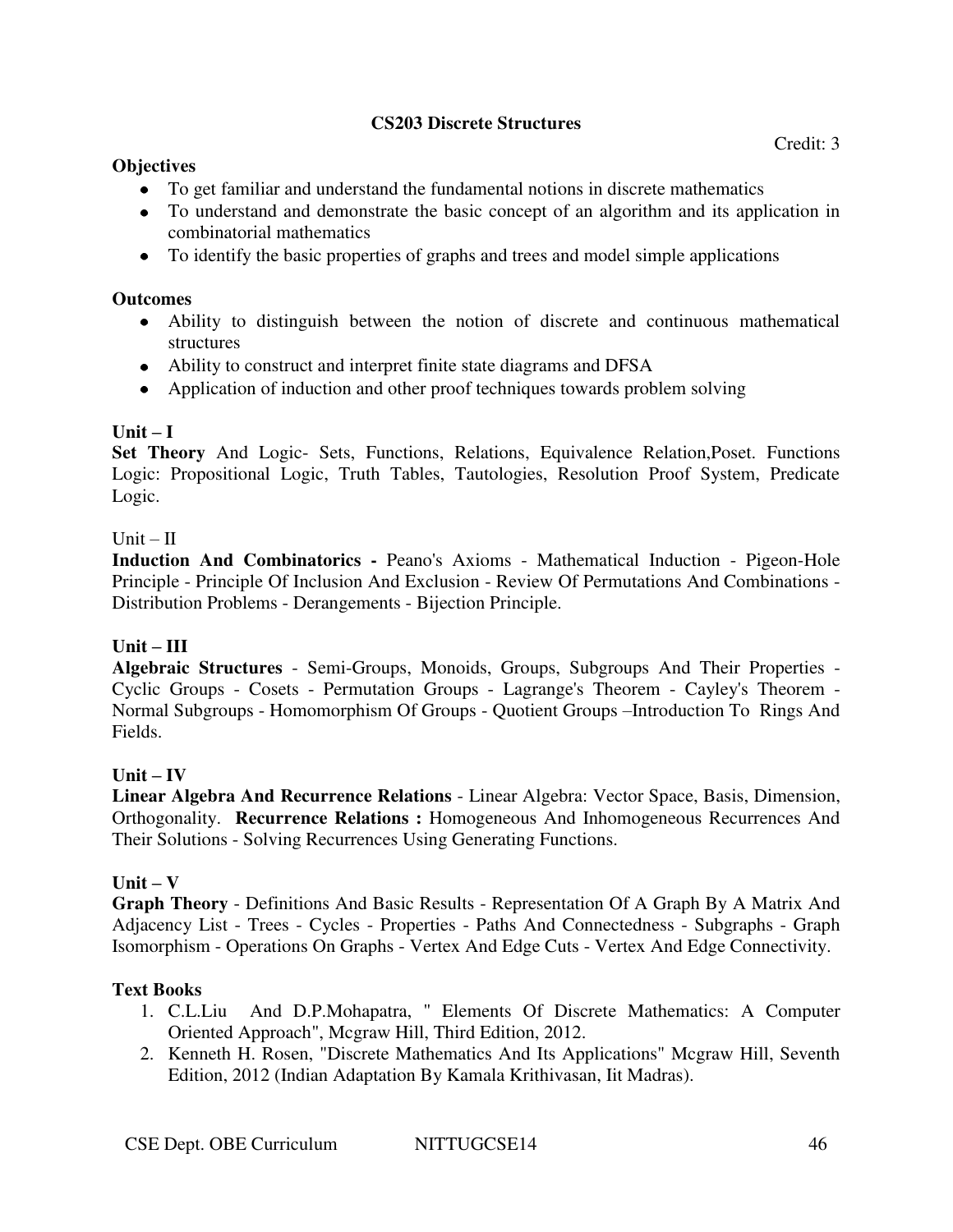## CS203 Discrete Structures

Credit: 3

**Objectives**

- To get familiar and understand the fundamental notions in discrete mathematics
- To understand and demonstrate the basic concept of an algorithm and its application in combinatorial mathematics
- To identify the basic properties of graphs and trees and model simple applications

**Outcomes**

- Ability to distinguish between the notion of discrete and continuous mathematical structures
- Ability to construct and interpret finite state diagrams and DFSA
- Application of induction and other proof techniques towards problem solving

**Unit – I**

**Set Theory** And Logic- Sets, Functions, Relations, Equivalence Relation,Poset. Functions Logic: Propositional Logic, Truth Tables, Tautologies, Resolution Proof System, Predicate Logic.

Unit – II

**Induction And Combinatorics -** Peano's Axioms - Mathematical Induction - Pigeon-Hole Principle - Principle Of Inclusion And Exclusion - Review Of Permutations And Combinations - Distribution Problems - Derangements - Bijection Principle.

**Unit – III**

**Algebraic Structures** - Semi-Groups, Monoids, Groups, Subgroups And Their Properties - Cyclic Groups - Cosets - Permutation Groups - Lagrange's Theorem - Cayley's Theorem - Normal Subgroups - Homomorphism Of Groups - Quotient Groups –Introduction To Rings And Fields.

**Unit – IV**

**Linear Algebra And Recurrence Relations** - Linear Algebra: Vector Space, Basis, Dimension, Orthogonality. **Recurrence Relations :** Homogeneous And Inhomogeneous Recurrences And Their Solutions - Solving Recurrences Using Generating Functions.

**Unit – V**

**Graph Theory** - Definitions And Basic Results - Representation Of A Graph By A Matrix And Adjacency List - Trees - Cycles - Properties - Paths And Connectedness - Subgraphs - Graph Isomorphism - Operations On Graphs - Vertex And Edge Cuts - Vertex And Edge Connectivity.

**Text Books**

1. C.L.Liu And D.P.Mohapatra, " Elements Of Discrete Mathematics: A Computer Oriented Approach", Mcgraw Hill, Third Edition, 2012.
2. Kenneth H. Rosen, "Discrete Mathematics And Its Applications" Mcgraw Hill, Seventh Edition, 2012 (Indian Adaptation By Kamala Krithivasan, Iit Madras).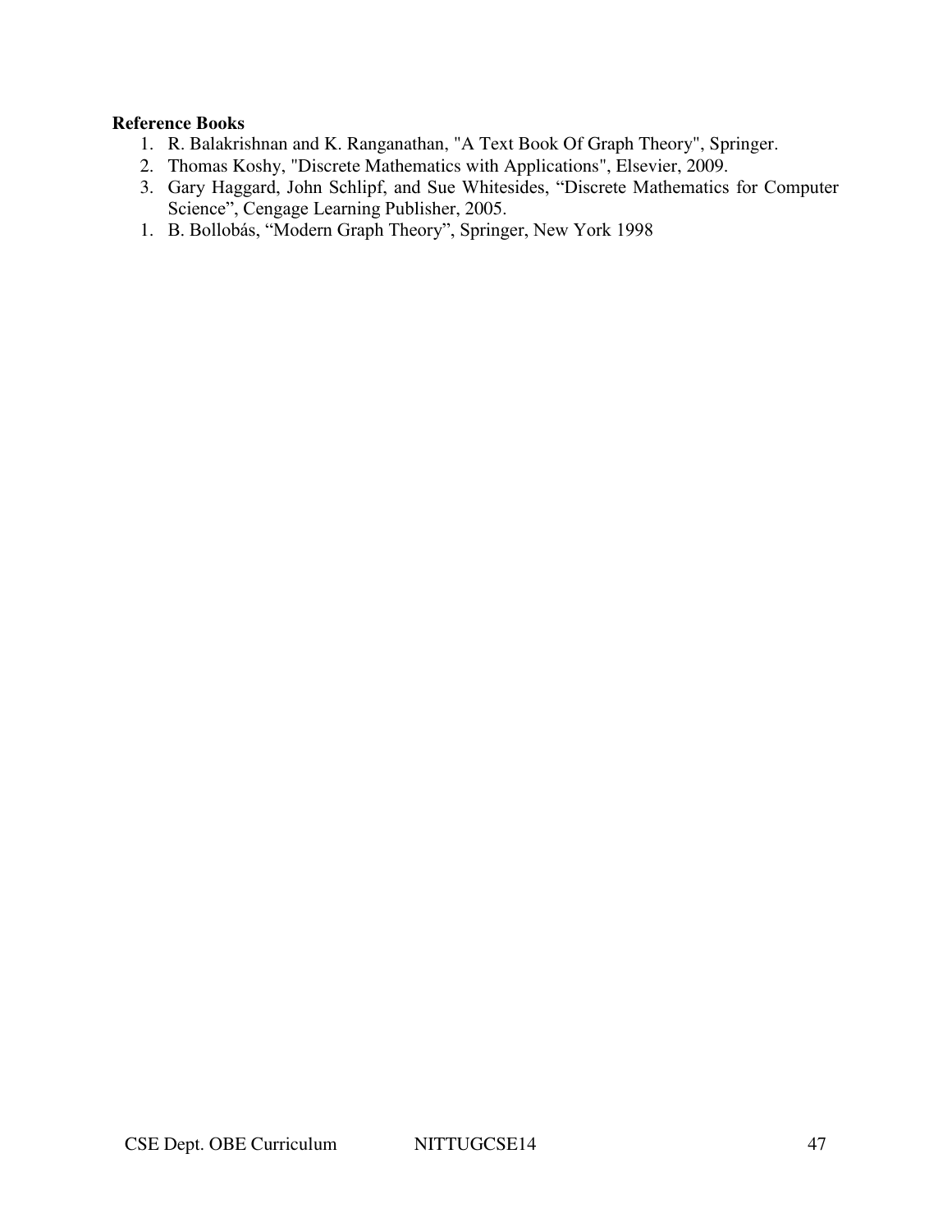**Reference Books**

1. R. Balakrishnan and K. Ranganathan, "A Text Book Of Graph Theory", Springer.
2. Thomas Koshy, "Discrete Mathematics with Applications", Elsevier, 2009.
3. Gary Haggard, John Schlipf, and Sue Whitesides, "Discrete Mathematics for Computer Science", Cengage Learning Publisher, 2005.

1. B. Bollobás, "Modern Graph Theory", Springer, New York 1998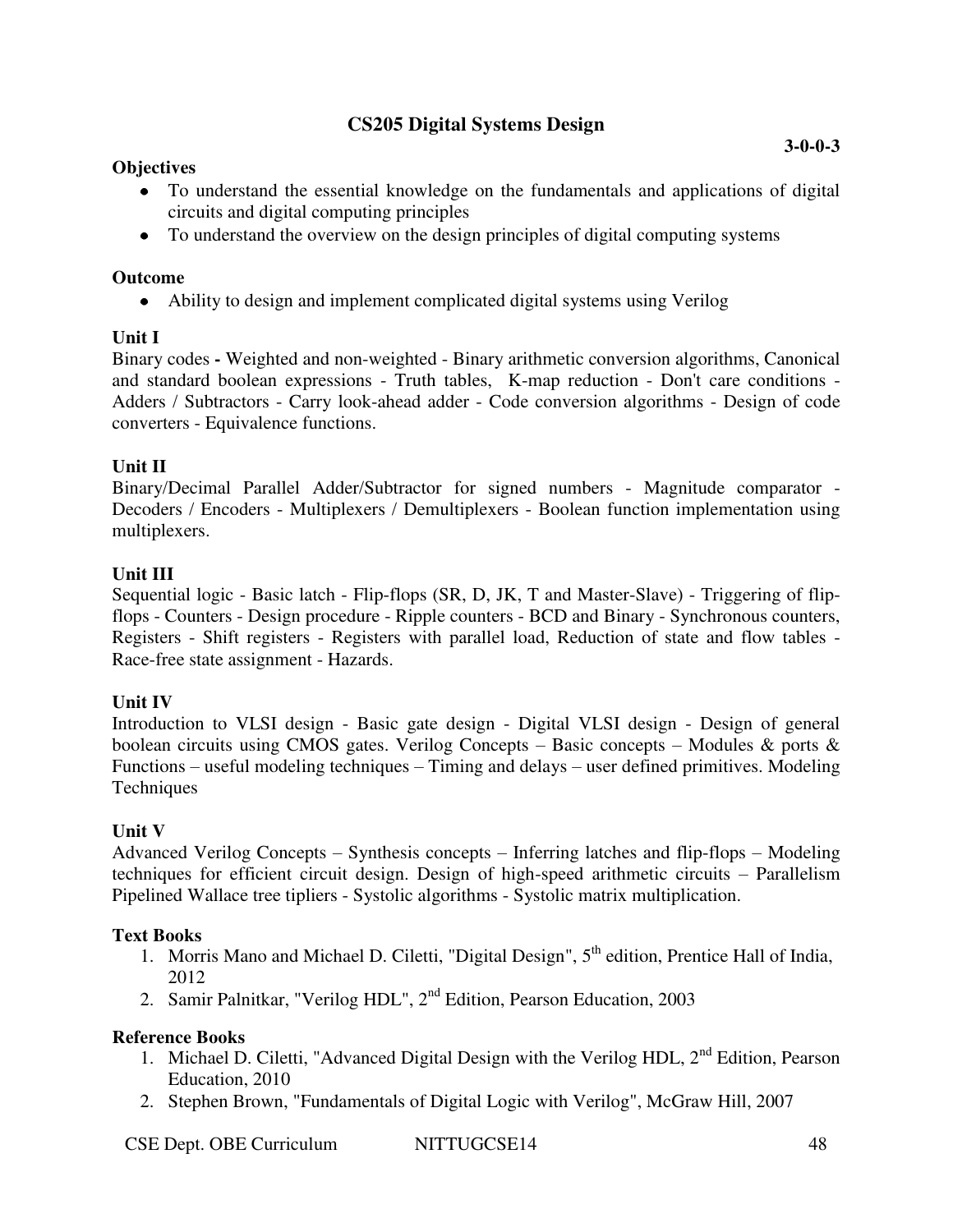## CS205 Digital Systems Design

**3-0-0-3**

**Objectives**

- To understand the essential knowledge on the fundamentals and applications of digital circuits and digital computing principles
- To understand the overview on the design principles of digital computing systems

**Outcome**

- Ability to design and implement complicated digital systems using Verilog

**Unit I**

Binary codes **-** Weighted and non-weighted - Binary arithmetic conversion algorithms, Canonical and standard boolean expressions - Truth tables, K-map reduction - Don't care conditions - Adders / Subtractors - Carry look-ahead adder - Code conversion algorithms - Design of code converters - Equivalence functions.

**Unit II**

Binary/Decimal Parallel Adder/Subtractor for signed numbers - Magnitude comparator - Decoders / Encoders - Multiplexers / Demultiplexers - Boolean function implementation using multiplexers.

**Unit III**

Sequential logic - Basic latch - Flip-flops (SR, D, JK, T and Master-Slave) - Triggering of flip-flops - Counters - Design procedure - Ripple counters - BCD and Binary - Synchronous counters, Registers - Shift registers - Registers with parallel load, Reduction of state and flow tables - Race-free state assignment - Hazards.

**Unit IV**

Introduction to VLSI design - Basic gate design - Digital VLSI design - Design of general boolean circuits using CMOS gates. Verilog Concepts – Basic concepts – Modules & ports & Functions – useful modeling techniques – Timing and delays – user defined primitives. Modeling Techniques

**Unit V**

Advanced Verilog Concepts – Synthesis concepts – Inferring latches and flip-flops – Modeling techniques for efficient circuit design. Design of high-speed arithmetic circuits – Parallelism Pipelined Wallace tree tipliers - Systolic algorithms - Systolic matrix multiplication.

**Text Books**

1. Morris Mano and Michael D. Ciletti, "Digital Design", 5th edition, Prentice Hall of India, 2012
2. Samir Palnitkar, "Verilog HDL", 2nd Edition, Pearson Education, 2003

**Reference Books**

1. Michael D. Ciletti, "Advanced Digital Design with the Verilog HDL, 2nd Edition, Pearson Education, 2010
2. Stephen Brown, "Fundamentals of Digital Logic with Verilog", McGraw Hill, 2007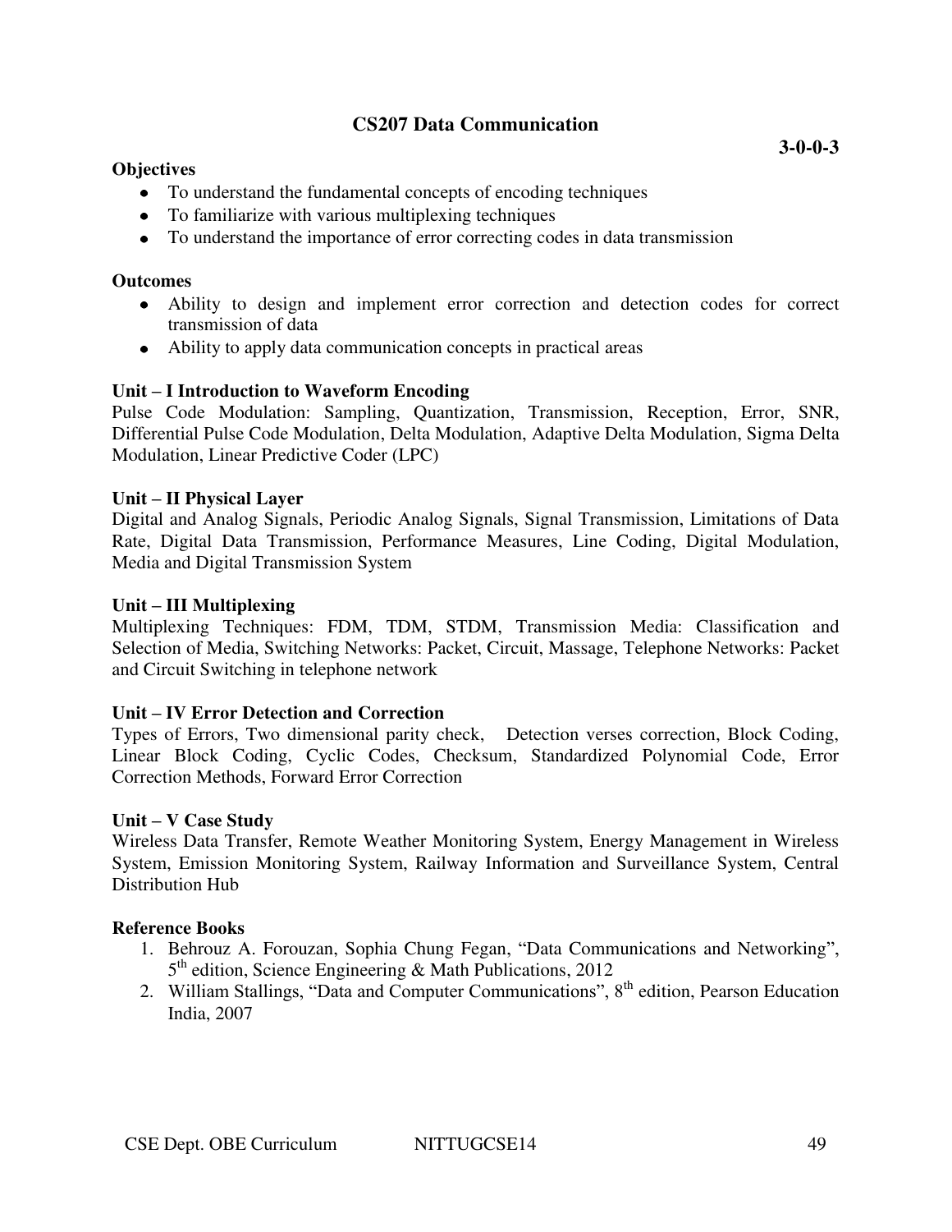# CS207 Data Communication

**3-0-0-3**

**Objectives**

- To understand the fundamental concepts of encoding techniques
- To familiarize with various multiplexing techniques
- To understand the importance of error correcting codes in data transmission

**Outcomes**

- Ability to design and implement error correction and detection codes for correct transmission of data
- Ability to apply data communication concepts in practical areas

**Unit – I Introduction to Waveform Encoding**

Pulse Code Modulation: Sampling, Quantization, Transmission, Reception, Error, SNR, Differential Pulse Code Modulation, Delta Modulation, Adaptive Delta Modulation, Sigma Delta Modulation, Linear Predictive Coder (LPC)

**Unit – II Physical Layer**

Digital and Analog Signals, Periodic Analog Signals, Signal Transmission, Limitations of Data Rate, Digital Data Transmission, Performance Measures, Line Coding, Digital Modulation, Media and Digital Transmission System

**Unit – III Multiplexing**

Multiplexing Techniques: FDM, TDM, STDM, Transmission Media: Classification and Selection of Media, Switching Networks: Packet, Circuit, Massage, Telephone Networks: Packet and Circuit Switching in telephone network

**Unit – IV Error Detection and Correction**

Types of Errors, Two dimensional parity check, Detection verses correction, Block Coding, Linear Block Coding, Cyclic Codes, Checksum, Standardized Polynomial Code, Error Correction Methods, Forward Error Correction

**Unit – V Case Study**

Wireless Data Transfer, Remote Weather Monitoring System, Energy Management in Wireless System, Emission Monitoring System, Railway Information and Surveillance System, Central Distribution Hub

**Reference Books**

1. Behrouz A. Forouzan, Sophia Chung Fegan, "Data Communications and Networking", 5th edition, Science Engineering & Math Publications, 2012
2. William Stallings, "Data and Computer Communications", 8th edition, Pearson Education India, 2007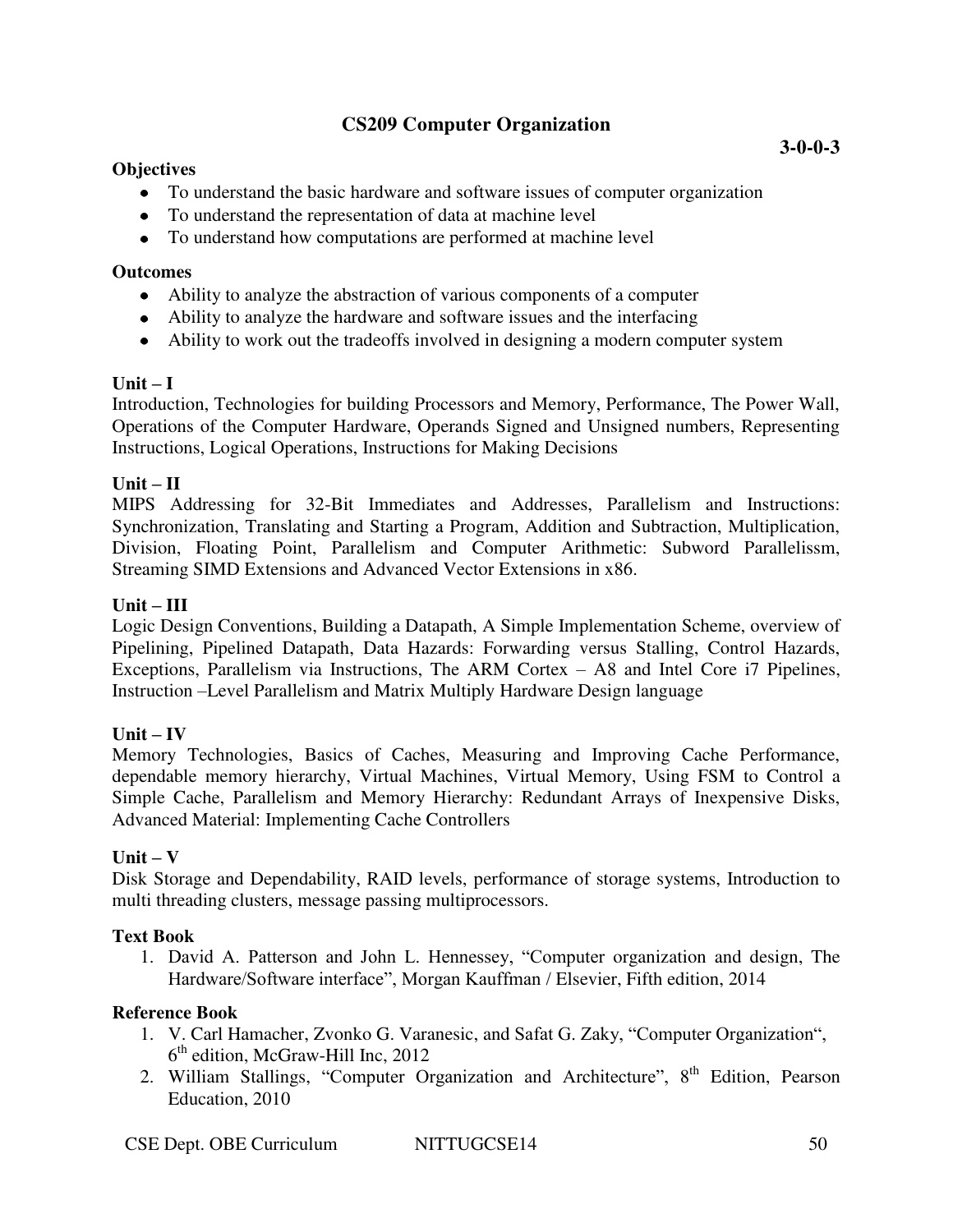## CS209 Computer Organization

**3-0-0-3**

**Objectives**

- To understand the basic hardware and software issues of computer organization
- To understand the representation of data at machine level
- To understand how computations are performed at machine level

**Outcomes**

- Ability to analyze the abstraction of various components of a computer
- Ability to analyze the hardware and software issues and the interfacing
- Ability to work out the tradeoffs involved in designing a modern computer system

**Unit – I**

Introduction, Technologies for building Processors and Memory, Performance, The Power Wall, Operations of the Computer Hardware, Operands Signed and Unsigned numbers, Representing Instructions, Logical Operations, Instructions for Making Decisions

**Unit – II**

MIPS Addressing for 32-Bit Immediates and Addresses, Parallelism and Instructions: Synchronization, Translating and Starting a Program, Addition and Subtraction, Multiplication, Division, Floating Point, Parallelism and Computer Arithmetic: Subword Parallelissm, Streaming SIMD Extensions and Advanced Vector Extensions in x86.

**Unit – III**

Logic Design Conventions, Building a Datapath, A Simple Implementation Scheme, overview of Pipelining, Pipelined Datapath, Data Hazards: Forwarding versus Stalling, Control Hazards, Exceptions, Parallelism via Instructions, The ARM Cortex – A8 and Intel Core i7 Pipelines, Instruction –Level Parallelism and Matrix Multiply Hardware Design language

**Unit – IV**

Memory Technologies, Basics of Caches, Measuring and Improving Cache Performance, dependable memory hierarchy, Virtual Machines, Virtual Memory, Using FSM to Control a Simple Cache, Parallelism and Memory Hierarchy: Redundant Arrays of Inexpensive Disks, Advanced Material: Implementing Cache Controllers

**Unit – V**

Disk Storage and Dependability, RAID levels, performance of storage systems, Introduction to multi threading clusters, message passing multiprocessors.

**Text Book**

1. David A. Patterson and John L. Hennessey, "Computer organization and design, The Hardware/Software interface", Morgan Kauffman / Elsevier, Fifth edition, 2014

**Reference Book**

1. V. Carl Hamacher, Zvonko G. Varanesic, and Safat G. Zaky, "Computer Organization", 6th edition, McGraw-Hill Inc, 2012
2. William Stallings, "Computer Organization and Architecture", 8th Edition, Pearson Education, 2010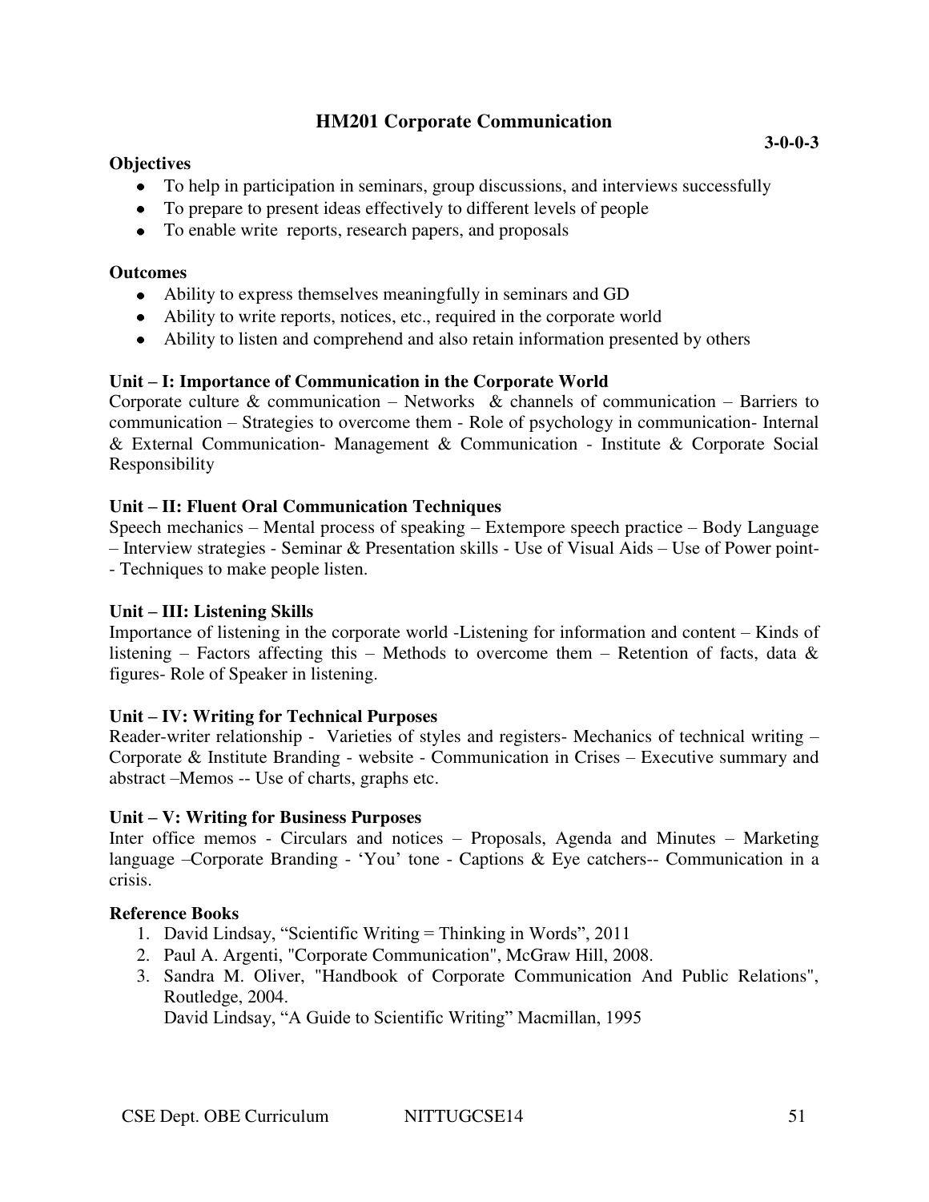# HM201 Corporate Communication

**3-0-0-3**

**Objectives**

- To help in participation in seminars, group discussions, and interviews successfully
- To prepare to present ideas effectively to different levels of people
- To enable write reports, research papers, and proposals

**Outcomes**

- Ability to express themselves meaningfully in seminars and GD
- Ability to write reports, notices, etc., required in the corporate world
- Ability to listen and comprehend and also retain information presented by others

**Unit – I: Importance of Communication in the Corporate World**

Corporate culture & communication – Networks & channels of communication – Barriers to communication – Strategies to overcome them - Role of psychology in communication- Internal & External Communication- Management & Communication - Institute & Corporate Social Responsibility

**Unit – II: Fluent Oral Communication Techniques**

Speech mechanics – Mental process of speaking – Extempore speech practice – Body Language – Interview strategies - Seminar & Presentation skills - Use of Visual Aids – Use of Power point- - Techniques to make people listen.

**Unit – III: Listening Skills**

Importance of listening in the corporate world -Listening for information and content – Kinds of listening – Factors affecting this – Methods to overcome them – Retention of facts, data & figures- Role of Speaker in listening.

**Unit – IV: Writing for Technical Purposes**

Reader-writer relationship - Varieties of styles and registers- Mechanics of technical writing – Corporate & Institute Branding - website - Communication in Crises – Executive summary and abstract –Memos -- Use of charts, graphs etc.

**Unit – V: Writing for Business Purposes**

Inter office memos - Circulars and notices – Proposals, Agenda and Minutes – Marketing language –Corporate Branding - 'You' tone - Captions & Eye catchers-- Communication in a crisis.

**Reference Books**

1. David Lindsay, "Scientific Writing = Thinking in Words", 2011
2. Paul A. Argenti, "Corporate Communication", McGraw Hill, 2008.
3. Sandra M. Oliver, "Handbook of Corporate Communication And Public Relations", Routledge, 2004.
   David Lindsay, "A Guide to Scientific Writing" Macmillan, 1995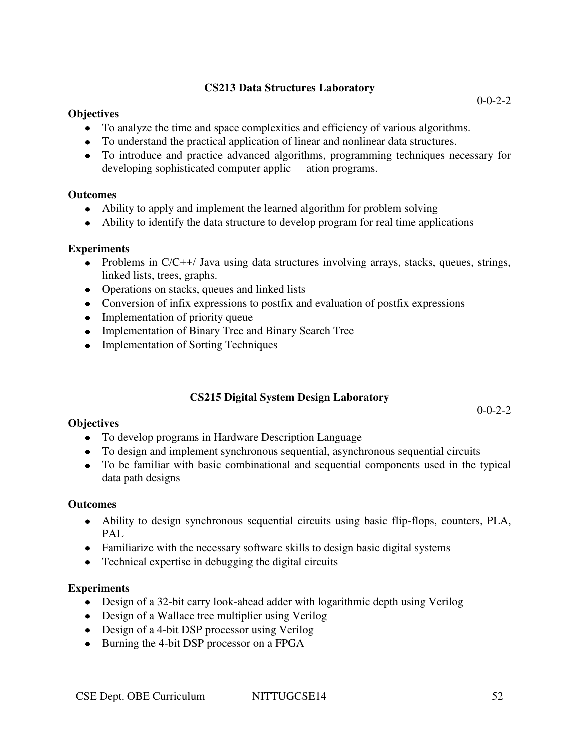## CS213 Data Structures Laboratory

0-0-2-2

**Objectives**

- To analyze the time and space complexities and efficiency of various algorithms.
- To understand the practical application of linear and nonlinear data structures.
- To introduce and practice advanced algorithms, programming techniques necessary for developing sophisticated computer application programs.

**Outcomes**

- Ability to apply and implement the learned algorithm for problem solving
- Ability to identify the data structure to develop program for real time applications

**Experiments**

- Problems in C/C++/ Java using data structures involving arrays, stacks, queues, strings, linked lists, trees, graphs.
- Operations on stacks, queues and linked lists
- Conversion of infix expressions to postfix and evaluation of postfix expressions
- Implementation of priority queue
- Implementation of Binary Tree and Binary Search Tree
- Implementation of Sorting Techniques

## CS215 Digital System Design Laboratory

0-0-2-2

**Objectives**

- To develop programs in Hardware Description Language
- To design and implement synchronous sequential, asynchronous sequential circuits
- To be familiar with basic combinational and sequential components used in the typical data path designs

**Outcomes**

- Ability to design synchronous sequential circuits using basic flip-flops, counters, PLA, PAL
- Familiarize with the necessary software skills to design basic digital systems
- Technical expertise in debugging the digital circuits

**Experiments**

- Design of a 32-bit carry look-ahead adder with logarithmic depth using Verilog
- Design of a Wallace tree multiplier using Verilog
- Design of a 4-bit DSP processor using Verilog
- Burning the 4-bit DSP processor on a FPGA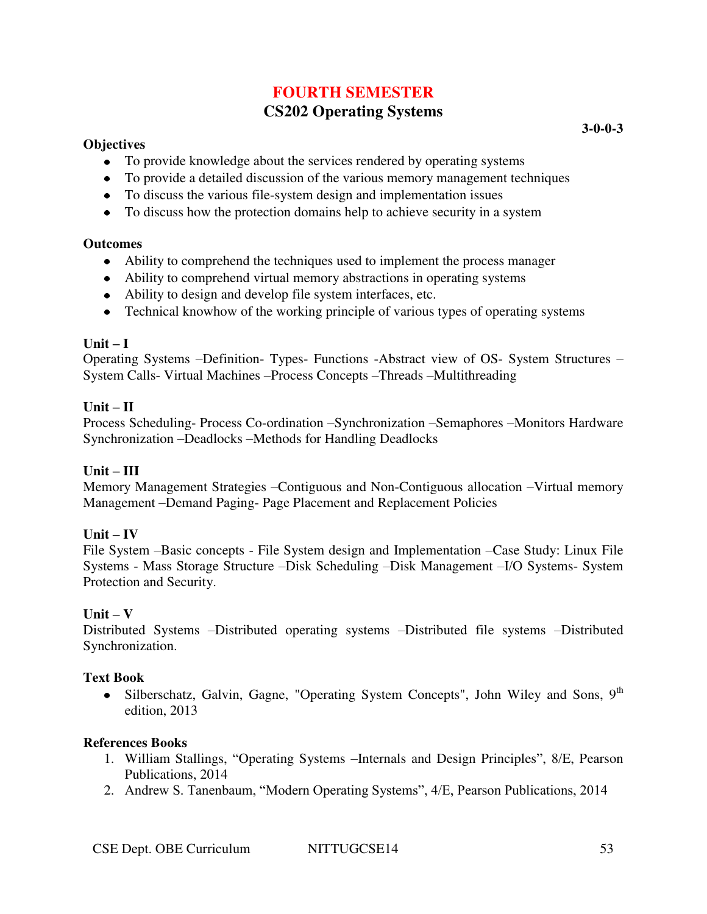# FOURTH SEMESTER

## CS202 Operating Systems

**3-0-0-3**

**Objectives**

- To provide knowledge about the services rendered by operating systems
- To provide a detailed discussion of the various memory management techniques
- To discuss the various file-system design and implementation issues
- To discuss how the protection domains help to achieve security in a system

**Outcomes**

- Ability to comprehend the techniques used to implement the process manager
- Ability to comprehend virtual memory abstractions in operating systems
- Ability to design and develop file system interfaces, etc.
- Technical knowhow of the working principle of various types of operating systems

**Unit – I**

Operating Systems –Definition- Types- Functions -Abstract view of OS- System Structures – System Calls- Virtual Machines –Process Concepts –Threads –Multithreading

**Unit – II**

Process Scheduling- Process Co-ordination –Synchronization –Semaphores –Monitors Hardware Synchronization –Deadlocks –Methods for Handling Deadlocks

**Unit – III**

Memory Management Strategies –Contiguous and Non-Contiguous allocation –Virtual memory Management –Demand Paging- Page Placement and Replacement Policies

**Unit – IV**

File System –Basic concepts - File System design and Implementation –Case Study: Linux File Systems - Mass Storage Structure –Disk Scheduling –Disk Management –I/O Systems- System Protection and Security.

**Unit – V**

Distributed Systems –Distributed operating systems –Distributed file systems –Distributed Synchronization.

**Text Book**

- Silberschatz, Galvin, Gagne, "Operating System Concepts", John Wiley and Sons, 9th edition, 2013

**References Books**

1. William Stallings, "Operating Systems –Internals and Design Principles", 8/E, Pearson Publications, 2014
2. Andrew S. Tanenbaum, "Modern Operating Systems", 4/E, Pearson Publications, 2014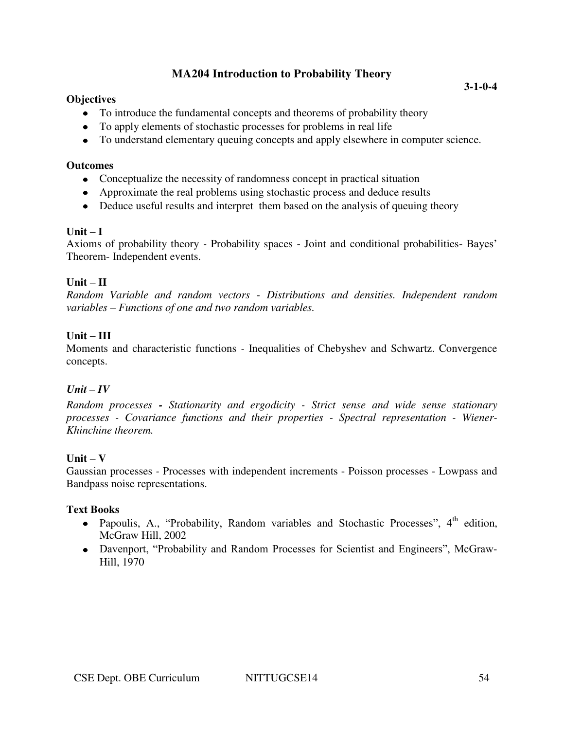## MA204 Introduction to Probability Theory

**3-1-0-4**

**Objectives**

- To introduce the fundamental concepts and theorems of probability theory
- To apply elements of stochastic processes for problems in real life
- To understand elementary queuing concepts and apply elsewhere in computer science.

**Outcomes**

- Conceptualize the necessity of randomness concept in practical situation
- Approximate the real problems using stochastic process and deduce results
- Deduce useful results and interpret them based on the analysis of queuing theory

**Unit – I**

Axioms of probability theory - Probability spaces - Joint and conditional probabilities- Bayes' Theorem- Independent events.

**Unit – II**

*Random Variable and random vectors - Distributions and densities. Independent random variables – Functions of one and two random variables.*

**Unit – III**

Moments and characteristic functions - Inequalities of Chebyshev and Schwartz. Convergence concepts.

***Unit – IV***

*Random processes **-** Stationarity and ergodicity - Strict sense and wide sense stationary processes - Covariance functions and their properties - Spectral representation - Wiener-Khinchine theorem.*

**Unit – V**

Gaussian processes - Processes with independent increments - Poisson processes - Lowpass and Bandpass noise representations.

**Text Books**

- Papoulis, A., "Probability, Random variables and Stochastic Processes", 4th edition, McGraw Hill, 2002
- Davenport, "Probability and Random Processes for Scientist and Engineers", McGraw-Hill, 1970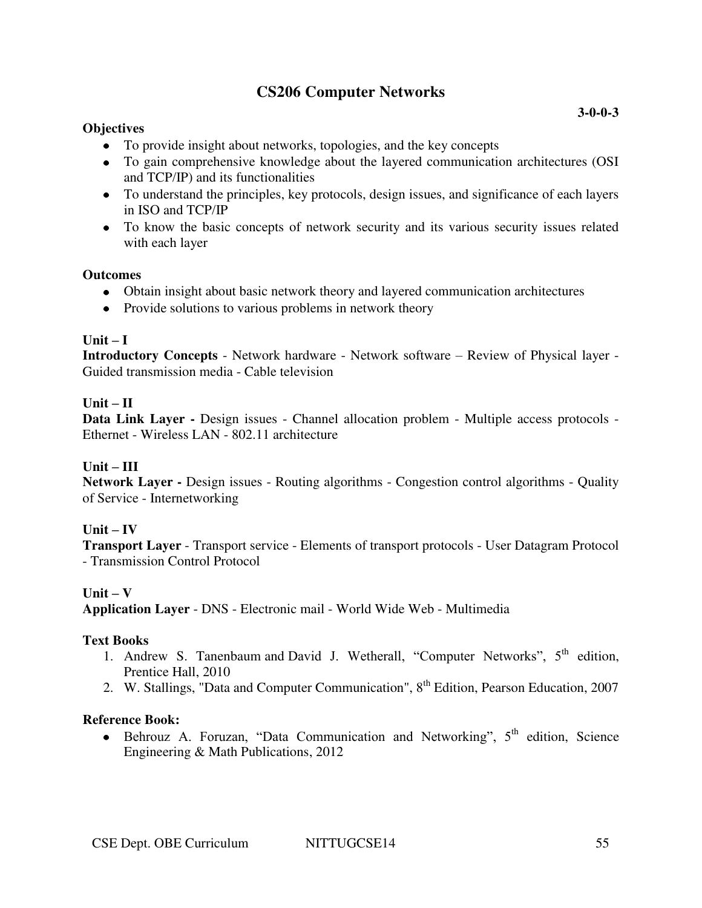# CS206 Computer Networks

**3-0-0-3**

**Objectives**

- To provide insight about networks, topologies, and the key concepts
- To gain comprehensive knowledge about the layered communication architectures (OSI and TCP/IP) and its functionalities
- To understand the principles, key protocols, design issues, and significance of each layers in ISO and TCP/IP
- To know the basic concepts of network security and its various security issues related with each layer

**Outcomes**

- Obtain insight about basic network theory and layered communication architectures
- Provide solutions to various problems in network theory

**Unit – I**

**Introductory Concepts** - Network hardware - Network software – Review of Physical layer - Guided transmission media - Cable television

**Unit – II**

**Data Link Layer -** Design issues - Channel allocation problem - Multiple access protocols - Ethernet - Wireless LAN - 802.11 architecture

**Unit – III**

**Network Layer -** Design issues - Routing algorithms - Congestion control algorithms - Quality of Service - Internetworking

**Unit – IV**

**Transport Layer** - Transport service - Elements of transport protocols - User Datagram Protocol - Transmission Control Protocol

**Unit – V**

**Application Layer** - DNS - Electronic mail - World Wide Web - Multimedia

**Text Books**

1. Andrew S. Tanenbaum and David J. Wetherall, "Computer Networks", 5th edition, Prentice Hall, 2010
2. W. Stallings, "Data and Computer Communication", 8th Edition, Pearson Education, 2007

**Reference Book:**

- Behrouz A. Foruzan, "Data Communication and Networking", 5th edition, Science Engineering & Math Publications, 2012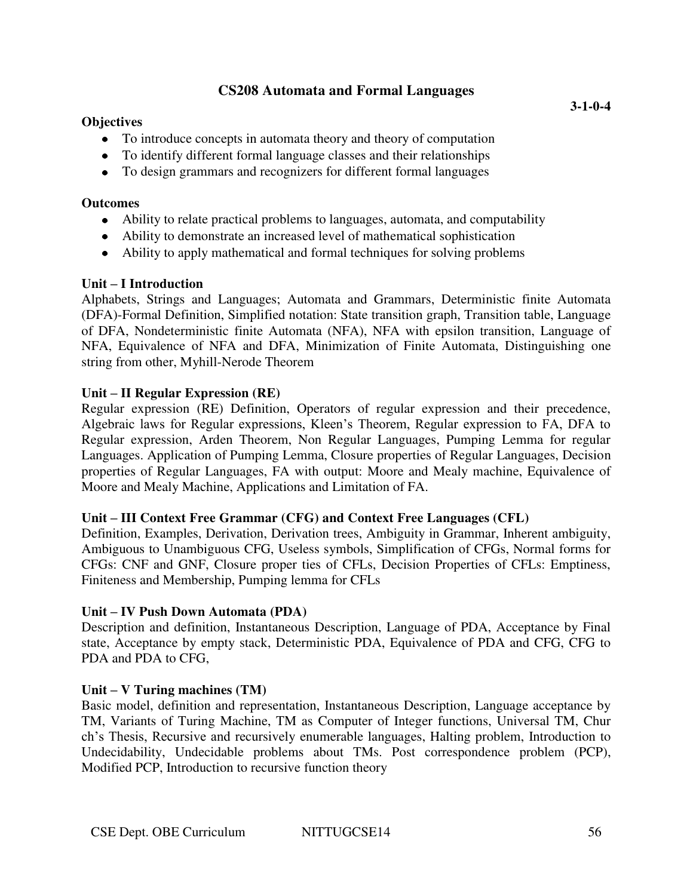## CS208 Automata and Formal Languages

**3-1-0-4**

**Objectives**

- To introduce concepts in automata theory and theory of computation
- To identify different formal language classes and their relationships
- To design grammars and recognizers for different formal languages

**Outcomes**

- Ability to relate practical problems to languages, automata, and computability
- Ability to demonstrate an increased level of mathematical sophistication
- Ability to apply mathematical and formal techniques for solving problems

**Unit – I Introduction**

Alphabets, Strings and Languages; Automata and Grammars, Deterministic finite Automata (DFA)-Formal Definition, Simplified notation: State transition graph, Transition table, Language of DFA, Nondeterministic finite Automata (NFA), NFA with epsilon transition, Language of NFA, Equivalence of NFA and DFA, Minimization of Finite Automata, Distinguishing one string from other, Myhill-Nerode Theorem

**Unit – II Regular Expression (RE)**

Regular expression (RE) Definition, Operators of regular expression and their precedence, Algebraic laws for Regular expressions, Kleen's Theorem, Regular expression to FA, DFA to Regular expression, Arden Theorem, Non Regular Languages, Pumping Lemma for regular Languages. Application of Pumping Lemma, Closure properties of Regular Languages, Decision properties of Regular Languages, FA with output: Moore and Mealy machine, Equivalence of Moore and Mealy Machine, Applications and Limitation of FA.

**Unit – III Context Free Grammar (CFG) and Context Free Languages (CFL)**

Definition, Examples, Derivation, Derivation trees, Ambiguity in Grammar, Inherent ambiguity, Ambiguous to Unambiguous CFG, Useless symbols, Simplification of CFGs, Normal forms for CFGs: CNF and GNF, Closure proper ties of CFLs, Decision Properties of CFLs: Emptiness, Finiteness and Membership, Pumping lemma for CFLs

**Unit – IV Push Down Automata (PDA)**

Description and definition, Instantaneous Description, Language of PDA, Acceptance by Final state, Acceptance by empty stack, Deterministic PDA, Equivalence of PDA and CFG, CFG to PDA and PDA to CFG,

**Unit – V Turing machines (TM)**

Basic model, definition and representation, Instantaneous Description, Language acceptance by TM, Variants of Turing Machine, TM as Computer of Integer functions, Universal TM, Chur ch's Thesis, Recursive and recursively enumerable languages, Halting problem, Introduction to Undecidability, Undecidable problems about TMs. Post correspondence problem (PCP), Modified PCP, Introduction to recursive function theory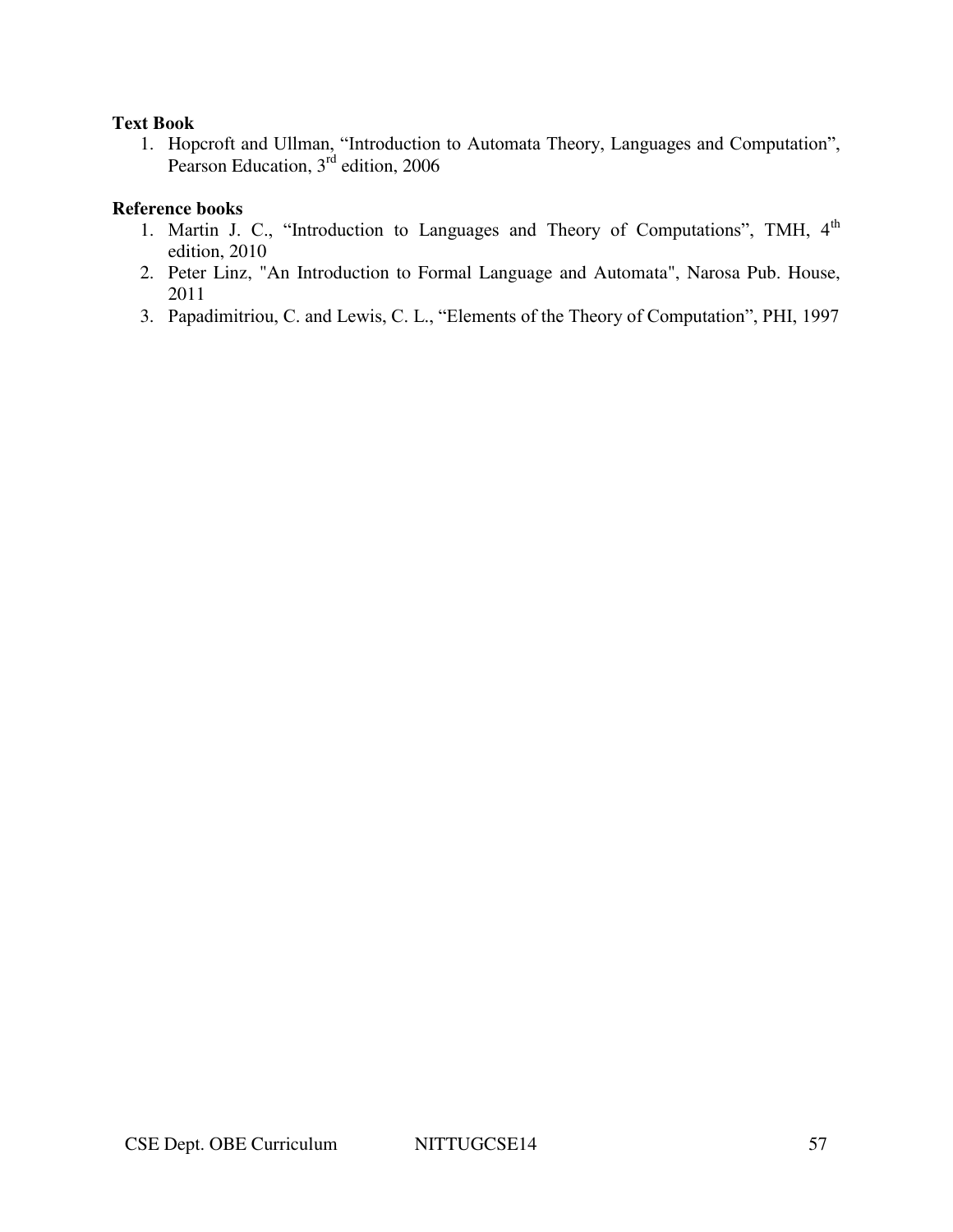**Text Book**

1. Hopcroft and Ullman, “Introduction to Automata Theory, Languages and Computation”, Pearson Education, 3rd edition, 2006

**Reference books**

1. Martin J. C., “Introduction to Languages and Theory of Computations”, TMH, 4th edition, 2010
2. Peter Linz, "An Introduction to Formal Language and Automata", Narosa Pub. House, 2011
3. Papadimitriou, C. and Lewis, C. L., “Elements of the Theory of Computation”, PHI, 1997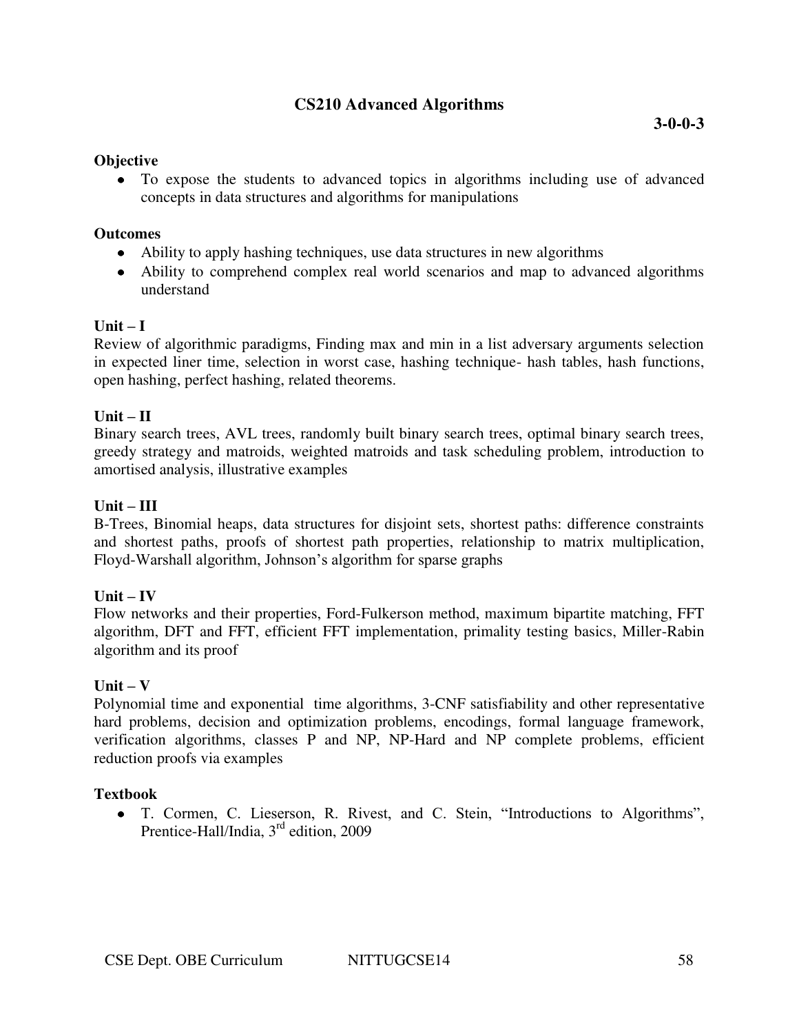## CS210 Advanced Algorithms

**3-0-0-3**

**Objective**

- To expose the students to advanced topics in algorithms including use of advanced concepts in data structures and algorithms for manipulations

**Outcomes**

- Ability to apply hashing techniques, use data structures in new algorithms
- Ability to comprehend complex real world scenarios and map to advanced algorithms understand

**Unit – I**

Review of algorithmic paradigms, Finding max and min in a list adversary arguments selection in expected liner time, selection in worst case, hashing technique- hash tables, hash functions, open hashing, perfect hashing, related theorems.

**Unit – II**

Binary search trees, AVL trees, randomly built binary search trees, optimal binary search trees, greedy strategy and matroids, weighted matroids and task scheduling problem, introduction to amortised analysis, illustrative examples

**Unit – III**

B-Trees, Binomial heaps, data structures for disjoint sets, shortest paths: difference constraints and shortest paths, proofs of shortest path properties, relationship to matrix multiplication, Floyd-Warshall algorithm, Johnson's algorithm for sparse graphs

**Unit – IV**

Flow networks and their properties, Ford-Fulkerson method, maximum bipartite matching, FFT algorithm, DFT and FFT, efficient FFT implementation, primality testing basics, Miller-Rabin algorithm and its proof

**Unit – V**

Polynomial time and exponential time algorithms, 3-CNF satisfiability and other representative hard problems, decision and optimization problems, encodings, formal language framework, verification algorithms, classes P and NP, NP-Hard and NP complete problems, efficient reduction proofs via examples

**Textbook**

- T. Cormen, C. Lieserson, R. Rivest, and C. Stein, "Introductions to Algorithms", Prentice-Hall/India, 3rd edition, 2009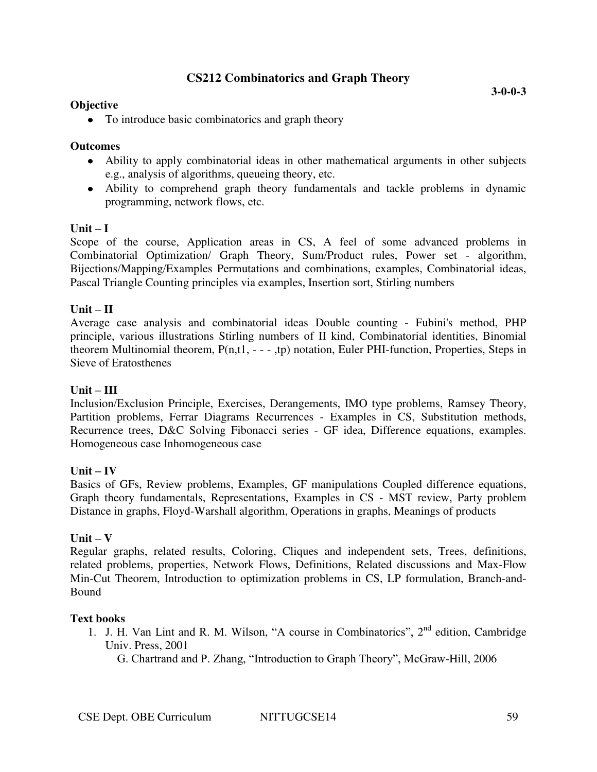## CS212 Combinatorics and Graph Theory

**3-0-0-3**

**Objective**

- To introduce basic combinatorics and graph theory

**Outcomes**

- Ability to apply combinatorial ideas in other mathematical arguments in other subjects e.g., analysis of algorithms, queueing theory, etc.
- Ability to comprehend graph theory fundamentals and tackle problems in dynamic programming, network flows, etc.

**Unit – I**

Scope of the course, Application areas in CS, A feel of some advanced problems in Combinatorial Optimization/ Graph Theory, Sum/Product rules, Power set - algorithm, Bijections/Mapping/Examples Permutations and combinations, examples, Combinatorial ideas, Pascal Triangle Counting principles via examples, Insertion sort, Stirling numbers

**Unit – II**

Average case analysis and combinatorial ideas Double counting - Fubini's method, PHP principle, various illustrations Stirling numbers of II kind, Combinatorial identities, Binomial theorem Multinomial theorem, P(n,t1, - - - ,tp) notation, Euler PHI-function, Properties, Steps in Sieve of Eratosthenes

**Unit – III**

Inclusion/Exclusion Principle, Exercises, Derangements, IMO type problems, Ramsey Theory, Partition problems, Ferrar Diagrams Recurrences - Examples in CS, Substitution methods, Recurrence trees, D&C Solving Fibonacci series - GF idea, Difference equations, examples. Homogeneous case Inhomogeneous case

**Unit – IV**

Basics of GFs, Review problems, Examples, GF manipulations Coupled difference equations, Graph theory fundamentals, Representations, Examples in CS - MST review, Party problem Distance in graphs, Floyd-Warshall algorithm, Operations in graphs, Meanings of products

**Unit – V**

Regular graphs, related results, Coloring, Cliques and independent sets, Trees, definitions, related problems, properties, Network Flows, Definitions, Related discussions and Max-Flow Min-Cut Theorem, Introduction to optimization problems in CS, LP formulation, Branch-and-Bound

**Text books**

1. J. H. Van Lint and R. M. Wilson, "A course in Combinatorics", 2nd edition, Cambridge Univ. Press, 2001
   G. Chartrand and P. Zhang, "Introduction to Graph Theory", McGraw-Hill, 2006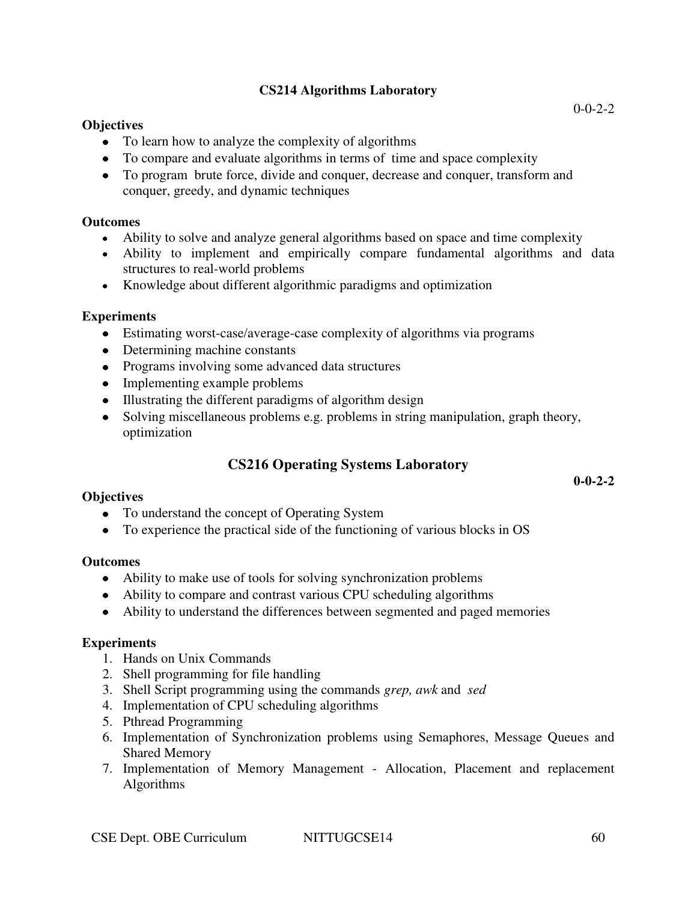## CS214 Algorithms Laboratory

0-0-2-2

**Objectives**

- To learn how to analyze the complexity of algorithms
- To compare and evaluate algorithms in terms of time and space complexity
- To program brute force, divide and conquer, decrease and conquer, transform and conquer, greedy, and dynamic techniques

**Outcomes**

- Ability to solve and analyze general algorithms based on space and time complexity
- Ability to implement and empirically compare fundamental algorithms and data structures to real-world problems
- Knowledge about different algorithmic paradigms and optimization

**Experiments**

- Estimating worst-case/average-case complexity of algorithms via programs
- Determining machine constants
- Programs involving some advanced data structures
- Implementing example problems
- Illustrating the different paradigms of algorithm design
- Solving miscellaneous problems e.g. problems in string manipulation, graph theory, optimization

## CS216 Operating Systems Laboratory

**0-0-2-2**

**Objectives**

- To understand the concept of Operating System
- To experience the practical side of the functioning of various blocks in OS

**Outcomes**

- Ability to make use of tools for solving synchronization problems
- Ability to compare and contrast various CPU scheduling algorithms
- Ability to understand the differences between segmented and paged memories

**Experiments**

1. Hands on Unix Commands
2. Shell programming for file handling
3. Shell Script programming using the commands *grep, awk* and *sed*
4. Implementation of CPU scheduling algorithms
5. Pthread Programming
6. Implementation of Synchronization problems using Semaphores, Message Queues and Shared Memory
7. Implementation of Memory Management - Allocation, Placement and replacement Algorithms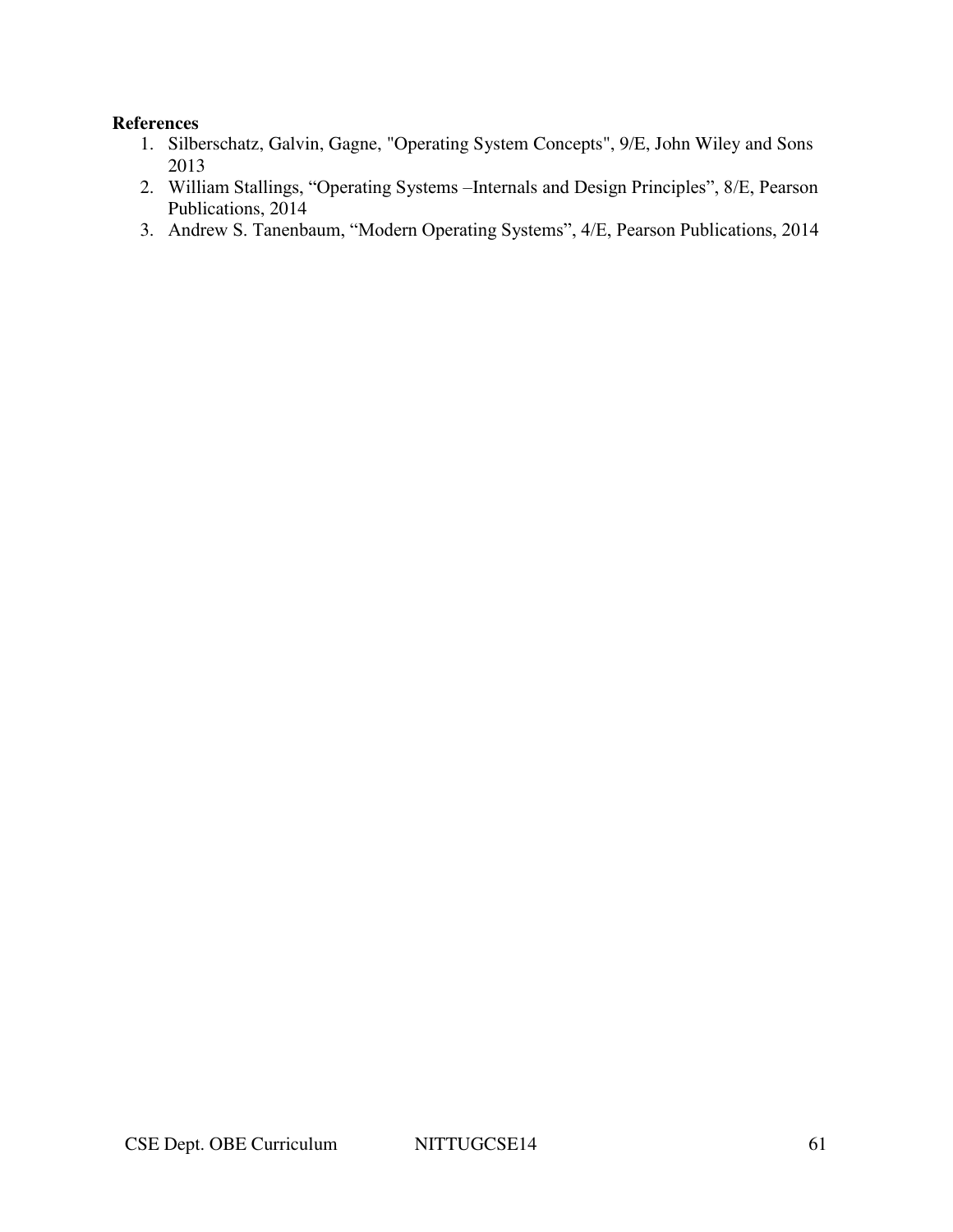**References**

1. Silberschatz, Galvin, Gagne, "Operating System Concepts", 9/E, John Wiley and Sons 2013
2. William Stallings, “Operating Systems –Internals and Design Principles”, 8/E, Pearson Publications, 2014
3. Andrew S. Tanenbaum, “Modern Operating Systems”, 4/E, Pearson Publications, 2014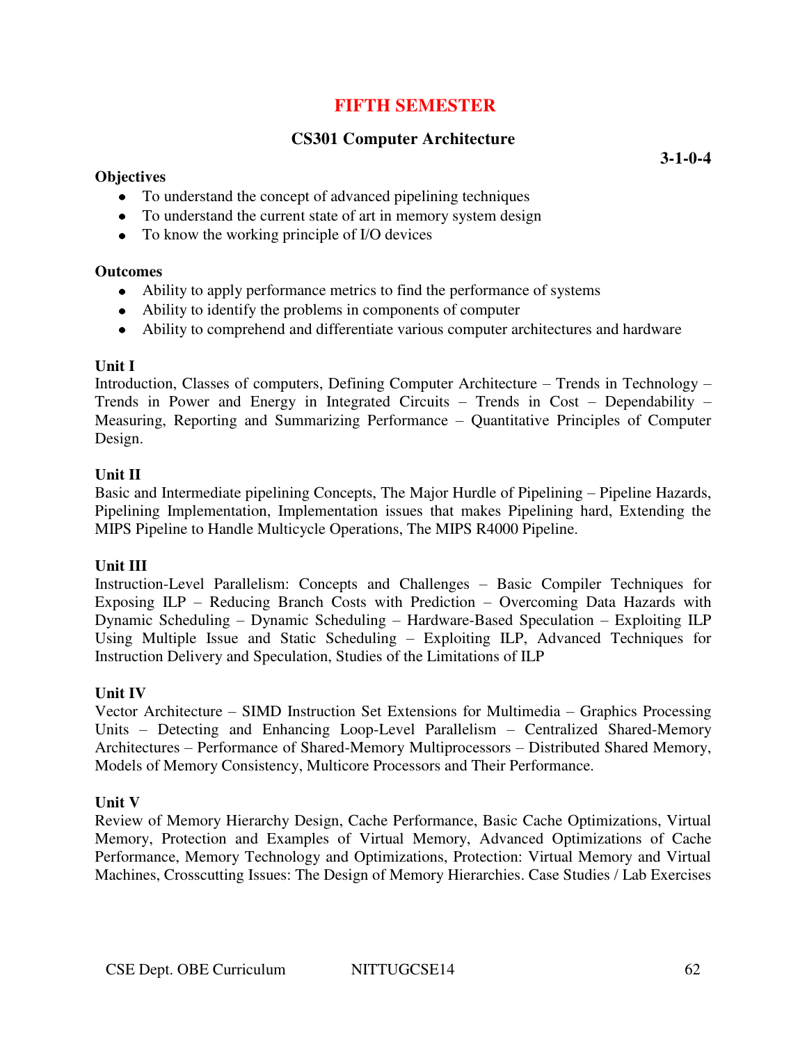# FIFTH SEMESTER

## CS301 Computer Architecture

**3-1-0-4**

**Objectives**

- To understand the concept of advanced pipelining techniques
- To understand the current state of art in memory system design
- To know the working principle of I/O devices

**Outcomes**

- Ability to apply performance metrics to find the performance of systems
- Ability to identify the problems in components of computer
- Ability to comprehend and differentiate various computer architectures and hardware

**Unit I**

Introduction, Classes of computers, Defining Computer Architecture – Trends in Technology – Trends in Power and Energy in Integrated Circuits – Trends in Cost – Dependability – Measuring, Reporting and Summarizing Performance – Quantitative Principles of Computer Design.

**Unit II**

Basic and Intermediate pipelining Concepts, The Major Hurdle of Pipelining – Pipeline Hazards, Pipelining Implementation, Implementation issues that makes Pipelining hard, Extending the MIPS Pipeline to Handle Multicycle Operations, The MIPS R4000 Pipeline.

**Unit III**

Instruction-Level Parallelism: Concepts and Challenges – Basic Compiler Techniques for Exposing ILP – Reducing Branch Costs with Prediction – Overcoming Data Hazards with Dynamic Scheduling – Dynamic Scheduling – Hardware-Based Speculation – Exploiting ILP Using Multiple Issue and Static Scheduling – Exploiting ILP, Advanced Techniques for Instruction Delivery and Speculation, Studies of the Limitations of ILP

**Unit IV**

Vector Architecture – SIMD Instruction Set Extensions for Multimedia – Graphics Processing Units – Detecting and Enhancing Loop-Level Parallelism – Centralized Shared-Memory Architectures – Performance of Shared-Memory Multiprocessors – Distributed Shared Memory, Models of Memory Consistency, Multicore Processors and Their Performance.

**Unit V**

Review of Memory Hierarchy Design, Cache Performance, Basic Cache Optimizations, Virtual Memory, Protection and Examples of Virtual Memory, Advanced Optimizations of Cache Performance, Memory Technology and Optimizations, Protection: Virtual Memory and Virtual Machines, Crosscutting Issues: The Design of Memory Hierarchies. Case Studies / Lab Exercises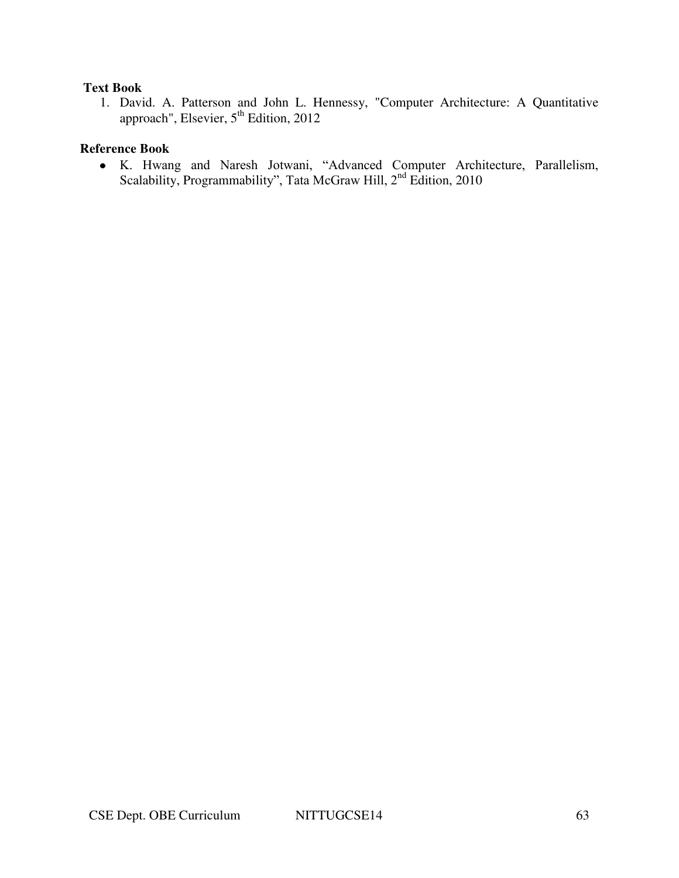**Text Book**

1. David. A. Patterson and John L. Hennessy, "Computer Architecture: A Quantitative approach", Elsevier, 5th Edition, 2012

**Reference Book**

- K. Hwang and Naresh Jotwani, "Advanced Computer Architecture, Parallelism, Scalability, Programmability", Tata McGraw Hill, 2nd Edition, 2010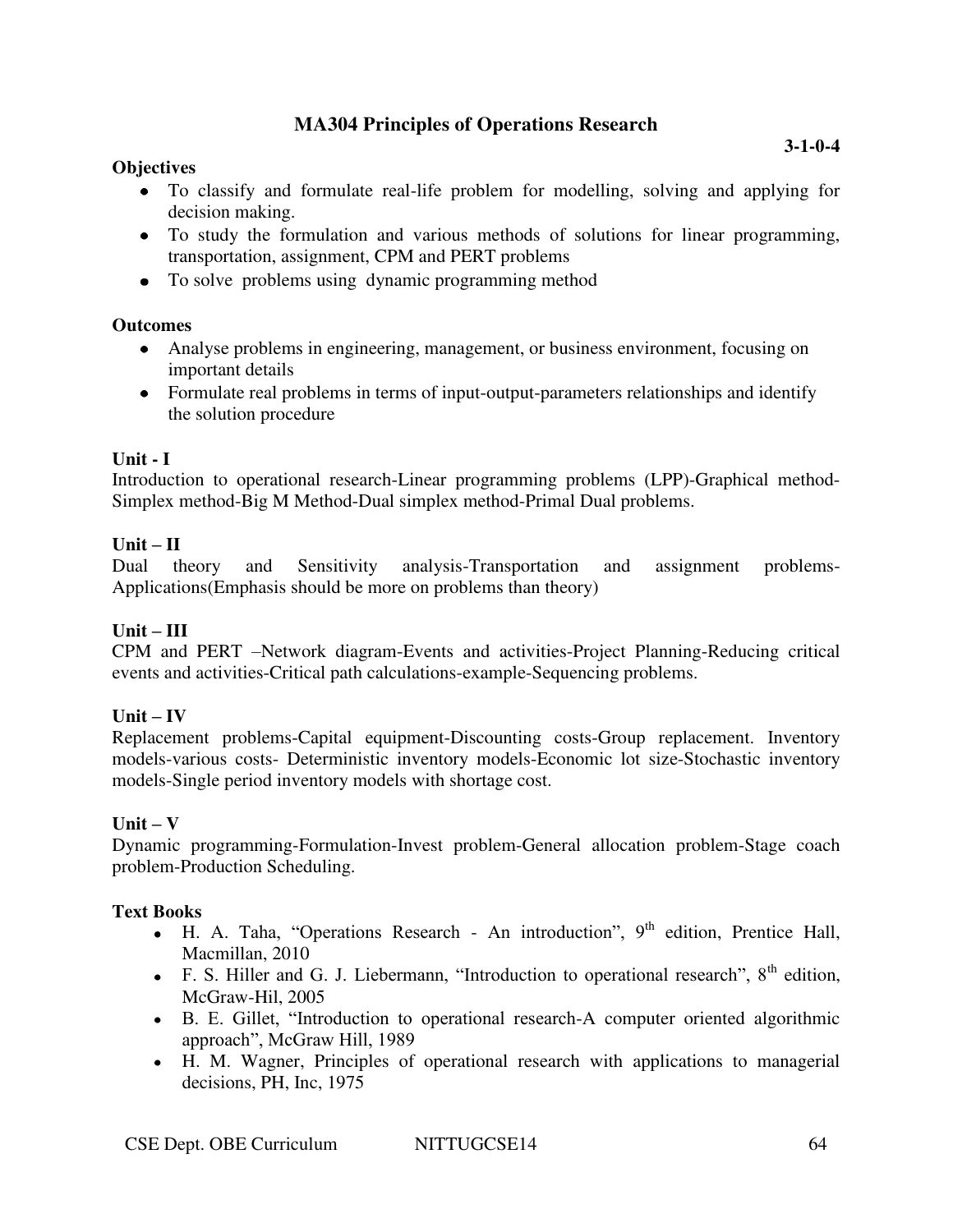## MA304 Principles of Operations Research

**3-1-0-4**

**Objectives**

- To classify and formulate real-life problem for modelling, solving and applying for decision making.
- To study the formulation and various methods of solutions for linear programming, transportation, assignment, CPM and PERT problems
- To solve problems using dynamic programming method

**Outcomes**

- Analyse problems in engineering, management, or business environment, focusing on important details
- Formulate real problems in terms of input-output-parameters relationships and identify the solution procedure

**Unit - I**

Introduction to operational research-Linear programming problems (LPP)-Graphical method-Simplex method-Big M Method-Dual simplex method-Primal Dual problems.

**Unit – II**

Dual theory and Sensitivity analysis-Transportation and assignment problems-Applications(Emphasis should be more on problems than theory)

**Unit – III**

CPM and PERT –Network diagram-Events and activities-Project Planning-Reducing critical events and activities-Critical path calculations-example-Sequencing problems.

**Unit – IV**

Replacement problems-Capital equipment-Discounting costs-Group replacement. Inventory models-various costs- Deterministic inventory models-Economic lot size-Stochastic inventory models-Single period inventory models with shortage cost.

**Unit – V**

Dynamic programming-Formulation-Invest problem-General allocation problem-Stage coach problem-Production Scheduling.

**Text Books**

- H. A. Taha, "Operations Research - An introduction", 9th edition, Prentice Hall, Macmillan, 2010
- F. S. Hiller and G. J. Liebermann, "Introduction to operational research", 8th edition, McGraw-Hil, 2005
- B. E. Gillet, "Introduction to operational research-A computer oriented algorithmic approach", McGraw Hill, 1989
- H. M. Wagner, Principles of operational research with applications to managerial decisions, PH, Inc, 1975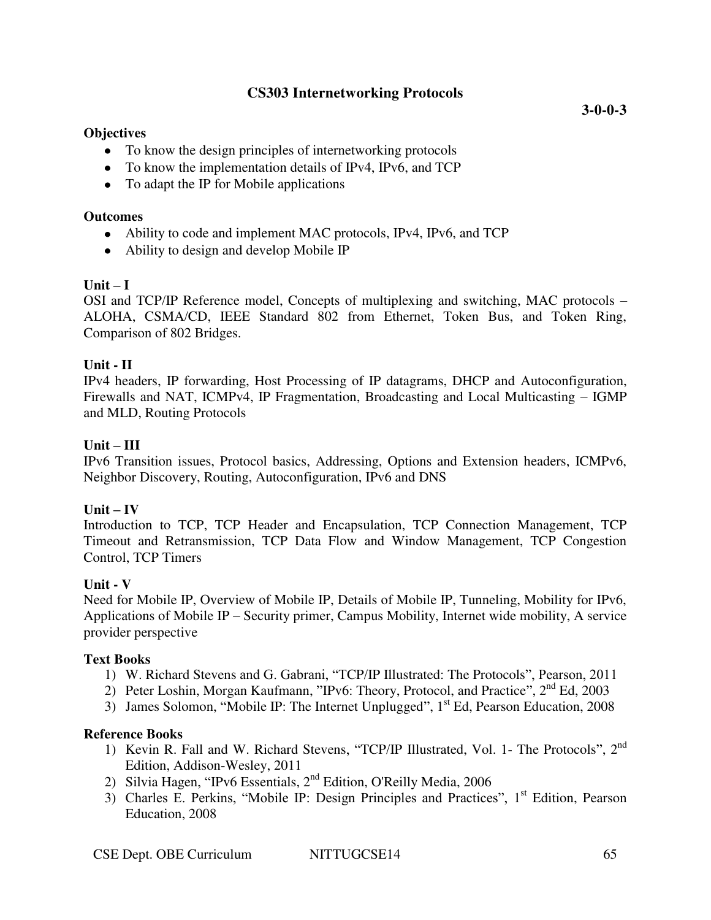# CS303 Internetworking Protocols

**3-0-0-3**

**Objectives**

- To know the design principles of internetworking protocols
- To know the implementation details of IPv4, IPv6, and TCP
- To adapt the IP for Mobile applications

**Outcomes**

- Ability to code and implement MAC protocols, IPv4, IPv6, and TCP
- Ability to design and develop Mobile IP

**Unit – I**

OSI and TCP/IP Reference model, Concepts of multiplexing and switching, MAC protocols – ALOHA, CSMA/CD, IEEE Standard 802 from Ethernet, Token Bus, and Token Ring, Comparison of 802 Bridges.

**Unit - II**

IPv4 headers, IP forwarding, Host Processing of IP datagrams, DHCP and Autoconfiguration, Firewalls and NAT, ICMPv4, IP Fragmentation, Broadcasting and Local Multicasting – IGMP and MLD, Routing Protocols

**Unit – III**

IPv6 Transition issues, Protocol basics, Addressing, Options and Extension headers, ICMPv6, Neighbor Discovery, Routing, Autoconfiguration, IPv6 and DNS

**Unit – IV**

Introduction to TCP, TCP Header and Encapsulation, TCP Connection Management, TCP Timeout and Retransmission, TCP Data Flow and Window Management, TCP Congestion Control, TCP Timers

**Unit - V**

Need for Mobile IP, Overview of Mobile IP, Details of Mobile IP, Tunneling, Mobility for IPv6, Applications of Mobile IP – Security primer, Campus Mobility, Internet wide mobility, A service provider perspective

**Text Books**

1) W. Richard Stevens and G. Gabrani, “TCP/IP Illustrated: The Protocols”, Pearson, 2011
2) Peter Loshin, Morgan Kaufmann, ”IPv6: Theory, Protocol, and Practice”, 2nd Ed, 2003
3) James Solomon, “Mobile IP: The Internet Unplugged”, 1st Ed, Pearson Education, 2008

**Reference Books**

1) Kevin R. Fall and W. Richard Stevens, “TCP/IP Illustrated, Vol. 1- The Protocols”, 2nd Edition, Addison-Wesley, 2011
2) Silvia Hagen, “IPv6 Essentials, 2nd Edition, O'Reilly Media, 2006
3) Charles E. Perkins, “Mobile IP: Design Principles and Practices”, 1st Edition, Pearson Education, 2008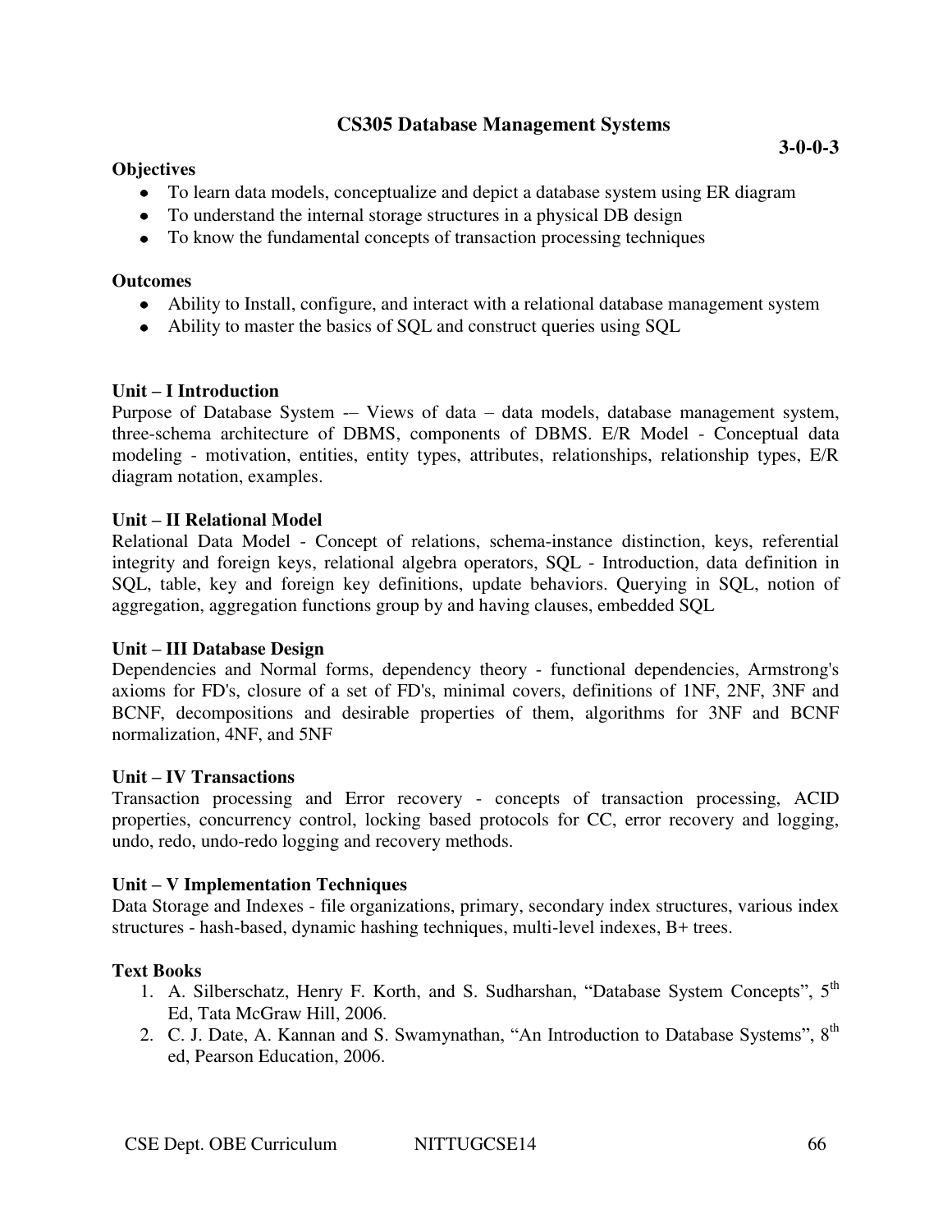## CS305 Database Management Systems

**3-0-0-3**

**Objectives**

- To learn data models, conceptualize and depict a database system using ER diagram
- To understand the internal storage structures in a physical DB design
- To know the fundamental concepts of transaction processing techniques

**Outcomes**

- Ability to Install, configure, and interact with a relational database management system
- Ability to master the basics of SQL and construct queries using SQL

**Unit – I Introduction**

Purpose of Database System -– Views of data – data models, database management system, three-schema architecture of DBMS, components of DBMS. E/R Model - Conceptual data modeling - motivation, entities, entity types, attributes, relationships, relationship types, E/R diagram notation, examples.

**Unit – II Relational Model**

Relational Data Model - Concept of relations, schema-instance distinction, keys, referential integrity and foreign keys, relational algebra operators, SQL - Introduction, data definition in SQL, table, key and foreign key definitions, update behaviors. Querying in SQL, notion of aggregation, aggregation functions group by and having clauses, embedded SQL

**Unit – III Database Design**

Dependencies and Normal forms, dependency theory - functional dependencies, Armstrong's axioms for FD's, closure of a set of FD's, minimal covers, definitions of 1NF, 2NF, 3NF and BCNF, decompositions and desirable properties of them, algorithms for 3NF and BCNF normalization, 4NF, and 5NF

**Unit – IV Transactions**

Transaction processing and Error recovery - concepts of transaction processing, ACID properties, concurrency control, locking based protocols for CC, error recovery and logging, undo, redo, undo-redo logging and recovery methods.

**Unit – V Implementation Techniques**

Data Storage and Indexes - file organizations, primary, secondary index structures, various index structures - hash-based, dynamic hashing techniques, multi-level indexes, B+ trees.

**Text Books**

1. A. Silberschatz, Henry F. Korth, and S. Sudharshan, "Database System Concepts", 5th Ed, Tata McGraw Hill, 2006.
2. C. J. Date, A. Kannan and S. Swamynathan, "An Introduction to Database Systems", 8th ed, Pearson Education, 2006.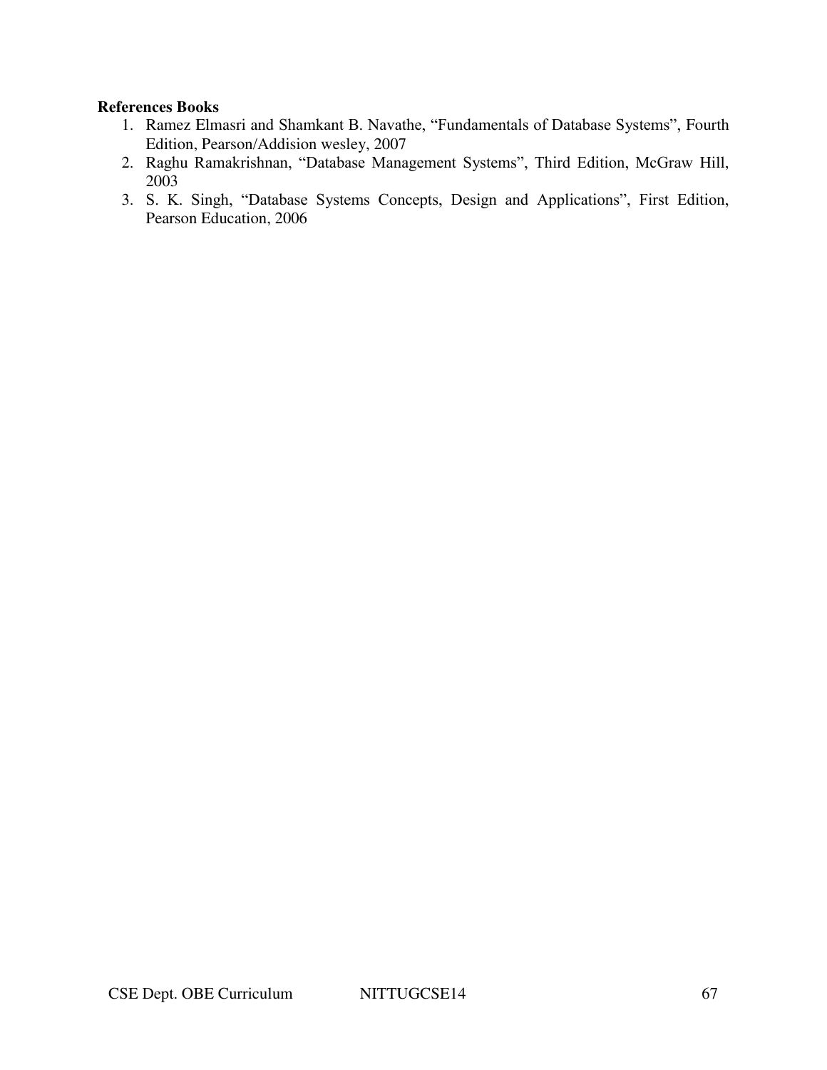**References Books**

1. Ramez Elmasri and Shamkant B. Navathe, "Fundamentals of Database Systems", Fourth Edition, Pearson/Addision wesley, 2007
2. Raghu Ramakrishnan, "Database Management Systems", Third Edition, McGraw Hill, 2003
3. S. K. Singh, "Database Systems Concepts, Design and Applications", First Edition, Pearson Education, 2006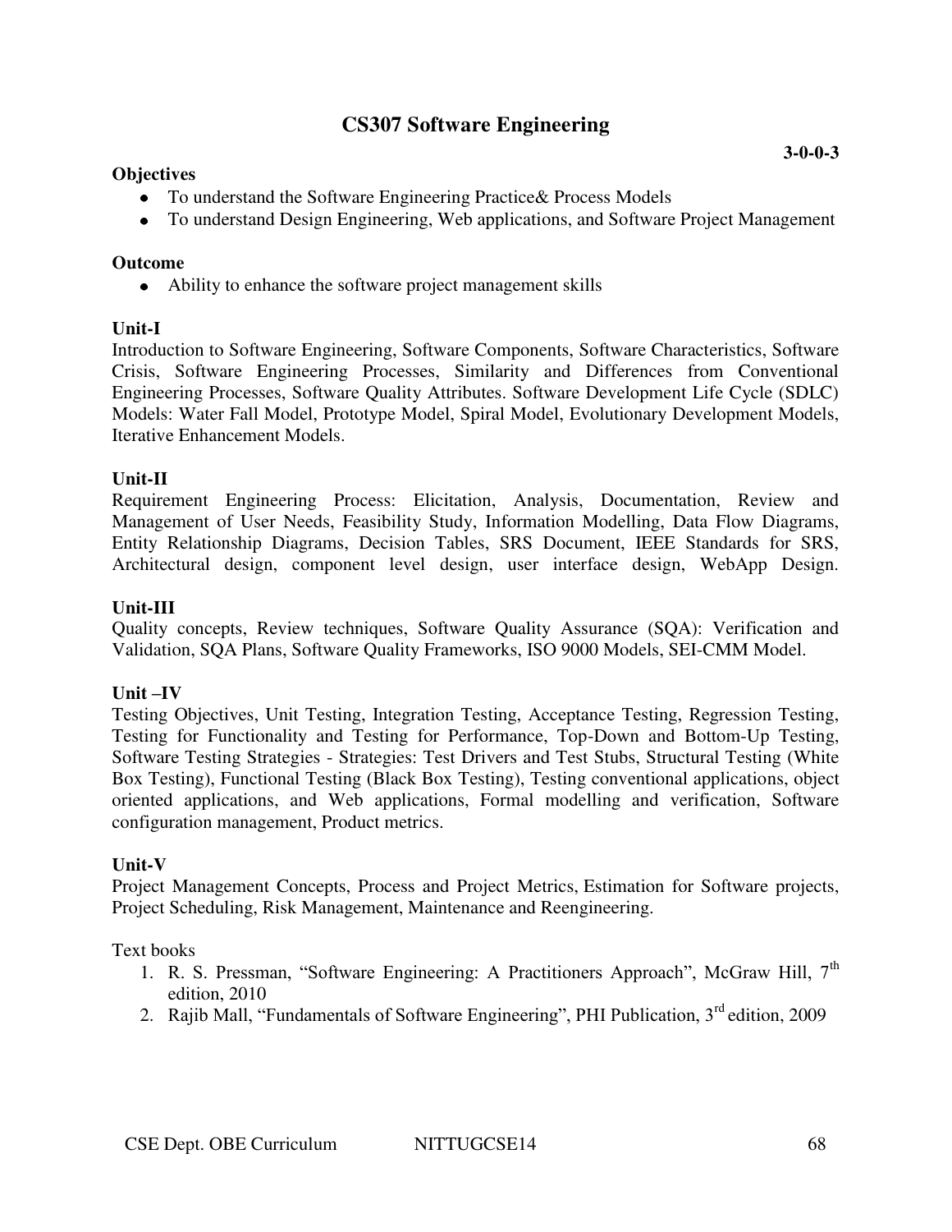# CS307 Software Engineering

**3-0-0-3**

**Objectives**

- To understand the Software Engineering Practice& Process Models
- To understand Design Engineering, Web applications, and Software Project Management

**Outcome**

- Ability to enhance the software project management skills

**Unit-I**

Introduction to Software Engineering, Software Components, Software Characteristics, Software Crisis, Software Engineering Processes, Similarity and Differences from Conventional Engineering Processes, Software Quality Attributes. Software Development Life Cycle (SDLC) Models: Water Fall Model, Prototype Model, Spiral Model, Evolutionary Development Models, Iterative Enhancement Models.

**Unit-II**

Requirement Engineering Process: Elicitation, Analysis, Documentation, Review and Management of User Needs, Feasibility Study, Information Modelling, Data Flow Diagrams, Entity Relationship Diagrams, Decision Tables, SRS Document, IEEE Standards for SRS, Architectural design, component level design, user interface design, WebApp Design.

**Unit-III**

Quality concepts, Review techniques, Software Quality Assurance (SQA): Verification and Validation, SQA Plans, Software Quality Frameworks, ISO 9000 Models, SEI-CMM Model.

**Unit –IV**

Testing Objectives, Unit Testing, Integration Testing, Acceptance Testing, Regression Testing, Testing for Functionality and Testing for Performance, Top-Down and Bottom-Up Testing, Software Testing Strategies - Strategies: Test Drivers and Test Stubs, Structural Testing (White Box Testing), Functional Testing (Black Box Testing), Testing conventional applications, object oriented applications, and Web applications, Formal modelling and verification, Software configuration management, Product metrics.

**Unit-V**

Project Management Concepts, Process and Project Metrics, Estimation for Software projects, Project Scheduling, Risk Management, Maintenance and Reengineering.

Text books

1. R. S. Pressman, "Software Engineering: A Practitioners Approach", McGraw Hill, 7th edition, 2010
2. Rajib Mall, "Fundamentals of Software Engineering", PHI Publication, 3rd edition, 2009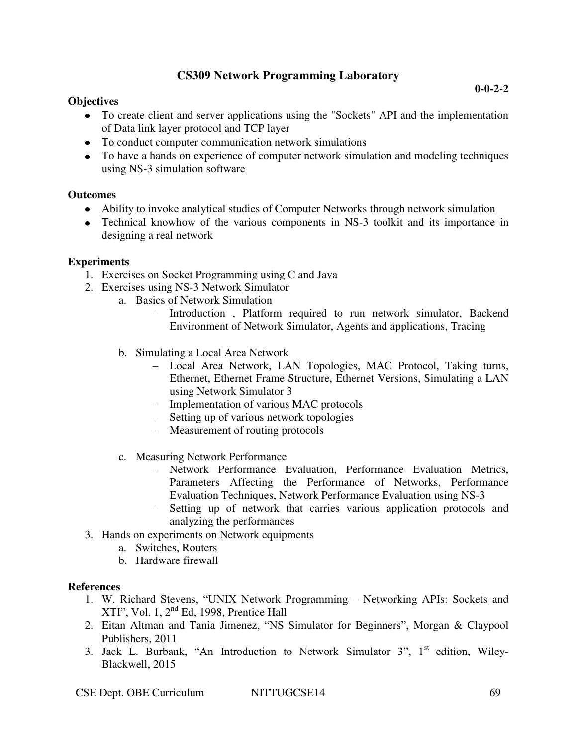## CS309 Network Programming Laboratory

**0-0-2-2**

### Objectives

- To create client and server applications using the "Sockets" API and the implementation of Data link layer protocol and TCP layer
- To conduct computer communication network simulations
- To have a hands on experience of computer network simulation and modeling techniques using NS-3 simulation software

### Outcomes

- Ability to invoke analytical studies of Computer Networks through network simulation
- Technical knowhow of the various components in NS-3 toolkit and its importance in designing a real network

### Experiments

1. Exercises on Socket Programming using C and Java
2. Exercises using NS-3 Network Simulator
   a. Basics of Network Simulation
      - Introduction , Platform required to run network simulator, Backend Environment of Network Simulator, Agents and applications, Tracing

   b. Simulating a Local Area Network
      - Local Area Network, LAN Topologies, MAC Protocol, Taking turns, Ethernet, Ethernet Frame Structure, Ethernet Versions, Simulating a LAN using Network Simulator 3
      - Implementation of various MAC protocols
      - Setting up of various network topologies
      - Measurement of routing protocols

   c. Measuring Network Performance
      - Network Performance Evaluation, Performance Evaluation Metrics, Parameters Affecting the Performance of Networks, Performance Evaluation Techniques, Network Performance Evaluation using NS-3
      - Setting up of network that carries various application protocols and analyzing the performances
3. Hands on experiments on Network equipments
   a. Switches, Routers
   b. Hardware firewall

### References

1. W. Richard Stevens, "UNIX Network Programming – Networking APIs: Sockets and XTI", Vol. 1, 2nd Ed, 1998, Prentice Hall
2. Eitan Altman and Tania Jimenez, "NS Simulator for Beginners", Morgan & Claypool Publishers, 2011
3. Jack L. Burbank, "An Introduction to Network Simulator 3", 1st edition, Wiley-Blackwell, 2015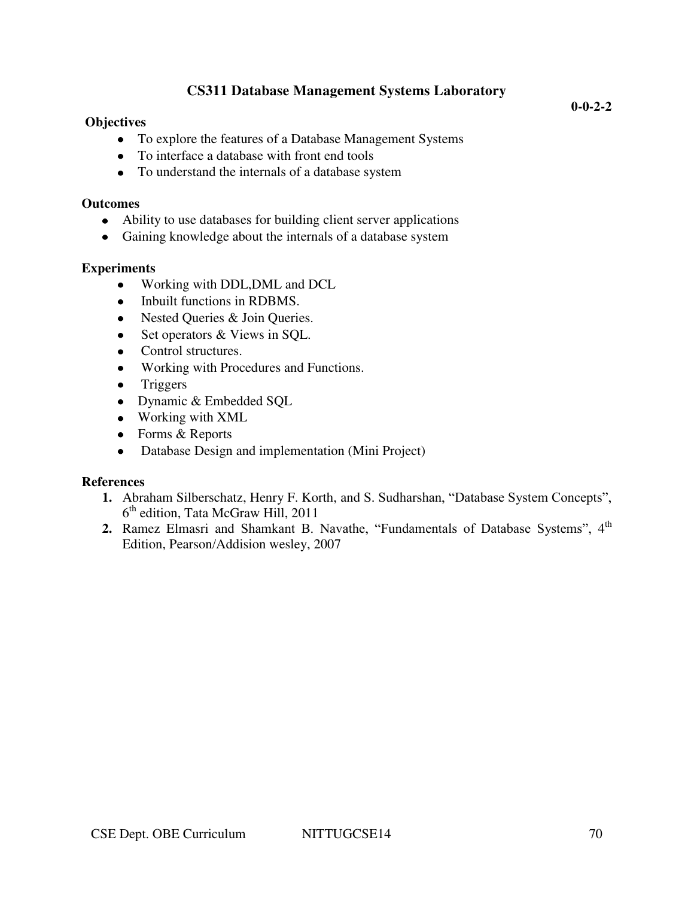## CS311 Database Management Systems Laboratory

**0-0-2-2**

**Objectives**

- To explore the features of a Database Management Systems
- To interface a database with front end tools
- To understand the internals of a database system

**Outcomes**

- Ability to use databases for building client server applications
- Gaining knowledge about the internals of a database system

**Experiments**

- Working with DDL,DML and DCL
- Inbuilt functions in RDBMS.
- Nested Queries & Join Queries.
- Set operators & Views in SQL.
- Control structures.
- Working with Procedures and Functions.
- Triggers
- Dynamic & Embedded SQL
- Working with XML
- Forms & Reports
- Database Design and implementation (Mini Project)

**References**

1. Abraham Silberschatz, Henry F. Korth, and S. Sudharshan, "Database System Concepts", 6th edition, Tata McGraw Hill, 2011
2. Ramez Elmasri and Shamkant B. Navathe, "Fundamentals of Database Systems", 4th Edition, Pearson/Addision wesley, 2007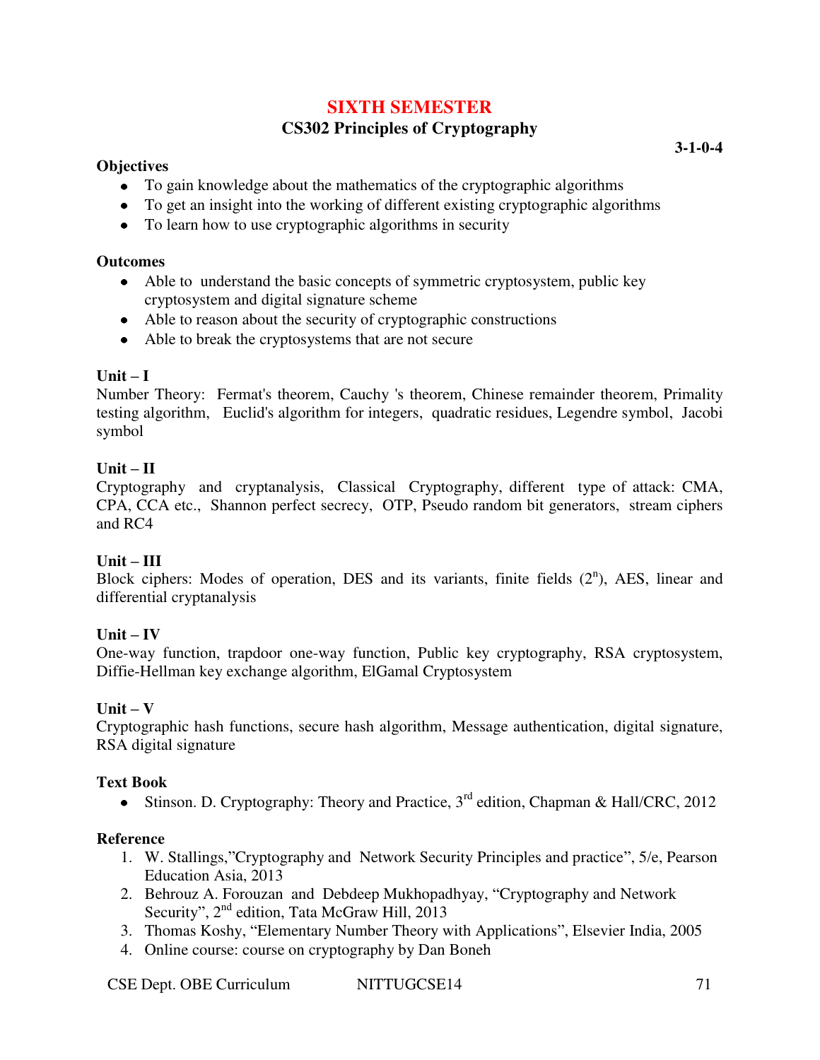# SIXTH SEMESTER

## CS302 Principles of Cryptography

**3-1-0-4**

**Objectives**

- To gain knowledge about the mathematics of the cryptographic algorithms
- To get an insight into the working of different existing cryptographic algorithms
- To learn how to use cryptographic algorithms in security

**Outcomes**

- Able to understand the basic concepts of symmetric cryptosystem, public key cryptosystem and digital signature scheme
- Able to reason about the security of cryptographic constructions
- Able to break the cryptosystems that are not secure

**Unit – I**

Number Theory: Fermat's theorem, Cauchy 's theorem, Chinese remainder theorem, Primality testing algorithm, Euclid's algorithm for integers, quadratic residues, Legendre symbol, Jacobi symbol

**Unit – II**

Cryptography and cryptanalysis, Classical Cryptography, different type of attack: CMA, CPA, CCA etc., Shannon perfect secrecy, OTP, Pseudo random bit generators, stream ciphers and RC4

**Unit – III**

Block ciphers: Modes of operation, DES and its variants, finite fields ($2^n$), AES, linear and differential cryptanalysis

**Unit – IV**

One-way function, trapdoor one-way function, Public key cryptography, RSA cryptosystem, Diffie-Hellman key exchange algorithm, ElGamal Cryptosystem

**Unit – V**

Cryptographic hash functions, secure hash algorithm, Message authentication, digital signature, RSA digital signature

**Text Book**

- Stinson. D. Cryptography: Theory and Practice, 3rd edition, Chapman & Hall/CRC, 2012

**Reference**

1. W. Stallings,"Cryptography and Network Security Principles and practice", 5/e, Pearson Education Asia, 2013
2. Behrouz A. Forouzan and Debdeep Mukhopadhyay, "Cryptography and Network Security", 2nd edition, Tata McGraw Hill, 2013
3. Thomas Koshy, "Elementary Number Theory with Applications", Elsevier India, 2005
4. Online course: course on cryptography by Dan Boneh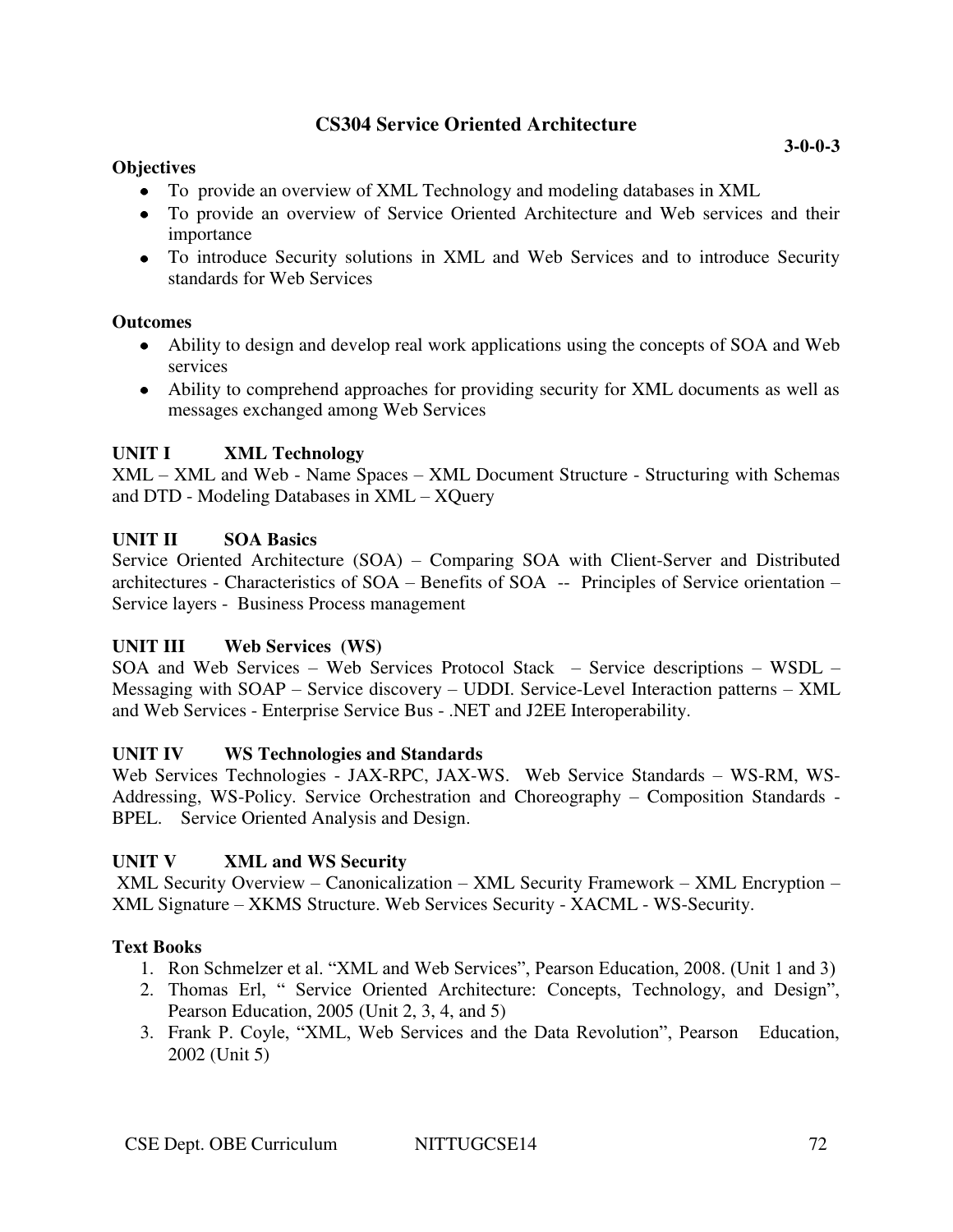## CS304 Service Oriented Architecture

**3-0-0-3**

**Objectives**

- To provide an overview of XML Technology and modeling databases in XML
- To provide an overview of Service Oriented Architecture and Web services and their importance
- To introduce Security solutions in XML and Web Services and to introduce Security standards for Web Services

**Outcomes**

- Ability to design and develop real work applications using the concepts of SOA and Web services
- Ability to comprehend approaches for providing security for XML documents as well as messages exchanged among Web Services

**UNIT I XML Technology**

XML – XML and Web - Name Spaces – XML Document Structure - Structuring with Schemas and DTD - Modeling Databases in XML – XQuery

**UNIT II SOA Basics**

Service Oriented Architecture (SOA) – Comparing SOA with Client-Server and Distributed architectures - Characteristics of SOA – Benefits of SOA -- Principles of Service orientation – Service layers - Business Process management

**UNIT III Web Services (WS)**

SOA and Web Services – Web Services Protocol Stack – Service descriptions – WSDL – Messaging with SOAP – Service discovery – UDDI. Service-Level Interaction patterns – XML and Web Services - Enterprise Service Bus - .NET and J2EE Interoperability.

**UNIT IV WS Technologies and Standards**

Web Services Technologies - JAX-RPC, JAX-WS. Web Service Standards – WS-RM, WS-Addressing, WS-Policy. Service Orchestration and Choreography – Composition Standards - BPEL. Service Oriented Analysis and Design.

**UNIT V XML and WS Security**

XML Security Overview – Canonicalization – XML Security Framework – XML Encryption – XML Signature – XKMS Structure. Web Services Security - XACML - WS-Security.

**Text Books**

1. Ron Schmelzer et al. "XML and Web Services", Pearson Education, 2008. (Unit 1 and 3)
2. Thomas Erl, " Service Oriented Architecture: Concepts, Technology, and Design", Pearson Education, 2005 (Unit 2, 3, 4, and 5)
3. Frank P. Coyle, "XML, Web Services and the Data Revolution", Pearson Education, 2002 (Unit 5)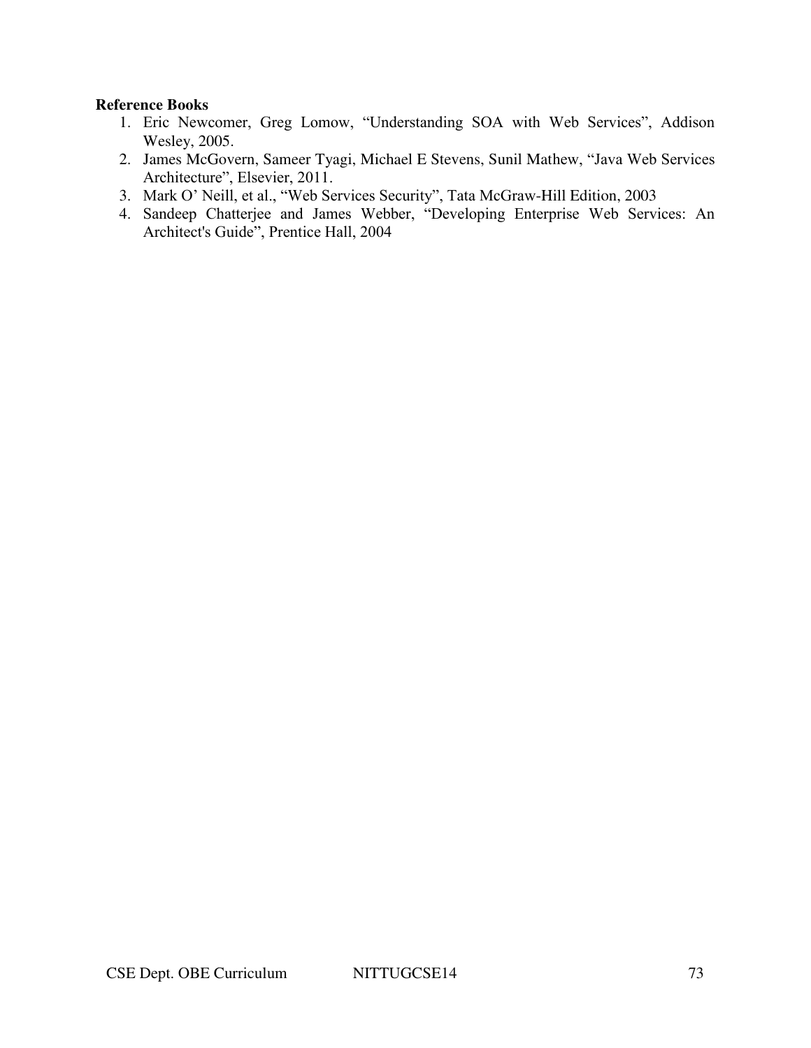**Reference Books**

1. Eric Newcomer, Greg Lomow, "Understanding SOA with Web Services", Addison Wesley, 2005.
2. James McGovern, Sameer Tyagi, Michael E Stevens, Sunil Mathew, "Java Web Services Architecture", Elsevier, 2011.
3. Mark O' Neill, et al., "Web Services Security", Tata McGraw-Hill Edition, 2003
4. Sandeep Chatterjee and James Webber, "Developing Enterprise Web Services: An Architect's Guide", Prentice Hall, 2004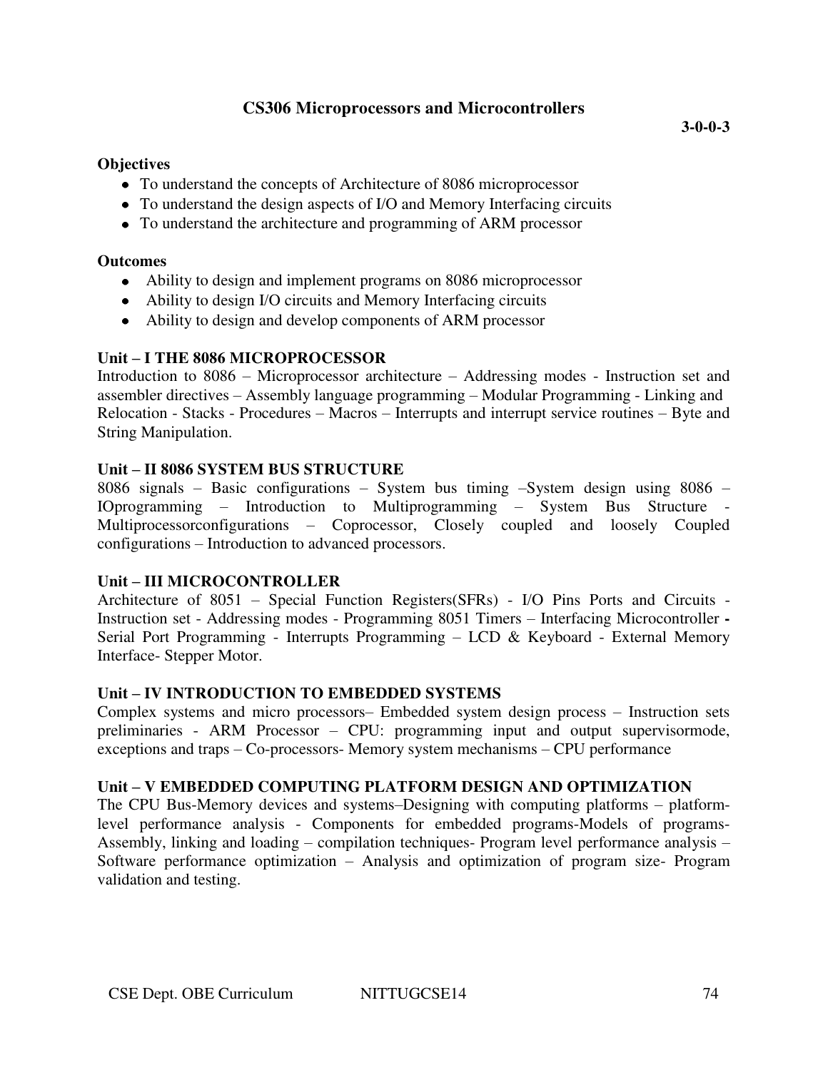## CS306 Microprocessors and Microcontrollers

**3-0-0-3**

**Objectives**

- To understand the concepts of Architecture of 8086 microprocessor
- To understand the design aspects of I/O and Memory Interfacing circuits
- To understand the architecture and programming of ARM processor

**Outcomes**

- Ability to design and implement programs on 8086 microprocessor
- Ability to design I/O circuits and Memory Interfacing circuits
- Ability to design and develop components of ARM processor

**Unit – I THE 8086 MICROPROCESSOR**

Introduction to 8086 – Microprocessor architecture – Addressing modes - Instruction set and assembler directives – Assembly language programming – Modular Programming - Linking and Relocation - Stacks - Procedures – Macros – Interrupts and interrupt service routines – Byte and String Manipulation.

**Unit – II 8086 SYSTEM BUS STRUCTURE**

8086 signals – Basic configurations – System bus timing –System design using 8086 – IOprogramming – Introduction to Multiprogramming – System Bus Structure - Multiprocessorconfigurations – Coprocessor, Closely coupled and loosely Coupled configurations – Introduction to advanced processors.

**Unit – III MICROCONTROLLER**

Architecture of 8051 – Special Function Registers(SFRs) - I/O Pins Ports and Circuits - Instruction set - Addressing modes - Programming 8051 Timers – Interfacing Microcontroller **-** Serial Port Programming - Interrupts Programming – LCD & Keyboard - External Memory Interface- Stepper Motor.

**Unit – IV INTRODUCTION TO EMBEDDED SYSTEMS**

Complex systems and micro processors– Embedded system design process – Instruction sets preliminaries - ARM Processor – CPU: programming input and output supervisormode, exceptions and traps – Co-processors- Memory system mechanisms – CPU performance

**Unit – V EMBEDDED COMPUTING PLATFORM DESIGN AND OPTIMIZATION**

The CPU Bus-Memory devices and systems–Designing with computing platforms – platform-level performance analysis - Components for embedded programs-Models of programs-Assembly, linking and loading – compilation techniques- Program level performance analysis – Software performance optimization – Analysis and optimization of program size- Program validation and testing.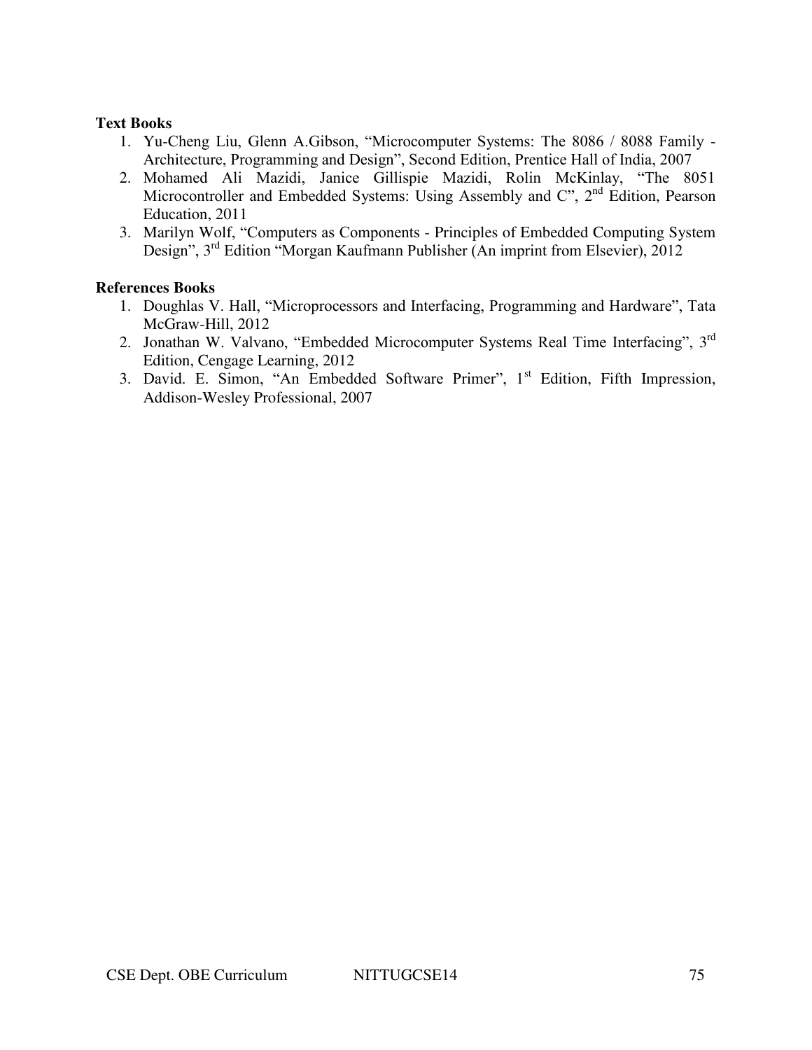**Text Books**

1. Yu-Cheng Liu, Glenn A.Gibson, "Microcomputer Systems: The 8086 / 8088 Family - Architecture, Programming and Design", Second Edition, Prentice Hall of India, 2007
2. Mohamed Ali Mazidi, Janice Gillispie Mazidi, Rolin McKinlay, "The 8051 Microcontroller and Embedded Systems: Using Assembly and C", 2nd Edition, Pearson Education, 2011
3. Marilyn Wolf, "Computers as Components - Principles of Embedded Computing System Design", 3rd Edition "Morgan Kaufmann Publisher (An imprint from Elsevier), 2012

**References Books**

1. Doughlas V. Hall, "Microprocessors and Interfacing, Programming and Hardware", Tata McGraw-Hill, 2012
2. Jonathan W. Valvano, "Embedded Microcomputer Systems Real Time Interfacing", 3rd Edition, Cengage Learning, 2012
3. David. E. Simon, "An Embedded Software Primer", 1st Edition, Fifth Impression, Addison-Wesley Professional, 2007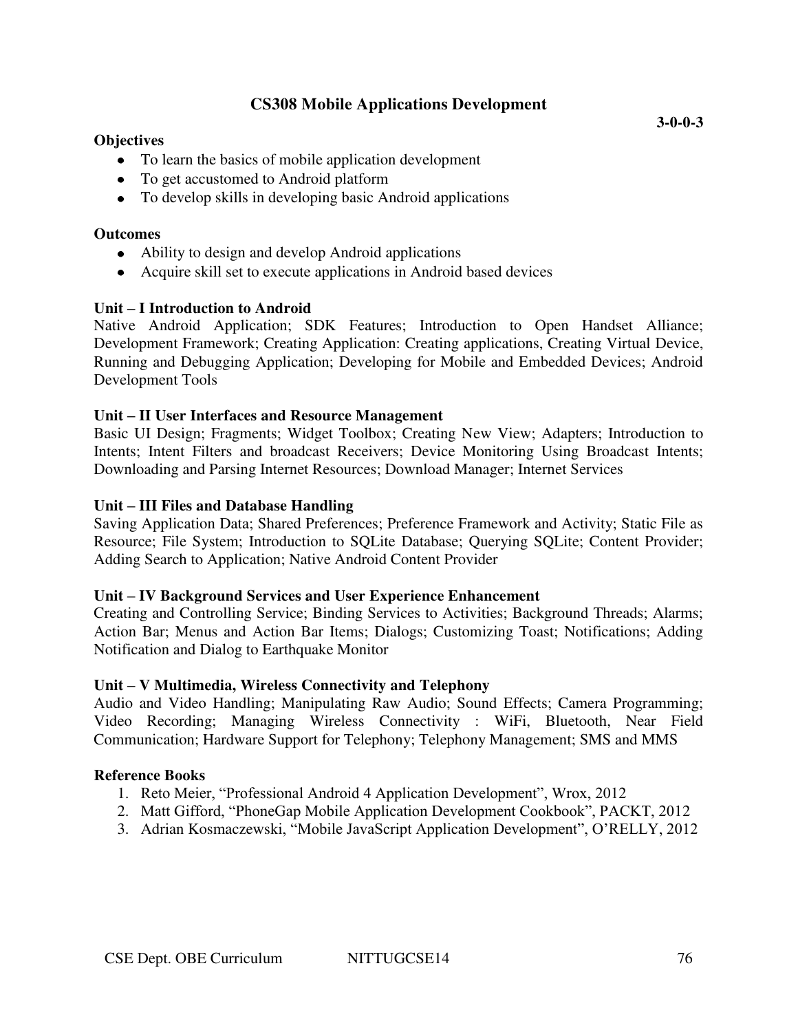## CS308 Mobile Applications Development

**3-0-0-3**

**Objectives**

- To learn the basics of mobile application development
- To get accustomed to Android platform
- To develop skills in developing basic Android applications

**Outcomes**

- Ability to design and develop Android applications
- Acquire skill set to execute applications in Android based devices

**Unit – I Introduction to Android**

Native Android Application; SDK Features; Introduction to Open Handset Alliance; Development Framework; Creating Application: Creating applications, Creating Virtual Device, Running and Debugging Application; Developing for Mobile and Embedded Devices; Android Development Tools

**Unit – II User Interfaces and Resource Management**

Basic UI Design; Fragments; Widget Toolbox; Creating New View; Adapters; Introduction to Intents; Intent Filters and broadcast Receivers; Device Monitoring Using Broadcast Intents; Downloading and Parsing Internet Resources; Download Manager; Internet Services

**Unit – III Files and Database Handling**

Saving Application Data; Shared Preferences; Preference Framework and Activity; Static File as Resource; File System; Introduction to SQLite Database; Querying SQLite; Content Provider; Adding Search to Application; Native Android Content Provider

**Unit – IV Background Services and User Experience Enhancement**

Creating and Controlling Service; Binding Services to Activities; Background Threads; Alarms; Action Bar; Menus and Action Bar Items; Dialogs; Customizing Toast; Notifications; Adding Notification and Dialog to Earthquake Monitor

**Unit – V Multimedia, Wireless Connectivity and Telephony**

Audio and Video Handling; Manipulating Raw Audio; Sound Effects; Camera Programming; Video Recording; Managing Wireless Connectivity : WiFi, Bluetooth, Near Field Communication; Hardware Support for Telephony; Telephony Management; SMS and MMS

**Reference Books**

1. Reto Meier, "Professional Android 4 Application Development", Wrox, 2012
2. Matt Gifford, "PhoneGap Mobile Application Development Cookbook", PACKT, 2012
3. Adrian Kosmaczewski, "Mobile JavaScript Application Development", O'RELLY, 2012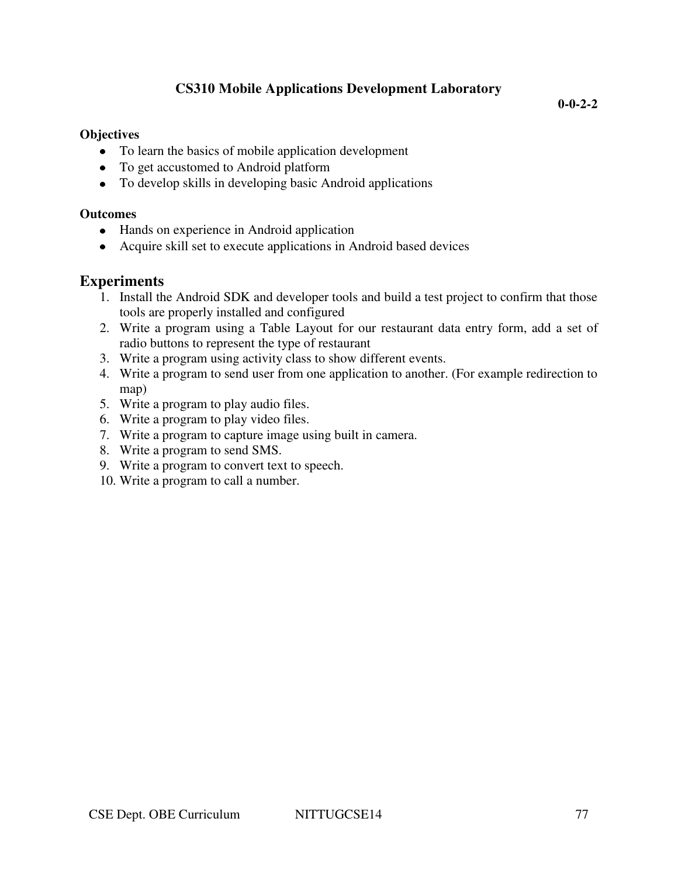## CS310 Mobile Applications Development Laboratory

**0-0-2-2**

**Objectives**

- To learn the basics of mobile application development
- To get accustomed to Android platform
- To develop skills in developing basic Android applications

**Outcomes**

- Hands on experience in Android application
- Acquire skill set to execute applications in Android based devices

### Experiments

1. Install the Android SDK and developer tools and build a test project to confirm that those tools are properly installed and configured
2. Write a program using a Table Layout for our restaurant data entry form, add a set of radio buttons to represent the type of restaurant
3. Write a program using activity class to show different events.
4. Write a program to send user from one application to another. (For example redirection to map)
5. Write a program to play audio files.
6. Write a program to play video files.
7. Write a program to capture image using built in camera.
8. Write a program to send SMS.
9. Write a program to convert text to speech.
10. Write a program to call a number.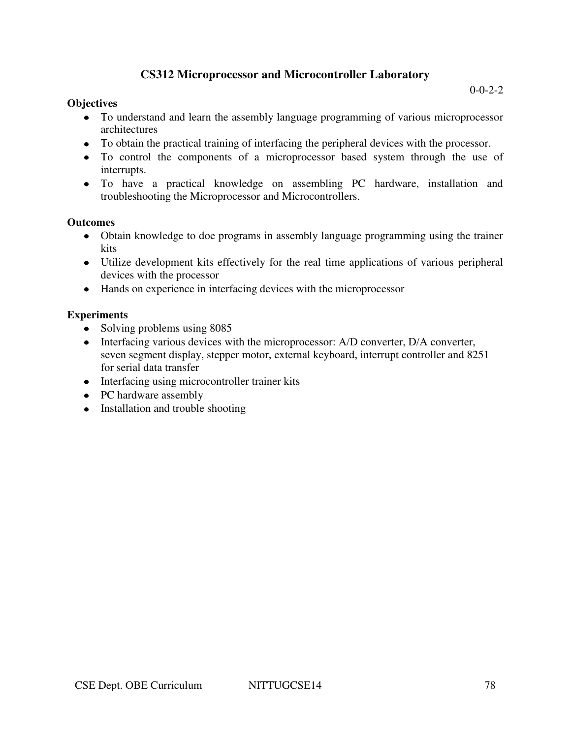## CS312 Microprocessor and Microcontroller Laboratory

0-0-2-2

**Objectives**

- To understand and learn the assembly language programming of various microprocessor architectures
- To obtain the practical training of interfacing the peripheral devices with the processor.
- To control the components of a microprocessor based system through the use of interrupts.
- To have a practical knowledge on assembling PC hardware, installation and troubleshooting the Microprocessor and Microcontrollers.

**Outcomes**

- Obtain knowledge to doe programs in assembly language programming using the trainer kits
- Utilize development kits effectively for the real time applications of various peripheral devices with the processor
- Hands on experience in interfacing devices with the microprocessor

**Experiments**

- Solving problems using 8085
- Interfacing various devices with the microprocessor: A/D converter, D/A converter, seven segment display, stepper motor, external keyboard, interrupt controller and 8251 for serial data transfer
- Interfacing using microcontroller trainer kits
- PC hardware assembly
- Installation and trouble shooting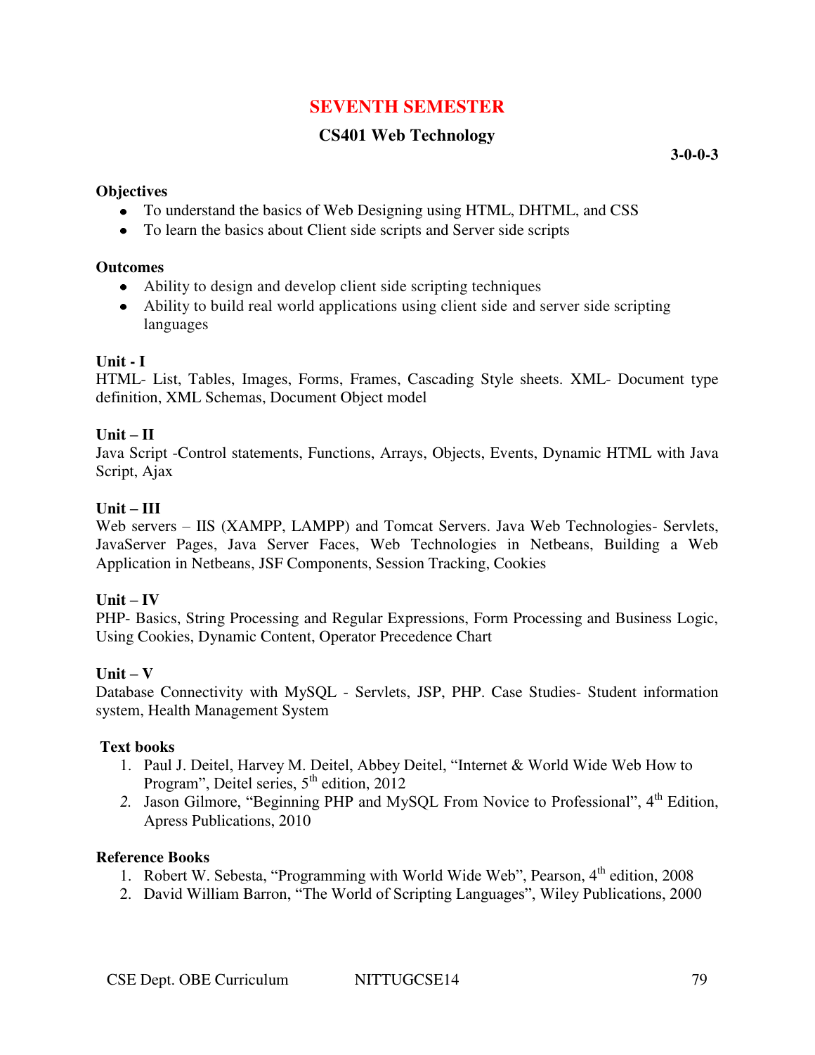# SEVENTH SEMESTER

## CS401 Web Technology

**3-0-0-3**

**Objectives**

- To understand the basics of Web Designing using HTML, DHTML, and CSS
- To learn the basics about Client side scripts and Server side scripts

**Outcomes**

- Ability to design and develop client side scripting techniques
- Ability to build real world applications using client side and server side scripting languages

**Unit - I**

HTML- List, Tables, Images, Forms, Frames, Cascading Style sheets. XML- Document type definition, XML Schemas, Document Object model

**Unit – II**

Java Script -Control statements, Functions, Arrays, Objects, Events, Dynamic HTML with Java Script, Ajax

**Unit – III**

Web servers – IIS (XAMPP, LAMPP) and Tomcat Servers. Java Web Technologies- Servlets, JavaServer Pages, Java Server Faces, Web Technologies in Netbeans, Building a Web Application in Netbeans, JSF Components, Session Tracking, Cookies

**Unit – IV**

PHP- Basics, String Processing and Regular Expressions, Form Processing and Business Logic, Using Cookies, Dynamic Content, Operator Precedence Chart

**Unit – V**

Database Connectivity with MySQL - Servlets, JSP, PHP. Case Studies- Student information system, Health Management System

**Text books**

1. Paul J. Deitel, Harvey M. Deitel, Abbey Deitel, "Internet & World Wide Web How to Program", Deitel series, 5th edition, 2012
2. Jason Gilmore, "Beginning PHP and MySQL From Novice to Professional", 4th Edition, Apress Publications, 2010

**Reference Books**

1. Robert W. Sebesta, "Programming with World Wide Web", Pearson, 4th edition, 2008
2. David William Barron, "The World of Scripting Languages", Wiley Publications, 2000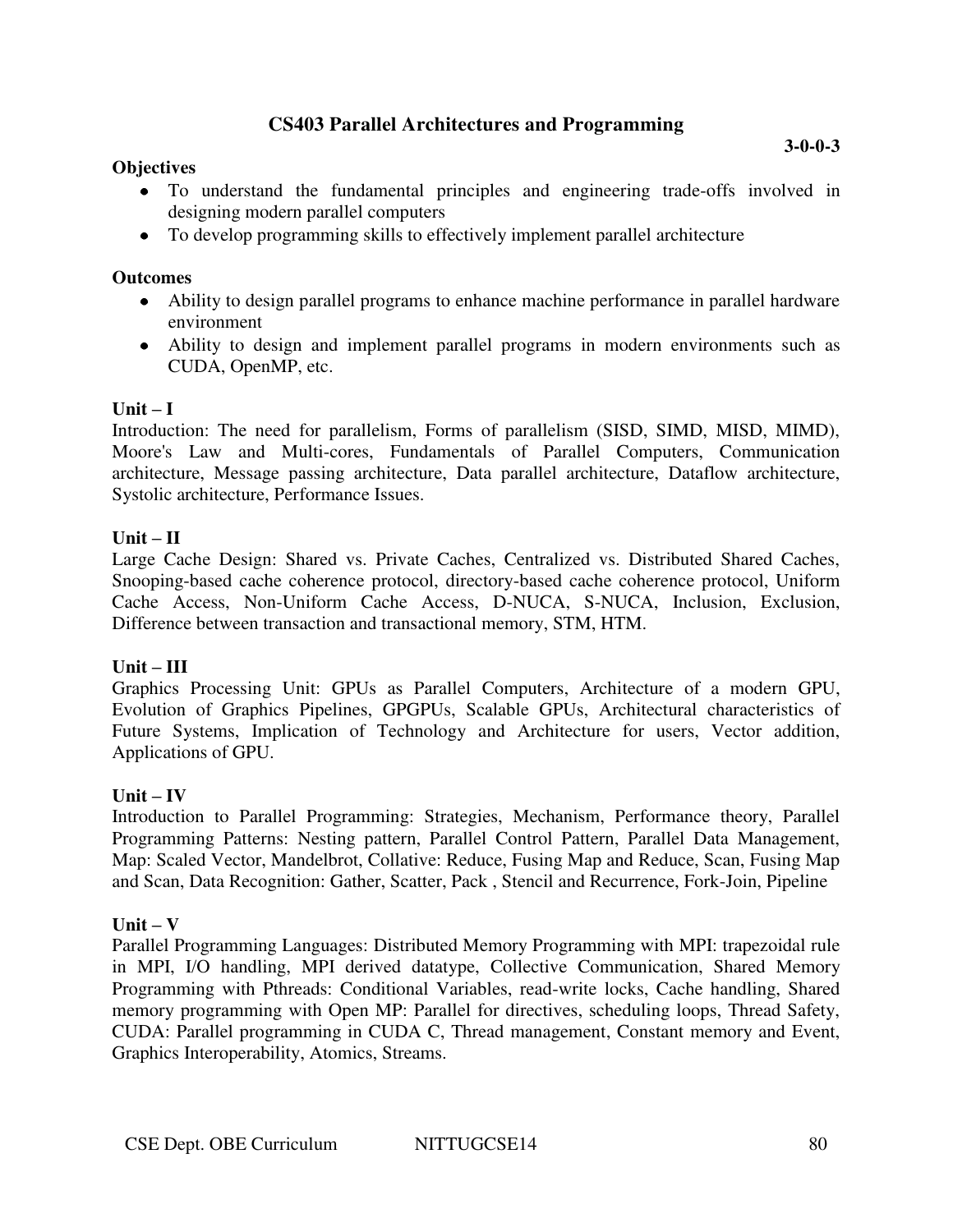## CS403 Parallel Architectures and Programming

**3-0-0-3**

**Objectives**

- To understand the fundamental principles and engineering trade-offs involved in designing modern parallel computers
- To develop programming skills to effectively implement parallel architecture

**Outcomes**

- Ability to design parallel programs to enhance machine performance in parallel hardware environment
- Ability to design and implement parallel programs in modern environments such as CUDA, OpenMP, etc.

**Unit – I**

Introduction: The need for parallelism, Forms of parallelism (SISD, SIMD, MISD, MIMD), Moore's Law and Multi-cores, Fundamentals of Parallel Computers, Communication architecture, Message passing architecture, Data parallel architecture, Dataflow architecture, Systolic architecture, Performance Issues.

**Unit – II**

Large Cache Design: Shared vs. Private Caches, Centralized vs. Distributed Shared Caches, Snooping-based cache coherence protocol, directory-based cache coherence protocol, Uniform Cache Access, Non-Uniform Cache Access, D-NUCA, S-NUCA, Inclusion, Exclusion, Difference between transaction and transactional memory, STM, HTM.

**Unit – III**

Graphics Processing Unit: GPUs as Parallel Computers, Architecture of a modern GPU, Evolution of Graphics Pipelines, GPGPUs, Scalable GPUs, Architectural characteristics of Future Systems, Implication of Technology and Architecture for users, Vector addition, Applications of GPU.

**Unit – IV**

Introduction to Parallel Programming: Strategies, Mechanism, Performance theory, Parallel Programming Patterns: Nesting pattern, Parallel Control Pattern, Parallel Data Management, Map: Scaled Vector, Mandelbrot, Collative: Reduce, Fusing Map and Reduce, Scan, Fusing Map and Scan, Data Recognition: Gather, Scatter, Pack , Stencil and Recurrence, Fork-Join, Pipeline

**Unit – V**

Parallel Programming Languages: Distributed Memory Programming with MPI: trapezoidal rule in MPI, I/O handling, MPI derived datatype, Collective Communication, Shared Memory Programming with Pthreads: Conditional Variables, read-write locks, Cache handling, Shared memory programming with Open MP: Parallel for directives, scheduling loops, Thread Safety, CUDA: Parallel programming in CUDA C, Thread management, Constant memory and Event, Graphics Interoperability, Atomics, Streams.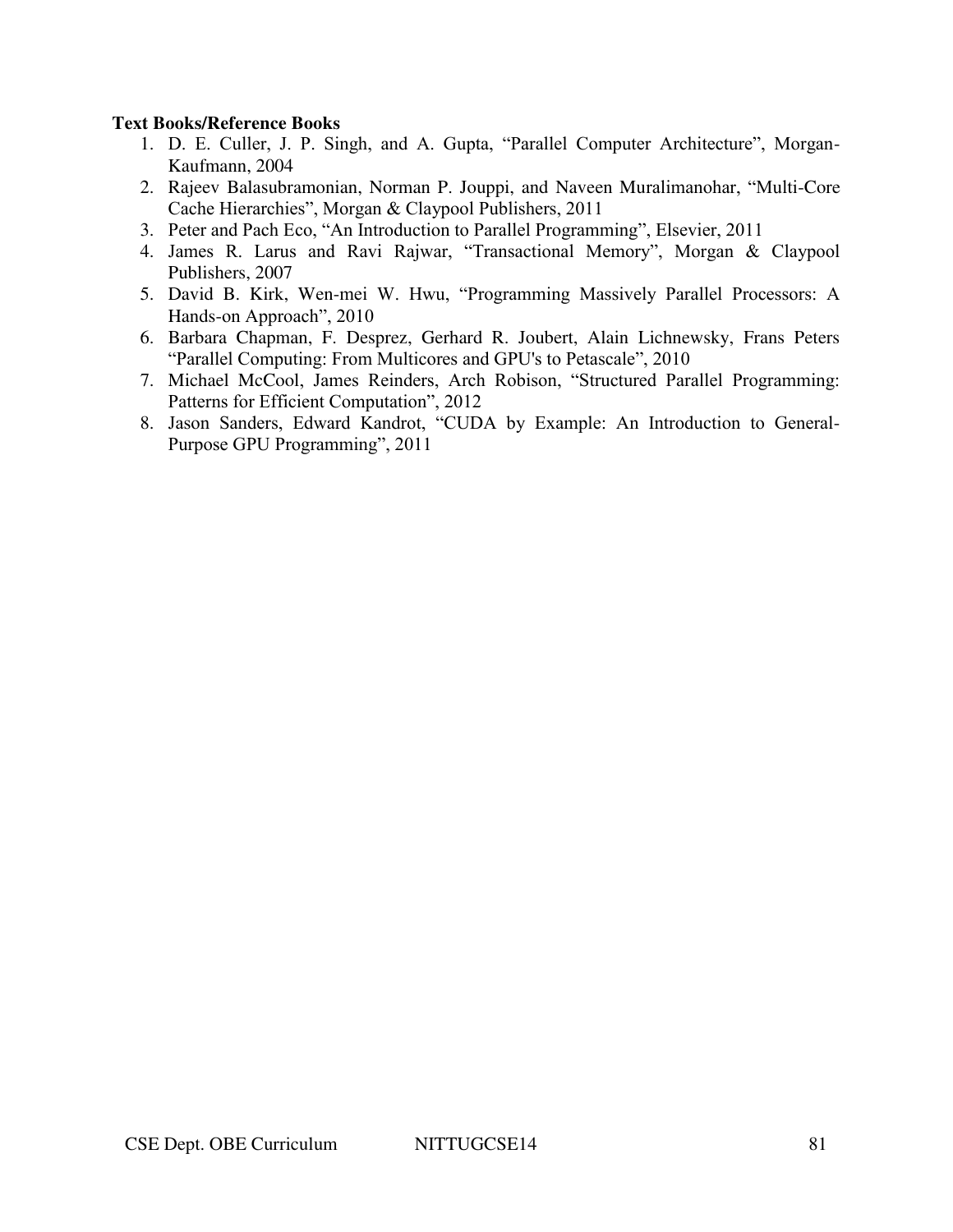**Text Books/Reference Books**

1. D. E. Culler, J. P. Singh, and A. Gupta, "Parallel Computer Architecture", Morgan-Kaufmann, 2004
2. Rajeev Balasubramonian, Norman P. Jouppi, and Naveen Muralimanohar, "Multi-Core Cache Hierarchies", Morgan & Claypool Publishers, 2011
3. Peter and Pach Eco, "An Introduction to Parallel Programming", Elsevier, 2011
4. James R. Larus and Ravi Rajwar, "Transactional Memory", Morgan & Claypool Publishers, 2007
5. David B. Kirk, Wen-mei W. Hwu, "Programming Massively Parallel Processors: A Hands-on Approach", 2010
6. Barbara Chapman, F. Desprez, Gerhard R. Joubert, Alain Lichnewsky, Frans Peters "Parallel Computing: From Multicores and GPU's to Petascale", 2010
7. Michael McCool, James Reinders, Arch Robison, "Structured Parallel Programming: Patterns for Efficient Computation", 2012
8. Jason Sanders, Edward Kandrot, "CUDA by Example: An Introduction to General-Purpose GPU Programming", 2011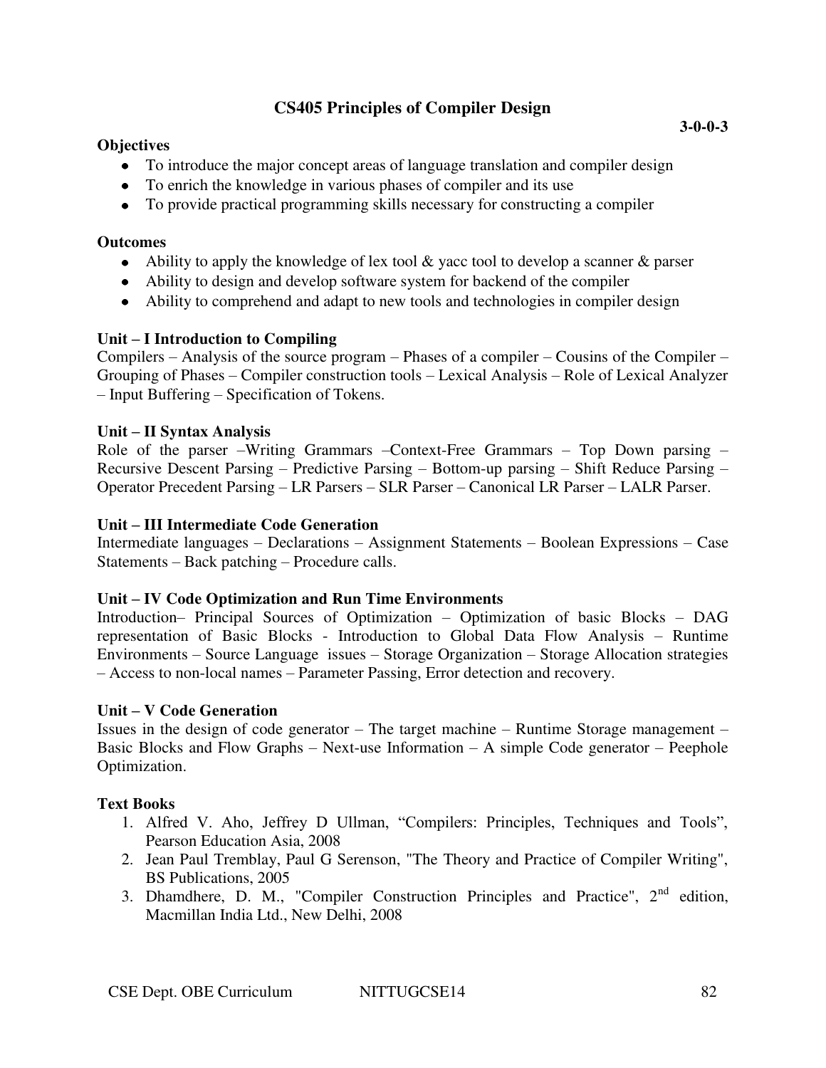## CS405 Principles of Compiler Design

**3-0-0-3**

**Objectives**

- To introduce the major concept areas of language translation and compiler design
- To enrich the knowledge in various phases of compiler and its use
- To provide practical programming skills necessary for constructing a compiler

**Outcomes**

- Ability to apply the knowledge of lex tool & yacc tool to develop a scanner & parser
- Ability to design and develop software system for backend of the compiler
- Ability to comprehend and adapt to new tools and technologies in compiler design

**Unit – I Introduction to Compiling**

Compilers – Analysis of the source program – Phases of a compiler – Cousins of the Compiler – Grouping of Phases – Compiler construction tools – Lexical Analysis – Role of Lexical Analyzer – Input Buffering – Specification of Tokens.

**Unit – II Syntax Analysis**

Role of the parser –Writing Grammars –Context-Free Grammars – Top Down parsing – Recursive Descent Parsing – Predictive Parsing – Bottom-up parsing – Shift Reduce Parsing – Operator Precedent Parsing – LR Parsers – SLR Parser – Canonical LR Parser – LALR Parser.

**Unit – III Intermediate Code Generation**

Intermediate languages – Declarations – Assignment Statements – Boolean Expressions – Case Statements – Back patching – Procedure calls.

**Unit – IV Code Optimization and Run Time Environments**

Introduction– Principal Sources of Optimization – Optimization of basic Blocks – DAG representation of Basic Blocks - Introduction to Global Data Flow Analysis – Runtime Environments – Source Language issues – Storage Organization – Storage Allocation strategies – Access to non-local names – Parameter Passing, Error detection and recovery.

**Unit – V Code Generation**

Issues in the design of code generator – The target machine – Runtime Storage management – Basic Blocks and Flow Graphs – Next-use Information – A simple Code generator – Peephole Optimization.

**Text Books**

1. Alfred V. Aho, Jeffrey D Ullman, “Compilers: Principles, Techniques and Tools”, Pearson Education Asia, 2008
2. Jean Paul Tremblay, Paul G Serenson, "The Theory and Practice of Compiler Writing", BS Publications, 2005
3. Dhamdhere, D. M., "Compiler Construction Principles and Practice", 2nd edition, Macmillan India Ltd., New Delhi, 2008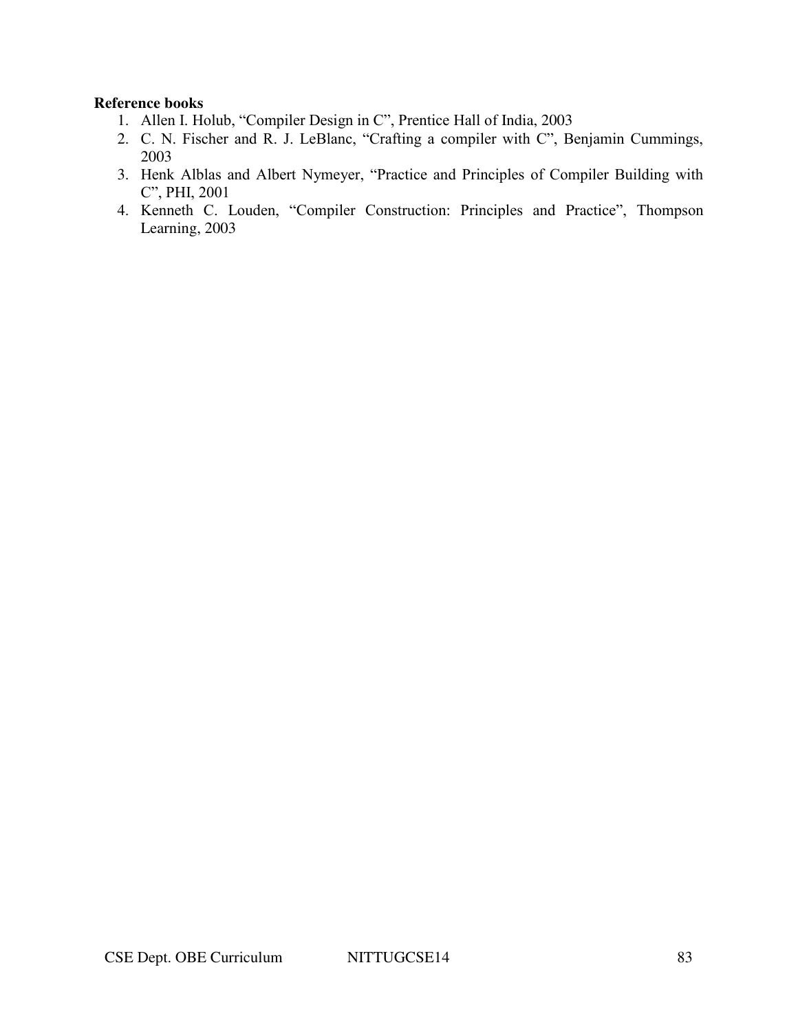**Reference books**

1. Allen I. Holub, “Compiler Design in C”, Prentice Hall of India, 2003
2. C. N. Fischer and R. J. LeBlanc, “Crafting a compiler with C”, Benjamin Cummings, 2003
3. Henk Alblas and Albert Nymeyer, “Practice and Principles of Compiler Building with C”, PHI, 2001
4. Kenneth C. Louden, “Compiler Construction: Principles and Practice”, Thompson Learning, 2003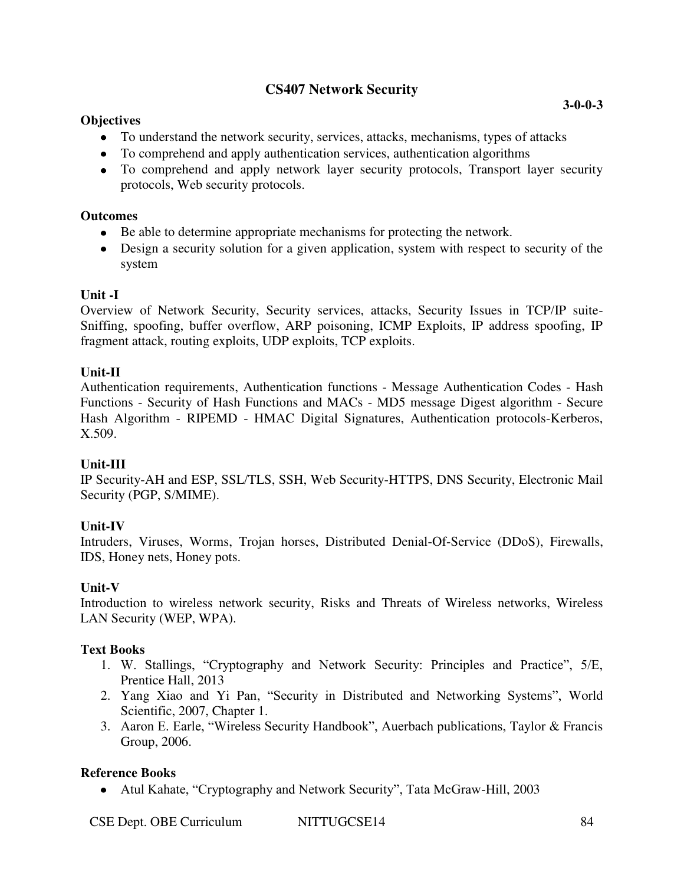## CS407 Network Security

**3-0-0-3**

**Objectives**

- To understand the network security, services, attacks, mechanisms, types of attacks
- To comprehend and apply authentication services, authentication algorithms
- To comprehend and apply network layer security protocols, Transport layer security protocols, Web security protocols.

**Outcomes**

- Be able to determine appropriate mechanisms for protecting the network.
- Design a security solution for a given application, system with respect to security of the system

**Unit -I**

Overview of Network Security, Security services, attacks, Security Issues in TCP/IP suite- Sniffing, spoofing, buffer overflow, ARP poisoning, ICMP Exploits, IP address spoofing, IP fragment attack, routing exploits, UDP exploits, TCP exploits.

**Unit-II**

Authentication requirements, Authentication functions - Message Authentication Codes - Hash Functions - Security of Hash Functions and MACs - MD5 message Digest algorithm - Secure Hash Algorithm - RIPEMD - HMAC Digital Signatures, Authentication protocols-Kerberos, X.509.

**Unit-III**

IP Security-AH and ESP, SSL/TLS, SSH, Web Security-HTTPS, DNS Security, Electronic Mail Security (PGP, S/MIME).

**Unit-IV**

Intruders, Viruses, Worms, Trojan horses, Distributed Denial-Of-Service (DDoS), Firewalls, IDS, Honey nets, Honey pots.

**Unit-V**

Introduction to wireless network security, Risks and Threats of Wireless networks, Wireless LAN Security (WEP, WPA).

**Text Books**

1. W. Stallings, "Cryptography and Network Security: Principles and Practice", 5/E, Prentice Hall, 2013
2. Yang Xiao and Yi Pan, "Security in Distributed and Networking Systems", World Scientific, 2007, Chapter 1.
3. Aaron E. Earle, "Wireless Security Handbook", Auerbach publications, Taylor & Francis Group, 2006.

**Reference Books**

- Atul Kahate, "Cryptography and Network Security", Tata McGraw-Hill, 2003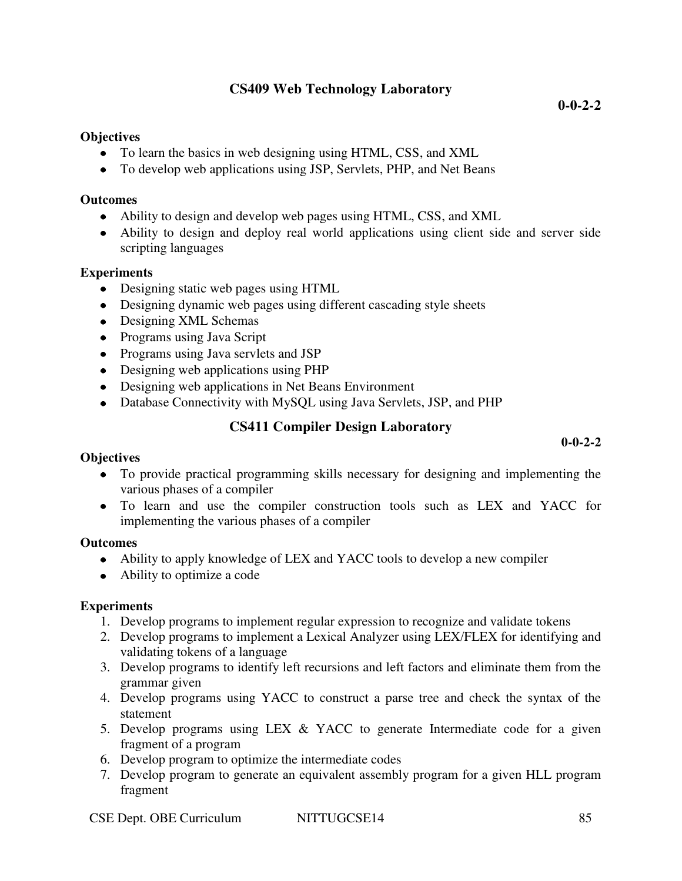## CS409 Web Technology Laboratory

**0-0-2-2**

**Objectives**

- To learn the basics in web designing using HTML, CSS, and XML
- To develop web applications using JSP, Servlets, PHP, and Net Beans

**Outcomes**

- Ability to design and develop web pages using HTML, CSS, and XML
- Ability to design and deploy real world applications using client side and server side scripting languages

**Experiments**

- Designing static web pages using HTML
- Designing dynamic web pages using different cascading style sheets
- Designing XML Schemas
- Programs using Java Script
- Programs using Java servlets and JSP
- Designing web applications using PHP
- Designing web applications in Net Beans Environment
- Database Connectivity with MySQL using Java Servlets, JSP, and PHP

## CS411 Compiler Design Laboratory

**0-0-2-2**

**Objectives**

- To provide practical programming skills necessary for designing and implementing the various phases of a compiler
- To learn and use the compiler construction tools such as LEX and YACC for implementing the various phases of a compiler

**Outcomes**

- Ability to apply knowledge of LEX and YACC tools to develop a new compiler
- Ability to optimize a code

**Experiments**

1. Develop programs to implement regular expression to recognize and validate tokens
2. Develop programs to implement a Lexical Analyzer using LEX/FLEX for identifying and validating tokens of a language
3. Develop programs to identify left recursions and left factors and eliminate them from the grammar given
4. Develop programs using YACC to construct a parse tree and check the syntax of the statement
5. Develop programs using LEX & YACC to generate Intermediate code for a given fragment of a program
6. Develop program to optimize the intermediate codes
7. Develop program to generate an equivalent assembly program for a given HLL program fragment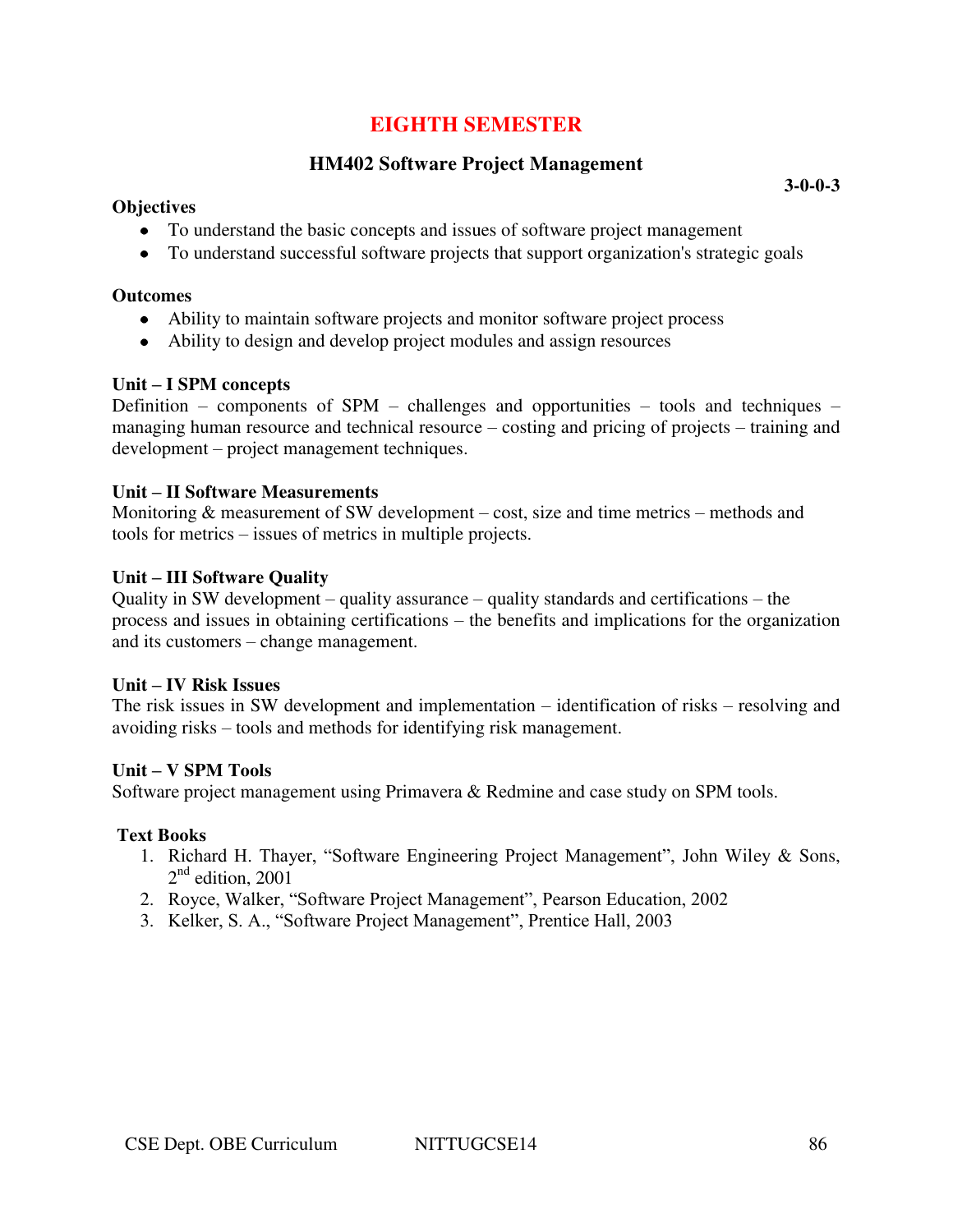# EIGHTH SEMESTER

## HM402 Software Project Management

**3-0-0-3**

**Objectives**

- To understand the basic concepts and issues of software project management
- To understand successful software projects that support organization's strategic goals

**Outcomes**

- Ability to maintain software projects and monitor software project process
- Ability to design and develop project modules and assign resources

**Unit – I SPM concepts**

Definition – components of SPM – challenges and opportunities – tools and techniques – managing human resource and technical resource – costing and pricing of projects – training and development – project management techniques.

**Unit – II Software Measurements**

Monitoring & measurement of SW development – cost, size and time metrics – methods and tools for metrics – issues of metrics in multiple projects.

**Unit – III Software Quality**

Quality in SW development – quality assurance – quality standards and certifications – the process and issues in obtaining certifications – the benefits and implications for the organization and its customers – change management.

**Unit – IV Risk Issues**

The risk issues in SW development and implementation – identification of risks – resolving and avoiding risks – tools and methods for identifying risk management.

**Unit – V SPM Tools**

Software project management using Primavera & Redmine and case study on SPM tools.

**Text Books**

1. Richard H. Thayer, "Software Engineering Project Management", John Wiley & Sons, 2nd edition, 2001
2. Royce, Walker, "Software Project Management", Pearson Education, 2002
3. Kelker, S. A., "Software Project Management", Prentice Hall, 2003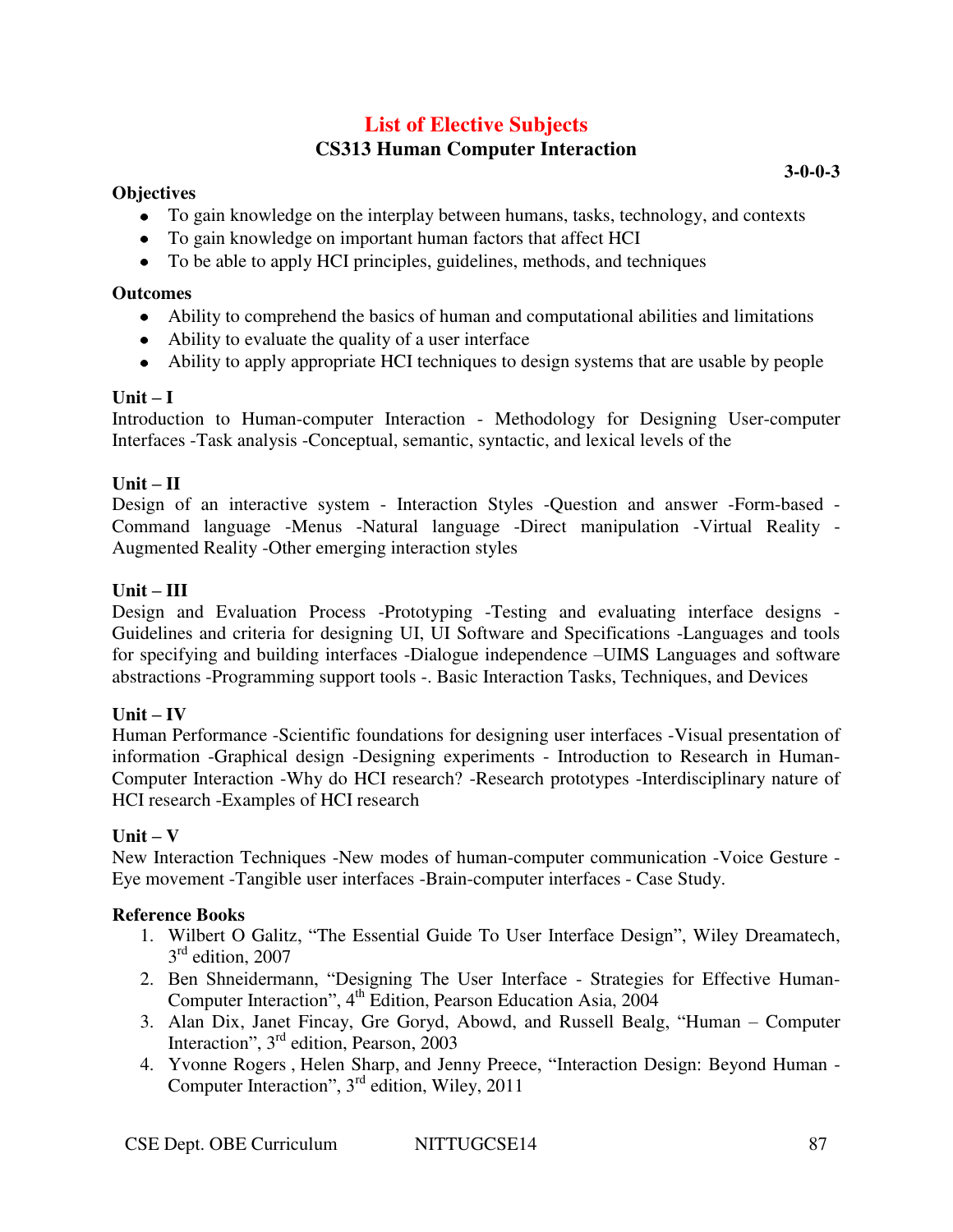# List of Elective Subjects

## CS313 Human Computer Interaction

**3-0-0-3**

**Objectives**

- To gain knowledge on the interplay between humans, tasks, technology, and contexts
- To gain knowledge on important human factors that affect HCI
- To be able to apply HCI principles, guidelines, methods, and techniques

**Outcomes**

- Ability to comprehend the basics of human and computational abilities and limitations
- Ability to evaluate the quality of a user interface
- Ability to apply appropriate HCI techniques to design systems that are usable by people

**Unit – I**

Introduction to Human-computer Interaction - Methodology for Designing User-computer Interfaces -Task analysis -Conceptual, semantic, syntactic, and lexical levels of the

**Unit – II**

Design of an interactive system - Interaction Styles -Question and answer -Form-based -Command language -Menus -Natural language -Direct manipulation -Virtual Reality -Augmented Reality -Other emerging interaction styles

**Unit – III**

Design and Evaluation Process -Prototyping -Testing and evaluating interface designs -Guidelines and criteria for designing UI, UI Software and Specifications -Languages and tools for specifying and building interfaces -Dialogue independence –UIMS Languages and software abstractions -Programming support tools -. Basic Interaction Tasks, Techniques, and Devices

**Unit – IV**

Human Performance -Scientific foundations for designing user interfaces -Visual presentation of information -Graphical design -Designing experiments - Introduction to Research in Human-Computer Interaction -Why do HCI research? -Research prototypes -Interdisciplinary nature of HCI research -Examples of HCI research

**Unit – V**

New Interaction Techniques -New modes of human-computer communication -Voice Gesture -Eye movement -Tangible user interfaces -Brain-computer interfaces - Case Study.

**Reference Books**

1. Wilbert O Galitz, "The Essential Guide To User Interface Design", Wiley Dreamatech, 3rd edition, 2007
2. Ben Shneidermann, "Designing The User Interface - Strategies for Effective Human-Computer Interaction", 4th Edition, Pearson Education Asia, 2004
3. Alan Dix, Janet Fincay, Gre Goryd, Abowd, and Russell Bealg, "Human – Computer Interaction", 3rd edition, Pearson, 2003
4. Yvonne Rogers , Helen Sharp, and Jenny Preece, "Interaction Design: Beyond Human - Computer Interaction", 3rd edition, Wiley, 2011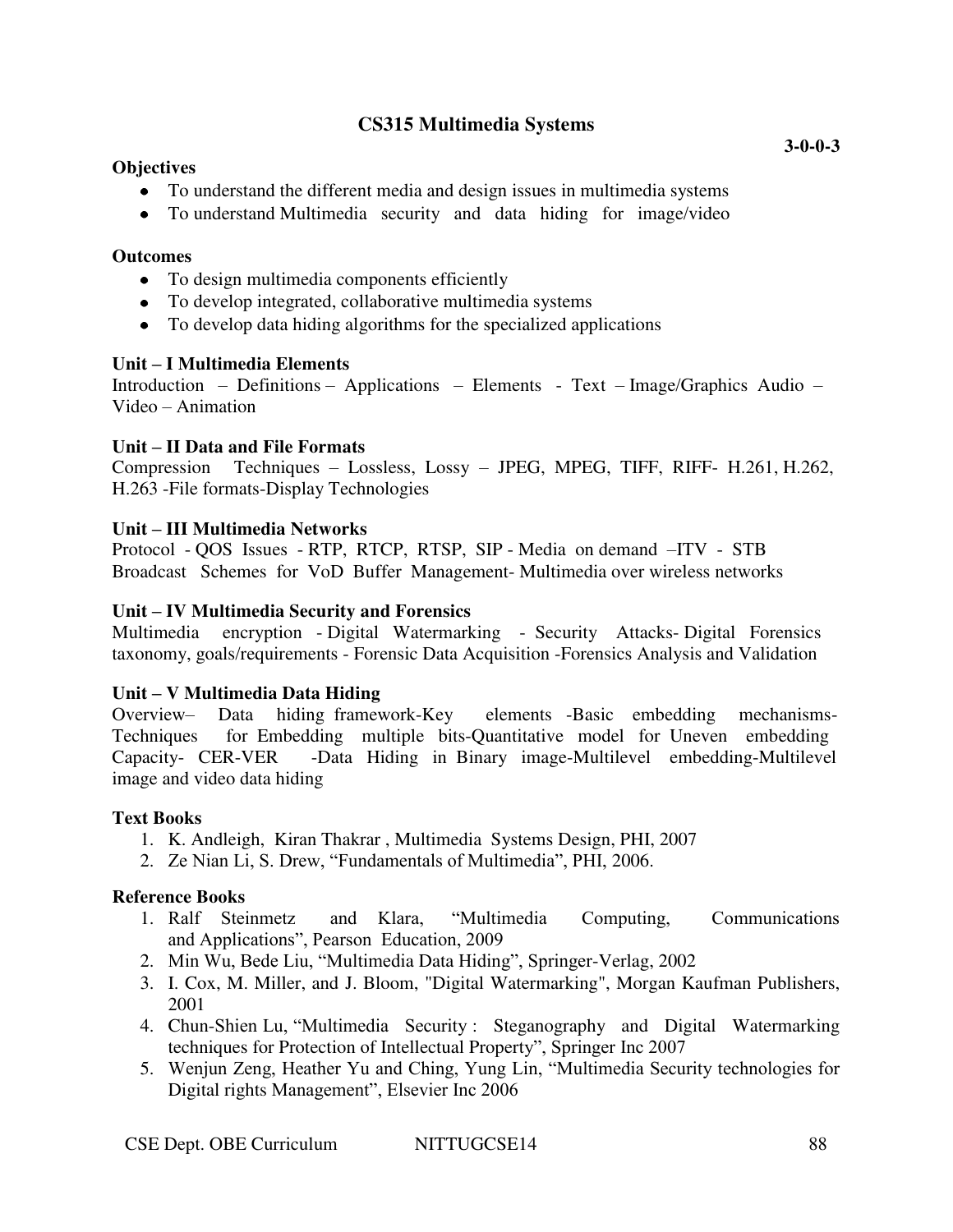## CS315 Multimedia Systems

**3-0-0-3**

**Objectives**

- To understand the different media and design issues in multimedia systems
- To understand Multimedia security and data hiding for image/video

**Outcomes**

- To design multimedia components efficiently
- To develop integrated, collaborative multimedia systems
- To develop data hiding algorithms for the specialized applications

**Unit – I Multimedia Elements**

Introduction – Definitions – Applications – Elements - Text – Image/Graphics Audio – Video – Animation

**Unit – II Data and File Formats**

Compression Techniques – Lossless, Lossy – JPEG, MPEG, TIFF, RIFF- H.261, H.262, H.263 -File formats-Display Technologies

**Unit – III Multimedia Networks**

Protocol - QOS Issues - RTP, RTCP, RTSP, SIP - Media on demand –ITV - STB Broadcast Schemes for VoD Buffer Management- Multimedia over wireless networks

**Unit – IV Multimedia Security and Forensics**

Multimedia encryption - Digital Watermarking - Security Attacks- Digital Forensics taxonomy, goals/requirements - Forensic Data Acquisition -Forensics Analysis and Validation

**Unit – V Multimedia Data Hiding**

Overview– Data hiding framework-Key elements -Basic embedding mechanisms-Techniques for Embedding multiple bits-Quantitative model for Uneven embedding Capacity- CER-VER -Data Hiding in Binary image-Multilevel embedding-Multilevel image and video data hiding

**Text Books**

1. K. Andleigh, Kiran Thakrar , Multimedia Systems Design, PHI, 2007
2. Ze Nian Li, S. Drew, "Fundamentals of Multimedia", PHI, 2006.

**Reference Books**

1. Ralf Steinmetz and Klara, "Multimedia Computing, Communications and Applications", Pearson Education, 2009
2. Min Wu, Bede Liu, "Multimedia Data Hiding", Springer-Verlag, 2002
3. I. Cox, M. Miller, and J. Bloom, "Digital Watermarking", Morgan Kaufman Publishers, 2001
4. Chun-Shien Lu, "Multimedia Security : Steganography and Digital Watermarking techniques for Protection of Intellectual Property", Springer Inc 2007
5. Wenjun Zeng, Heather Yu and Ching, Yung Lin, "Multimedia Security technologies for Digital rights Management", Elsevier Inc 2006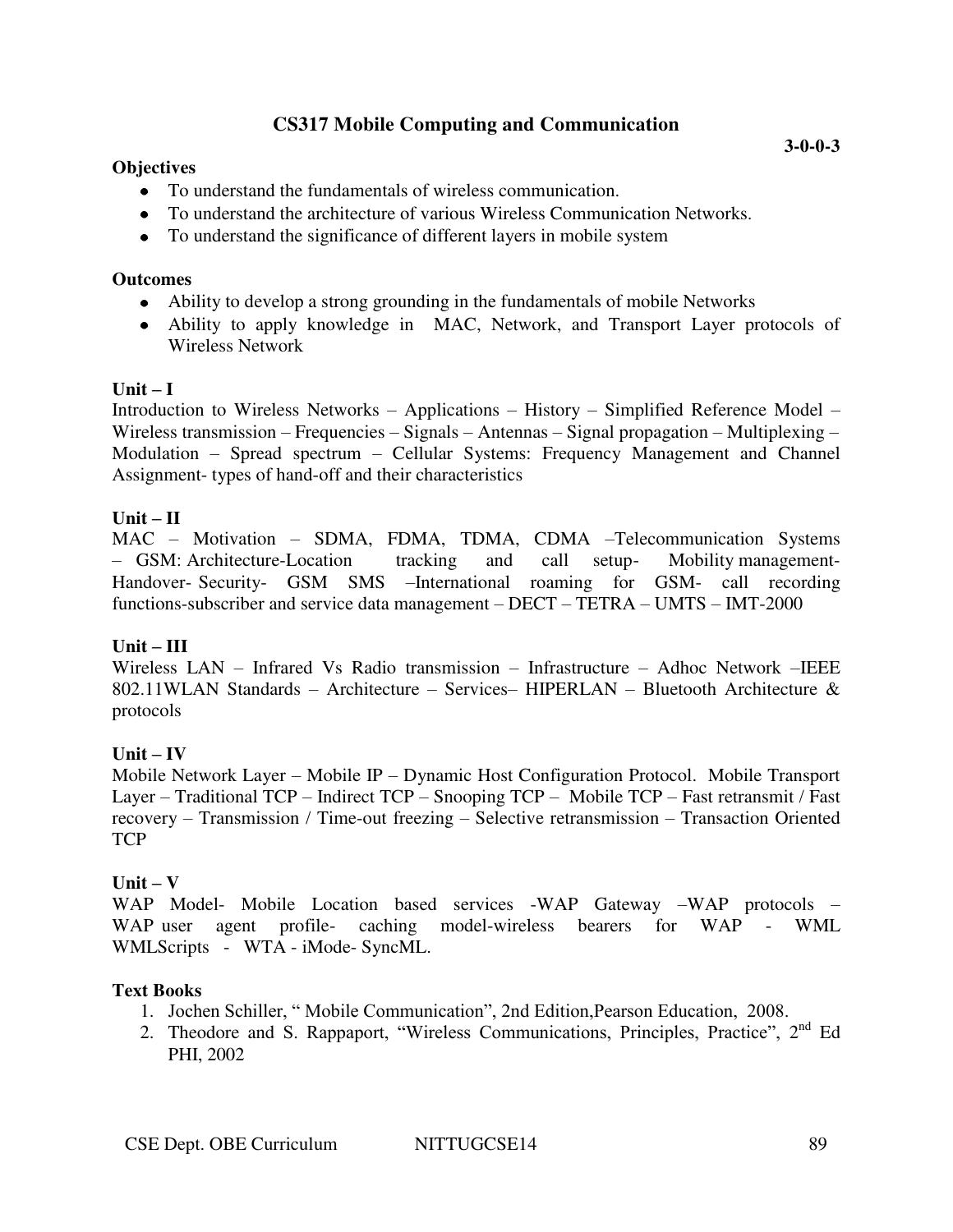## CS317 Mobile Computing and Communication

**3-0-0-3**

**Objectives**

- To understand the fundamentals of wireless communication.
- To understand the architecture of various Wireless Communication Networks.
- To understand the significance of different layers in mobile system

**Outcomes**

- Ability to develop a strong grounding in the fundamentals of mobile Networks
- Ability to apply knowledge in MAC, Network, and Transport Layer protocols of Wireless Network

**Unit – I**

Introduction to Wireless Networks – Applications – History – Simplified Reference Model – Wireless transmission – Frequencies – Signals – Antennas – Signal propagation – Multiplexing – Modulation – Spread spectrum – Cellular Systems: Frequency Management and Channel Assignment- types of hand-off and their characteristics

**Unit – II**

MAC – Motivation – SDMA, FDMA, TDMA, CDMA –Telecommunication Systems – GSM: Architecture-Location tracking and call setup- Mobility management- Handover- Security- GSM SMS –International roaming for GSM- call recording functions-subscriber and service data management – DECT – TETRA – UMTS – IMT-2000

**Unit – III**

Wireless LAN – Infrared Vs Radio transmission – Infrastructure – Adhoc Network –IEEE 802.11WLAN Standards – Architecture – Services– HIPERLAN – Bluetooth Architecture & protocols

**Unit – IV**

Mobile Network Layer – Mobile IP – Dynamic Host Configuration Protocol. Mobile Transport Layer – Traditional TCP – Indirect TCP – Snooping TCP – Mobile TCP – Fast retransmit / Fast recovery – Transmission / Time-out freezing – Selective retransmission – Transaction Oriented TCP

**Unit – V**

WAP Model- Mobile Location based services -WAP Gateway –WAP protocols – WAP user agent profile- caching model-wireless bearers for WAP - WML WMLScripts - WTA - iMode- SyncML.

**Text Books**

1. Jochen Schiller, " Mobile Communication", 2nd Edition,Pearson Education, 2008.
2. Theodore and S. Rappaport, "Wireless Communications, Principles, Practice", 2nd Ed PHI, 2002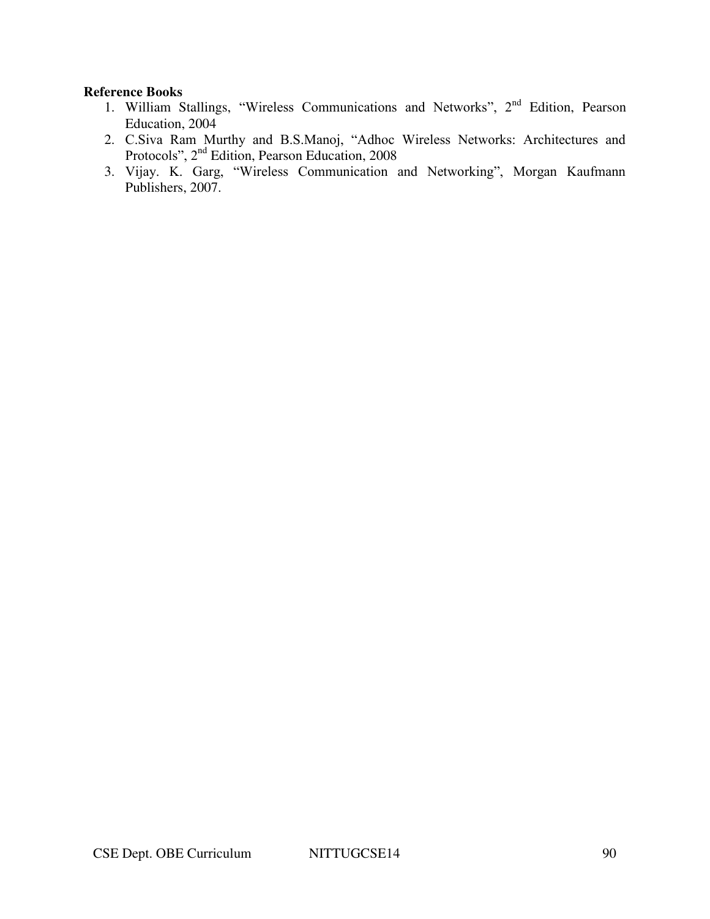**Reference Books**

1. William Stallings, "Wireless Communications and Networks", 2nd Edition, Pearson Education, 2004
2. C.Siva Ram Murthy and B.S.Manoj, "Adhoc Wireless Networks: Architectures and Protocols", 2nd Edition, Pearson Education, 2008
3. Vijay. K. Garg, "Wireless Communication and Networking", Morgan Kaufmann Publishers, 2007.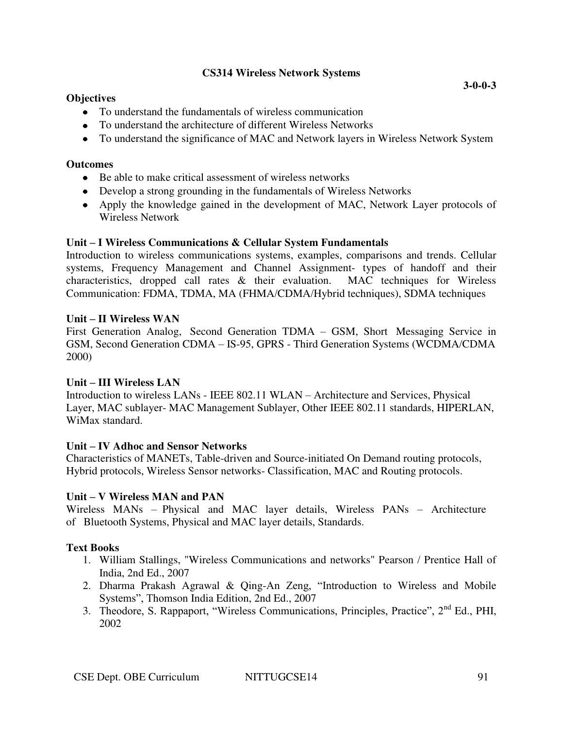## CS314 Wireless Network Systems

**3-0-0-3**

**Objectives**

- To understand the fundamentals of wireless communication
- To understand the architecture of different Wireless Networks
- To understand the significance of MAC and Network layers in Wireless Network System

**Outcomes**

- Be able to make critical assessment of wireless networks
- Develop a strong grounding in the fundamentals of Wireless Networks
- Apply the knowledge gained in the development of MAC, Network Layer protocols of Wireless Network

**Unit – I Wireless Communications & Cellular System Fundamentals**

Introduction to wireless communications systems, examples, comparisons and trends. Cellular systems, Frequency Management and Channel Assignment- types of handoff and their characteristics, dropped call rates & their evaluation. MAC techniques for Wireless Communication: FDMA, TDMA, MA (FHMA/CDMA/Hybrid techniques), SDMA techniques

**Unit – II Wireless WAN**

First Generation Analog, Second Generation TDMA – GSM, Short Messaging Service in GSM, Second Generation CDMA – IS-95, GPRS - Third Generation Systems (WCDMA/CDMA 2000)

**Unit – III Wireless LAN**

Introduction to wireless LANs - IEEE 802.11 WLAN – Architecture and Services, Physical Layer, MAC sublayer- MAC Management Sublayer, Other IEEE 802.11 standards, HIPERLAN, WiMax standard.

**Unit – IV Adhoc and Sensor Networks**

Characteristics of MANETs, Table-driven and Source-initiated On Demand routing protocols, Hybrid protocols, Wireless Sensor networks- Classification, MAC and Routing protocols.

**Unit – V Wireless MAN and PAN**

Wireless MANs – Physical and MAC layer details, Wireless PANs – Architecture of Bluetooth Systems, Physical and MAC layer details, Standards.

**Text Books**

1. William Stallings, "Wireless Communications and networks" Pearson / Prentice Hall of India, 2nd Ed., 2007
2. Dharma Prakash Agrawal & Qing-An Zeng, "Introduction to Wireless and Mobile Systems", Thomson India Edition, 2nd Ed., 2007
3. Theodore, S. Rappaport, "Wireless Communications, Principles, Practice", 2nd Ed., PHI, 2002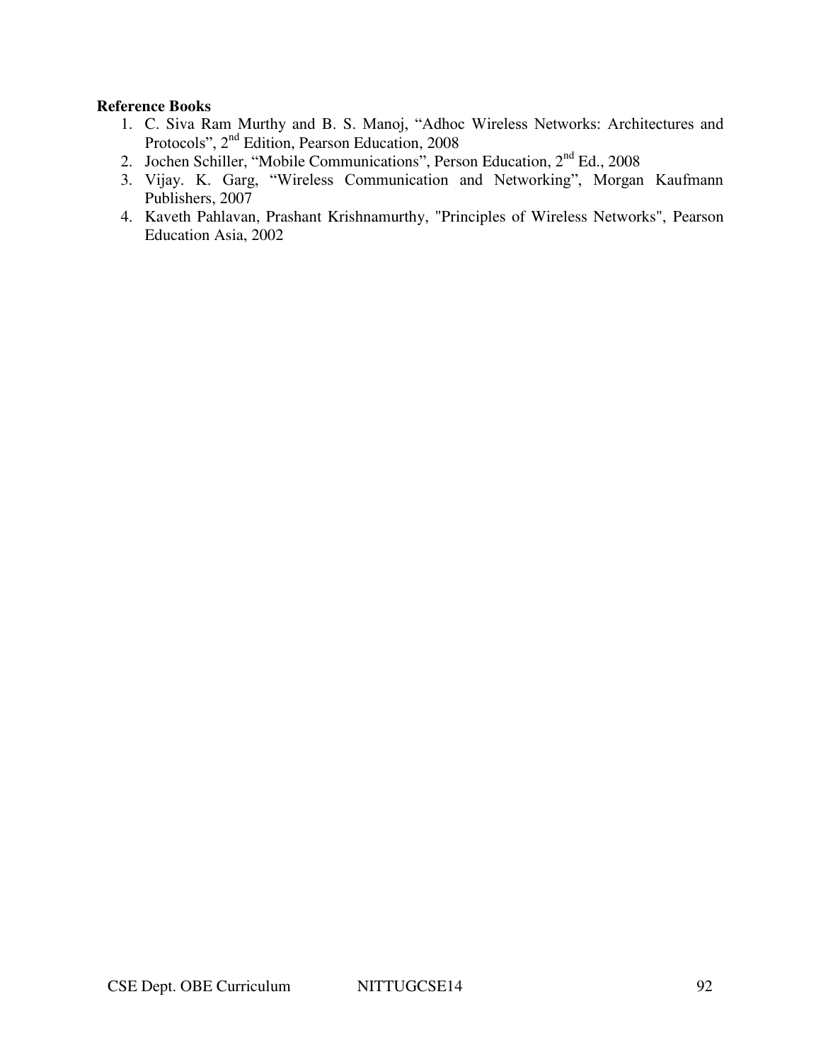**Reference Books**

1. C. Siva Ram Murthy and B. S. Manoj, "Adhoc Wireless Networks: Architectures and Protocols", $2^{nd}$ Edition, Pearson Education, 2008
2. Jochen Schiller, "Mobile Communications", Person Education, $2^{nd}$ Ed., 2008
3. Vijay. K. Garg, "Wireless Communication and Networking", Morgan Kaufmann Publishers, 2007
4. Kaveth Pahlavan, Prashant Krishnamurthy, "Principles of Wireless Networks", Pearson Education Asia, 2002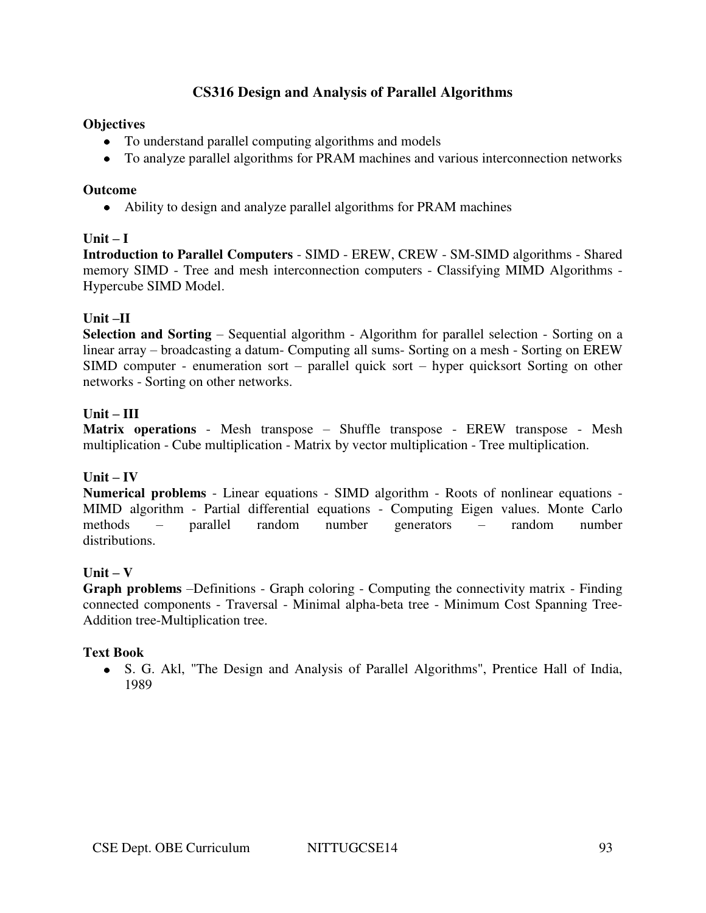## CS316 Design and Analysis of Parallel Algorithms

**Objectives**

- To understand parallel computing algorithms and models
- To analyze parallel algorithms for PRAM machines and various interconnection networks

**Outcome**

- Ability to design and analyze parallel algorithms for PRAM machines

**Unit – I**

**Introduction to Parallel Computers** - SIMD - EREW, CREW - SM-SIMD algorithms - Shared memory SIMD - Tree and mesh interconnection computers - Classifying MIMD Algorithms - Hypercube SIMD Model.

**Unit –II**

**Selection and Sorting** – Sequential algorithm - Algorithm for parallel selection - Sorting on a linear array – broadcasting a datum- Computing all sums- Sorting on a mesh - Sorting on EREW SIMD computer - enumeration sort – parallel quick sort – hyper quicksort Sorting on other networks - Sorting on other networks.

**Unit – III**

**Matrix operations** - Mesh transpose – Shuffle transpose - EREW transpose - Mesh multiplication - Cube multiplication - Matrix by vector multiplication - Tree multiplication.

**Unit – IV**

**Numerical problems** - Linear equations - SIMD algorithm - Roots of nonlinear equations - MIMD algorithm - Partial differential equations - Computing Eigen values. Monte Carlo methods – parallel random number generators – random number distributions.

**Unit – V**

**Graph problems** –Definitions - Graph coloring - Computing the connectivity matrix - Finding connected components - Traversal - Minimal alpha-beta tree - Minimum Cost Spanning Tree-Addition tree-Multiplication tree.

**Text Book**

- S. G. Akl, "The Design and Analysis of Parallel Algorithms", Prentice Hall of India, 1989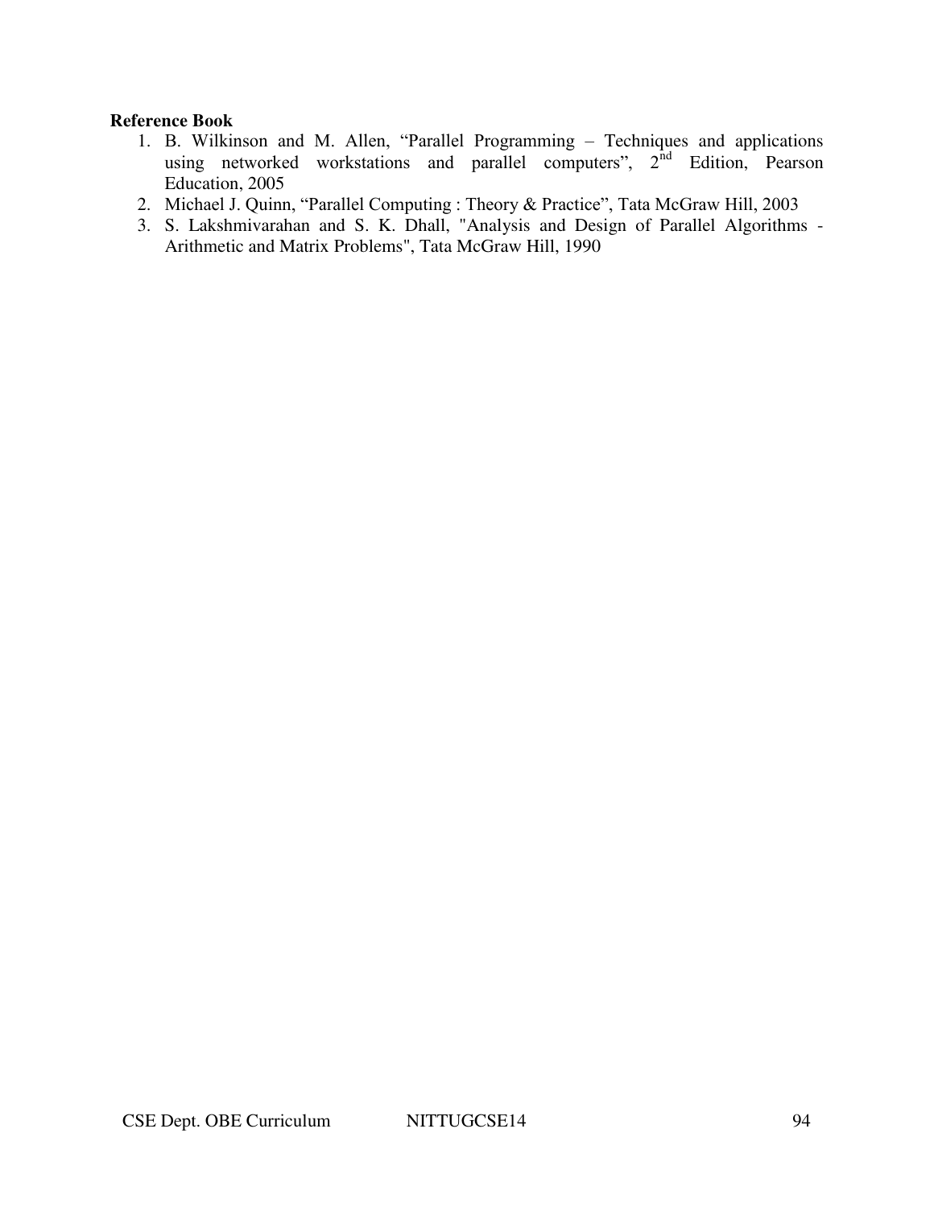**Reference Book**

1. B. Wilkinson and M. Allen, "Parallel Programming – Techniques and applications using networked workstations and parallel computers", 2nd Edition, Pearson Education, 2005
2. Michael J. Quinn, "Parallel Computing : Theory & Practice", Tata McGraw Hill, 2003
3. S. Lakshmivarahan and S. K. Dhall, "Analysis and Design of Parallel Algorithms - Arithmetic and Matrix Problems", Tata McGraw Hill, 1990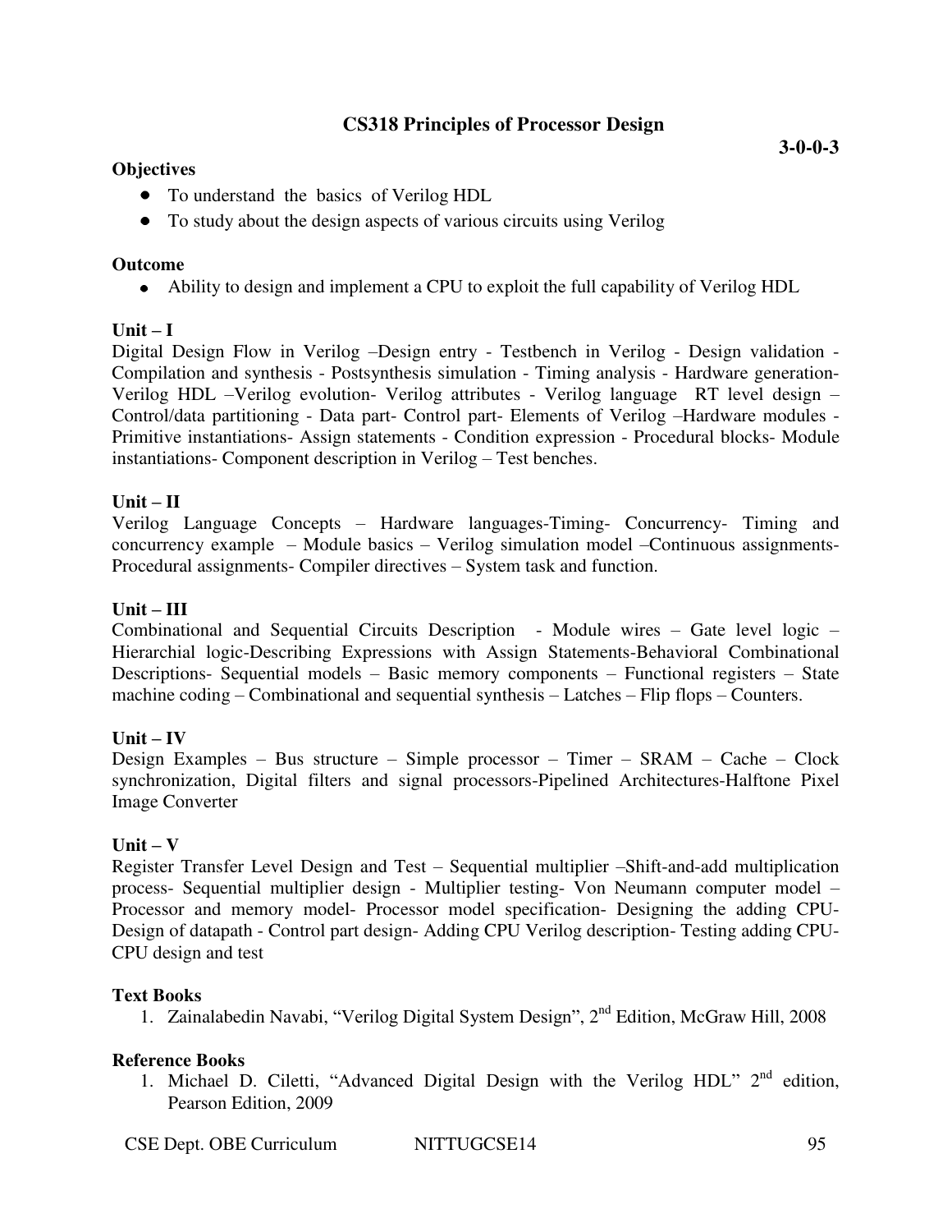## CS318 Principles of Processor Design

**3-0-0-3**

**Objectives**

- To understand the basics of Verilog HDL
- To study about the design aspects of various circuits using Verilog

**Outcome**

- Ability to design and implement a CPU to exploit the full capability of Verilog HDL

**Unit – I**

Digital Design Flow in Verilog –Design entry - Testbench in Verilog - Design validation - Compilation and synthesis - Postsynthesis simulation - Timing analysis - Hardware generation- Verilog HDL –Verilog evolution- Verilog attributes - Verilog language RT level design – Control/data partitioning - Data part- Control part- Elements of Verilog –Hardware modules - Primitive instantiations- Assign statements - Condition expression - Procedural blocks- Module instantiations- Component description in Verilog – Test benches.

**Unit – II**

Verilog Language Concepts – Hardware languages-Timing- Concurrency- Timing and concurrency example – Module basics – Verilog simulation model –Continuous assignments- Procedural assignments- Compiler directives – System task and function.

**Unit – III**

Combinational and Sequential Circuits Description - Module wires – Gate level logic – Hierarchial logic-Describing Expressions with Assign Statements-Behavioral Combinational Descriptions- Sequential models – Basic memory components – Functional registers – State machine coding – Combinational and sequential synthesis – Latches – Flip flops – Counters.

**Unit – IV**

Design Examples – Bus structure – Simple processor – Timer – SRAM – Cache – Clock synchronization, Digital filters and signal processors-Pipelined Architectures-Halftone Pixel Image Converter

**Unit – V**

Register Transfer Level Design and Test – Sequential multiplier –Shift-and-add multiplication process- Sequential multiplier design - Multiplier testing- Von Neumann computer model – Processor and memory model- Processor model specification- Designing the adding CPU- Design of datapath - Control part design- Adding CPU Verilog description- Testing adding CPU- CPU design and test

**Text Books**

1. Zainalabedin Navabi, "Verilog Digital System Design", 2nd Edition, McGraw Hill, 2008

**Reference Books**

1. Michael D. Ciletti, "Advanced Digital Design with the Verilog HDL" 2nd edition, Pearson Edition, 2009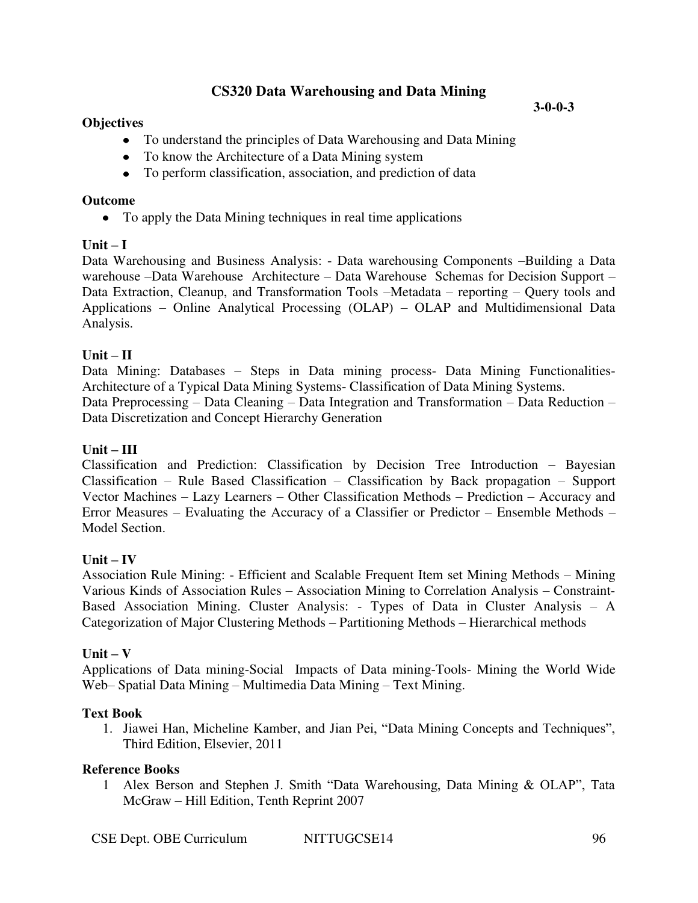## CS320 Data Warehousing and Data Mining

**3-0-0-3**

**Objectives**

- To understand the principles of Data Warehousing and Data Mining
- To know the Architecture of a Data Mining system
- To perform classification, association, and prediction of data

**Outcome**

- To apply the Data Mining techniques in real time applications

**Unit – I**

Data Warehousing and Business Analysis: - Data warehousing Components –Building a Data warehouse –Data Warehouse Architecture – Data Warehouse Schemas for Decision Support – Data Extraction, Cleanup, and Transformation Tools –Metadata – reporting – Query tools and Applications – Online Analytical Processing (OLAP) – OLAP and Multidimensional Data Analysis.

**Unit – II**

Data Mining: Databases – Steps in Data mining process- Data Mining Functionalities-Architecture of a Typical Data Mining Systems- Classification of Data Mining Systems.
Data Preprocessing – Data Cleaning – Data Integration and Transformation – Data Reduction – Data Discretization and Concept Hierarchy Generation

**Unit – III**

Classification and Prediction: Classification by Decision Tree Introduction – Bayesian Classification – Rule Based Classification – Classification by Back propagation – Support Vector Machines – Lazy Learners – Other Classification Methods – Prediction – Accuracy and Error Measures – Evaluating the Accuracy of a Classifier or Predictor – Ensemble Methods – Model Section.

**Unit – IV**

Association Rule Mining: - Efficient and Scalable Frequent Item set Mining Methods – Mining Various Kinds of Association Rules – Association Mining to Correlation Analysis – Constraint-Based Association Mining. Cluster Analysis: - Types of Data in Cluster Analysis – A Categorization of Major Clustering Methods – Partitioning Methods – Hierarchical methods

**Unit – V**

Applications of Data mining-Social Impacts of Data mining-Tools- Mining the World Wide Web– Spatial Data Mining – Multimedia Data Mining – Text Mining.

**Text Book**

1. Jiawei Han, Micheline Kamber, and Jian Pei, "Data Mining Concepts and Techniques", Third Edition, Elsevier, 2011

**Reference Books**

1 Alex Berson and Stephen J. Smith "Data Warehousing, Data Mining & OLAP", Tata McGraw – Hill Edition, Tenth Reprint 2007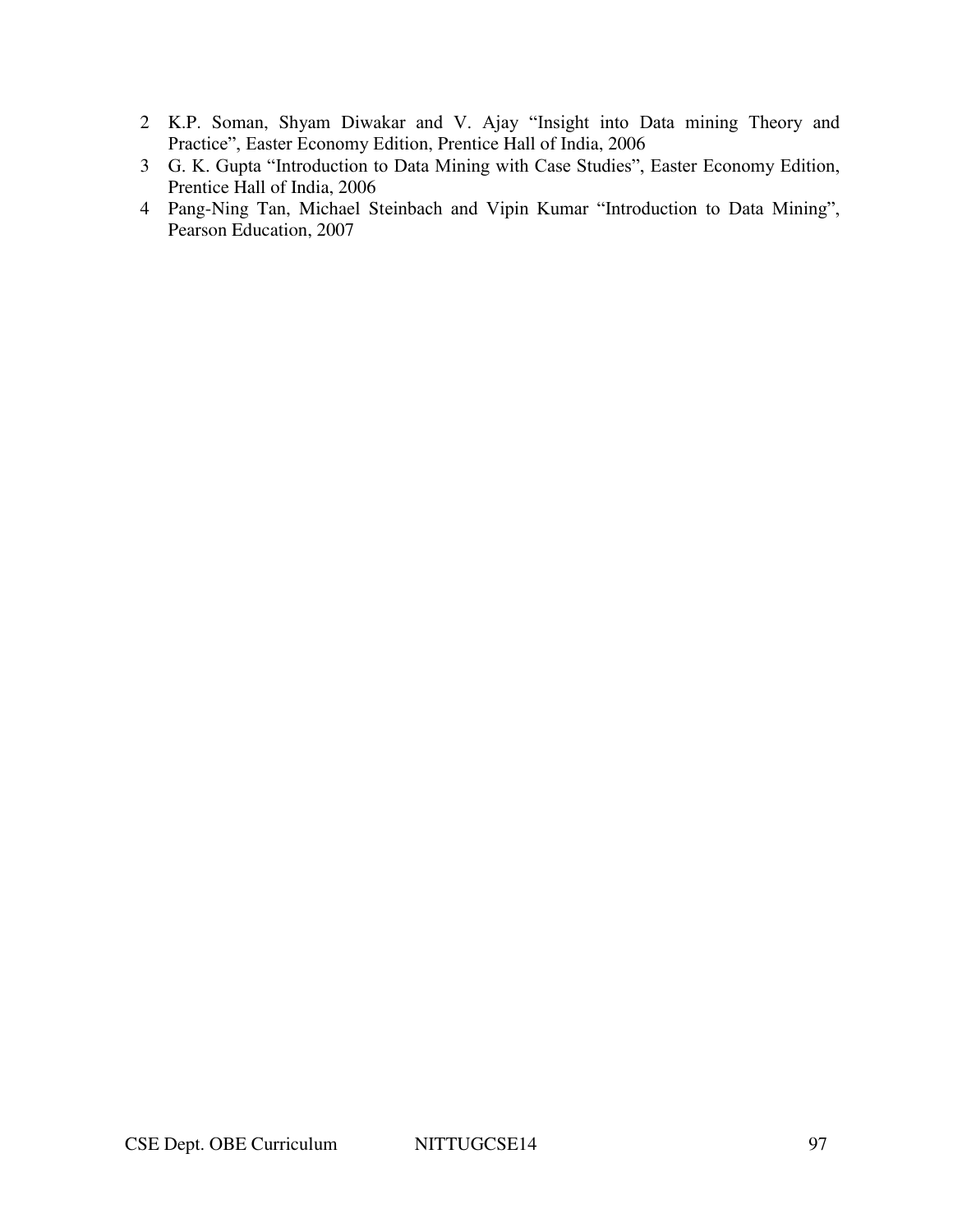2. K.P. Soman, Shyam Diwakar and V. Ajay "Insight into Data mining Theory and Practice", Easter Economy Edition, Prentice Hall of India, 2006
3. G. K. Gupta "Introduction to Data Mining with Case Studies", Easter Economy Edition, Prentice Hall of India, 2006
4. Pang-Ning Tan, Michael Steinbach and Vipin Kumar "Introduction to Data Mining", Pearson Education, 2007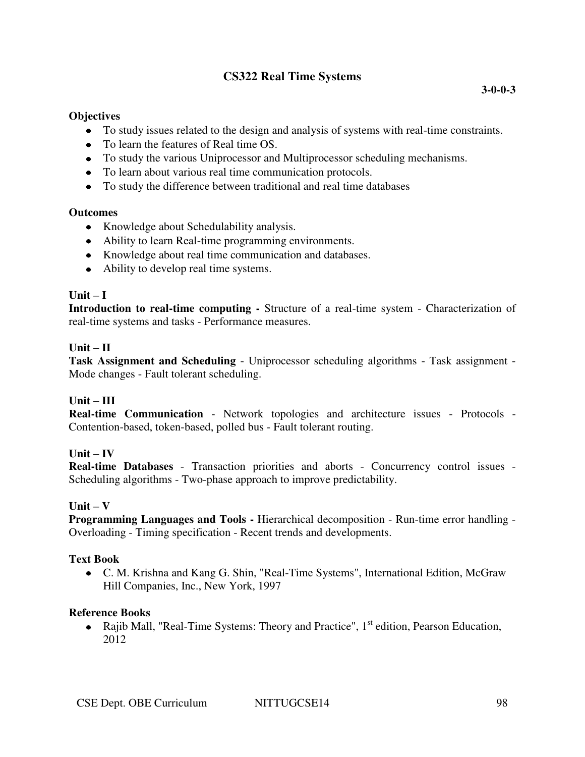## CS322 Real Time Systems

**3-0-0-3**

**Objectives**

- To study issues related to the design and analysis of systems with real-time constraints.
- To learn the features of Real time OS.
- To study the various Uniprocessor and Multiprocessor scheduling mechanisms.
- To learn about various real time communication protocols.
- To study the difference between traditional and real time databases

**Outcomes**

- Knowledge about Schedulability analysis.
- Ability to learn Real-time programming environments.
- Knowledge about real time communication and databases.
- Ability to develop real time systems.

**Unit – I**

**Introduction to real-time computing -** Structure of a real-time system - Characterization of real-time systems and tasks - Performance measures.

**Unit – II**

**Task Assignment and Scheduling** - Uniprocessor scheduling algorithms - Task assignment - Mode changes - Fault tolerant scheduling.

**Unit – III**

**Real-time Communication** - Network topologies and architecture issues - Protocols - Contention-based, token-based, polled bus - Fault tolerant routing.

**Unit – IV**

**Real-time Databases** - Transaction priorities and aborts - Concurrency control issues - Scheduling algorithms - Two-phase approach to improve predictability.

**Unit – V**

**Programming Languages and Tools -** Hierarchical decomposition - Run-time error handling - Overloading - Timing specification - Recent trends and developments.

**Text Book**

- C. M. Krishna and Kang G. Shin, "Real-Time Systems", International Edition, McGraw Hill Companies, Inc., New York, 1997

**Reference Books**

- Rajib Mall, "Real-Time Systems: Theory and Practice", 1st edition, Pearson Education, 2012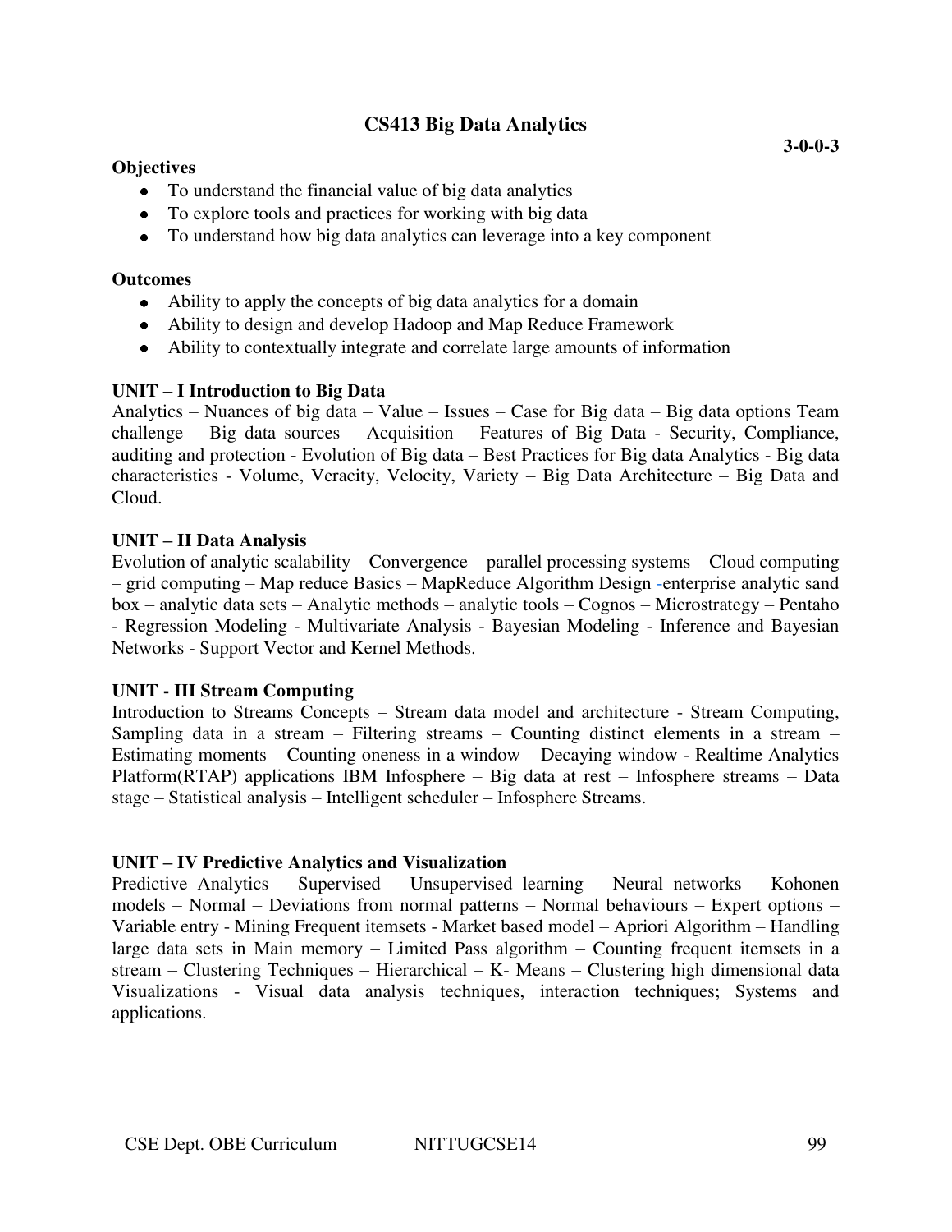# CS413 Big Data Analytics

**3-0-0-3**

**Objectives**

- To understand the financial value of big data analytics
- To explore tools and practices for working with big data
- To understand how big data analytics can leverage into a key component

**Outcomes**

- Ability to apply the concepts of big data analytics for a domain
- Ability to design and develop Hadoop and Map Reduce Framework
- Ability to contextually integrate and correlate large amounts of information

**UNIT – I Introduction to Big Data**

Analytics – Nuances of big data – Value – Issues – Case for Big data – Big data options Team challenge – Big data sources – Acquisition – Features of Big Data - Security, Compliance, auditing and protection - Evolution of Big data – Best Practices for Big data Analytics - Big data characteristics - Volume, Veracity, Velocity, Variety – Big Data Architecture – Big Data and Cloud.

**UNIT – II Data Analysis**

Evolution of analytic scalability – Convergence – parallel processing systems – Cloud computing – grid computing – Map reduce Basics – MapReduce Algorithm Design -enterprise analytic sand box – analytic data sets – Analytic methods – analytic tools – Cognos – Microstrategy – Pentaho - Regression Modeling - Multivariate Analysis - Bayesian Modeling - Inference and Bayesian Networks - Support Vector and Kernel Methods.

**UNIT - III Stream Computing**

Introduction to Streams Concepts – Stream data model and architecture - Stream Computing, Sampling data in a stream – Filtering streams – Counting distinct elements in a stream – Estimating moments – Counting oneness in a window – Decaying window - Realtime Analytics Platform(RTAP) applications IBM Infosphere – Big data at rest – Infosphere streams – Data stage – Statistical analysis – Intelligent scheduler – Infosphere Streams.

**UNIT – IV Predictive Analytics and Visualization**

Predictive Analytics – Supervised – Unsupervised learning – Neural networks – Kohonen models – Normal – Deviations from normal patterns – Normal behaviours – Expert options – Variable entry - Mining Frequent itemsets - Market based model – Apriori Algorithm – Handling large data sets in Main memory – Limited Pass algorithm – Counting frequent itemsets in a stream – Clustering Techniques – Hierarchical – K- Means – Clustering high dimensional data Visualizations - Visual data analysis techniques, interaction techniques; Systems and applications.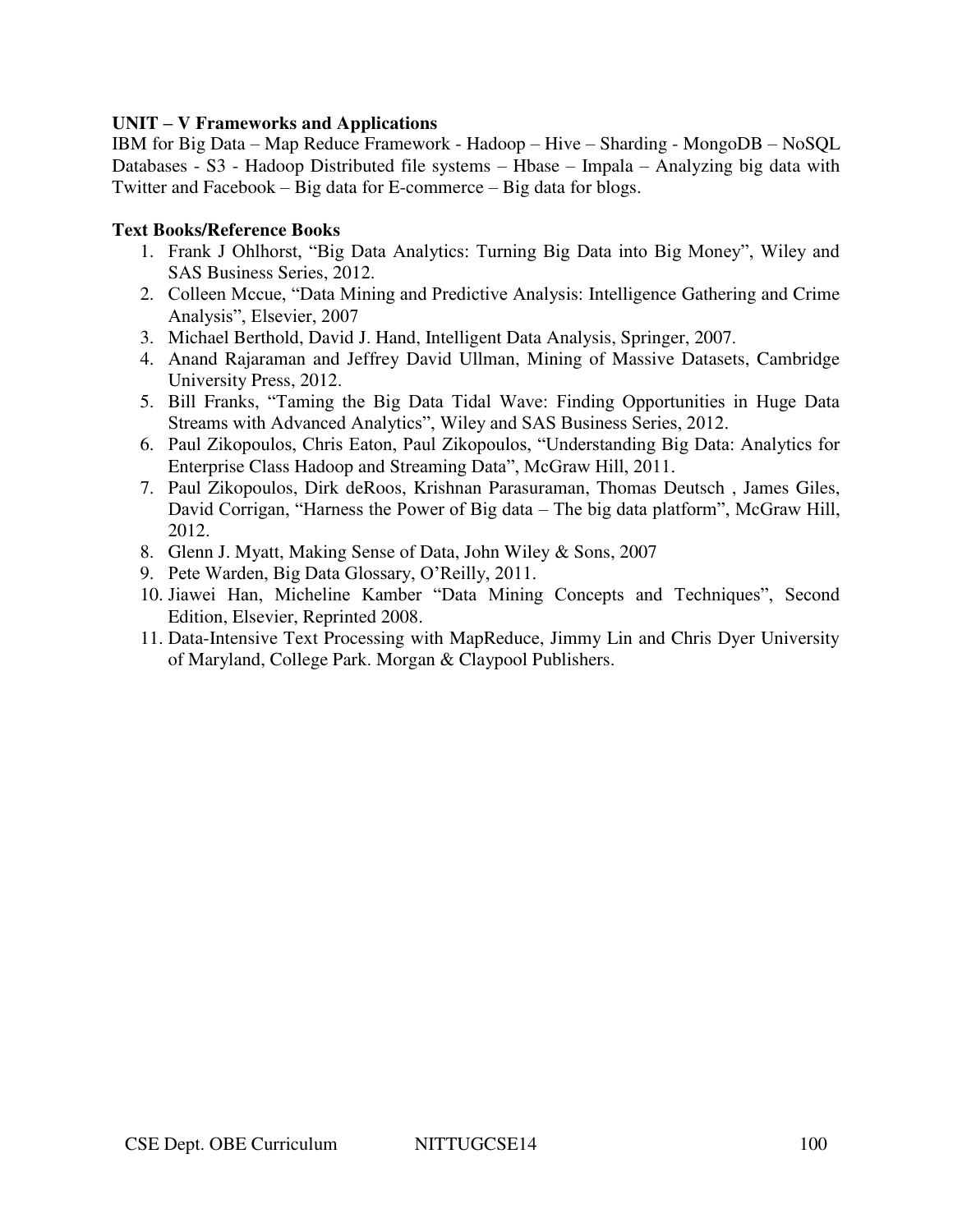**UNIT – V Frameworks and Applications**

IBM for Big Data – Map Reduce Framework - Hadoop – Hive – Sharding - MongoDB – NoSQL Databases - S3 - Hadoop Distributed file systems – Hbase – Impala – Analyzing big data with Twitter and Facebook – Big data for E-commerce – Big data for blogs.

**Text Books/Reference Books**

1. Frank J Ohlhorst, "Big Data Analytics: Turning Big Data into Big Money", Wiley and SAS Business Series, 2012.
2. Colleen Mccue, "Data Mining and Predictive Analysis: Intelligence Gathering and Crime Analysis", Elsevier, 2007
3. Michael Berthold, David J. Hand, Intelligent Data Analysis, Springer, 2007.
4. Anand Rajaraman and Jeffrey David Ullman, Mining of Massive Datasets, Cambridge University Press, 2012.
5. Bill Franks, "Taming the Big Data Tidal Wave: Finding Opportunities in Huge Data Streams with Advanced Analytics", Wiley and SAS Business Series, 2012.
6. Paul Zikopoulos, Chris Eaton, Paul Zikopoulos, "Understanding Big Data: Analytics for Enterprise Class Hadoop and Streaming Data", McGraw Hill, 2011.
7. Paul Zikopoulos, Dirk deRoos, Krishnan Parasuraman, Thomas Deutsch , James Giles, David Corrigan, "Harness the Power of Big data – The big data platform", McGraw Hill, 2012.
8. Glenn J. Myatt, Making Sense of Data, John Wiley & Sons, 2007
9. Pete Warden, Big Data Glossary, O'Reilly, 2011.
10. Jiawei Han, Micheline Kamber "Data Mining Concepts and Techniques", Second Edition, Elsevier, Reprinted 2008.
11. Data-Intensive Text Processing with MapReduce, Jimmy Lin and Chris Dyer University of Maryland, College Park. Morgan & Claypool Publishers.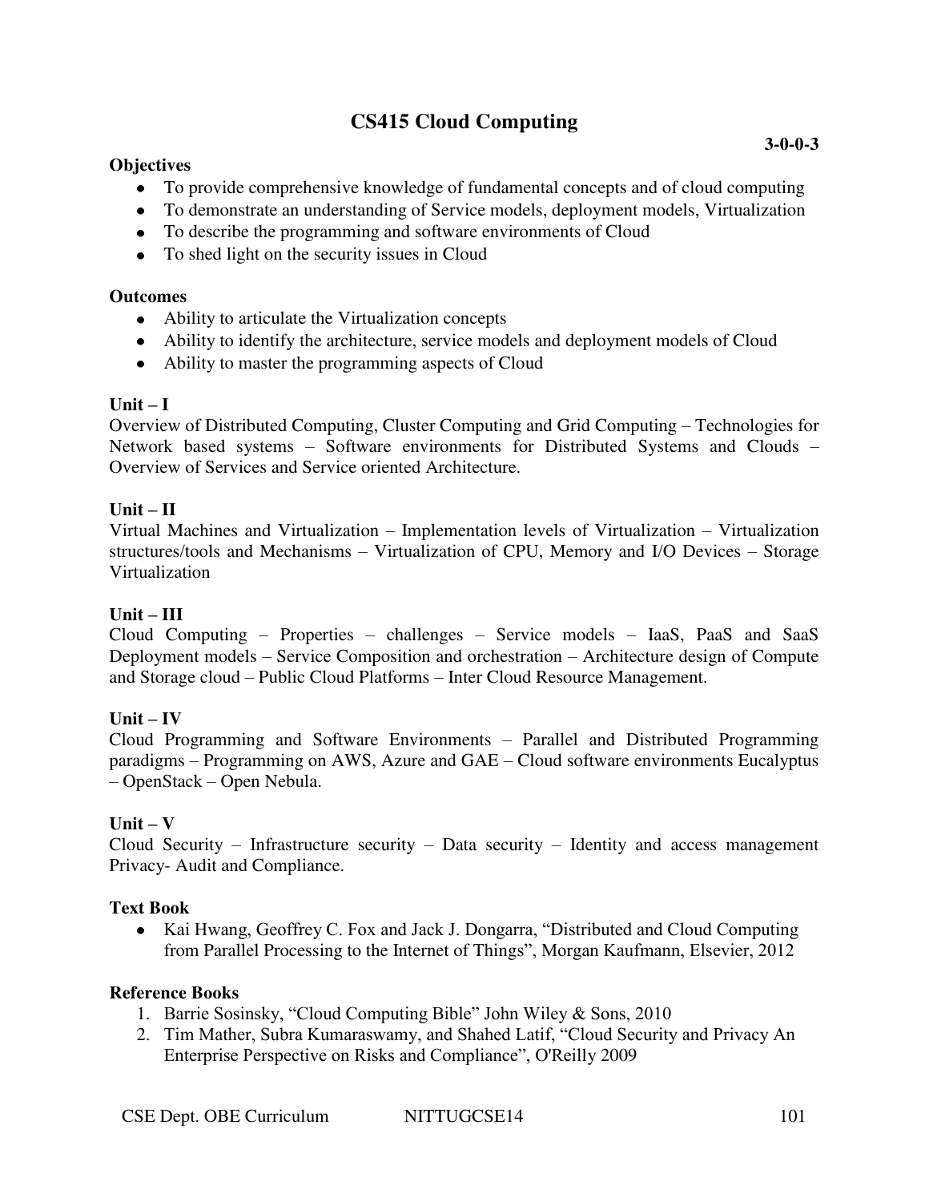# CS415 Cloud Computing

**3-0-0-3**

**Objectives**

- To provide comprehensive knowledge of fundamental concepts and of cloud computing
- To demonstrate an understanding of Service models, deployment models, Virtualization
- To describe the programming and software environments of Cloud
- To shed light on the security issues in Cloud

**Outcomes**

- Ability to articulate the Virtualization concepts
- Ability to identify the architecture, service models and deployment models of Cloud
- Ability to master the programming aspects of Cloud

**Unit – I**

Overview of Distributed Computing, Cluster Computing and Grid Computing – Technologies for Network based systems – Software environments for Distributed Systems and Clouds – Overview of Services and Service oriented Architecture.

**Unit – II**

Virtual Machines and Virtualization – Implementation levels of Virtualization – Virtualization structures/tools and Mechanisms – Virtualization of CPU, Memory and I/O Devices – Storage Virtualization

**Unit – III**

Cloud Computing – Properties – challenges – Service models – IaaS, PaaS and SaaS Deployment models – Service Composition and orchestration – Architecture design of Compute and Storage cloud – Public Cloud Platforms – Inter Cloud Resource Management.

**Unit – IV**

Cloud Programming and Software Environments – Parallel and Distributed Programming paradigms – Programming on AWS, Azure and GAE – Cloud software environments Eucalyptus – OpenStack – Open Nebula.

**Unit – V**

Cloud Security – Infrastructure security – Data security – Identity and access management Privacy- Audit and Compliance.

**Text Book**

- Kai Hwang, Geoffrey C. Fox and Jack J. Dongarra, "Distributed and Cloud Computing from Parallel Processing to the Internet of Things", Morgan Kaufmann, Elsevier, 2012

**Reference Books**

1. Barrie Sosinsky, "Cloud Computing Bible" John Wiley & Sons, 2010
2. Tim Mather, Subra Kumaraswamy, and Shahed Latif, "Cloud Security and Privacy An Enterprise Perspective on Risks and Compliance", O'Reilly 2009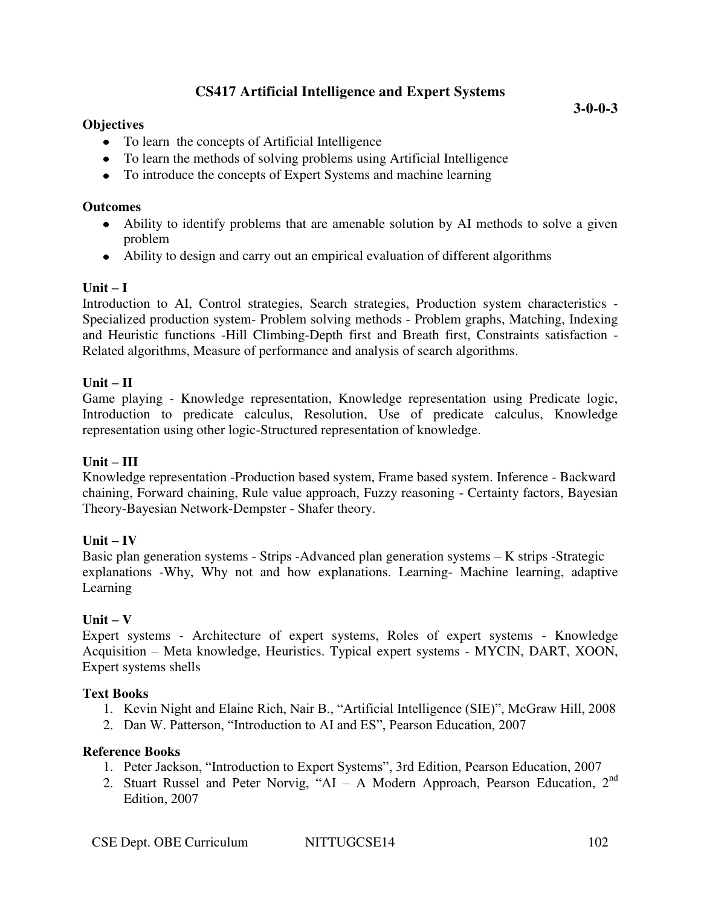## CS417 Artificial Intelligence and Expert Systems

**3-0-0-3**

**Objectives**

- To learn the concepts of Artificial Intelligence
- To learn the methods of solving problems using Artificial Intelligence
- To introduce the concepts of Expert Systems and machine learning

**Outcomes**

- Ability to identify problems that are amenable solution by AI methods to solve a given problem
- Ability to design and carry out an empirical evaluation of different algorithms

**Unit – I**

Introduction to AI, Control strategies, Search strategies, Production system characteristics - Specialized production system- Problem solving methods - Problem graphs, Matching, Indexing and Heuristic functions -Hill Climbing-Depth first and Breath first, Constraints satisfaction - Related algorithms, Measure of performance and analysis of search algorithms.

**Unit – II**

Game playing - Knowledge representation, Knowledge representation using Predicate logic, Introduction to predicate calculus, Resolution, Use of predicate calculus, Knowledge representation using other logic-Structured representation of knowledge.

**Unit – III**

Knowledge representation -Production based system, Frame based system. Inference - Backward chaining, Forward chaining, Rule value approach, Fuzzy reasoning - Certainty factors, Bayesian Theory-Bayesian Network-Dempster - Shafer theory.

**Unit – IV**

Basic plan generation systems - Strips -Advanced plan generation systems – K strips -Strategic explanations -Why, Why not and how explanations. Learning- Machine learning, adaptive Learning

**Unit – V**

Expert systems - Architecture of expert systems, Roles of expert systems - Knowledge Acquisition – Meta knowledge, Heuristics. Typical expert systems - MYCIN, DART, XOON, Expert systems shells

**Text Books**

1. Kevin Night and Elaine Rich, Nair B., "Artificial Intelligence (SIE)", McGraw Hill, 2008
2. Dan W. Patterson, "Introduction to AI and ES", Pearson Education, 2007

**Reference Books**

1. Peter Jackson, "Introduction to Expert Systems", 3rd Edition, Pearson Education, 2007
2. Stuart Russel and Peter Norvig, "AI – A Modern Approach, Pearson Education, 2nd Edition, 2007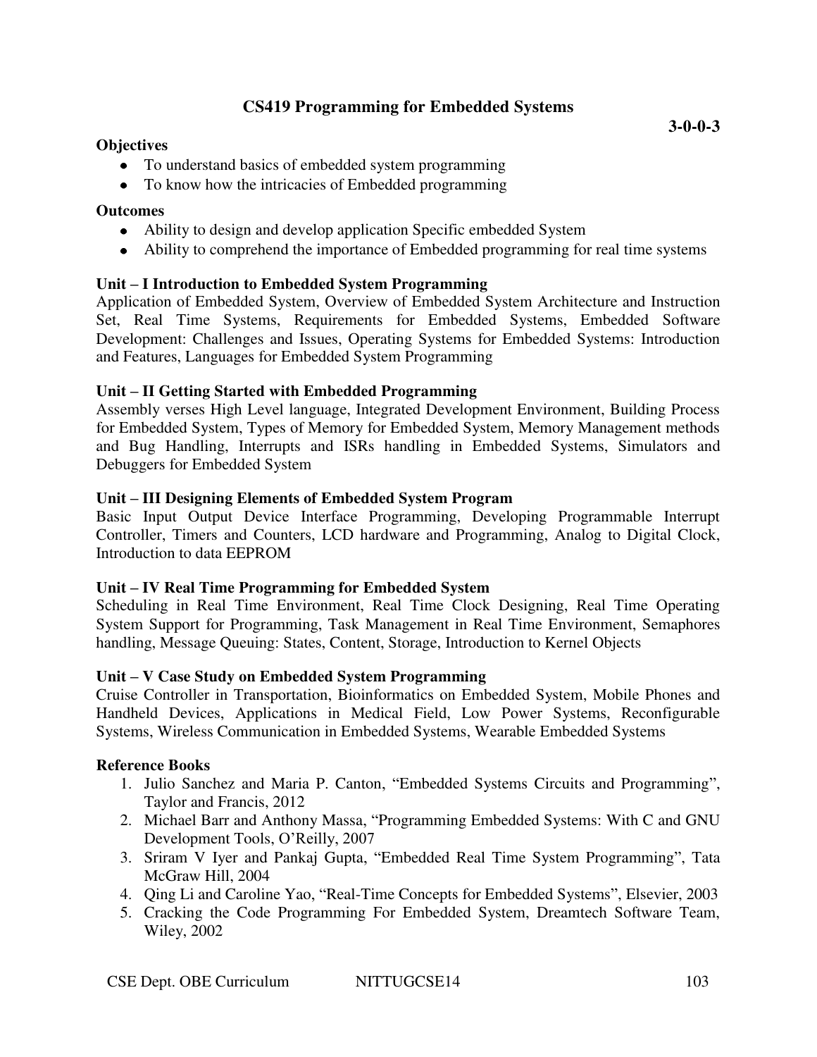## CS419 Programming for Embedded Systems

**3-0-0-3**

**Objectives**

- To understand basics of embedded system programming
- To know how the intricacies of Embedded programming

**Outcomes**

- Ability to design and develop application Specific embedded System
- Ability to comprehend the importance of Embedded programming for real time systems

**Unit – I Introduction to Embedded System Programming**

Application of Embedded System, Overview of Embedded System Architecture and Instruction Set, Real Time Systems, Requirements for Embedded Systems, Embedded Software Development: Challenges and Issues, Operating Systems for Embedded Systems: Introduction and Features, Languages for Embedded System Programming

**Unit – II Getting Started with Embedded Programming**

Assembly verses High Level language, Integrated Development Environment, Building Process for Embedded System, Types of Memory for Embedded System, Memory Management methods and Bug Handling, Interrupts and ISRs handling in Embedded Systems, Simulators and Debuggers for Embedded System

**Unit – III Designing Elements of Embedded System Program**

Basic Input Output Device Interface Programming, Developing Programmable Interrupt Controller, Timers and Counters, LCD hardware and Programming, Analog to Digital Clock, Introduction to data EEPROM

**Unit – IV Real Time Programming for Embedded System**

Scheduling in Real Time Environment, Real Time Clock Designing, Real Time Operating System Support for Programming, Task Management in Real Time Environment, Semaphores handling, Message Queuing: States, Content, Storage, Introduction to Kernel Objects

**Unit – V Case Study on Embedded System Programming**

Cruise Controller in Transportation, Bioinformatics on Embedded System, Mobile Phones and Handheld Devices, Applications in Medical Field, Low Power Systems, Reconfigurable Systems, Wireless Communication in Embedded Systems, Wearable Embedded Systems

**Reference Books**

1. Julio Sanchez and Maria P. Canton, "Embedded Systems Circuits and Programming", Taylor and Francis, 2012
2. Michael Barr and Anthony Massa, "Programming Embedded Systems: With C and GNU Development Tools, O'Reilly, 2007
3. Sriram V Iyer and Pankaj Gupta, "Embedded Real Time System Programming", Tata McGraw Hill, 2004
4. Qing Li and Caroline Yao, "Real-Time Concepts for Embedded Systems", Elsevier, 2003
5. Cracking the Code Programming For Embedded System, Dreamtech Software Team, Wiley, 2002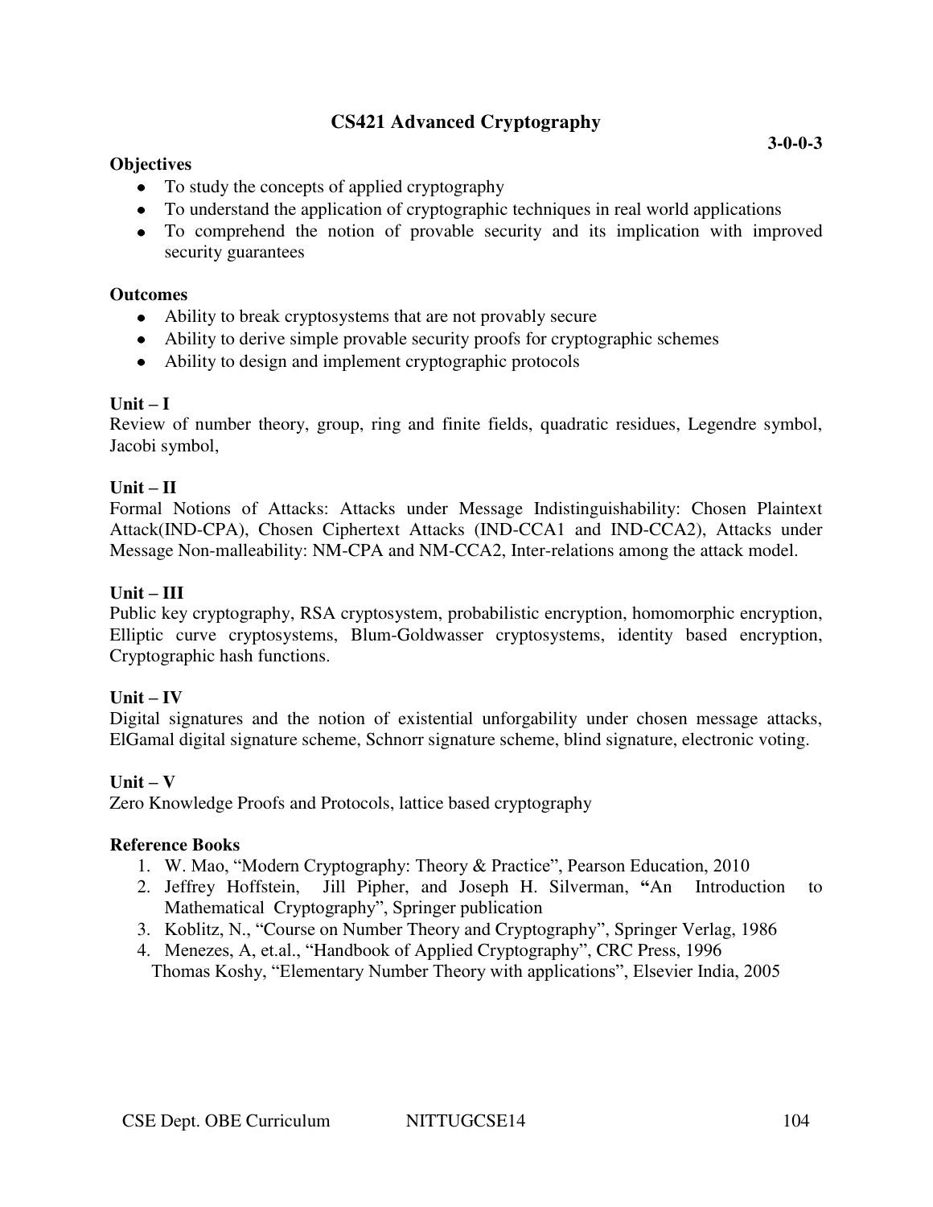# CS421 Advanced Cryptography

**3-0-0-3**

**Objectives**

- To study the concepts of applied cryptography
- To understand the application of cryptographic techniques in real world applications
- To comprehend the notion of provable security and its implication with improved security guarantees

**Outcomes**

- Ability to break cryptosystems that are not provably secure
- Ability to derive simple provable security proofs for cryptographic schemes
- Ability to design and implement cryptographic protocols

**Unit – I**

Review of number theory, group, ring and finite fields, quadratic residues, Legendre symbol, Jacobi symbol,

**Unit – II**

Formal Notions of Attacks: Attacks under Message Indistinguishability: Chosen Plaintext Attack(IND-CPA), Chosen Ciphertext Attacks (IND-CCA1 and IND-CCA2), Attacks under Message Non-malleability: NM-CPA and NM-CCA2, Inter-relations among the attack model.

**Unit – III**

Public key cryptography, RSA cryptosystem, probabilistic encryption, homomorphic encryption, Elliptic curve cryptosystems, Blum-Goldwasser cryptosystems, identity based encryption, Cryptographic hash functions.

**Unit – IV**

Digital signatures and the notion of existential unforgability under chosen message attacks, ElGamal digital signature scheme, Schnorr signature scheme, blind signature, electronic voting.

**Unit – V**

Zero Knowledge Proofs and Protocols, lattice based cryptography

**Reference Books**

1. W. Mao, “Modern Cryptography: Theory & Practice”, Pearson Education, 2010
2. Jeffrey Hoffstein, Jill Pipher, and Joseph H. Silverman, **“**An Introduction to Mathematical Cryptography”, Springer publication
3. Koblitz, N., “Course on Number Theory and Cryptography”, Springer Verlag, 1986
4. Menezes, A, et.al., “Handbook of Applied Cryptography”, CRC Press, 1996
   Thomas Koshy, “Elementary Number Theory with applications”, Elsevier India, 2005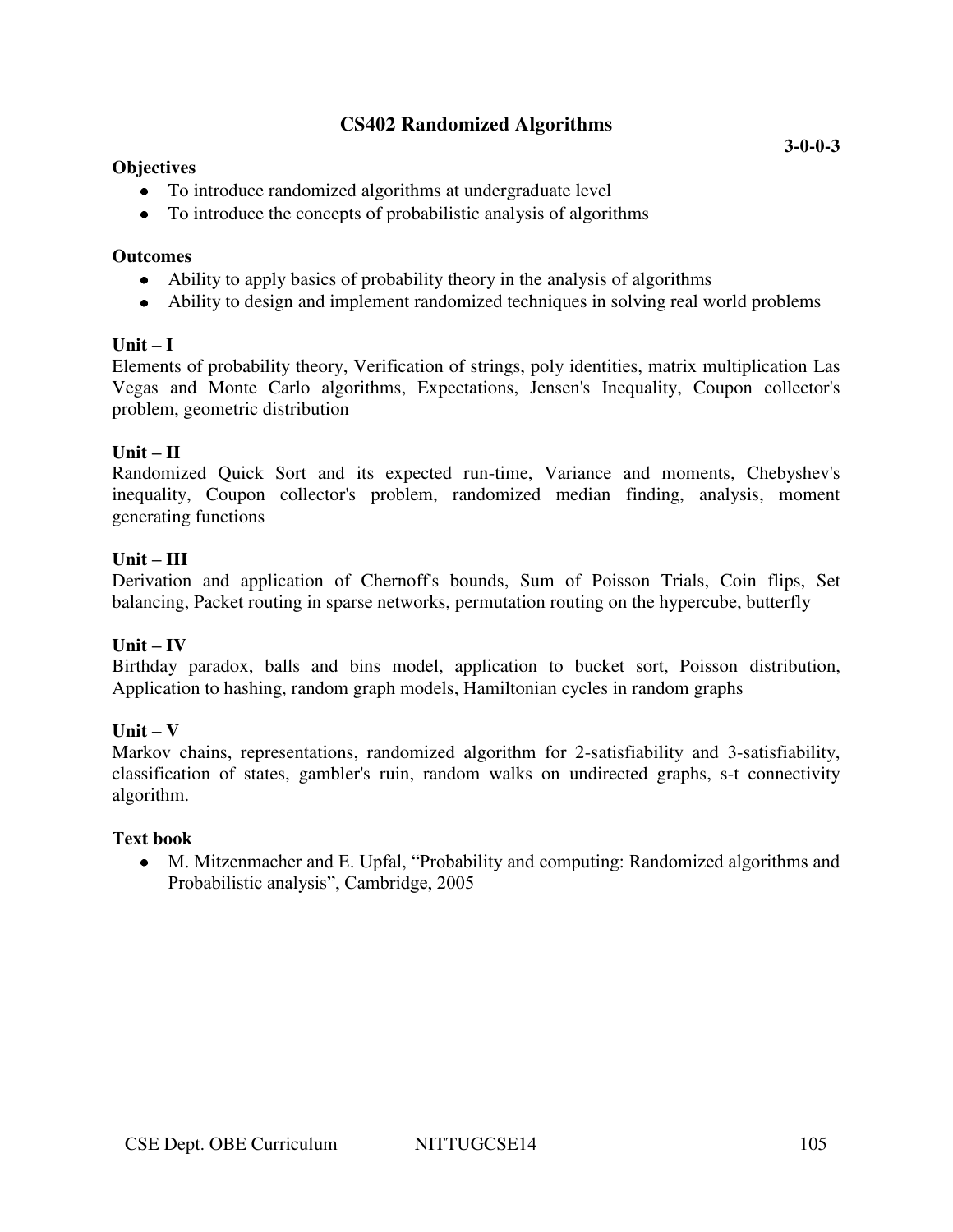# CS402 Randomized Algorithms

**3-0-0-3**

**Objectives**

- To introduce randomized algorithms at undergraduate level
- To introduce the concepts of probabilistic analysis of algorithms

**Outcomes**

- Ability to apply basics of probability theory in the analysis of algorithms
- Ability to design and implement randomized techniques in solving real world problems

**Unit – I**

Elements of probability theory, Verification of strings, poly identities, matrix multiplication Las Vegas and Monte Carlo algorithms, Expectations, Jensen's Inequality, Coupon collector's problem, geometric distribution

**Unit – II**

Randomized Quick Sort and its expected run-time, Variance and moments, Chebyshev's inequality, Coupon collector's problem, randomized median finding, analysis, moment generating functions

**Unit – III**

Derivation and application of Chernoff's bounds, Sum of Poisson Trials, Coin flips, Set balancing, Packet routing in sparse networks, permutation routing on the hypercube, butterfly

**Unit – IV**

Birthday paradox, balls and bins model, application to bucket sort, Poisson distribution, Application to hashing, random graph models, Hamiltonian cycles in random graphs

**Unit – V**

Markov chains, representations, randomized algorithm for 2-satisfiability and 3-satisfiability, classification of states, gambler's ruin, random walks on undirected graphs, s-t connectivity algorithm.

**Text book**

- M. Mitzenmacher and E. Upfal, "Probability and computing: Randomized algorithms and Probabilistic analysis", Cambridge, 2005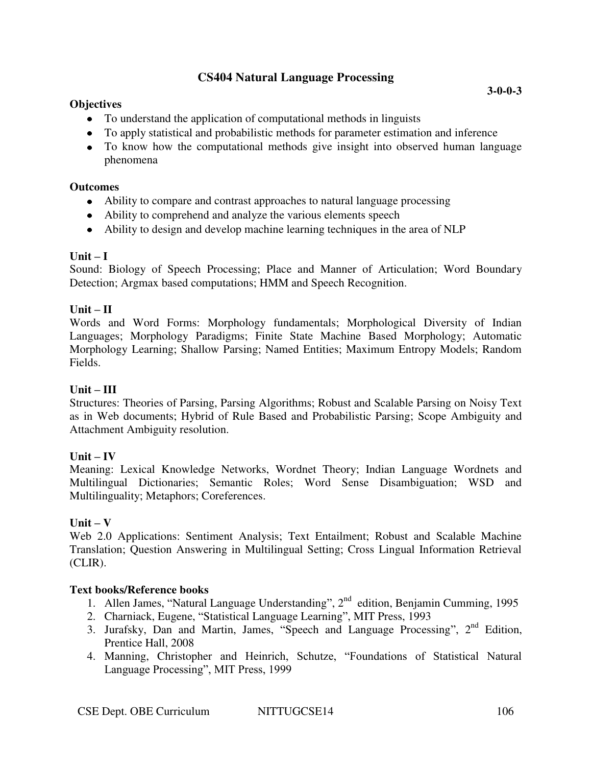# CS404 Natural Language Processing

**3-0-0-3**

**Objectives**

- To understand the application of computational methods in linguists
- To apply statistical and probabilistic methods for parameter estimation and inference
- To know how the computational methods give insight into observed human language phenomena

**Outcomes**

- Ability to compare and contrast approaches to natural language processing
- Ability to comprehend and analyze the various elements speech
- Ability to design and develop machine learning techniques in the area of NLP

**Unit – I**

Sound: Biology of Speech Processing; Place and Manner of Articulation; Word Boundary Detection; Argmax based computations; HMM and Speech Recognition.

**Unit – II**

Words and Word Forms: Morphology fundamentals; Morphological Diversity of Indian Languages; Morphology Paradigms; Finite State Machine Based Morphology; Automatic Morphology Learning; Shallow Parsing; Named Entities; Maximum Entropy Models; Random Fields.

**Unit – III**

Structures: Theories of Parsing, Parsing Algorithms; Robust and Scalable Parsing on Noisy Text as in Web documents; Hybrid of Rule Based and Probabilistic Parsing; Scope Ambiguity and Attachment Ambiguity resolution.

**Unit – IV**

Meaning: Lexical Knowledge Networks, Wordnet Theory; Indian Language Wordnets and Multilingual Dictionaries; Semantic Roles; Word Sense Disambiguation; WSD and Multilinguality; Metaphors; Coreferences.

**Unit – V**

Web 2.0 Applications: Sentiment Analysis; Text Entailment; Robust and Scalable Machine Translation; Question Answering in Multilingual Setting; Cross Lingual Information Retrieval (CLIR).

**Text books/Reference books**

1. Allen James, "Natural Language Understanding", 2nd edition, Benjamin Cumming, 1995
2. Charniack, Eugene, "Statistical Language Learning", MIT Press, 1993
3. Jurafsky, Dan and Martin, James, "Speech and Language Processing", 2nd Edition, Prentice Hall, 2008
4. Manning, Christopher and Heinrich, Schutze, "Foundations of Statistical Natural Language Processing", MIT Press, 1999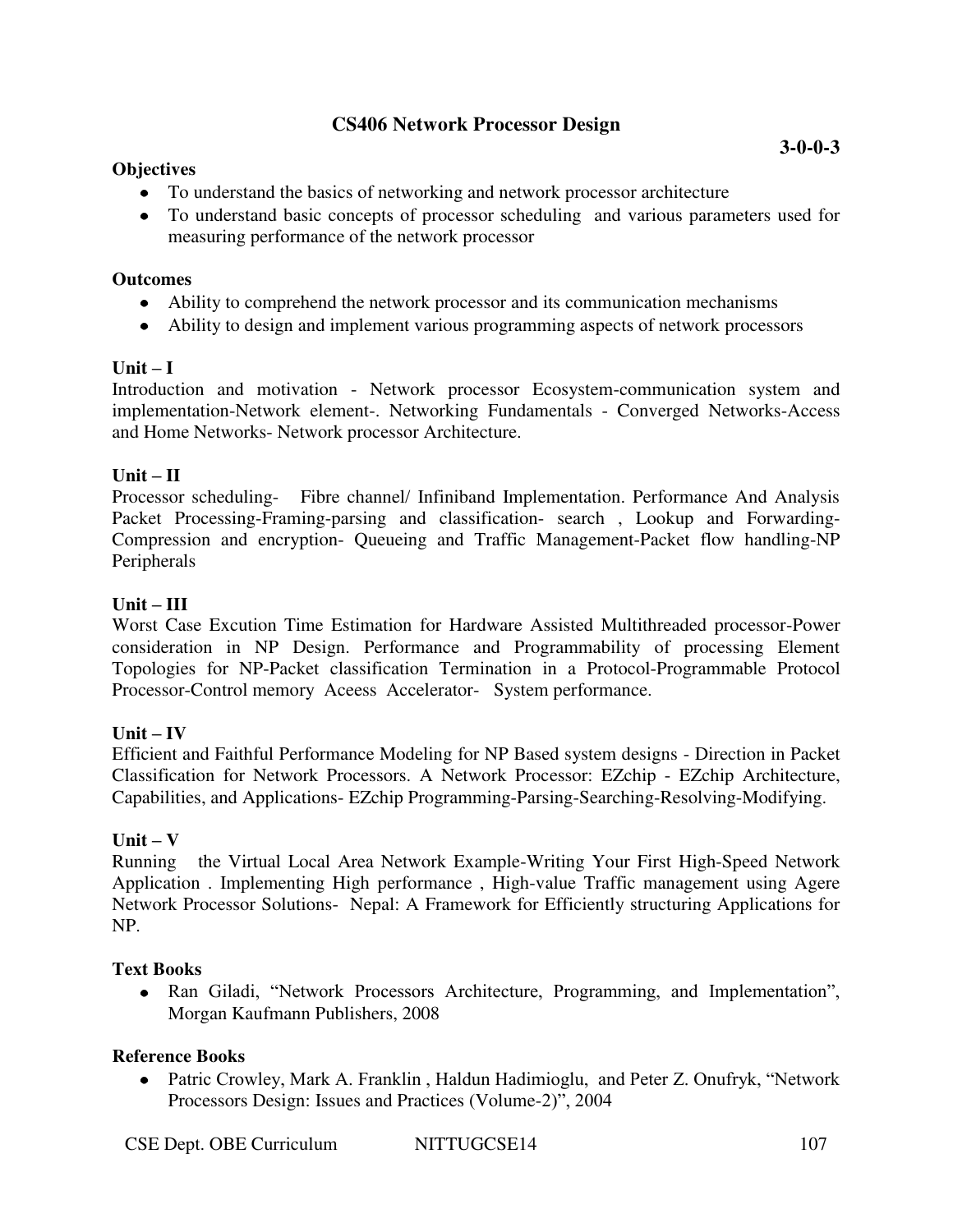## CS406 Network Processor Design

**3-0-0-3**

**Objectives**

- To understand the basics of networking and network processor architecture
- To understand basic concepts of processor scheduling and various parameters used for measuring performance of the network processor

**Outcomes**

- Ability to comprehend the network processor and its communication mechanisms
- Ability to design and implement various programming aspects of network processors

**Unit – I**

Introduction and motivation - Network processor Ecosystem-communication system and implementation-Network element-. Networking Fundamentals - Converged Networks-Access and Home Networks- Network processor Architecture.

**Unit – II**

Processor scheduling- Fibre channel/ Infiniband Implementation. Performance And Analysis Packet Processing-Framing-parsing and classification- search , Lookup and Forwarding-Compression and encryption- Queueing and Traffic Management-Packet flow handling-NP Peripherals

**Unit – III**

Worst Case Excution Time Estimation for Hardware Assisted Multithreaded processor-Power consideration in NP Design. Performance and Programmability of processing Element Topologies for NP-Packet classification Termination in a Protocol-Programmable Protocol Processor-Control memory Aceess Accelerator- System performance.

**Unit – IV**

Efficient and Faithful Performance Modeling for NP Based system designs - Direction in Packet Classification for Network Processors. A Network Processor: EZchip - EZchip Architecture, Capabilities, and Applications- EZchip Programming-Parsing-Searching-Resolving-Modifying.

**Unit – V**

Running the Virtual Local Area Network Example-Writing Your First High-Speed Network Application . Implementing High performance , High-value Traffic management using Agere Network Processor Solutions- Nepal: A Framework for Efficiently structuring Applications for NP.

**Text Books**

- Ran Giladi, "Network Processors Architecture, Programming, and Implementation", Morgan Kaufmann Publishers, 2008

**Reference Books**

- Patric Crowley, Mark A. Franklin , Haldun Hadimioglu, and Peter Z. Onufryk, "Network Processors Design: Issues and Practices (Volume-2)", 2004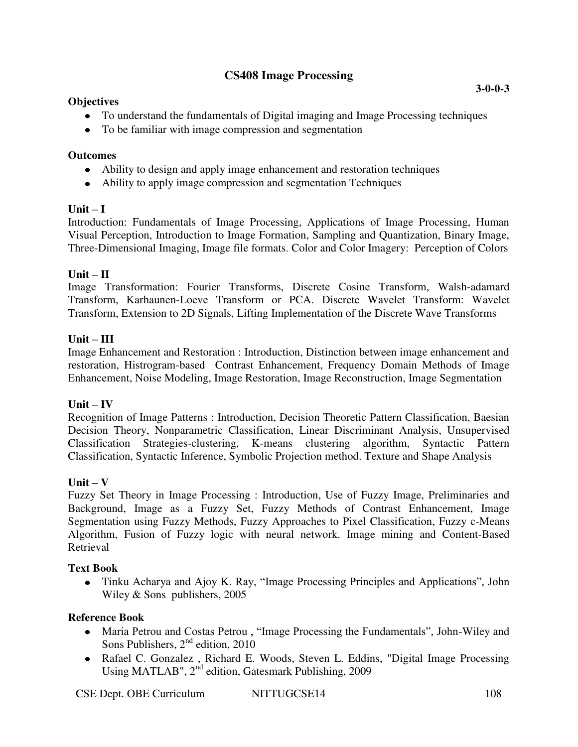# CS408 Image Processing

**3-0-0-3**

**Objectives**

- To understand the fundamentals of Digital imaging and Image Processing techniques
- To be familiar with image compression and segmentation

**Outcomes**

- Ability to design and apply image enhancement and restoration techniques
- Ability to apply image compression and segmentation Techniques

**Unit – I**

Introduction: Fundamentals of Image Processing, Applications of Image Processing, Human Visual Perception, Introduction to Image Formation, Sampling and Quantization, Binary Image, Three-Dimensional Imaging, Image file formats. Color and Color Imagery: Perception of Colors

**Unit – II**

Image Transformation: Fourier Transforms, Discrete Cosine Transform, Walsh-adamard Transform, Karhaunen-Loeve Transform or PCA. Discrete Wavelet Transform: Wavelet Transform, Extension to 2D Signals, Lifting Implementation of the Discrete Wave Transforms

**Unit – III**

Image Enhancement and Restoration : Introduction, Distinction between image enhancement and restoration, Histrogram-based Contrast Enhancement, Frequency Domain Methods of Image Enhancement, Noise Modeling, Image Restoration, Image Reconstruction, Image Segmentation

**Unit – IV**

Recognition of Image Patterns : Introduction, Decision Theoretic Pattern Classification, Baesian Decision Theory, Nonparametric Classification, Linear Discriminant Analysis, Unsupervised Classification Strategies-clustering, K-means clustering algorithm, Syntactic Pattern Classification, Syntactic Inference, Symbolic Projection method. Texture and Shape Analysis

**Unit – V**

Fuzzy Set Theory in Image Processing : Introduction, Use of Fuzzy Image, Preliminaries and Background, Image as a Fuzzy Set, Fuzzy Methods of Contrast Enhancement, Image Segmentation using Fuzzy Methods, Fuzzy Approaches to Pixel Classification, Fuzzy c-Means Algorithm, Fusion of Fuzzy logic with neural network. Image mining and Content-Based Retrieval

**Text Book**

- Tinku Acharya and Ajoy K. Ray, "Image Processing Principles and Applications", John Wiley & Sons publishers, 2005

**Reference Book**

- Maria Petrou and Costas Petrou , "Image Processing the Fundamentals", John-Wiley and Sons Publishers, 2nd edition, 2010
- Rafael C. Gonzalez , Richard E. Woods, Steven L. Eddins, "Digital Image Processing Using MATLAB", 2nd edition, Gatesmark Publishing, 2009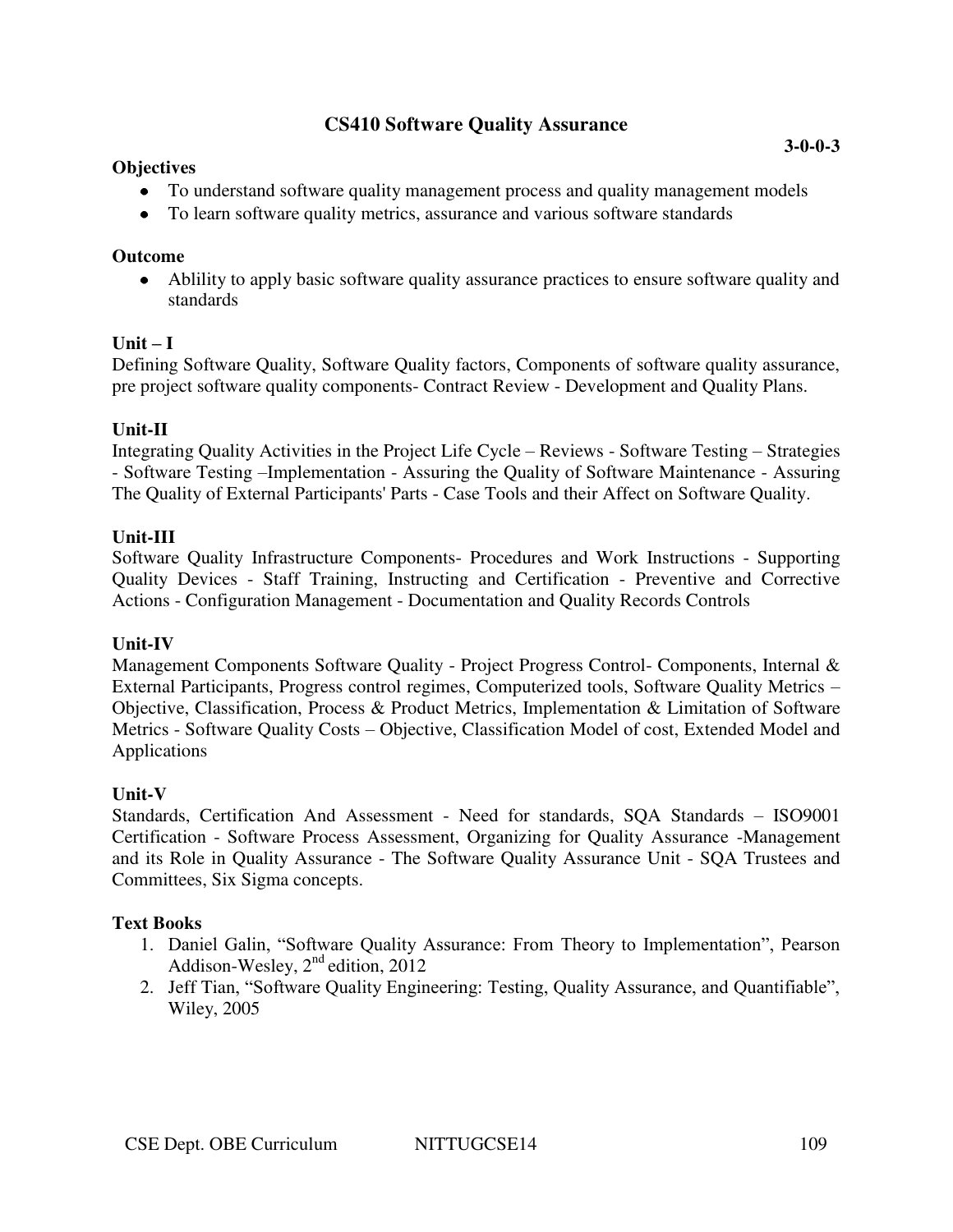# CS410 Software Quality Assurance

**3-0-0-3**

**Objectives**

- To understand software quality management process and quality management models
- To learn software quality metrics, assurance and various software standards

**Outcome**

- Ablility to apply basic software quality assurance practices to ensure software quality and standards

**Unit – I**

Defining Software Quality, Software Quality factors, Components of software quality assurance, pre project software quality components- Contract Review - Development and Quality Plans.

**Unit-II**

Integrating Quality Activities in the Project Life Cycle – Reviews - Software Testing – Strategies - Software Testing –Implementation - Assuring the Quality of Software Maintenance - Assuring The Quality of External Participants' Parts - Case Tools and their Affect on Software Quality.

**Unit-III**

Software Quality Infrastructure Components- Procedures and Work Instructions - Supporting Quality Devices - Staff Training, Instructing and Certification - Preventive and Corrective Actions - Configuration Management - Documentation and Quality Records Controls

**Unit-IV**

Management Components Software Quality - Project Progress Control- Components, Internal & External Participants, Progress control regimes, Computerized tools, Software Quality Metrics – Objective, Classification, Process & Product Metrics, Implementation & Limitation of Software Metrics - Software Quality Costs – Objective, Classification Model of cost, Extended Model and Applications

**Unit-V**

Standards, Certification And Assessment - Need for standards, SQA Standards – ISO9001 Certification - Software Process Assessment, Organizing for Quality Assurance -Management and its Role in Quality Assurance - The Software Quality Assurance Unit - SQA Trustees and Committees, Six Sigma concepts.

**Text Books**

1. Daniel Galin, "Software Quality Assurance: From Theory to Implementation", Pearson Addison-Wesley, 2nd edition, 2012
2. Jeff Tian, "Software Quality Engineering: Testing, Quality Assurance, and Quantifiable", Wiley, 2005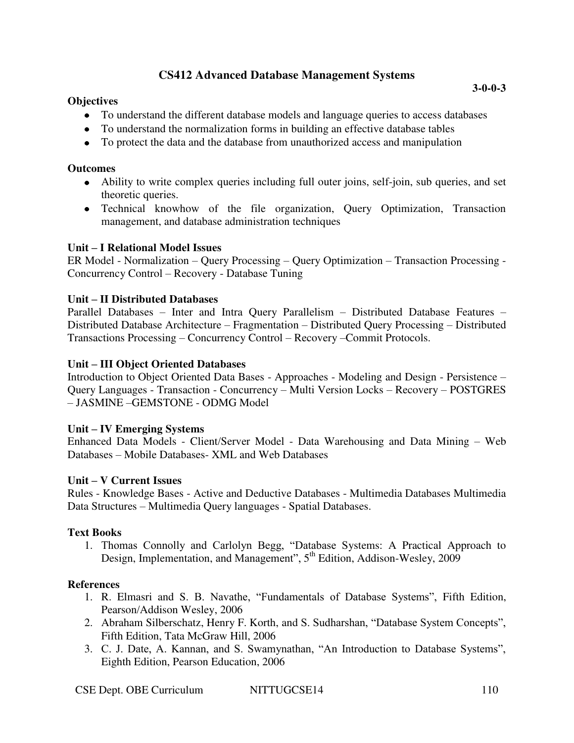## CS412 Advanced Database Management Systems

**3-0-0-3**

**Objectives**

- To understand the different database models and language queries to access databases
- To understand the normalization forms in building an effective database tables
- To protect the data and the database from unauthorized access and manipulation

**Outcomes**

- Ability to write complex queries including full outer joins, self-join, sub queries, and set theoretic queries.
- Technical knowhow of the file organization, Query Optimization, Transaction management, and database administration techniques

**Unit – I Relational Model Issues**

ER Model - Normalization – Query Processing – Query Optimization – Transaction Processing - Concurrency Control – Recovery - Database Tuning

**Unit – II Distributed Databases**

Parallel Databases – Inter and Intra Query Parallelism – Distributed Database Features – Distributed Database Architecture – Fragmentation – Distributed Query Processing – Distributed Transactions Processing – Concurrency Control – Recovery –Commit Protocols.

**Unit – III Object Oriented Databases**

Introduction to Object Oriented Data Bases - Approaches - Modeling and Design - Persistence – Query Languages - Transaction - Concurrency – Multi Version Locks – Recovery – POSTGRES – JASMINE –GEMSTONE - ODMG Model

**Unit – IV Emerging Systems**

Enhanced Data Models - Client/Server Model - Data Warehousing and Data Mining – Web Databases – Mobile Databases- XML and Web Databases

**Unit – V Current Issues**

Rules - Knowledge Bases - Active and Deductive Databases - Multimedia Databases Multimedia Data Structures – Multimedia Query languages - Spatial Databases.

**Text Books**

1. Thomas Connolly and Carlolyn Begg, "Database Systems: A Practical Approach to Design, Implementation, and Management", 5th Edition, Addison-Wesley, 2009

**References**

1. R. Elmasri and S. B. Navathe, "Fundamentals of Database Systems", Fifth Edition, Pearson/Addison Wesley, 2006
2. Abraham Silberschatz, Henry F. Korth, and S. Sudharshan, "Database System Concepts", Fifth Edition, Tata McGraw Hill, 2006
3. C. J. Date, A. Kannan, and S. Swamynathan, "An Introduction to Database Systems", Eighth Edition, Pearson Education, 2006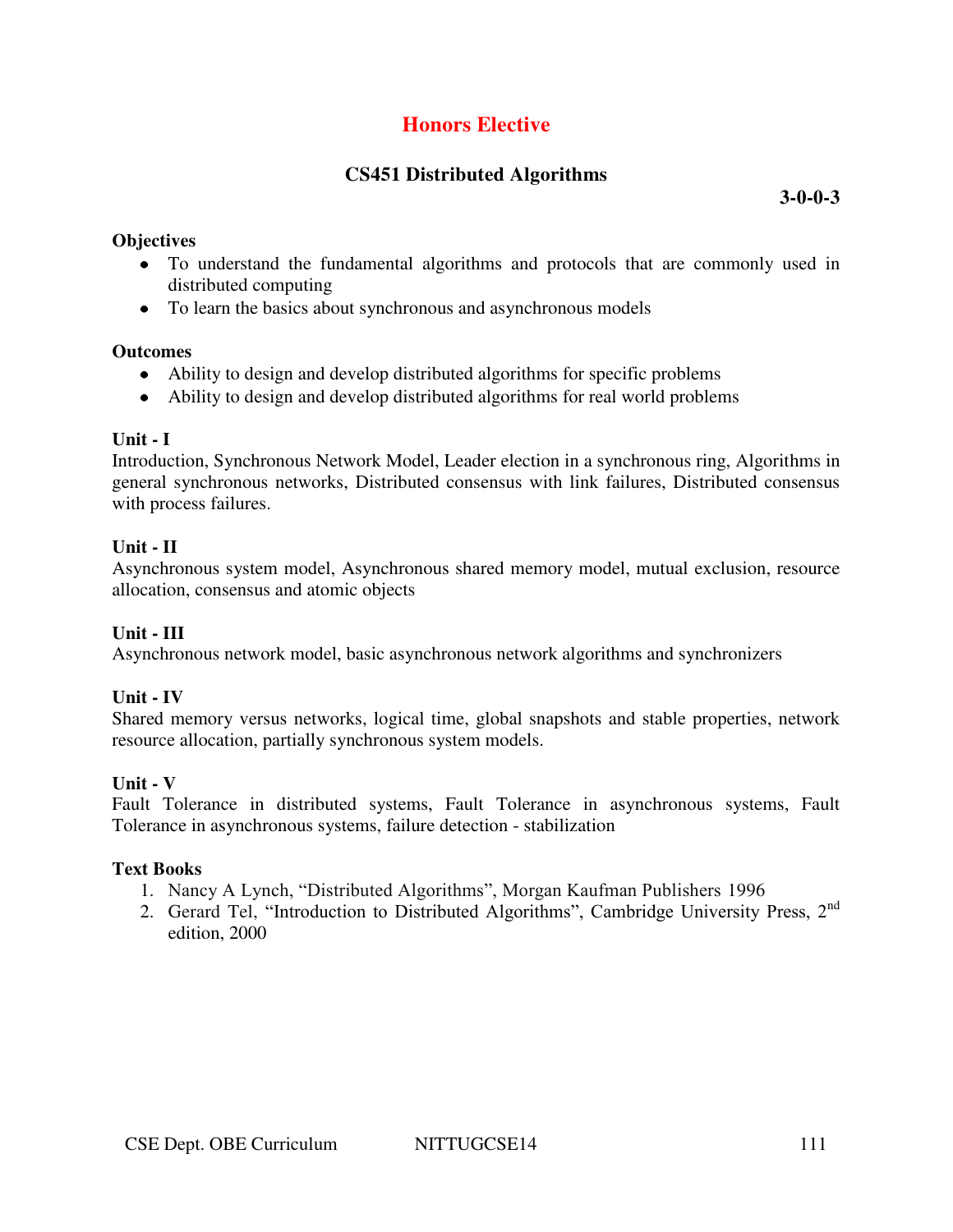# Honors Elective

## CS451 Distributed Algorithms

**3-0-0-3**

**Objectives**

- To understand the fundamental algorithms and protocols that are commonly used in distributed computing
- To learn the basics about synchronous and asynchronous models

**Outcomes**

- Ability to design and develop distributed algorithms for specific problems
- Ability to design and develop distributed algorithms for real world problems

**Unit - I**

Introduction, Synchronous Network Model, Leader election in a synchronous ring, Algorithms in general synchronous networks, Distributed consensus with link failures, Distributed consensus with process failures.

**Unit - II**

Asynchronous system model, Asynchronous shared memory model, mutual exclusion, resource allocation, consensus and atomic objects

**Unit - III**

Asynchronous network model, basic asynchronous network algorithms and synchronizers

**Unit - IV**

Shared memory versus networks, logical time, global snapshots and stable properties, network resource allocation, partially synchronous system models.

**Unit - V**

Fault Tolerance in distributed systems, Fault Tolerance in asynchronous systems, Fault Tolerance in asynchronous systems, failure detection - stabilization

**Text Books**

1. Nancy A Lynch, "Distributed Algorithms", Morgan Kaufman Publishers 1996
2. Gerard Tel, "Introduction to Distributed Algorithms", Cambridge University Press, 2nd edition, 2000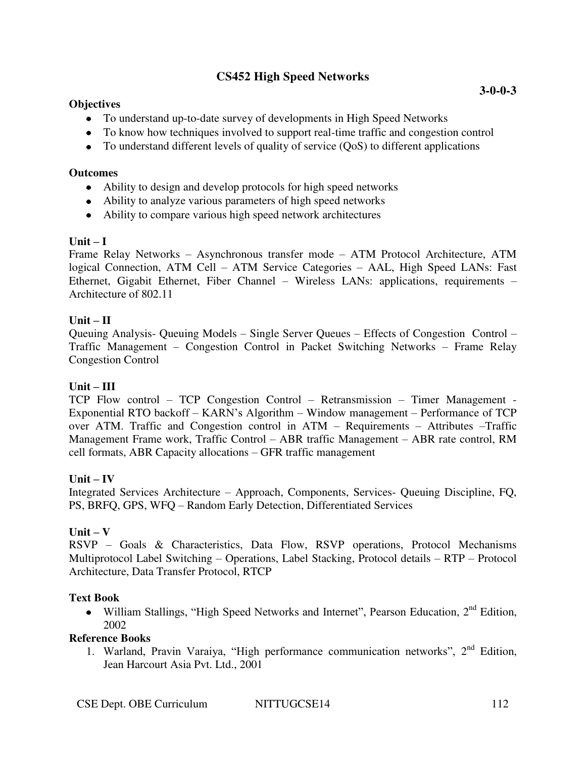# CS452 High Speed Networks

**3-0-0-3**

**Objectives**

- To understand up-to-date survey of developments in High Speed Networks
- To know how techniques involved to support real-time traffic and congestion control
- To understand different levels of quality of service (QoS) to different applications

**Outcomes**

- Ability to design and develop protocols for high speed networks
- Ability to analyze various parameters of high speed networks
- Ability to compare various high speed network architectures

**Unit – I**

Frame Relay Networks – Asynchronous transfer mode – ATM Protocol Architecture, ATM logical Connection, ATM Cell – ATM Service Categories – AAL, High Speed LANs: Fast Ethernet, Gigabit Ethernet, Fiber Channel – Wireless LANs: applications, requirements – Architecture of 802.11

**Unit – II**

Queuing Analysis- Queuing Models – Single Server Queues – Effects of Congestion Control – Traffic Management – Congestion Control in Packet Switching Networks – Frame Relay Congestion Control

**Unit – III**

TCP Flow control – TCP Congestion Control – Retransmission – Timer Management - Exponential RTO backoff – KARN's Algorithm – Window management – Performance of TCP over ATM. Traffic and Congestion control in ATM – Requirements – Attributes –Traffic Management Frame work, Traffic Control – ABR traffic Management – ABR rate control, RM cell formats, ABR Capacity allocations – GFR traffic management

**Unit – IV**

Integrated Services Architecture – Approach, Components, Services- Queuing Discipline, FQ, PS, BRFQ, GPS, WFQ – Random Early Detection, Differentiated Services

**Unit – V**

RSVP – Goals & Characteristics, Data Flow, RSVP operations, Protocol Mechanisms Multiprotocol Label Switching – Operations, Label Stacking, Protocol details – RTP – Protocol Architecture, Data Transfer Protocol, RTCP

**Text Book**

- William Stallings, "High Speed Networks and Internet", Pearson Education, 2nd Edition, 2002

**Reference Books**

1. Warland, Pravin Varaiya, "High performance communication networks", 2nd Edition, Jean Harcourt Asia Pvt. Ltd., 2001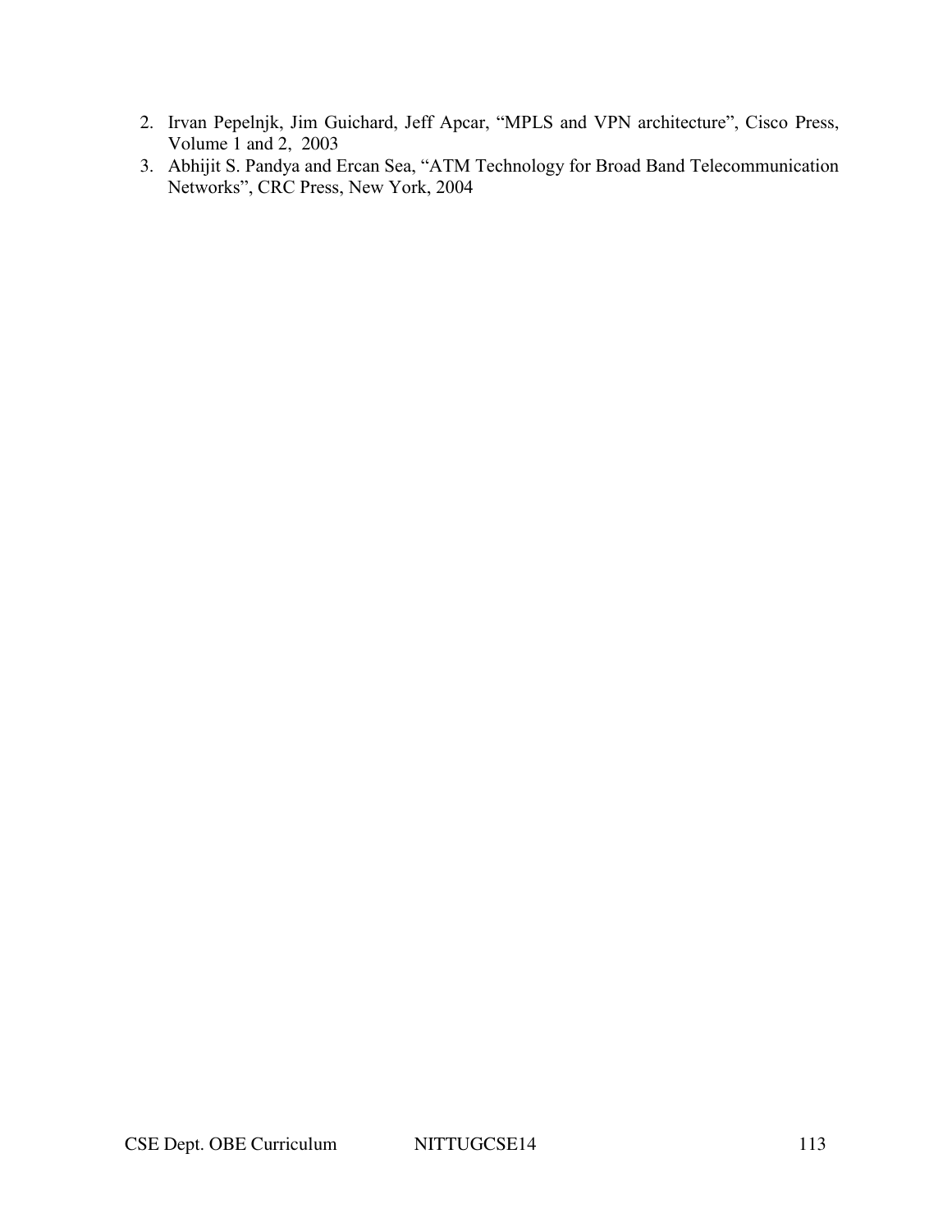2. Irvan Pepelnjk, Jim Guichard, Jeff Apcar, "MPLS and VPN architecture", Cisco Press, Volume 1 and 2, 2003
3. Abhijit S. Pandya and Ercan Sea, "ATM Technology for Broad Band Telecommunication Networks", CRC Press, New York, 2004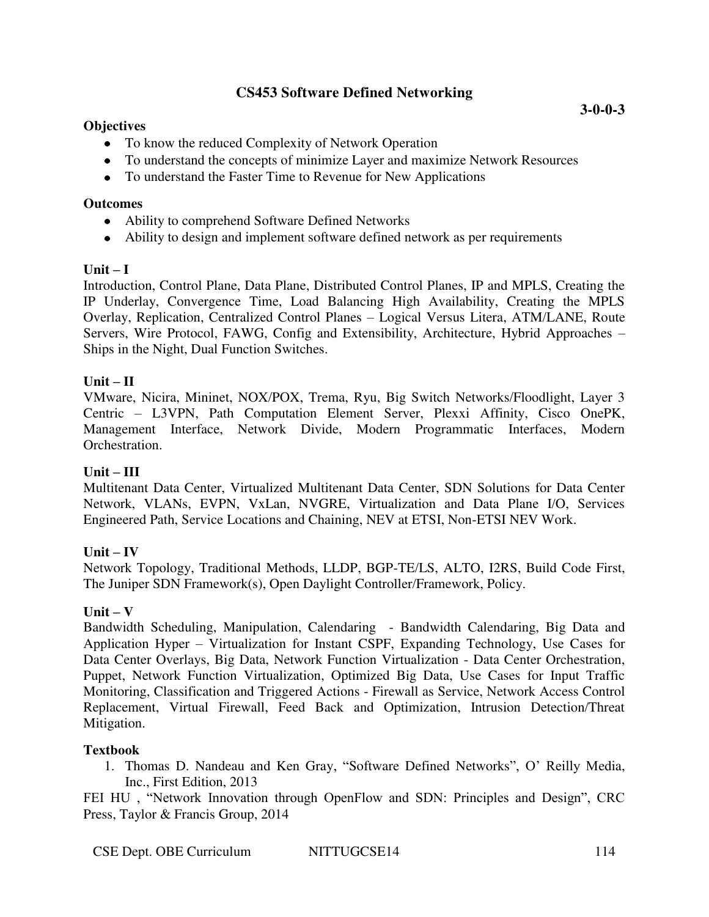## CS453 Software Defined Networking

**3-0-0-3**

**Objectives**

- To know the reduced Complexity of Network Operation
- To understand the concepts of minimize Layer and maximize Network Resources
- To understand the Faster Time to Revenue for New Applications

**Outcomes**

- Ability to comprehend Software Defined Networks
- Ability to design and implement software defined network as per requirements

**Unit – I**

Introduction, Control Plane, Data Plane, Distributed Control Planes, IP and MPLS, Creating the IP Underlay, Convergence Time, Load Balancing High Availability, Creating the MPLS Overlay, Replication, Centralized Control Planes – Logical Versus Litera, ATM/LANE, Route Servers, Wire Protocol, FAWG, Config and Extensibility, Architecture, Hybrid Approaches – Ships in the Night, Dual Function Switches.

**Unit – II**

VMware, Nicira, Mininet, NOX/POX, Trema, Ryu, Big Switch Networks/Floodlight, Layer 3 Centric – L3VPN, Path Computation Element Server, Plexxi Affinity, Cisco OnePK, Management Interface, Network Divide, Modern Programmatic Interfaces, Modern Orchestration.

**Unit – III**

Multitenant Data Center, Virtualized Multitenant Data Center, SDN Solutions for Data Center Network, VLANs, EVPN, VxLan, NVGRE, Virtualization and Data Plane I/O, Services Engineered Path, Service Locations and Chaining, NEV at ETSI, Non-ETSI NEV Work.

**Unit – IV**

Network Topology, Traditional Methods, LLDP, BGP-TE/LS, ALTO, I2RS, Build Code First, The Juniper SDN Framework(s), Open Daylight Controller/Framework, Policy.

**Unit – V**

Bandwidth Scheduling, Manipulation, Calendaring - Bandwidth Calendaring, Big Data and Application Hyper – Virtualization for Instant CSPF, Expanding Technology, Use Cases for Data Center Overlays, Big Data, Network Function Virtualization - Data Center Orchestration, Puppet, Network Function Virtualization, Optimized Big Data, Use Cases for Input Traffic Monitoring, Classification and Triggered Actions - Firewall as Service, Network Access Control Replacement, Virtual Firewall, Feed Back and Optimization, Intrusion Detection/Threat Mitigation.

**Textbook**

1. Thomas D. Nandeau and Ken Gray, "Software Defined Networks", O' Reilly Media, Inc., First Edition, 2013

FEI HU , "Network Innovation through OpenFlow and SDN: Principles and Design", CRC Press, Taylor & Francis Group, 2014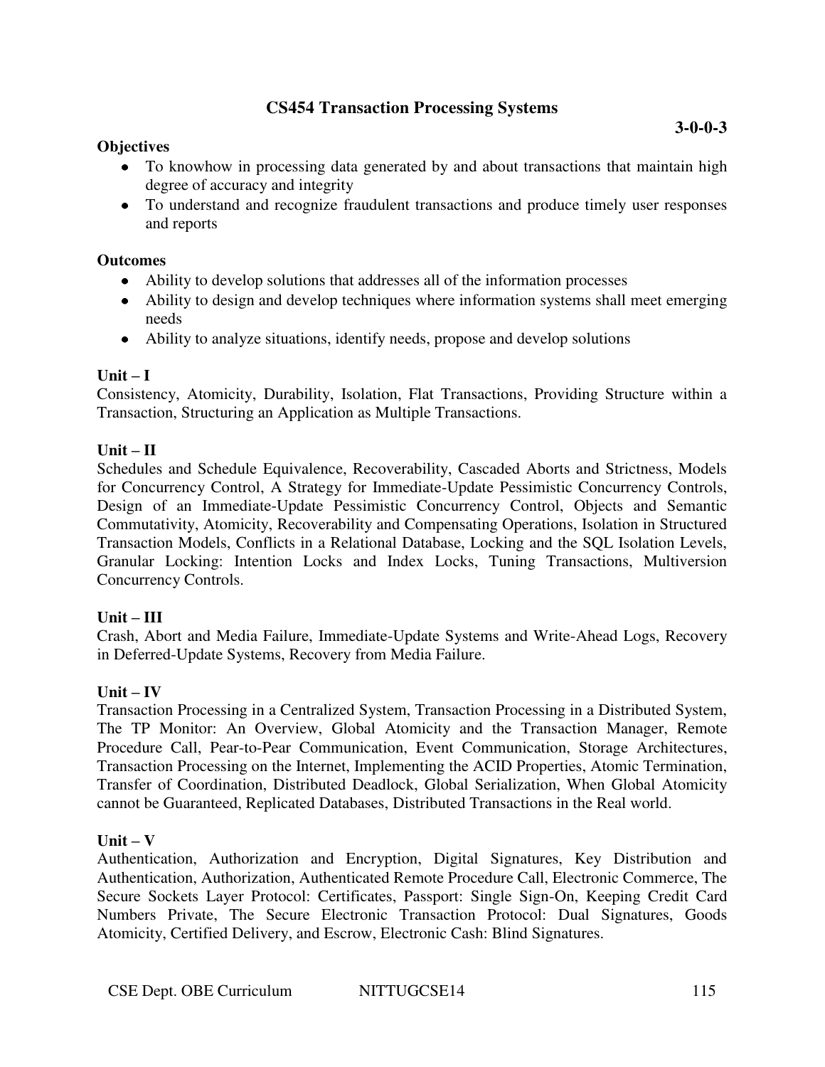## CS454 Transaction Processing Systems

**3-0-0-3**

**Objectives**

- To knowhow in processing data generated by and about transactions that maintain high degree of accuracy and integrity
- To understand and recognize fraudulent transactions and produce timely user responses and reports

**Outcomes**

- Ability to develop solutions that addresses all of the information processes
- Ability to design and develop techniques where information systems shall meet emerging needs
- Ability to analyze situations, identify needs, propose and develop solutions

**Unit – I**

Consistency, Atomicity, Durability, Isolation, Flat Transactions, Providing Structure within a Transaction, Structuring an Application as Multiple Transactions.

**Unit – II**

Schedules and Schedule Equivalence, Recoverability, Cascaded Aborts and Strictness, Models for Concurrency Control, A Strategy for Immediate-Update Pessimistic Concurrency Controls, Design of an Immediate-Update Pessimistic Concurrency Control, Objects and Semantic Commutativity, Atomicity, Recoverability and Compensating Operations, Isolation in Structured Transaction Models, Conflicts in a Relational Database, Locking and the SQL Isolation Levels, Granular Locking: Intention Locks and Index Locks, Tuning Transactions, Multiversion Concurrency Controls.

**Unit – III**

Crash, Abort and Media Failure, Immediate-Update Systems and Write-Ahead Logs, Recovery in Deferred-Update Systems, Recovery from Media Failure.

**Unit – IV**

Transaction Processing in a Centralized System, Transaction Processing in a Distributed System, The TP Monitor: An Overview, Global Atomicity and the Transaction Manager, Remote Procedure Call, Pear-to-Pear Communication, Event Communication, Storage Architectures, Transaction Processing on the Internet, Implementing the ACID Properties, Atomic Termination, Transfer of Coordination, Distributed Deadlock, Global Serialization, When Global Atomicity cannot be Guaranteed, Replicated Databases, Distributed Transactions in the Real world.

**Unit – V**

Authentication, Authorization and Encryption, Digital Signatures, Key Distribution and Authentication, Authorization, Authenticated Remote Procedure Call, Electronic Commerce, The Secure Sockets Layer Protocol: Certificates, Passport: Single Sign-On, Keeping Credit Card Numbers Private, The Secure Electronic Transaction Protocol: Dual Signatures, Goods Atomicity, Certified Delivery, and Escrow, Electronic Cash: Blind Signatures.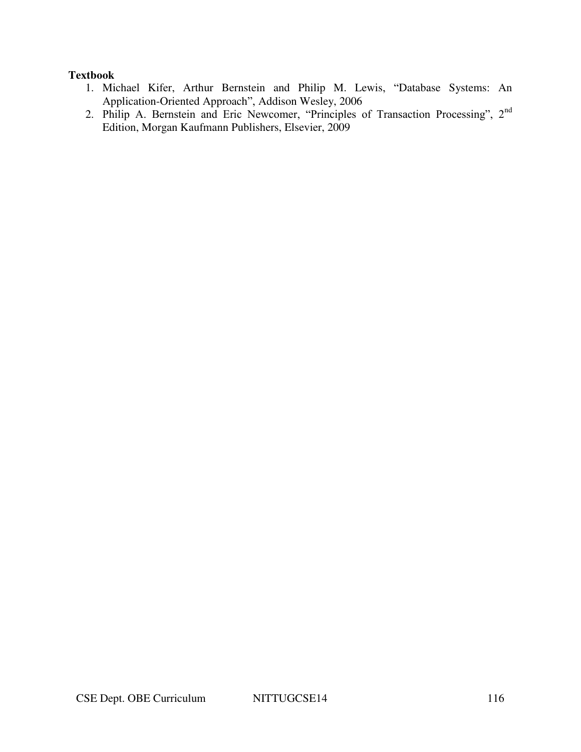**Textbook**

1. Michael Kifer, Arthur Bernstein and Philip M. Lewis, “Database Systems: An Application-Oriented Approach”, Addison Wesley, 2006
2. Philip A. Bernstein and Eric Newcomer, “Principles of Transaction Processing”, 2nd Edition, Morgan Kaufmann Publishers, Elsevier, 2009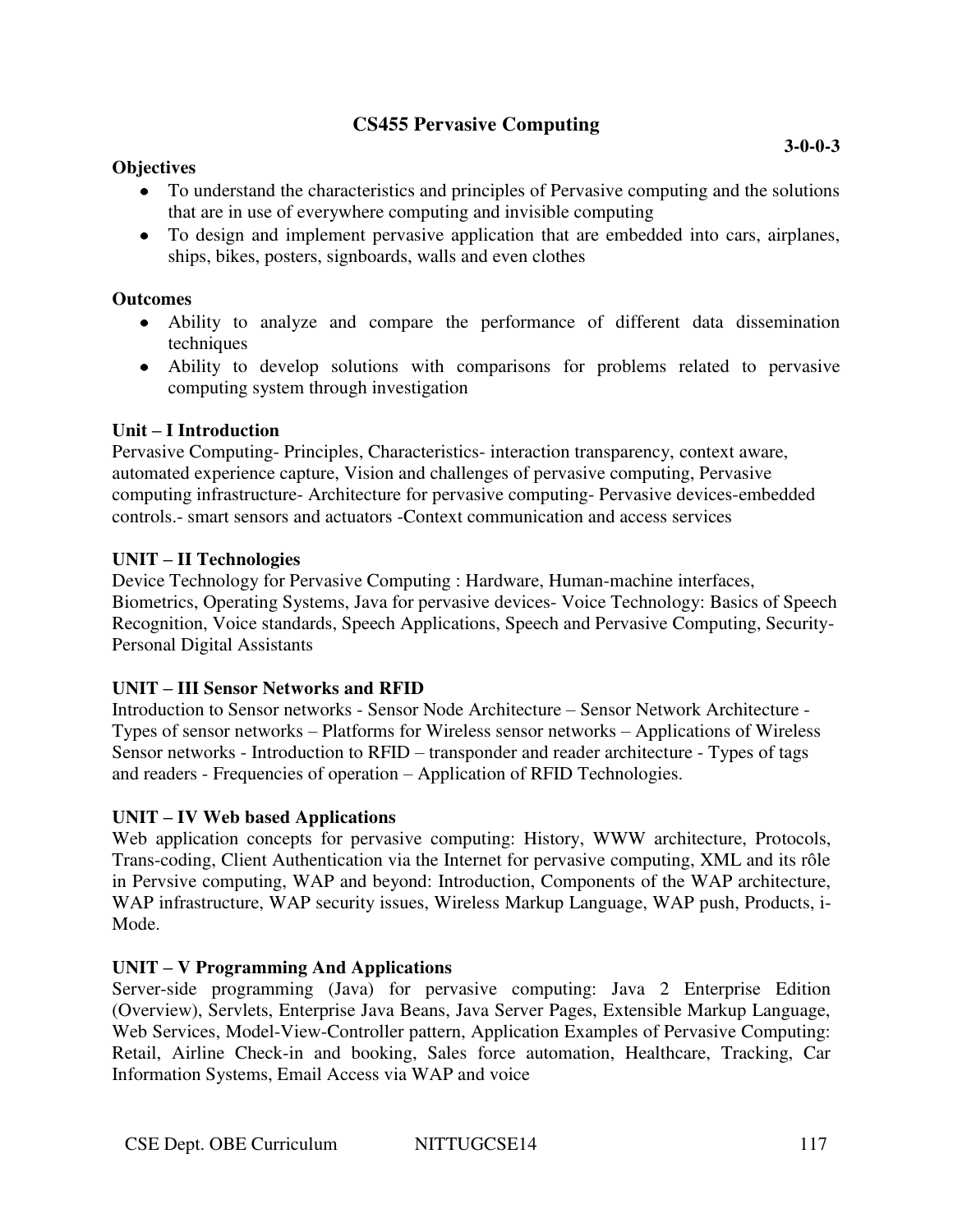## CS455 Pervasive Computing

**3-0-0-3**

**Objectives**

- To understand the characteristics and principles of Pervasive computing and the solutions that are in use of everywhere computing and invisible computing
- To design and implement pervasive application that are embedded into cars, airplanes, ships, bikes, posters, signboards, walls and even clothes

**Outcomes**

- Ability to analyze and compare the performance of different data dissemination techniques
- Ability to develop solutions with comparisons for problems related to pervasive computing system through investigation

**Unit – I Introduction**

Pervasive Computing- Principles, Characteristics- interaction transparency, context aware, automated experience capture, Vision and challenges of pervasive computing, Pervasive computing infrastructure- Architecture for pervasive computing- Pervasive devices-embedded controls.- smart sensors and actuators -Context communication and access services

**UNIT – II Technologies**

Device Technology for Pervasive Computing : Hardware, Human-machine interfaces, Biometrics, Operating Systems, Java for pervasive devices- Voice Technology: Basics of Speech Recognition, Voice standards, Speech Applications, Speech and Pervasive Computing, Security-Personal Digital Assistants

**UNIT – III Sensor Networks and RFID**

Introduction to Sensor networks - Sensor Node Architecture – Sensor Network Architecture - Types of sensor networks – Platforms for Wireless sensor networks – Applications of Wireless Sensor networks - Introduction to RFID – transponder and reader architecture - Types of tags and readers - Frequencies of operation – Application of RFID Technologies.

**UNIT – IV Web based Applications**

Web application concepts for pervasive computing: History, WWW architecture, Protocols, Trans-coding, Client Authentication via the Internet for pervasive computing, XML and its rôle in Pervsive computing, WAP and beyond: Introduction, Components of the WAP architecture, WAP infrastructure, WAP security issues, Wireless Markup Language, WAP push, Products, i-Mode.

**UNIT – V Programming And Applications**

Server-side programming (Java) for pervasive computing: Java 2 Enterprise Edition (Overview), Servlets, Enterprise Java Beans, Java Server Pages, Extensible Markup Language, Web Services, Model-View-Controller pattern, Application Examples of Pervasive Computing: Retail, Airline Check-in and booking, Sales force automation, Healthcare, Tracking, Car Information Systems, Email Access via WAP and voice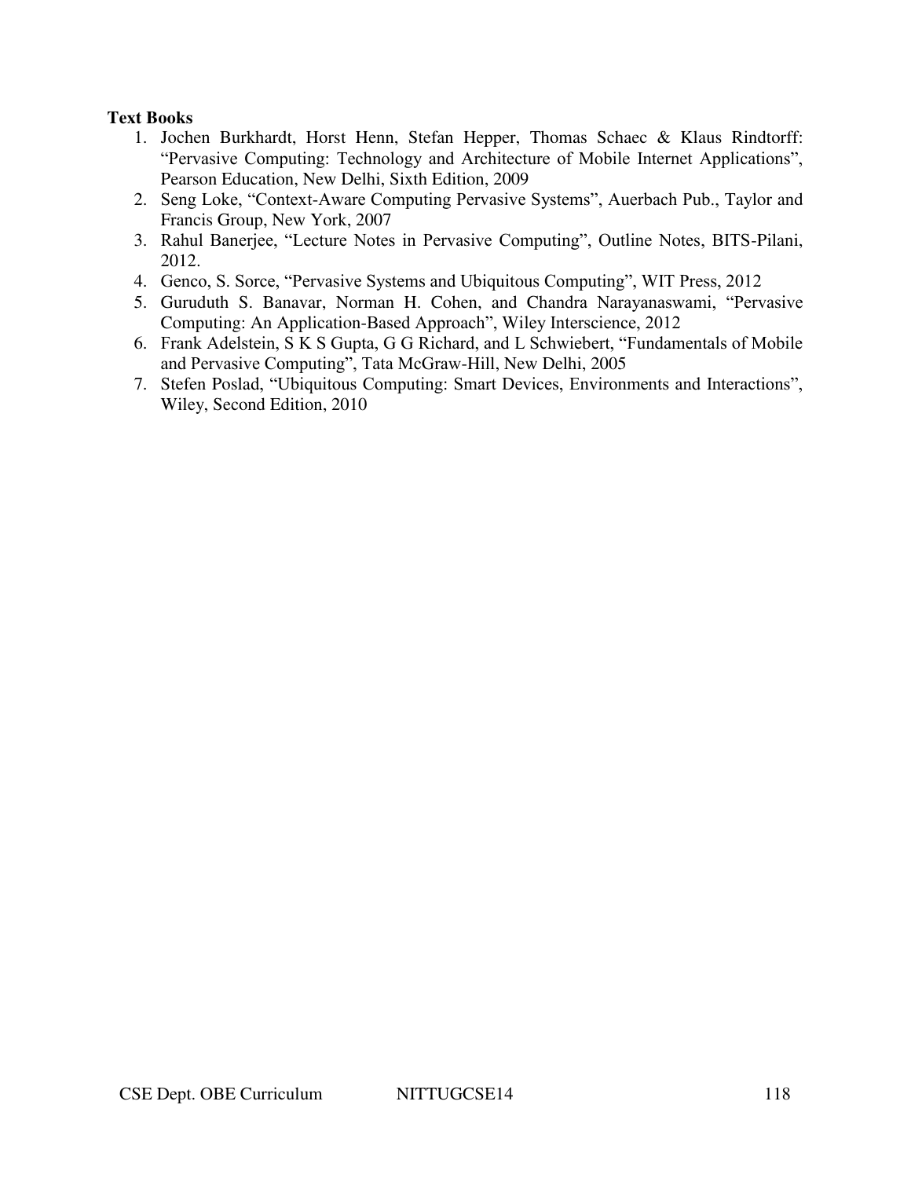**Text Books**

1. Jochen Burkhardt, Horst Henn, Stefan Hepper, Thomas Schaec & Klaus Rindtorff: "Pervasive Computing: Technology and Architecture of Mobile Internet Applications", Pearson Education, New Delhi, Sixth Edition, 2009
2. Seng Loke, "Context-Aware Computing Pervasive Systems", Auerbach Pub., Taylor and Francis Group, New York, 2007
3. Rahul Banerjee, "Lecture Notes in Pervasive Computing", Outline Notes, BITS-Pilani, 2012.
4. Genco, S. Sorce, "Pervasive Systems and Ubiquitous Computing", WIT Press, 2012
5. Guruduth S. Banavar, Norman H. Cohen, and Chandra Narayanaswami, "Pervasive Computing: An Application-Based Approach", Wiley Interscience, 2012
6. Frank Adelstein, S K S Gupta, G G Richard, and L Schwiebert, "Fundamentals of Mobile and Pervasive Computing", Tata McGraw-Hill, New Delhi, 2005
7. Stefen Poslad, "Ubiquitous Computing: Smart Devices, Environments and Interactions", Wiley, Second Edition, 2010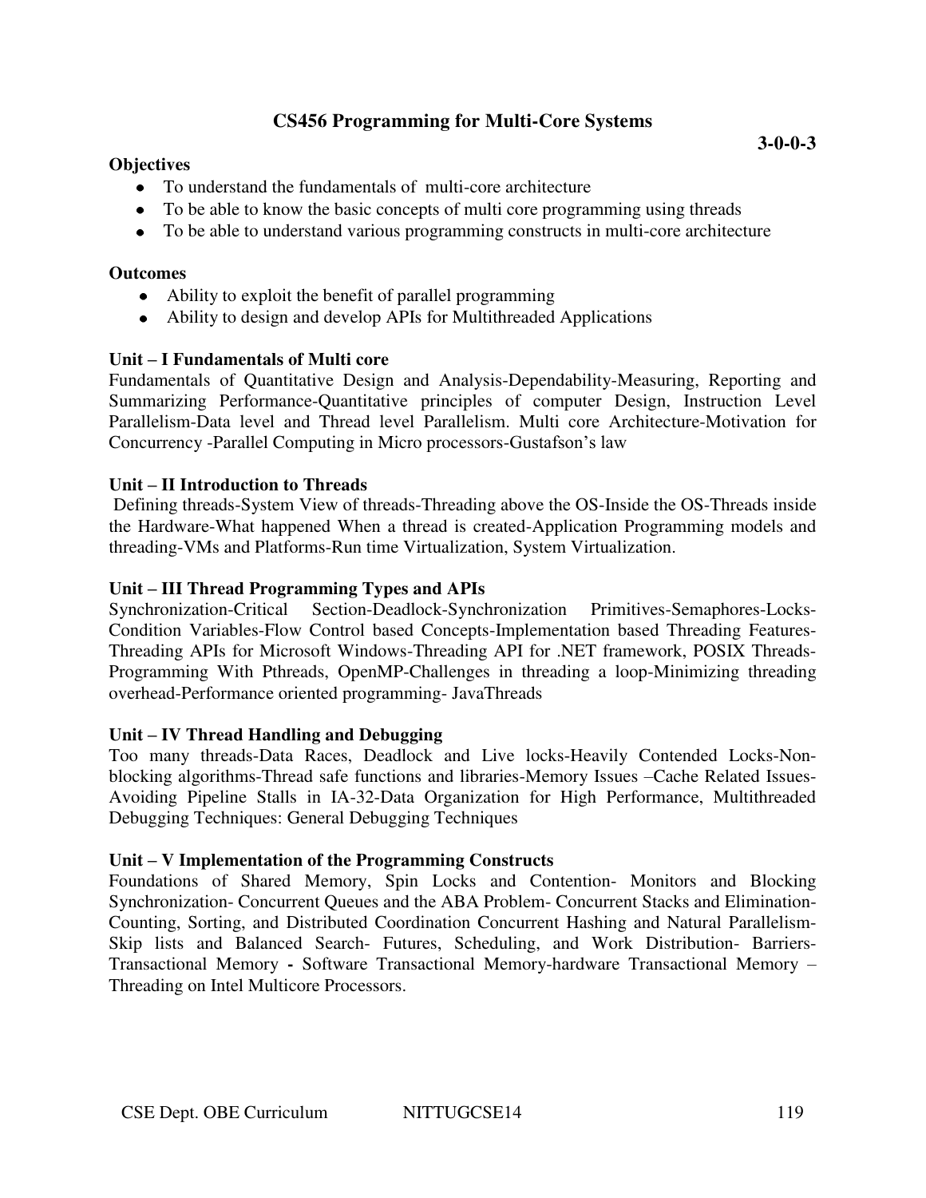# CS456 Programming for Multi-Core Systems

**3-0-0-3**

**Objectives**

- To understand the fundamentals of multi-core architecture
- To be able to know the basic concepts of multi core programming using threads
- To be able to understand various programming constructs in multi-core architecture

**Outcomes**

- Ability to exploit the benefit of parallel programming
- Ability to design and develop APIs for Multithreaded Applications

**Unit – I Fundamentals of Multi core**

Fundamentals of Quantitative Design and Analysis-Dependability-Measuring, Reporting and Summarizing Performance-Quantitative principles of computer Design, Instruction Level Parallelism-Data level and Thread level Parallelism. Multi core Architecture-Motivation for Concurrency -Parallel Computing in Micro processors-Gustafson's law

**Unit – II Introduction to Threads**

Defining threads-System View of threads-Threading above the OS-Inside the OS-Threads inside the Hardware-What happened When a thread is created-Application Programming models and threading-VMs and Platforms-Run time Virtualization, System Virtualization.

**Unit – III Thread Programming Types and APIs**

Synchronization-Critical Section-Deadlock-Synchronization Primitives-Semaphores-Locks-Condition Variables-Flow Control based Concepts-Implementation based Threading Features-Threading APIs for Microsoft Windows-Threading API for .NET framework, POSIX Threads-Programming With Pthreads, OpenMP-Challenges in threading a loop-Minimizing threading overhead-Performance oriented programming- JavaThreads

**Unit – IV Thread Handling and Debugging**

Too many threads-Data Races, Deadlock and Live locks-Heavily Contended Locks-Non-blocking algorithms-Thread safe functions and libraries-Memory Issues –Cache Related Issues-Avoiding Pipeline Stalls in IA-32-Data Organization for High Performance, Multithreaded Debugging Techniques: General Debugging Techniques

**Unit – V Implementation of the Programming Constructs**

Foundations of Shared Memory, Spin Locks and Contention- Monitors and Blocking Synchronization- Concurrent Queues and the ABA Problem- Concurrent Stacks and Elimination-Counting, Sorting, and Distributed Coordination Concurrent Hashing and Natural Parallelism-Skip lists and Balanced Search- Futures, Scheduling, and Work Distribution- Barriers-Transactional Memory **-** Software Transactional Memory-hardware Transactional Memory – Threading on Intel Multicore Processors.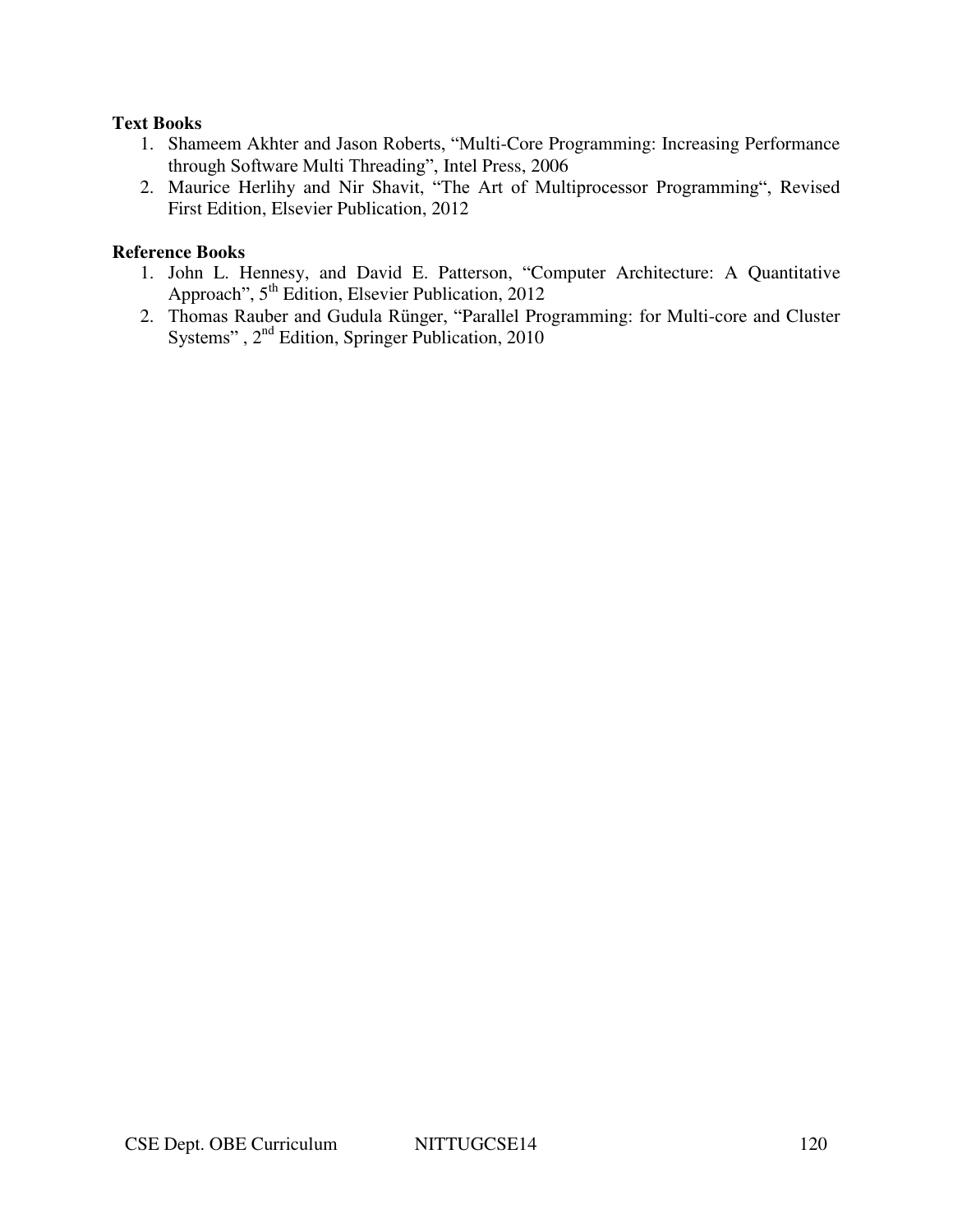**Text Books**

1. Shameem Akhter and Jason Roberts, "Multi-Core Programming: Increasing Performance through Software Multi Threading", Intel Press, 2006
2. Maurice Herlihy and Nir Shavit, "The Art of Multiprocessor Programming", Revised First Edition, Elsevier Publication, 2012

**Reference Books**

1. John L. Hennesy, and David E. Patterson, "Computer Architecture: A Quantitative Approach", 5th Edition, Elsevier Publication, 2012
2. Thomas Rauber and Gudula Rünger, "Parallel Programming: for Multi-core and Cluster Systems", 2nd Edition, Springer Publication, 2010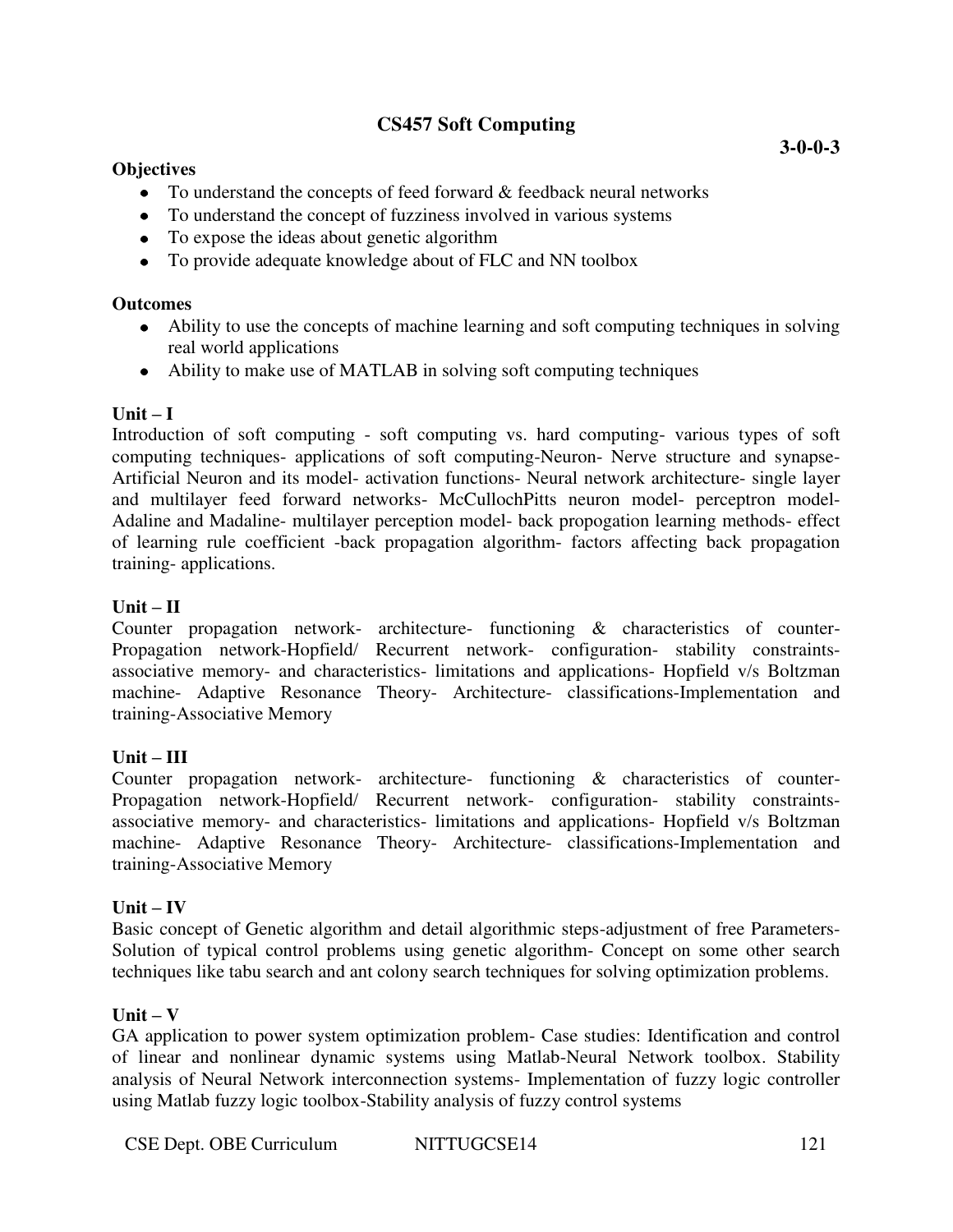## CS457 Soft Computing

**3-0-0-3**

**Objectives**

- To understand the concepts of feed forward & feedback neural networks
- To understand the concept of fuzziness involved in various systems
- To expose the ideas about genetic algorithm
- To provide adequate knowledge about of FLC and NN toolbox

**Outcomes**

- Ability to use the concepts of machine learning and soft computing techniques in solving real world applications
- Ability to make use of MATLAB in solving soft computing techniques

**Unit – I**

Introduction of soft computing - soft computing vs. hard computing- various types of soft computing techniques- applications of soft computing-Neuron- Nerve structure and synapse-Artificial Neuron and its model- activation functions- Neural network architecture- single layer and multilayer feed forward networks- McCullochPitts neuron model- perceptron model-Adaline and Madaline- multilayer perception model- back propogation learning methods- effect of learning rule coefficient -back propagation algorithm- factors affecting back propagation training- applications.

**Unit – II**

Counter propagation network- architecture- functioning & characteristics of counter-Propagation network-Hopfield/ Recurrent network- configuration- stability constraints-associative memory- and characteristics- limitations and applications- Hopfield v/s Boltzman machine- Adaptive Resonance Theory- Architecture- classifications-Implementation and training-Associative Memory

**Unit – III**

Counter propagation network- architecture- functioning & characteristics of counter-Propagation network-Hopfield/ Recurrent network- configuration- stability constraints-associative memory- and characteristics- limitations and applications- Hopfield v/s Boltzman machine- Adaptive Resonance Theory- Architecture- classifications-Implementation and training-Associative Memory

**Unit – IV**

Basic concept of Genetic algorithm and detail algorithmic steps-adjustment of free Parameters-Solution of typical control problems using genetic algorithm- Concept on some other search techniques like tabu search and ant colony search techniques for solving optimization problems.

**Unit – V**

GA application to power system optimization problem- Case studies: Identification and control of linear and nonlinear dynamic systems using Matlab-Neural Network toolbox. Stability analysis of Neural Network interconnection systems- Implementation of fuzzy logic controller using Matlab fuzzy logic toolbox-Stability analysis of fuzzy control systems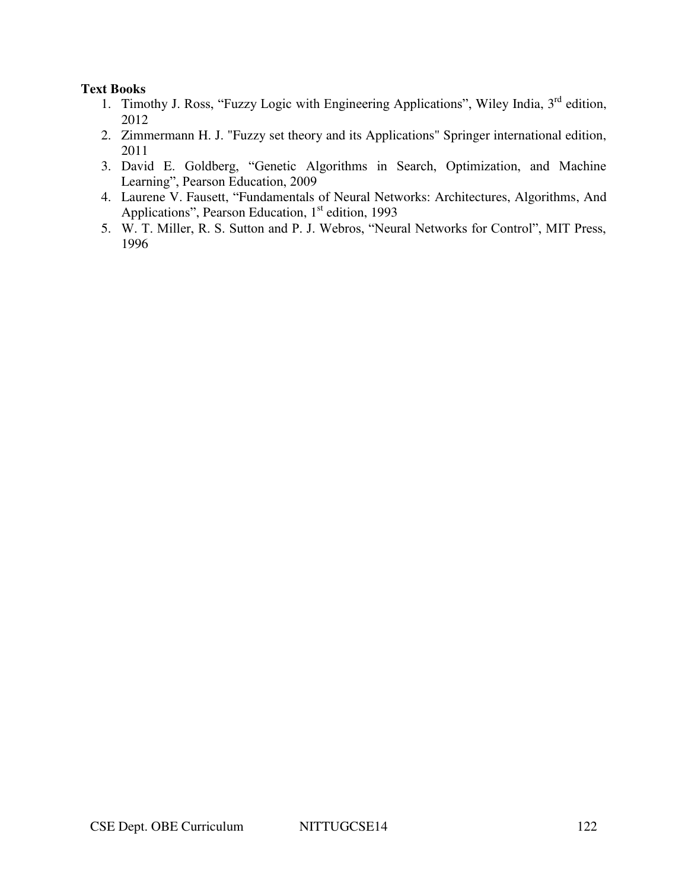**Text Books**

1. Timothy J. Ross, "Fuzzy Logic with Engineering Applications", Wiley India, 3rd edition, 2012
2. Zimmermann H. J. "Fuzzy set theory and its Applications" Springer international edition, 2011
3. David E. Goldberg, "Genetic Algorithms in Search, Optimization, and Machine Learning", Pearson Education, 2009
4. Laurene V. Fausett, "Fundamentals of Neural Networks: Architectures, Algorithms, And Applications", Pearson Education, 1st edition, 1993
5. W. T. Miller, R. S. Sutton and P. J. Webros, "Neural Networks for Control", MIT Press, 1996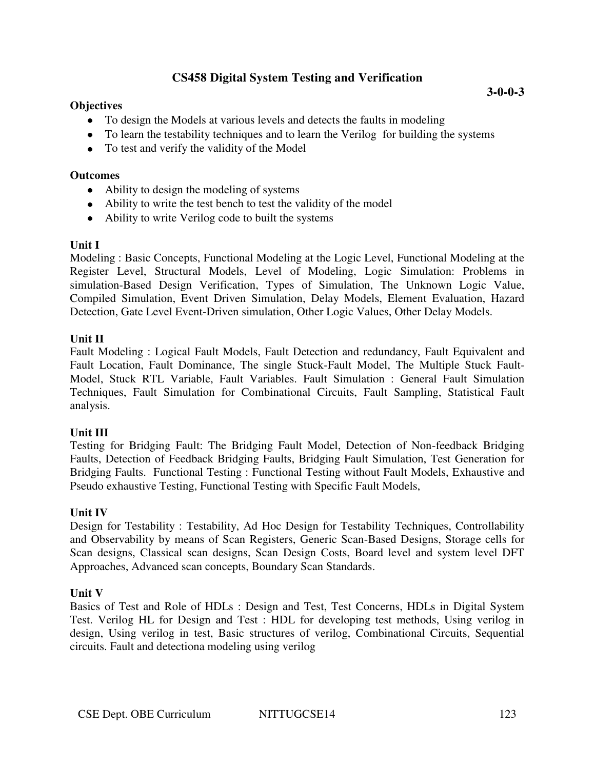## CS458 Digital System Testing and Verification

**3-0-0-3**

**Objectives**

- To design the Models at various levels and detects the faults in modeling
- To learn the testability techniques and to learn the Verilog for building the systems
- To test and verify the validity of the Model

**Outcomes**

- Ability to design the modeling of systems
- Ability to write the test bench to test the validity of the model
- Ability to write Verilog code to built the systems

**Unit I**

Modeling : Basic Concepts, Functional Modeling at the Logic Level, Functional Modeling at the Register Level, Structural Models, Level of Modeling, Logic Simulation: Problems in simulation-Based Design Verification, Types of Simulation, The Unknown Logic Value, Compiled Simulation, Event Driven Simulation, Delay Models, Element Evaluation, Hazard Detection, Gate Level Event-Driven simulation, Other Logic Values, Other Delay Models.

**Unit II**

Fault Modeling : Logical Fault Models, Fault Detection and redundancy, Fault Equivalent and Fault Location, Fault Dominance, The single Stuck-Fault Model, The Multiple Stuck Fault-Model, Stuck RTL Variable, Fault Variables. Fault Simulation : General Fault Simulation Techniques, Fault Simulation for Combinational Circuits, Fault Sampling, Statistical Fault analysis.

**Unit III**

Testing for Bridging Fault: The Bridging Fault Model, Detection of Non-feedback Bridging Faults, Detection of Feedback Bridging Faults, Bridging Fault Simulation, Test Generation for Bridging Faults. Functional Testing : Functional Testing without Fault Models, Exhaustive and Pseudo exhaustive Testing, Functional Testing with Specific Fault Models,

**Unit IV**

Design for Testability : Testability, Ad Hoc Design for Testability Techniques, Controllability and Observability by means of Scan Registers, Generic Scan-Based Designs, Storage cells for Scan designs, Classical scan designs, Scan Design Costs, Board level and system level DFT Approaches, Advanced scan concepts, Boundary Scan Standards.

**Unit V**

Basics of Test and Role of HDLs : Design and Test, Test Concerns, HDLs in Digital System Test. Verilog HL for Design and Test : HDL for developing test methods, Using verilog in design, Using verilog in test, Basic structures of verilog, Combinational Circuits, Sequential circuits. Fault and detectiona modeling using verilog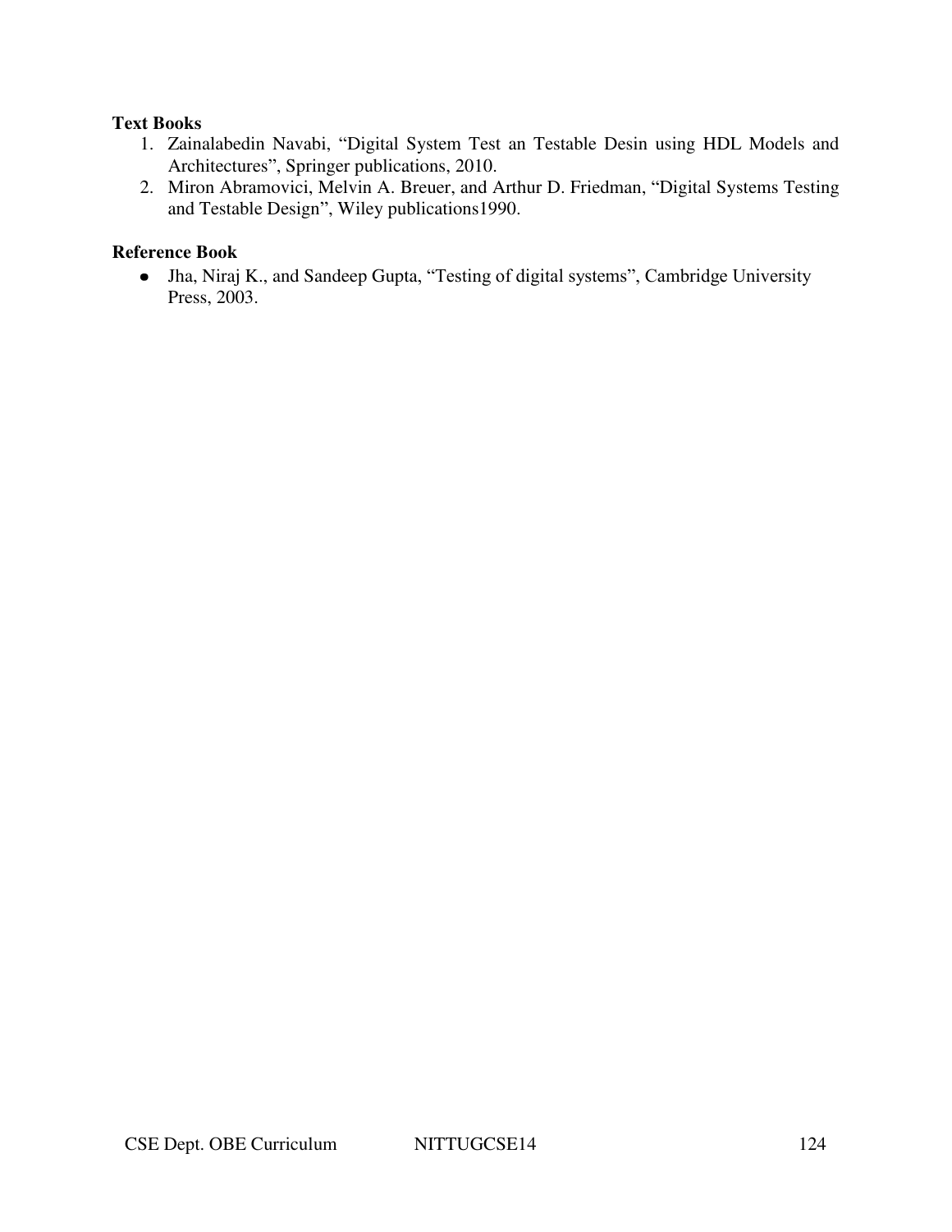**Text Books**

1. Zainalabedin Navabi, “Digital System Test an Testable Desin using HDL Models and Architectures”, Springer publications, 2010.
2. Miron Abramovici, Melvin A. Breuer, and Arthur D. Friedman, “Digital Systems Testing and Testable Design”, Wiley publications1990.

**Reference Book**

- Jha, Niraj K., and Sandeep Gupta, “Testing of digital systems”, Cambridge University Press, 2003.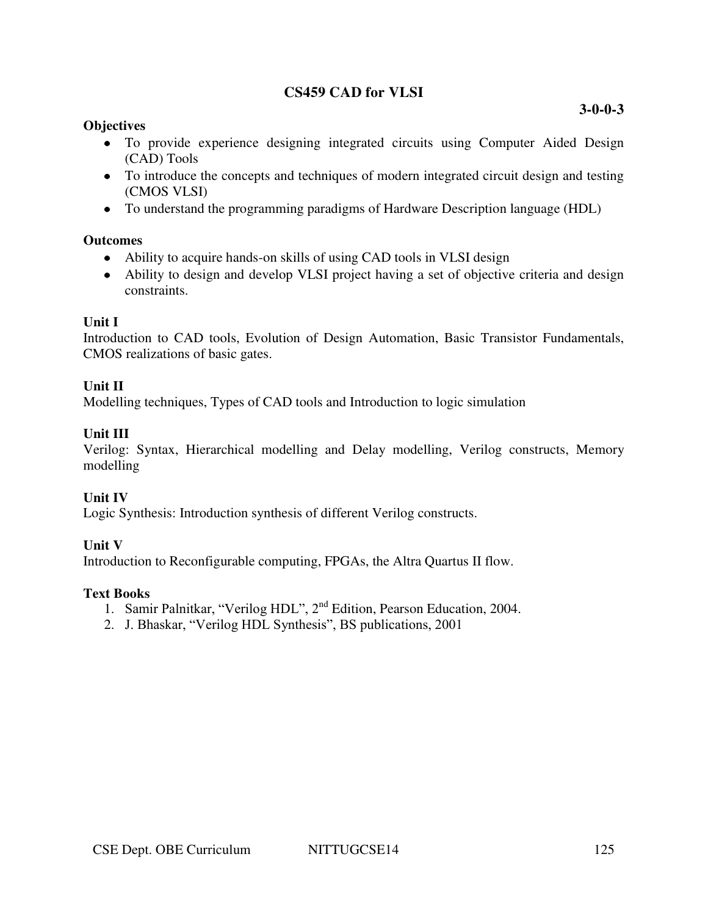# CS459 CAD for VLSI

**3-0-0-3**

**Objectives**

- To provide experience designing integrated circuits using Computer Aided Design (CAD) Tools
- To introduce the concepts and techniques of modern integrated circuit design and testing (CMOS VLSI)
- To understand the programming paradigms of Hardware Description language (HDL)

**Outcomes**

- Ability to acquire hands-on skills of using CAD tools in VLSI design
- Ability to design and develop VLSI project having a set of objective criteria and design constraints.

**Unit I**

Introduction to CAD tools, Evolution of Design Automation, Basic Transistor Fundamentals, CMOS realizations of basic gates.

**Unit II**

Modelling techniques, Types of CAD tools and Introduction to logic simulation

**Unit III**

Verilog: Syntax, Hierarchical modelling and Delay modelling, Verilog constructs, Memory modelling

**Unit IV**

Logic Synthesis: Introduction synthesis of different Verilog constructs.

**Unit V**

Introduction to Reconfigurable computing, FPGAs, the Altra Quartus II flow.

**Text Books**

1. Samir Palnitkar, "Verilog HDL", 2nd Edition, Pearson Education, 2004.
2. J. Bhaskar, "Verilog HDL Synthesis", BS publications, 2001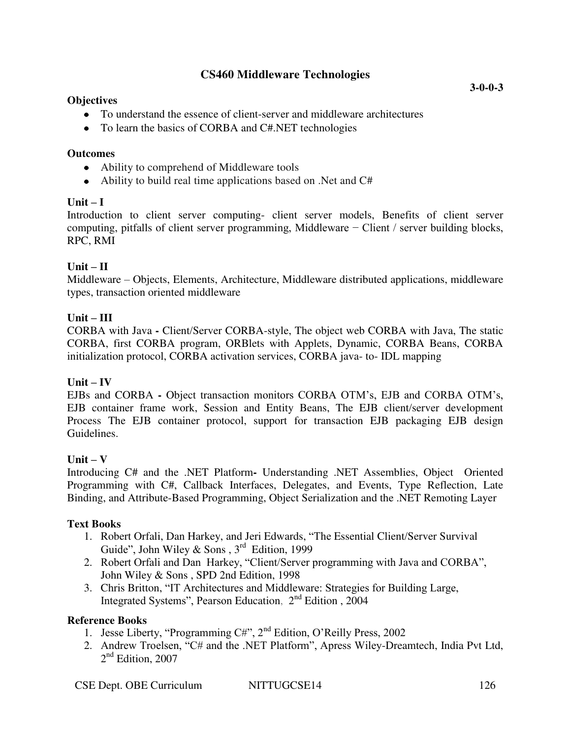## CS460 Middleware Technologies

**3-0-0-3**

**Objectives**

- To understand the essence of client-server and middleware architectures
- To learn the basics of CORBA and C#.NET technologies

**Outcomes**

- Ability to comprehend of Middleware tools
- Ability to build real time applications based on .Net and C#

**Unit – I**

Introduction to client server computing- client server models, Benefits of client server computing, pitfalls of client server programming, Middleware − Client / server building blocks, RPC, RMI

**Unit – II**

Middleware – Objects, Elements, Architecture, Middleware distributed applications, middleware types, transaction oriented middleware

**Unit – III**

CORBA with Java **-** Client/Server CORBA-style, The object web CORBA with Java, The static CORBA, first CORBA program, ORBlets with Applets, Dynamic, CORBA Beans, CORBA initialization protocol, CORBA activation services, CORBA java- to- IDL mapping

**Unit – IV**

EJBs and CORBA **-** Object transaction monitors CORBA OTM's, EJB and CORBA OTM's, EJB container frame work, Session and Entity Beans, The EJB client/server development Process The EJB container protocol, support for transaction EJB packaging EJB design Guidelines.

**Unit – V**

Introducing C# and the .NET Platform**-** Understanding .NET Assemblies, Object Oriented Programming with C#, Callback Interfaces, Delegates, and Events, Type Reflection, Late Binding, and Attribute-Based Programming, Object Serialization and the .NET Remoting Layer

**Text Books**

1. Robert Orfali, Dan Harkey, and Jeri Edwards, "The Essential Client/Server Survival Guide", John Wiley & Sons , 3rd Edition, 1999
2. Robert Orfali and Dan Harkey, "Client/Server programming with Java and CORBA", John Wiley & Sons , SPD 2nd Edition, 1998
3. Chris Britton, "IT Architectures and Middleware: Strategies for Building Large, Integrated Systems", Pearson Education, 2nd Edition , 2004

**Reference Books**

1. Jesse Liberty, "Programming C#", 2nd Edition, O'Reilly Press, 2002
2. Andrew Troelsen, "C# and the .NET Platform", Apress Wiley-Dreamtech, India Pvt Ltd, 2nd Edition, 2007